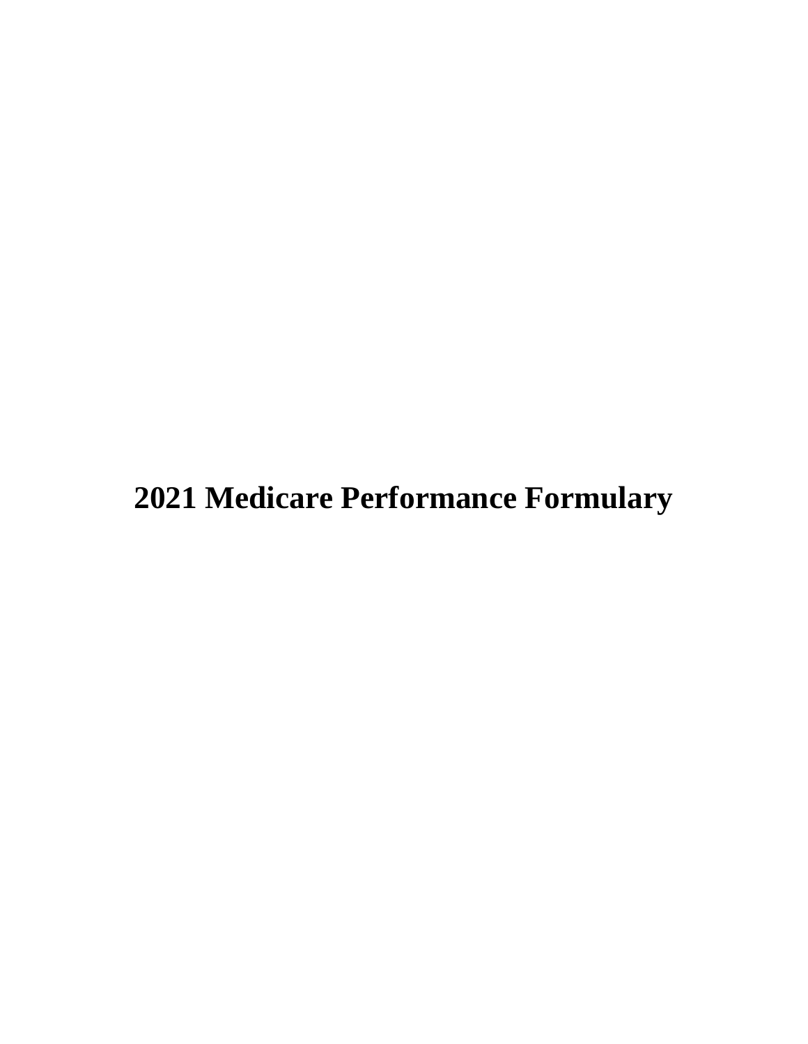# 2021 Medicare Performance Formulary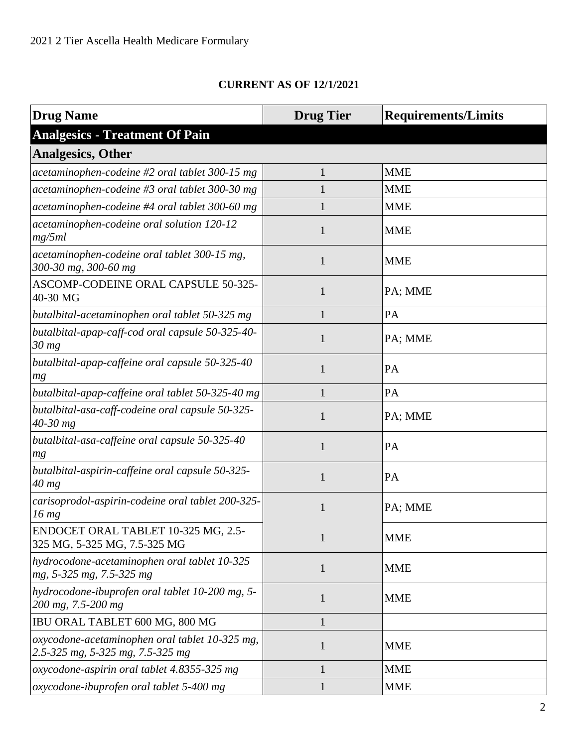2021 2 Tier Ascella Health Medicare Formulary

**CURRENT AS OF 12/1/2021**

| Drug Name | Drug Tier | Requirements/Limits |
|---|---|---|
| **Analgesics - Treatment Of Pain** | | |
| **Analgesics, Other** | | |
| *acetaminophen-codeine #2 oral tablet 300-15 mg* | 1 | MME |
| *acetaminophen-codeine #3 oral tablet 300-30 mg* | 1 | MME |
| *acetaminophen-codeine #4 oral tablet 300-60 mg* | 1 | MME |
| *acetaminophen-codeine oral solution 120-12 mg/5ml* | 1 | MME |
| *acetaminophen-codeine oral tablet 300-15 mg, 300-30 mg, 300-60 mg* | 1 | MME |
| ASCOMP-CODEINE ORAL CAPSULE 50-325-40-30 MG | 1 | PA; MME |
| *butalbital-acetaminophen oral tablet 50-325 mg* | 1 | PA |
| *butalbital-apap-caff-cod oral capsule 50-325-40-30 mg* | 1 | PA; MME |
| *butalbital-apap-caffeine oral capsule 50-325-40 mg* | 1 | PA |
| *butalbital-apap-caffeine oral tablet 50-325-40 mg* | 1 | PA |
| *butalbital-asa-caff-codeine oral capsule 50-325-40-30 mg* | 1 | PA; MME |
| *butalbital-asa-caffeine oral capsule 50-325-40 mg* | 1 | PA |
| *butalbital-aspirin-caffeine oral capsule 50-325-40 mg* | 1 | PA |
| *carisoprodol-aspirin-codeine oral tablet 200-325-16 mg* | 1 | PA; MME |
| ENDOCET ORAL TABLET 10-325 MG, 2.5-325 MG, 5-325 MG, 7.5-325 MG | 1 | MME |
| *hydrocodone-acetaminophen oral tablet 10-325 mg, 5-325 mg, 7.5-325 mg* | 1 | MME |
| *hydrocodone-ibuprofen oral tablet 10-200 mg, 5-200 mg, 7.5-200 mg* | 1 | MME |
| IBU ORAL TABLET 600 MG, 800 MG | 1 | |
| *oxycodone-acetaminophen oral tablet 10-325 mg, 2.5-325 mg, 5-325 mg, 7.5-325 mg* | 1 | MME |
| *oxycodone-aspirin oral tablet 4.8355-325 mg* | 1 | MME |
| *oxycodone-ibuprofen oral tablet 5-400 mg* | 1 | MME |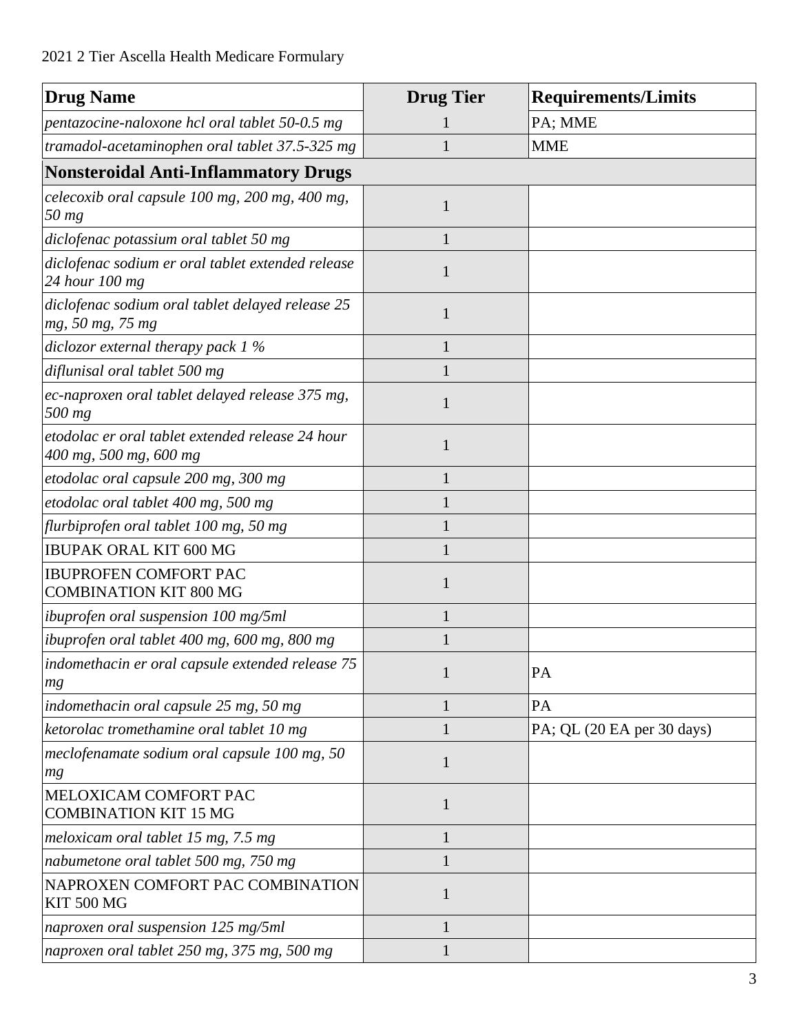| Drug Name | Drug Tier | Requirements/Limits |
|---|---|---|
| *pentazocine-naloxone hcl oral tablet 50-0.5 mg* | 1 | PA; MME |
| *tramadol-acetaminophen oral tablet 37.5-325 mg* | 1 | MME |
| **Nonsteroidal Anti-Inflammatory Drugs** | | |
| *celecoxib oral capsule 100 mg, 200 mg, 400 mg, 50 mg* | 1 | |
| *diclofenac potassium oral tablet 50 mg* | 1 | |
| *diclofenac sodium er oral tablet extended release 24 hour 100 mg* | 1 | |
| *diclofenac sodium oral tablet delayed release 25 mg, 50 mg, 75 mg* | 1 | |
| *diclozor external therapy pack 1 %* | 1 | |
| *diflunisal oral tablet 500 mg* | 1 | |
| *ec-naproxen oral tablet delayed release 375 mg, 500 mg* | 1 | |
| *etodolac er oral tablet extended release 24 hour 400 mg, 500 mg, 600 mg* | 1 | |
| *etodolac oral capsule 200 mg, 300 mg* | 1 | |
| *etodolac oral tablet 400 mg, 500 mg* | 1 | |
| *flurbiprofen oral tablet 100 mg, 50 mg* | 1 | |
| IBUPAK ORAL KIT 600 MG | 1 | |
| IBUPROFEN COMFORT PAC COMBINATION KIT 800 MG | 1 | |
| *ibuprofen oral suspension 100 mg/5ml* | 1 | |
| *ibuprofen oral tablet 400 mg, 600 mg, 800 mg* | 1 | |
| *indomethacin er oral capsule extended release 75 mg* | 1 | PA |
| *indomethacin oral capsule 25 mg, 50 mg* | 1 | PA |
| *ketorolac tromethamine oral tablet 10 mg* | 1 | PA; QL (20 EA per 30 days) |
| *meclofenamate sodium oral capsule 100 mg, 50 mg* | 1 | |
| MELOXICAM COMFORT PAC COMBINATION KIT 15 MG | 1 | |
| *meloxicam oral tablet 15 mg, 7.5 mg* | 1 | |
| *nabumetone oral tablet 500 mg, 750 mg* | 1 | |
| NAPROXEN COMFORT PAC COMBINATION KIT 500 MG | 1 | |
| *naproxen oral suspension 125 mg/5ml* | 1 | |
| *naproxen oral tablet 250 mg, 375 mg, 500 mg* | 1 | |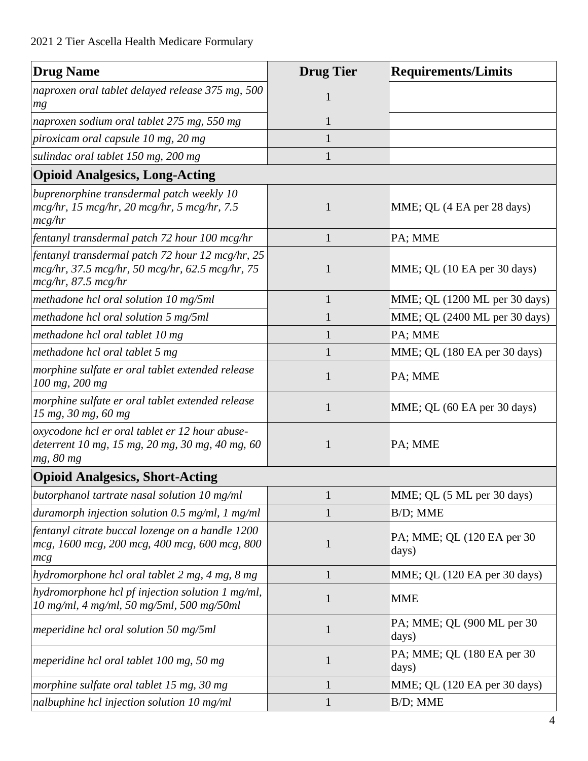| Drug Name | Drug Tier | Requirements/Limits |
|---|---|---|
| *naproxen oral tablet delayed release 375 mg, 500 mg* | 1 | |
| *naproxen sodium oral tablet 275 mg, 550 mg* | 1 | |
| *piroxicam oral capsule 10 mg, 20 mg* | 1 | |
| *sulindac oral tablet 150 mg, 200 mg* | 1 | |
| **Opioid Analgesics, Long-Acting** | | |
| *buprenorphine transdermal patch weekly 10 mcg/hr, 15 mcg/hr, 20 mcg/hr, 5 mcg/hr, 7.5 mcg/hr* | 1 | MME; QL (4 EA per 28 days) |
| *fentanyl transdermal patch 72 hour 100 mcg/hr* | 1 | PA; MME |
| *fentanyl transdermal patch 72 hour 12 mcg/hr, 25 mcg/hr, 37.5 mcg/hr, 50 mcg/hr, 62.5 mcg/hr, 75 mcg/hr, 87.5 mcg/hr* | 1 | MME; QL (10 EA per 30 days) |
| *methadone hcl oral solution 10 mg/5ml* | 1 | MME; QL (1200 ML per 30 days) |
| *methadone hcl oral solution 5 mg/5ml* | 1 | MME; QL (2400 ML per 30 days) |
| *methadone hcl oral tablet 10 mg* | 1 | PA; MME |
| *methadone hcl oral tablet 5 mg* | 1 | MME; QL (180 EA per 30 days) |
| *morphine sulfate er oral tablet extended release 100 mg, 200 mg* | 1 | PA; MME |
| *morphine sulfate er oral tablet extended release 15 mg, 30 mg, 60 mg* | 1 | MME; QL (60 EA per 30 days) |
| *oxycodone hcl er oral tablet er 12 hour abuse-deterrent 10 mg, 15 mg, 20 mg, 30 mg, 40 mg, 60 mg, 80 mg* | 1 | PA; MME |
| **Opioid Analgesics, Short-Acting** | | |
| *butorphanol tartrate nasal solution 10 mg/ml* | 1 | MME; QL (5 ML per 30 days) |
| *duramorph injection solution 0.5 mg/ml, 1 mg/ml* | 1 | B/D; MME |
| *fentanyl citrate buccal lozenge on a handle 1200 mcg, 1600 mcg, 200 mcg, 400 mcg, 600 mcg, 800 mcg* | 1 | PA; MME; QL (120 EA per 30 days) |
| *hydromorphone hcl oral tablet 2 mg, 4 mg, 8 mg* | 1 | MME; QL (120 EA per 30 days) |
| *hydromorphone hcl pf injection solution 1 mg/ml, 10 mg/ml, 4 mg/ml, 50 mg/5ml, 500 mg/50ml* | 1 | MME |
| *meperidine hcl oral solution 50 mg/5ml* | 1 | PA; MME; QL (900 ML per 30 days) |
| *meperidine hcl oral tablet 100 mg, 50 mg* | 1 | PA; MME; QL (180 EA per 30 days) |
| *morphine sulfate oral tablet 15 mg, 30 mg* | 1 | MME; QL (120 EA per 30 days) |
| *nalbuphine hcl injection solution 10 mg/ml* | 1 | B/D; MME |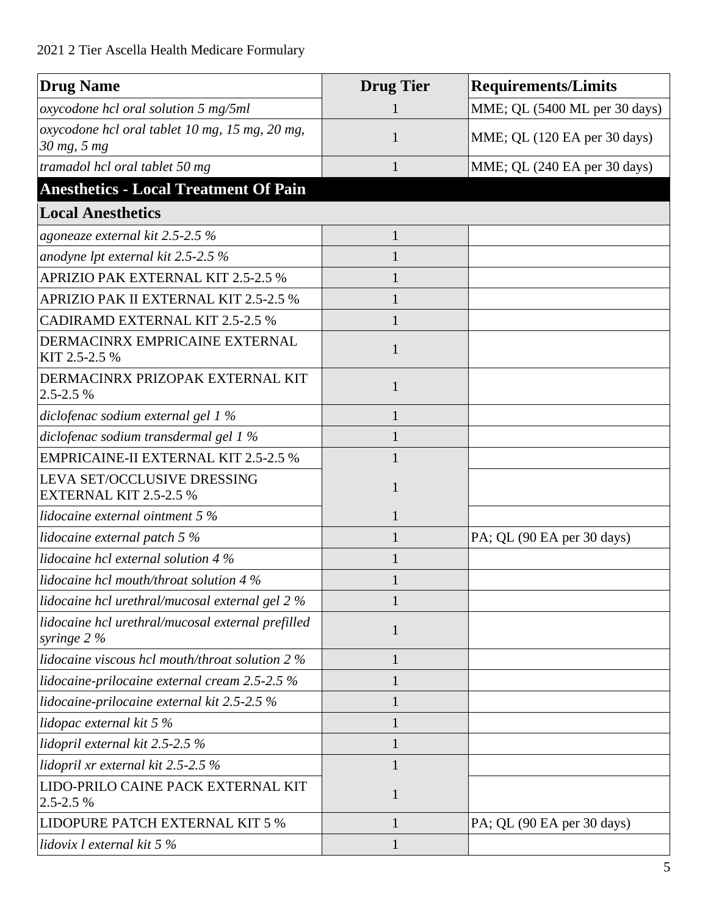| Drug Name | Drug Tier | Requirements/Limits |
|---|---|---|
| *oxycodone hcl oral solution 5 mg/5ml* | 1 | MME; QL (5400 ML per 30 days) |
| *oxycodone hcl oral tablet 10 mg, 15 mg, 20 mg, 30 mg, 5 mg* | 1 | MME; QL (120 EA per 30 days) |
| *tramadol hcl oral tablet 50 mg* | 1 | MME; QL (240 EA per 30 days) |
| **Anesthetics - Local Treatment Of Pain** | | |
| **Local Anesthetics** | | |
| *agoneaze external kit 2.5-2.5 %* | 1 | |
| *anodyne lpt external kit 2.5-2.5 %* | 1 | |
| APRIZIO PAK EXTERNAL KIT 2.5-2.5 % | 1 | |
| APRIZIO PAK II EXTERNAL KIT 2.5-2.5 % | 1 | |
| CADIRAMD EXTERNAL KIT 2.5-2.5 % | 1 | |
| DERMACINRX EMPRICAINE EXTERNAL KIT 2.5-2.5 % | 1 | |
| DERMACINRX PRIZOPAK EXTERNAL KIT 2.5-2.5 % | 1 | |
| *diclofenac sodium external gel 1 %* | 1 | |
| *diclofenac sodium transdermal gel 1 %* | 1 | |
| EMPRICAINE-II EXTERNAL KIT 2.5-2.5 % | 1 | |
| LEVA SET/OCCLUSIVE DRESSING EXTERNAL KIT 2.5-2.5 % | 1 | |
| *lidocaine external ointment 5 %* | 1 | |
| *lidocaine external patch 5 %* | 1 | PA; QL (90 EA per 30 days) |
| *lidocaine hcl external solution 4 %* | 1 | |
| *lidocaine hcl mouth/throat solution 4 %* | 1 | |
| *lidocaine hcl urethral/mucosal external gel 2 %* | 1 | |
| *lidocaine hcl urethral/mucosal external prefilled syringe 2 %* | 1 | |
| *lidocaine viscous hcl mouth/throat solution 2 %* | 1 | |
| *lidocaine-prilocaine external cream 2.5-2.5 %* | 1 | |
| *lidocaine-prilocaine external kit 2.5-2.5 %* | 1 | |
| *lidopac external kit 5 %* | 1 | |
| *lidopril external kit 2.5-2.5 %* | 1 | |
| *lidopril xr external kit 2.5-2.5 %* | 1 | |
| LIDO-PRILO CAINE PACK EXTERNAL KIT 2.5-2.5 % | 1 | |
| LIDOPURE PATCH EXTERNAL KIT 5 % | 1 | PA; QL (90 EA per 30 days) |
| *lidovix l external kit 5 %* | 1 | |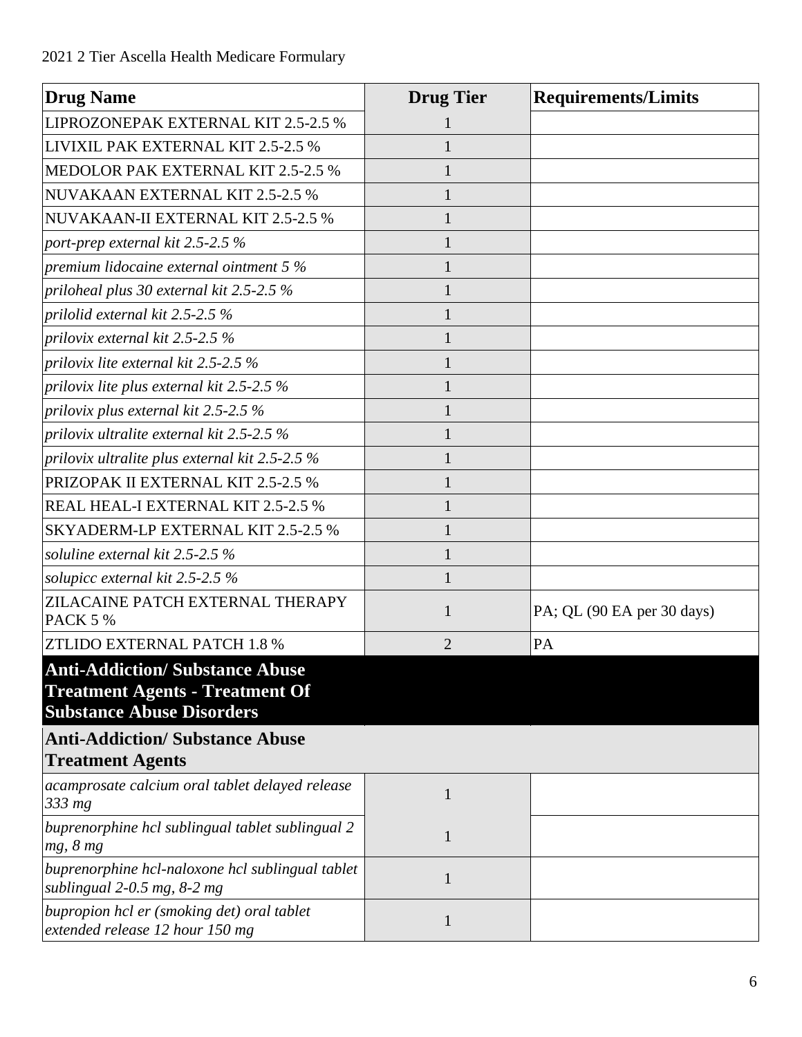| Drug Name | Drug Tier | Requirements/Limits |
|---|---|---|
| LIPROZONEPAK EXTERNAL KIT 2.5-2.5 % | 1 | |
| LIVIXIL PAK EXTERNAL KIT 2.5-2.5 % | 1 | |
| MEDOLOR PAK EXTERNAL KIT 2.5-2.5 % | 1 | |
| NUVAKAAN EXTERNAL KIT 2.5-2.5 % | 1 | |
| NUVAKAAN-II EXTERNAL KIT 2.5-2.5 % | 1 | |
| *port-prep external kit 2.5-2.5 %* | 1 | |
| *premium lidocaine external ointment 5 %* | 1 | |
| *priloheal plus 30 external kit 2.5-2.5 %* | 1 | |
| *prilolid external kit 2.5-2.5 %* | 1 | |
| *prilovix external kit 2.5-2.5 %* | 1 | |
| *prilovix lite external kit 2.5-2.5 %* | 1 | |
| *prilovix lite plus external kit 2.5-2.5 %* | 1 | |
| *prilovix plus external kit 2.5-2.5 %* | 1 | |
| *prilovix ultralite external kit 2.5-2.5 %* | 1 | |
| *prilovix ultralite plus external kit 2.5-2.5 %* | 1 | |
| PRIZOPAK II EXTERNAL KIT 2.5-2.5 % | 1 | |
| REAL HEAL-I EXTERNAL KIT 2.5-2.5 % | 1 | |
| SKYADERM-LP EXTERNAL KIT 2.5-2.5 % | 1 | |
| *soluline external kit 2.5-2.5 %* | 1 | |
| *solupicc external kit 2.5-2.5 %* | 1 | |
| ZILACAINE PATCH EXTERNAL THERAPY PACK 5 % | 1 | PA; QL (90 EA per 30 days) |
| ZTLIDO EXTERNAL PATCH 1.8 % | 2 | PA |
| **Anti-Addiction/ Substance Abuse Treatment Agents - Treatment Of Substance Abuse Disorders** | | |
| **Anti-Addiction/ Substance Abuse Treatment Agents** | | |
| *acamprosate calcium oral tablet delayed release 333 mg* | 1 | |
| *buprenorphine hcl sublingual tablet sublingual 2 mg, 8 mg* | 1 | |
| *buprenorphine hcl-naloxone hcl sublingual tablet sublingual 2-0.5 mg, 8-2 mg* | 1 | |
| *bupropion hcl er (smoking det) oral tablet extended release 12 hour 150 mg* | 1 | |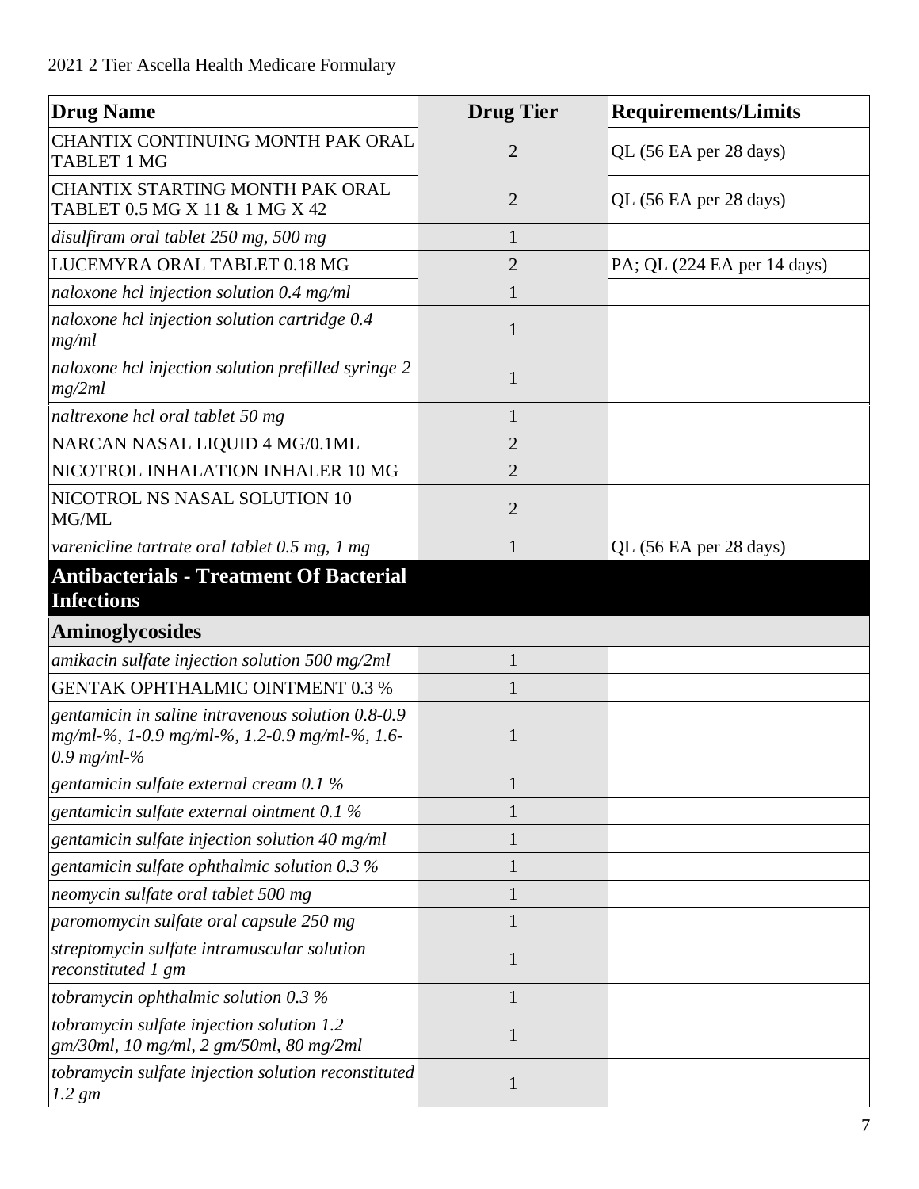| Drug Name | Drug Tier | Requirements/Limits |
|---|---|---|
| CHANTIX CONTINUING MONTH PAK ORAL TABLET 1 MG | 2 | QL (56 EA per 28 days) |
| CHANTIX STARTING MONTH PAK ORAL TABLET 0.5 MG X 11 & 1 MG X 42 | 2 | QL (56 EA per 28 days) |
| *disulfiram oral tablet 250 mg, 500 mg* | 1 | |
| LUCEMYRA ORAL TABLET 0.18 MG | 2 | PA; QL (224 EA per 14 days) |
| *naloxone hcl injection solution 0.4 mg/ml* | 1 | |
| *naloxone hcl injection solution cartridge 0.4 mg/ml* | 1 | |
| *naloxone hcl injection solution prefilled syringe 2 mg/2ml* | 1 | |
| *naltrexone hcl oral tablet 50 mg* | 1 | |
| NARCAN NASAL LIQUID 4 MG/0.1ML | 2 | |
| NICOTROL INHALATION INHALER 10 MG | 2 | |
| NICOTROL NS NASAL SOLUTION 10 MG/ML | 2 | |
| *varenicline tartrate oral tablet 0.5 mg, 1 mg* | 1 | QL (56 EA per 28 days) |
| **Antibacterials - Treatment Of Bacterial Infections** | | |
| **Aminoglycosides** | | |
| *amikacin sulfate injection solution 500 mg/2ml* | 1 | |
| GENTAK OPHTHALMIC OINTMENT 0.3 % | 1 | |
| *gentamicin in saline intravenous solution 0.8-0.9 mg/ml-%, 1-0.9 mg/ml-%, 1.2-0.9 mg/ml-%, 1.6-0.9 mg/ml-%* | 1 | |
| *gentamicin sulfate external cream 0.1 %* | 1 | |
| *gentamicin sulfate external ointment 0.1 %* | 1 | |
| *gentamicin sulfate injection solution 40 mg/ml* | 1 | |
| *gentamicin sulfate ophthalmic solution 0.3 %* | 1 | |
| *neomycin sulfate oral tablet 500 mg* | 1 | |
| *paromomycin sulfate oral capsule 250 mg* | 1 | |
| *streptomycin sulfate intramuscular solution reconstituted 1 gm* | 1 | |
| *tobramycin ophthalmic solution 0.3 %* | 1 | |
| *tobramycin sulfate injection solution 1.2 gm/30ml, 10 mg/ml, 2 gm/50ml, 80 mg/2ml* | 1 | |
| *tobramycin sulfate injection solution reconstituted 1.2 gm* | 1 | |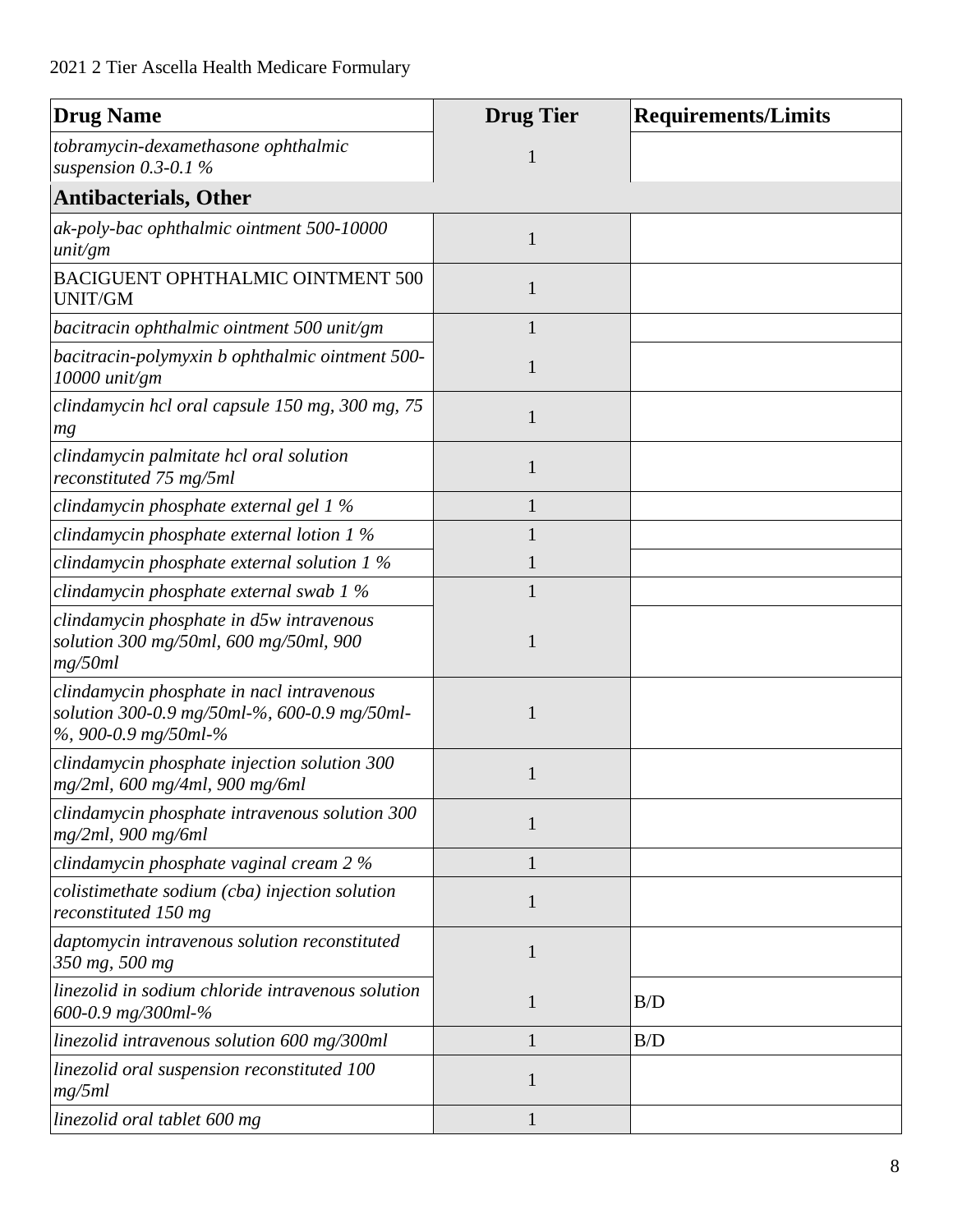| Drug Name | Drug Tier | Requirements/Limits |
|---|---|---|
| *tobramycin-dexamethasone ophthalmic suspension 0.3-0.1 %* | 1 | |
| **Antibacterials, Other** | | |
| *ak-poly-bac ophthalmic ointment 500-10000 unit/gm* | 1 | |
| BACIGUENT OPHTHALMIC OINTMENT 500 UNIT/GM | 1 | |
| *bacitracin ophthalmic ointment 500 unit/gm* | 1 | |
| *bacitracin-polymyxin b ophthalmic ointment 500-10000 unit/gm* | 1 | |
| *clindamycin hcl oral capsule 150 mg, 300 mg, 75 mg* | 1 | |
| *clindamycin palmitate hcl oral solution reconstituted 75 mg/5ml* | 1 | |
| *clindamycin phosphate external gel 1 %* | 1 | |
| *clindamycin phosphate external lotion 1 %* | 1 | |
| *clindamycin phosphate external solution 1 %* | 1 | |
| *clindamycin phosphate external swab 1 %* | 1 | |
| *clindamycin phosphate in d5w intravenous solution 300 mg/50ml, 600 mg/50ml, 900 mg/50ml* | 1 | |
| *clindamycin phosphate in nacl intravenous solution 300-0.9 mg/50ml-%, 600-0.9 mg/50ml-%, 900-0.9 mg/50ml-%* | 1 | |
| *clindamycin phosphate injection solution 300 mg/2ml, 600 mg/4ml, 900 mg/6ml* | 1 | |
| *clindamycin phosphate intravenous solution 300 mg/2ml, 900 mg/6ml* | 1 | |
| *clindamycin phosphate vaginal cream 2 %* | 1 | |
| *colistimethate sodium (cba) injection solution reconstituted 150 mg* | 1 | |
| *daptomycin intravenous solution reconstituted 350 mg, 500 mg* | 1 | |
| *linezolid in sodium chloride intravenous solution 600-0.9 mg/300ml-%* | 1 | B/D |
| *linezolid intravenous solution 600 mg/300ml* | 1 | B/D |
| *linezolid oral suspension reconstituted 100 mg/5ml* | 1 | |
| *linezolid oral tablet 600 mg* | 1 | |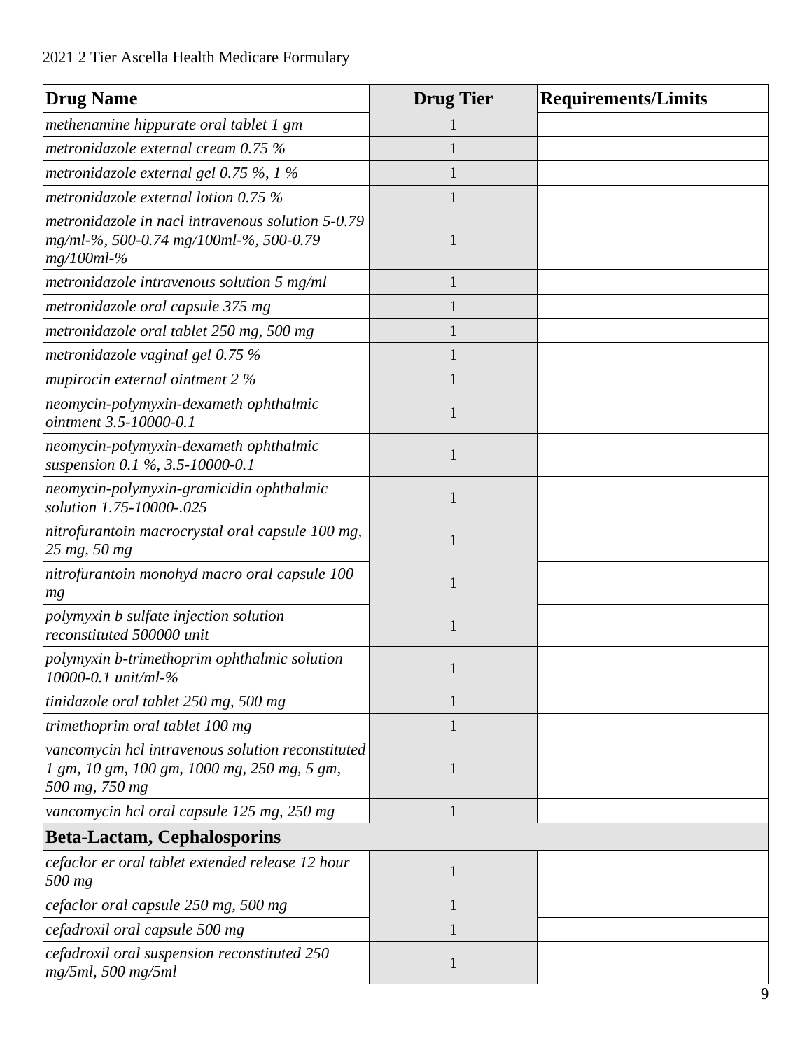| Drug Name | Drug Tier | Requirements/Limits |
|---|---|---|
| *methenamine hippurate oral tablet 1 gm* | 1 | |
| *metronidazole external cream 0.75 %* | 1 | |
| *metronidazole external gel 0.75 %, 1 %* | 1 | |
| *metronidazole external lotion 0.75 %* | 1 | |
| *metronidazole in nacl intravenous solution 5-0.79 mg/ml-%, 500-0.74 mg/100ml-%, 500-0.79 mg/100ml-%* | 1 | |
| *metronidazole intravenous solution 5 mg/ml* | 1 | |
| *metronidazole oral capsule 375 mg* | 1 | |
| *metronidazole oral tablet 250 mg, 500 mg* | 1 | |
| *metronidazole vaginal gel 0.75 %* | 1 | |
| *mupirocin external ointment 2 %* | 1 | |
| *neomycin-polymyxin-dexameth ophthalmic ointment 3.5-10000-0.1* | 1 | |
| *neomycin-polymyxin-dexameth ophthalmic suspension 0.1 %, 3.5-10000-0.1* | 1 | |
| *neomycin-polymyxin-gramicidin ophthalmic solution 1.75-10000-.025* | 1 | |
| *nitrofurantoin macrocrystal oral capsule 100 mg, 25 mg, 50 mg* | 1 | |
| *nitrofurantoin monohyd macro oral capsule 100 mg* | 1 | |
| *polymyxin b sulfate injection solution reconstituted 500000 unit* | 1 | |
| *polymyxin b-trimethoprim ophthalmic solution 10000-0.1 unit/ml-%* | 1 | |
| *tinidazole oral tablet 250 mg, 500 mg* | 1 | |
| *trimethoprim oral tablet 100 mg* | 1 | |
| *vancomycin hcl intravenous solution reconstituted 1 gm, 10 gm, 100 gm, 1000 mg, 250 mg, 5 gm, 500 mg, 750 mg* | 1 | |
| *vancomycin hcl oral capsule 125 mg, 250 mg* | 1 | |
| **Beta-Lactam, Cephalosporins** | | |
| *cefaclor er oral tablet extended release 12 hour 500 mg* | 1 | |
| *cefaclor oral capsule 250 mg, 500 mg* | 1 | |
| *cefadroxil oral capsule 500 mg* | 1 | |
| *cefadroxil oral suspension reconstituted 250 mg/5ml, 500 mg/5ml* | 1 | |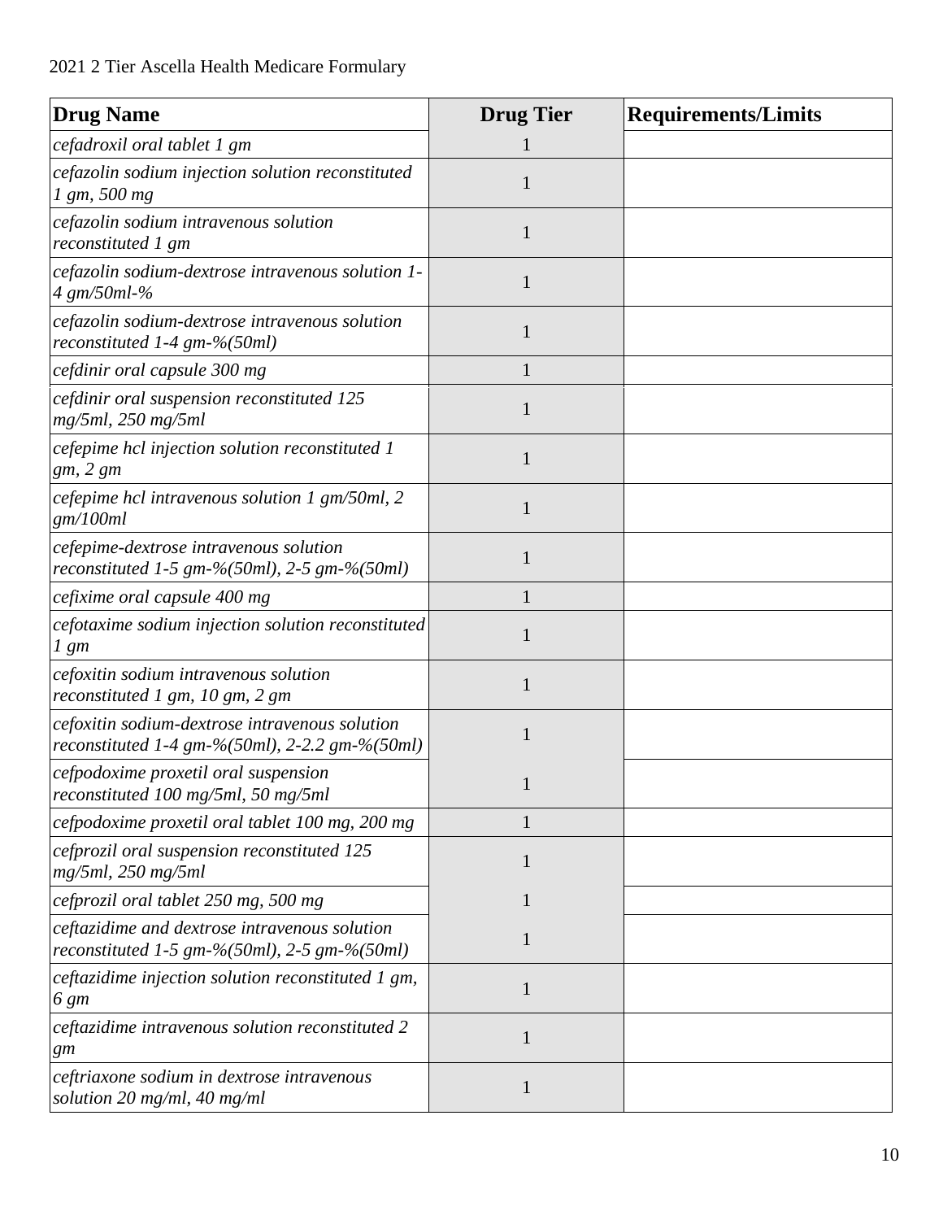| Drug Name | Drug Tier | Requirements/Limits |
|---|---|---|
| *cefadroxil oral tablet 1 gm* | 1 | |
| *cefazolin sodium injection solution reconstituted 1 gm, 500 mg* | 1 | |
| *cefazolin sodium intravenous solution reconstituted 1 gm* | 1 | |
| *cefazolin sodium-dextrose intravenous solution 1-4 gm/50ml-%* | 1 | |
| *cefazolin sodium-dextrose intravenous solution reconstituted 1-4 gm-%(50ml)* | 1 | |
| *cefdinir oral capsule 300 mg* | 1 | |
| *cefdinir oral suspension reconstituted 125 mg/5ml, 250 mg/5ml* | 1 | |
| *cefepime hcl injection solution reconstituted 1 gm, 2 gm* | 1 | |
| *cefepime hcl intravenous solution 1 gm/50ml, 2 gm/100ml* | 1 | |
| *cefepime-dextrose intravenous solution reconstituted 1-5 gm-%(50ml), 2-5 gm-%(50ml)* | 1 | |
| *cefixime oral capsule 400 mg* | 1 | |
| *cefotaxime sodium injection solution reconstituted 1 gm* | 1 | |
| *cefoxitin sodium intravenous solution reconstituted 1 gm, 10 gm, 2 gm* | 1 | |
| *cefoxitin sodium-dextrose intravenous solution reconstituted 1-4 gm-%(50ml), 2-2.2 gm-%(50ml)* | 1 | |
| *cefpodoxime proxetil oral suspension reconstituted 100 mg/5ml, 50 mg/5ml* | 1 | |
| *cefpodoxime proxetil oral tablet 100 mg, 200 mg* | 1 | |
| *cefprozil oral suspension reconstituted 125 mg/5ml, 250 mg/5ml* | 1 | |
| *cefprozil oral tablet 250 mg, 500 mg* | 1 | |
| *ceftazidime and dextrose intravenous solution reconstituted 1-5 gm-%(50ml), 2-5 gm-%(50ml)* | 1 | |
| *ceftazidime injection solution reconstituted 1 gm, 6 gm* | 1 | |
| *ceftazidime intravenous solution reconstituted 2 gm* | 1 | |
| *ceftriaxone sodium in dextrose intravenous solution 20 mg/ml, 40 mg/ml* | 1 | |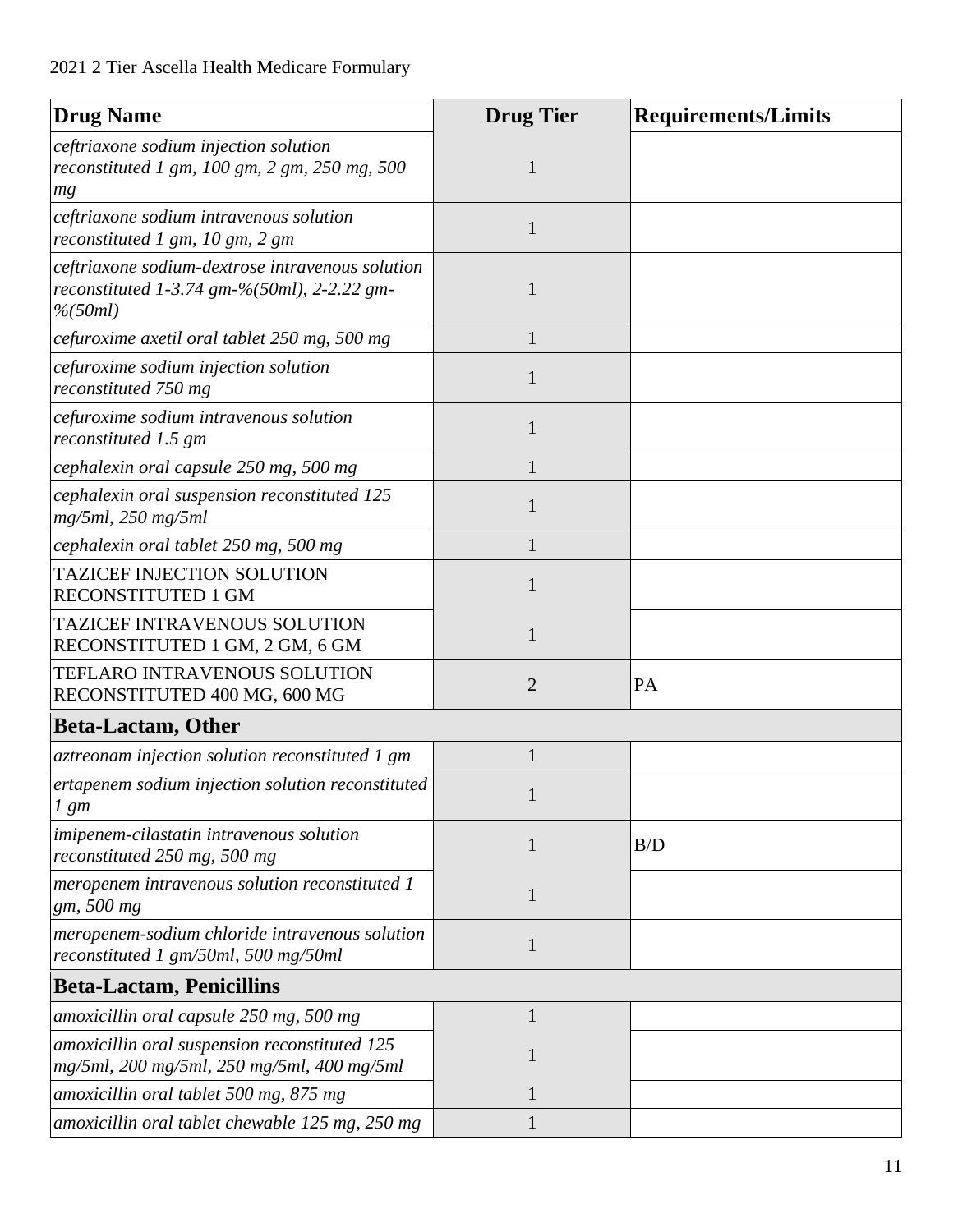| Drug Name | Drug Tier | Requirements/Limits |
|---|---|---|
| *ceftriaxone sodium injection solution reconstituted 1 gm, 100 gm, 2 gm, 250 mg, 500 mg* | 1 | |
| *ceftriaxone sodium intravenous solution reconstituted 1 gm, 10 gm, 2 gm* | 1 | |
| *ceftriaxone sodium-dextrose intravenous solution reconstituted 1-3.74 gm-%(50ml), 2-2.22 gm-%(50ml)* | 1 | |
| *cefuroxime axetil oral tablet 250 mg, 500 mg* | 1 | |
| *cefuroxime sodium injection solution reconstituted 750 mg* | 1 | |
| *cefuroxime sodium intravenous solution reconstituted 1.5 gm* | 1 | |
| *cephalexin oral capsule 250 mg, 500 mg* | 1 | |
| *cephalexin oral suspension reconstituted 125 mg/5ml, 250 mg/5ml* | 1 | |
| *cephalexin oral tablet 250 mg, 500 mg* | 1 | |
| TAZICEF INJECTION SOLUTION RECONSTITUTED 1 GM | 1 | |
| TAZICEF INTRAVENOUS SOLUTION RECONSTITUTED 1 GM, 2 GM, 6 GM | 1 | |
| TEFLARO INTRAVENOUS SOLUTION RECONSTITUTED 400 MG, 600 MG | 2 | PA |
| **Beta-Lactam, Other** | | |
| *aztreonam injection solution reconstituted 1 gm* | 1 | |
| *ertapenem sodium injection solution reconstituted 1 gm* | 1 | |
| *imipenem-cilastatin intravenous solution reconstituted 250 mg, 500 mg* | 1 | B/D |
| *meropenem intravenous solution reconstituted 1 gm, 500 mg* | 1 | |
| *meropenem-sodium chloride intravenous solution reconstituted 1 gm/50ml, 500 mg/50ml* | 1 | |
| **Beta-Lactam, Penicillins** | | |
| *amoxicillin oral capsule 250 mg, 500 mg* | 1 | |
| *amoxicillin oral suspension reconstituted 125 mg/5ml, 200 mg/5ml, 250 mg/5ml, 400 mg/5ml* | 1 | |
| *amoxicillin oral tablet 500 mg, 875 mg* | 1 | |
| *amoxicillin oral tablet chewable 125 mg, 250 mg* | 1 | |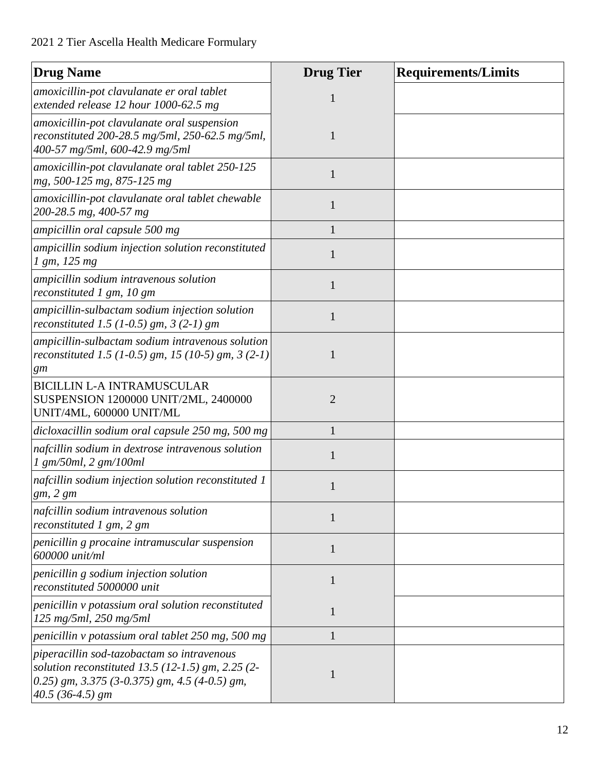| Drug Name | Drug Tier | Requirements/Limits |
|---|---|---|
| *amoxicillin-pot clavulanate er oral tablet extended release 12 hour 1000-62.5 mg* | 1 | |
| *amoxicillin-pot clavulanate oral suspension reconstituted 200-28.5 mg/5ml, 250-62.5 mg/5ml, 400-57 mg/5ml, 600-42.9 mg/5ml* | 1 | |
| *amoxicillin-pot clavulanate oral tablet 250-125 mg, 500-125 mg, 875-125 mg* | 1 | |
| *amoxicillin-pot clavulanate oral tablet chewable 200-28.5 mg, 400-57 mg* | 1 | |
| *ampicillin oral capsule 500 mg* | 1 | |
| *ampicillin sodium injection solution reconstituted 1 gm, 125 mg* | 1 | |
| *ampicillin sodium intravenous solution reconstituted 1 gm, 10 gm* | 1 | |
| *ampicillin-sulbactam sodium injection solution reconstituted 1.5 (1-0.5) gm, 3 (2-1) gm* | 1 | |
| *ampicillin-sulbactam sodium intravenous solution reconstituted 1.5 (1-0.5) gm, 15 (10-5) gm, 3 (2-1) gm* | 1 | |
| BICILLIN L-A INTRAMUSCULAR SUSPENSION 1200000 UNIT/2ML, 2400000 UNIT/4ML, 600000 UNIT/ML | 2 | |
| *dicloxacillin sodium oral capsule 250 mg, 500 mg* | 1 | |
| *nafcillin sodium in dextrose intravenous solution 1 gm/50ml, 2 gm/100ml* | 1 | |
| *nafcillin sodium injection solution reconstituted 1 gm, 2 gm* | 1 | |
| *nafcillin sodium intravenous solution reconstituted 1 gm, 2 gm* | 1 | |
| *penicillin g procaine intramuscular suspension 600000 unit/ml* | 1 | |
| *penicillin g sodium injection solution reconstituted 5000000 unit* | 1 | |
| *penicillin v potassium oral solution reconstituted 125 mg/5ml, 250 mg/5ml* | 1 | |
| *penicillin v potassium oral tablet 250 mg, 500 mg* | 1 | |
| *piperacillin sod-tazobactam so intravenous solution reconstituted 13.5 (12-1.5) gm, 2.25 (2-0.25) gm, 3.375 (3-0.375) gm, 4.5 (4-0.5) gm, 40.5 (36-4.5) gm* | 1 | |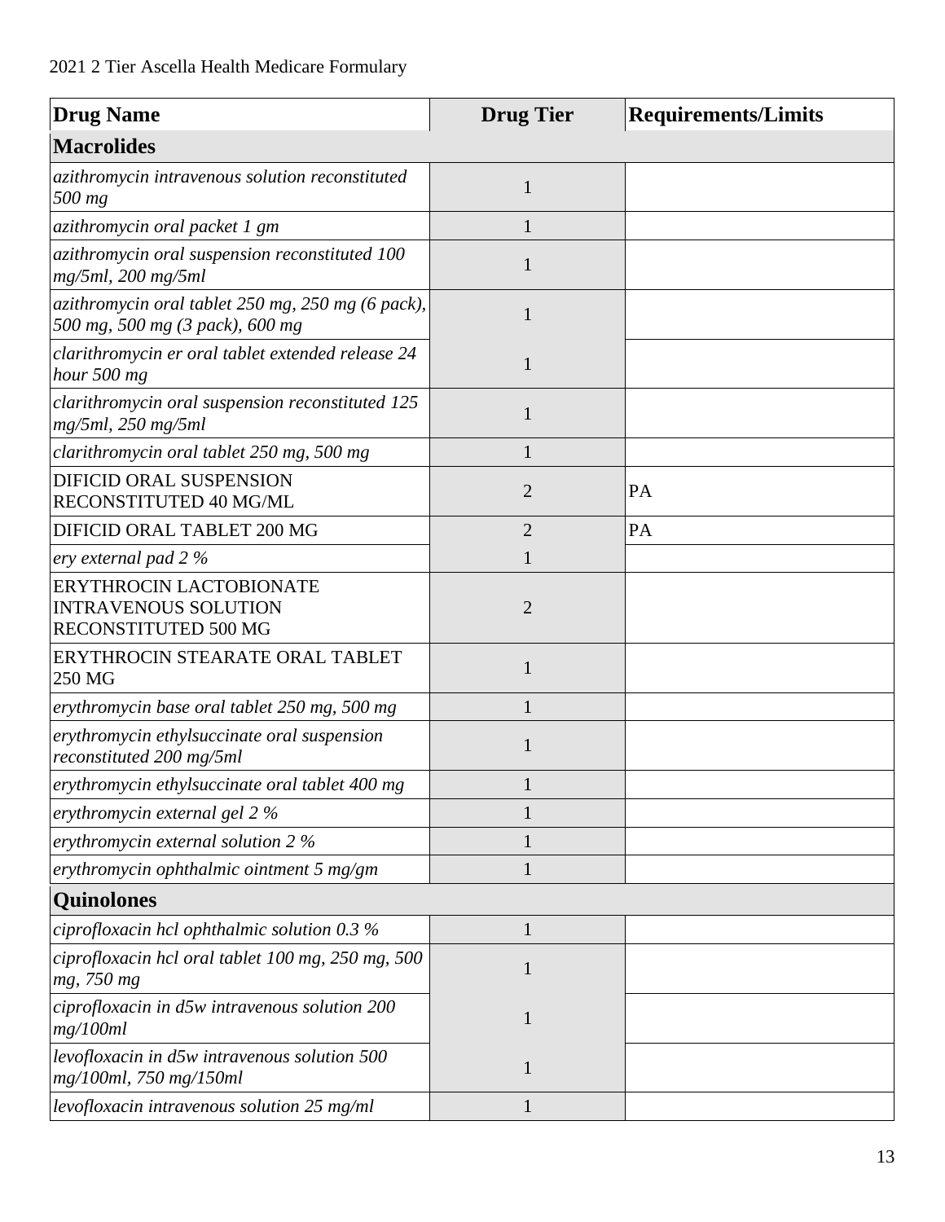| Drug Name | Drug Tier | Requirements/Limits |
|---|---|---|
| **Macrolides** | | |
| *azithromycin intravenous solution reconstituted 500 mg* | 1 | |
| *azithromycin oral packet 1 gm* | 1 | |
| *azithromycin oral suspension reconstituted 100 mg/5ml, 200 mg/5ml* | 1 | |
| *azithromycin oral tablet 250 mg, 250 mg (6 pack), 500 mg, 500 mg (3 pack), 600 mg* | 1 | |
| *clarithromycin er oral tablet extended release 24 hour 500 mg* | 1 | |
| *clarithromycin oral suspension reconstituted 125 mg/5ml, 250 mg/5ml* | 1 | |
| *clarithromycin oral tablet 250 mg, 500 mg* | 1 | |
| DIFICID ORAL SUSPENSION RECONSTITUTED 40 MG/ML | 2 | PA |
| DIFICID ORAL TABLET 200 MG | 2 | PA |
| *ery external pad 2 %* | 1 | |
| ERYTHROCIN LACTOBIONATE INTRAVENOUS SOLUTION RECONSTITUTED 500 MG | 2 | |
| ERYTHROCIN STEARATE ORAL TABLET 250 MG | 1 | |
| *erythromycin base oral tablet 250 mg, 500 mg* | 1 | |
| *erythromycin ethylsuccinate oral suspension reconstituted 200 mg/5ml* | 1 | |
| *erythromycin ethylsuccinate oral tablet 400 mg* | 1 | |
| *erythromycin external gel 2 %* | 1 | |
| *erythromycin external solution 2 %* | 1 | |
| *erythromycin ophthalmic ointment 5 mg/gm* | 1 | |
| **Quinolones** | | |
| *ciprofloxacin hcl ophthalmic solution 0.3 %* | 1 | |
| *ciprofloxacin hcl oral tablet 100 mg, 250 mg, 500 mg, 750 mg* | 1 | |
| *ciprofloxacin in d5w intravenous solution 200 mg/100ml* | 1 | |
| *levofloxacin in d5w intravenous solution 500 mg/100ml, 750 mg/150ml* | 1 | |
| *levofloxacin intravenous solution 25 mg/ml* | 1 | |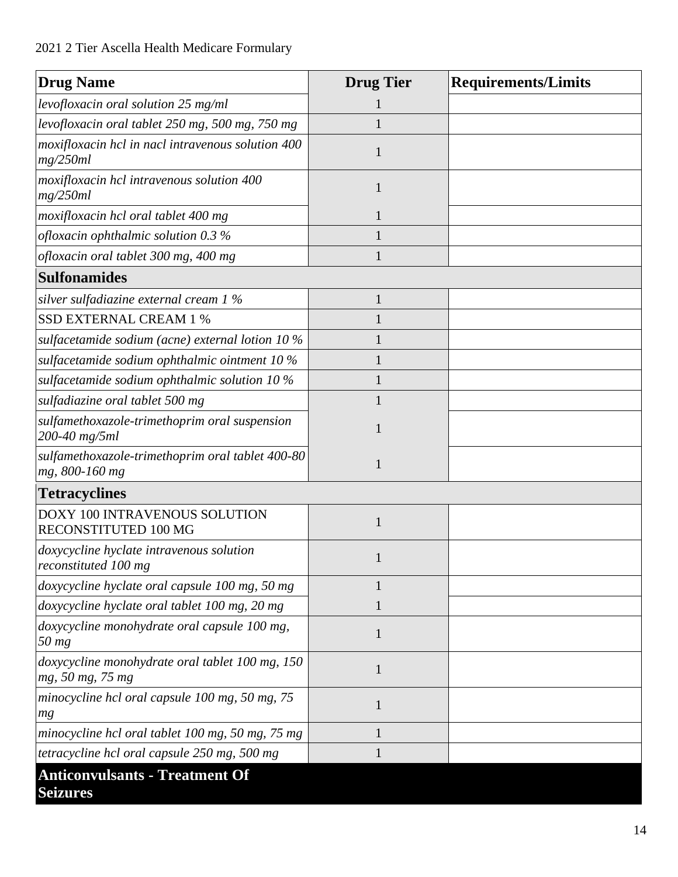| Drug Name | Drug Tier | Requirements/Limits |
|---|---|---|
| *levofloxacin oral solution 25 mg/ml* | 1 | |
| *levofloxacin oral tablet 250 mg, 500 mg, 750 mg* | 1 | |
| *moxifloxacin hcl in nacl intravenous solution 400 mg/250ml* | 1 | |
| *moxifloxacin hcl intravenous solution 400 mg/250ml* | 1 | |
| *moxifloxacin hcl oral tablet 400 mg* | 1 | |
| *ofloxacin ophthalmic solution 0.3 %* | 1 | |
| *ofloxacin oral tablet 300 mg, 400 mg* | 1 | |
| **Sulfonamides** | | |
| *silver sulfadiazine external cream 1 %* | 1 | |
| SSD EXTERNAL CREAM 1 % | 1 | |
| *sulfacetamide sodium (acne) external lotion 10 %* | 1 | |
| *sulfacetamide sodium ophthalmic ointment 10 %* | 1 | |
| *sulfacetamide sodium ophthalmic solution 10 %* | 1 | |
| *sulfadiazine oral tablet 500 mg* | 1 | |
| *sulfamethoxazole-trimethoprim oral suspension 200-40 mg/5ml* | 1 | |
| *sulfamethoxazole-trimethoprim oral tablet 400-80 mg, 800-160 mg* | 1 | |
| **Tetracyclines** | | |
| DOXY 100 INTRAVENOUS SOLUTION RECONSTITUTED 100 MG | 1 | |
| *doxycycline hyclate intravenous solution reconstituted 100 mg* | 1 | |
| *doxycycline hyclate oral capsule 100 mg, 50 mg* | 1 | |
| *doxycycline hyclate oral tablet 100 mg, 20 mg* | 1 | |
| *doxycycline monohydrate oral capsule 100 mg, 50 mg* | 1 | |
| *doxycycline monohydrate oral tablet 100 mg, 150 mg, 50 mg, 75 mg* | 1 | |
| *minocycline hcl oral capsule 100 mg, 50 mg, 75 mg* | 1 | |
| *minocycline hcl oral tablet 100 mg, 50 mg, 75 mg* | 1 | |
| *tetracycline hcl oral capsule 250 mg, 500 mg* | 1 | |

## Anticonvulsants - Treatment Of Seizures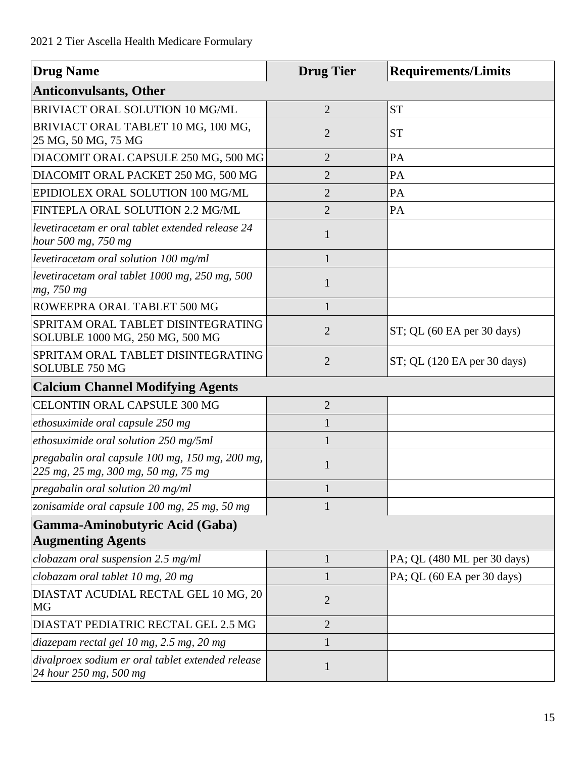2021 2 Tier Ascella Health Medicare Formulary

| Drug Name | Drug Tier | Requirements/Limits |
|---|---|---|
| **Anticonvulsants, Other** | | |
| BRIVIACT ORAL SOLUTION 10 MG/ML | 2 | ST |
| BRIVIACT ORAL TABLET 10 MG, 100 MG, 25 MG, 50 MG, 75 MG | 2 | ST |
| DIACOMIT ORAL CAPSULE 250 MG, 500 MG | 2 | PA |
| DIACOMIT ORAL PACKET 250 MG, 500 MG | 2 | PA |
| EPIDIOLEX ORAL SOLUTION 100 MG/ML | 2 | PA |
| FINTEPLA ORAL SOLUTION 2.2 MG/ML | 2 | PA |
| *levetiracetam er oral tablet extended release 24 hour 500 mg, 750 mg* | 1 | |
| *levetiracetam oral solution 100 mg/ml* | 1 | |
| *levetiracetam oral tablet 1000 mg, 250 mg, 500 mg, 750 mg* | 1 | |
| ROWEEPRA ORAL TABLET 500 MG | 1 | |
| SPRITAM ORAL TABLET DISINTEGRATING SOLUBLE 1000 MG, 250 MG, 500 MG | 2 | ST; QL (60 EA per 30 days) |
| SPRITAM ORAL TABLET DISINTEGRATING SOLUBLE 750 MG | 2 | ST; QL (120 EA per 30 days) |
| **Calcium Channel Modifying Agents** | | |
| CELONTIN ORAL CAPSULE 300 MG | 2 | |
| *ethosuximide oral capsule 250 mg* | 1 | |
| *ethosuximide oral solution 250 mg/5ml* | 1 | |
| *pregabalin oral capsule 100 mg, 150 mg, 200 mg, 225 mg, 25 mg, 300 mg, 50 mg, 75 mg* | 1 | |
| *pregabalin oral solution 20 mg/ml* | 1 | |
| *zonisamide oral capsule 100 mg, 25 mg, 50 mg* | 1 | |
| **Gamma-Aminobutyric Acid (Gaba) Augmenting Agents** | | |
| *clobazam oral suspension 2.5 mg/ml* | 1 | PA; QL (480 ML per 30 days) |
| *clobazam oral tablet 10 mg, 20 mg* | 1 | PA; QL (60 EA per 30 days) |
| DIASTAT ACUDIAL RECTAL GEL 10 MG, 20 MG | 2 | |
| DIASTAT PEDIATRIC RECTAL GEL 2.5 MG | 2 | |
| *diazepam rectal gel 10 mg, 2.5 mg, 20 mg* | 1 | |
| *divalproex sodium er oral tablet extended release 24 hour 250 mg, 500 mg* | 1 | |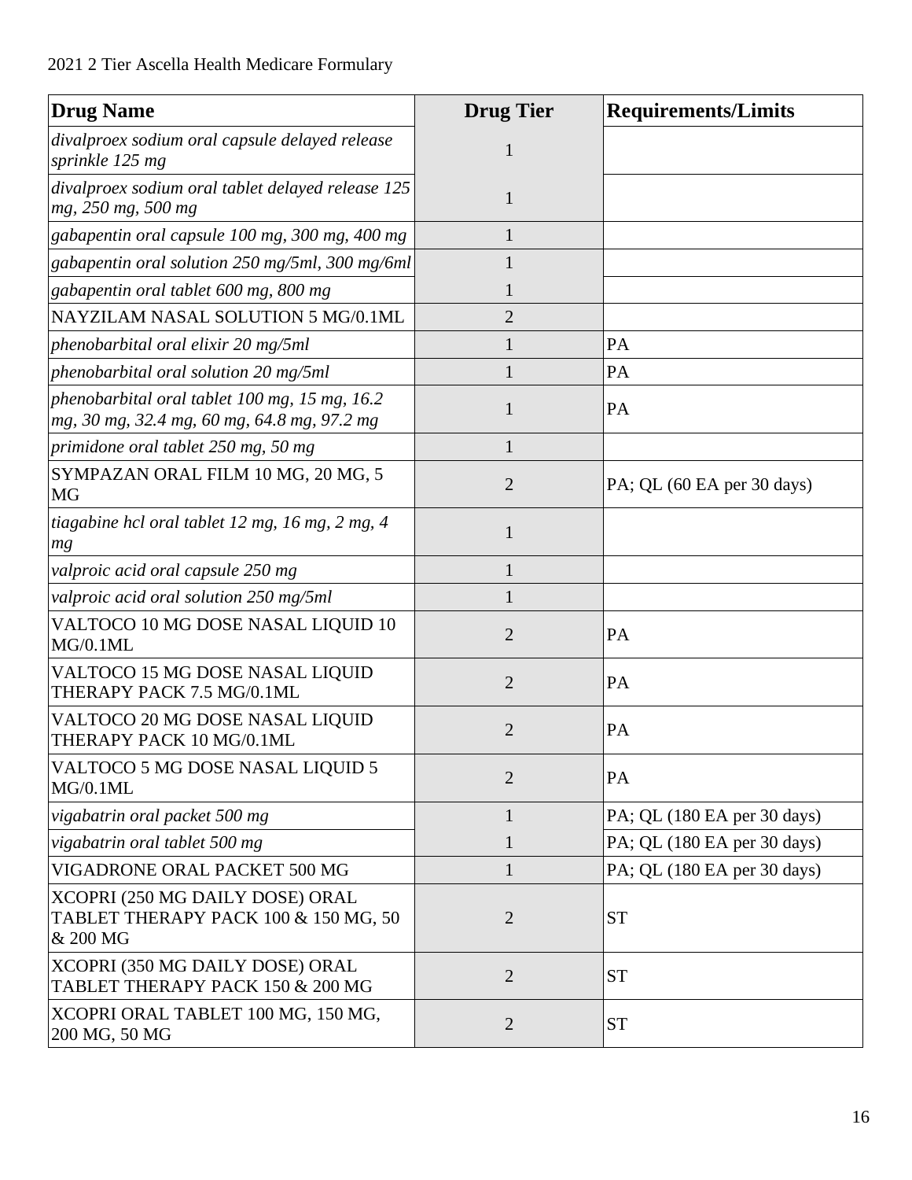| Drug Name | Drug Tier | Requirements/Limits |
|---|---|---|
| *divalproex sodium oral capsule delayed release sprinkle 125 mg* | 1 | |
| *divalproex sodium oral tablet delayed release 125 mg, 250 mg, 500 mg* | 1 | |
| *gabapentin oral capsule 100 mg, 300 mg, 400 mg* | 1 | |
| *gabapentin oral solution 250 mg/5ml, 300 mg/6ml* | 1 | |
| *gabapentin oral tablet 600 mg, 800 mg* | 1 | |
| NAYZILAM NASAL SOLUTION 5 MG/0.1ML | 2 | |
| *phenobarbital oral elixir 20 mg/5ml* | 1 | PA |
| *phenobarbital oral solution 20 mg/5ml* | 1 | PA |
| *phenobarbital oral tablet 100 mg, 15 mg, 16.2 mg, 30 mg, 32.4 mg, 60 mg, 64.8 mg, 97.2 mg* | 1 | PA |
| *primidone oral tablet 250 mg, 50 mg* | 1 | |
| SYMPAZAN ORAL FILM 10 MG, 20 MG, 5 MG | 2 | PA; QL (60 EA per 30 days) |
| *tiagabine hcl oral tablet 12 mg, 16 mg, 2 mg, 4 mg* | 1 | |
| *valproic acid oral capsule 250 mg* | 1 | |
| *valproic acid oral solution 250 mg/5ml* | 1 | |
| VALTOCO 10 MG DOSE NASAL LIQUID 10 MG/0.1ML | 2 | PA |
| VALTOCO 15 MG DOSE NASAL LIQUID THERAPY PACK 7.5 MG/0.1ML | 2 | PA |
| VALTOCO 20 MG DOSE NASAL LIQUID THERAPY PACK 10 MG/0.1ML | 2 | PA |
| VALTOCO 5 MG DOSE NASAL LIQUID 5 MG/0.1ML | 2 | PA |
| *vigabatrin oral packet 500 mg* | 1 | PA; QL (180 EA per 30 days) |
| *vigabatrin oral tablet 500 mg* | 1 | PA; QL (180 EA per 30 days) |
| VIGADRONE ORAL PACKET 500 MG | 1 | PA; QL (180 EA per 30 days) |
| XCOPRI (250 MG DAILY DOSE) ORAL TABLET THERAPY PACK 100 & 150 MG, 50 & 200 MG | 2 | ST |
| XCOPRI (350 MG DAILY DOSE) ORAL TABLET THERAPY PACK 150 & 200 MG | 2 | ST |
| XCOPRI ORAL TABLET 100 MG, 150 MG, 200 MG, 50 MG | 2 | ST |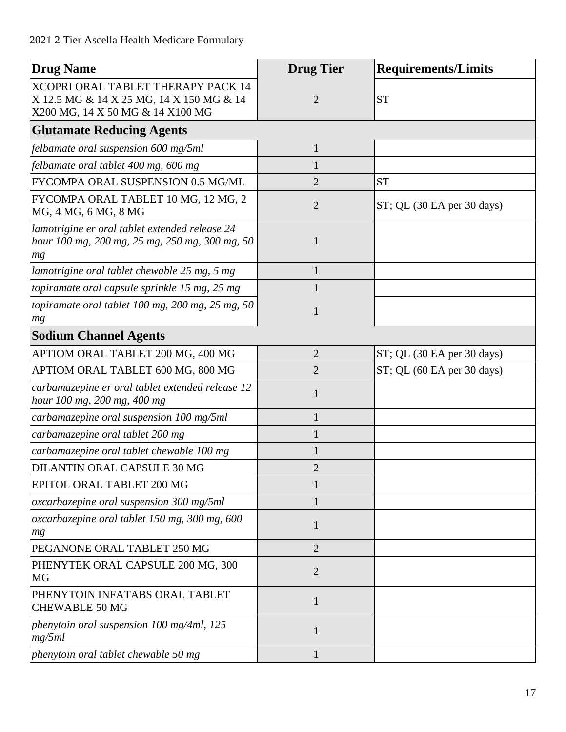| Drug Name | Drug Tier | Requirements/Limits |
|---|---|---|
| XCOPRI ORAL TABLET THERAPY PACK 14 X 12.5 MG & 14 X 25 MG, 14 X 150 MG & 14 X200 MG, 14 X 50 MG & 14 X100 MG | 2 | ST |
| **Glutamate Reducing Agents** | | |
| *felbamate oral suspension 600 mg/5ml* | 1 | |
| *felbamate oral tablet 400 mg, 600 mg* | 1 | |
| FYCOMPA ORAL SUSPENSION 0.5 MG/ML | 2 | ST |
| FYCOMPA ORAL TABLET 10 MG, 12 MG, 2 MG, 4 MG, 6 MG, 8 MG | 2 | ST; QL (30 EA per 30 days) |
| *lamotrigine er oral tablet extended release 24 hour 100 mg, 200 mg, 25 mg, 250 mg, 300 mg, 50 mg* | 1 | |
| *lamotrigine oral tablet chewable 25 mg, 5 mg* | 1 | |
| *topiramate oral capsule sprinkle 15 mg, 25 mg* | 1 | |
| *topiramate oral tablet 100 mg, 200 mg, 25 mg, 50 mg* | 1 | |
| **Sodium Channel Agents** | | |
| APTIOM ORAL TABLET 200 MG, 400 MG | 2 | ST; QL (30 EA per 30 days) |
| APTIOM ORAL TABLET 600 MG, 800 MG | 2 | ST; QL (60 EA per 30 days) |
| *carbamazepine er oral tablet extended release 12 hour 100 mg, 200 mg, 400 mg* | 1 | |
| *carbamazepine oral suspension 100 mg/5ml* | 1 | |
| *carbamazepine oral tablet 200 mg* | 1 | |
| *carbamazepine oral tablet chewable 100 mg* | 1 | |
| DILANTIN ORAL CAPSULE 30 MG | 2 | |
| EPITOL ORAL TABLET 200 MG | 1 | |
| *oxcarbazepine oral suspension 300 mg/5ml* | 1 | |
| *oxcarbazepine oral tablet 150 mg, 300 mg, 600 mg* | 1 | |
| PEGANONE ORAL TABLET 250 MG | 2 | |
| PHENYTEK ORAL CAPSULE 200 MG, 300 MG | 2 | |
| PHENYTOIN INFATABS ORAL TABLET CHEWABLE 50 MG | 1 | |
| *phenytoin oral suspension 100 mg/4ml, 125 mg/5ml* | 1 | |
| *phenytoin oral tablet chewable 50 mg* | 1 | |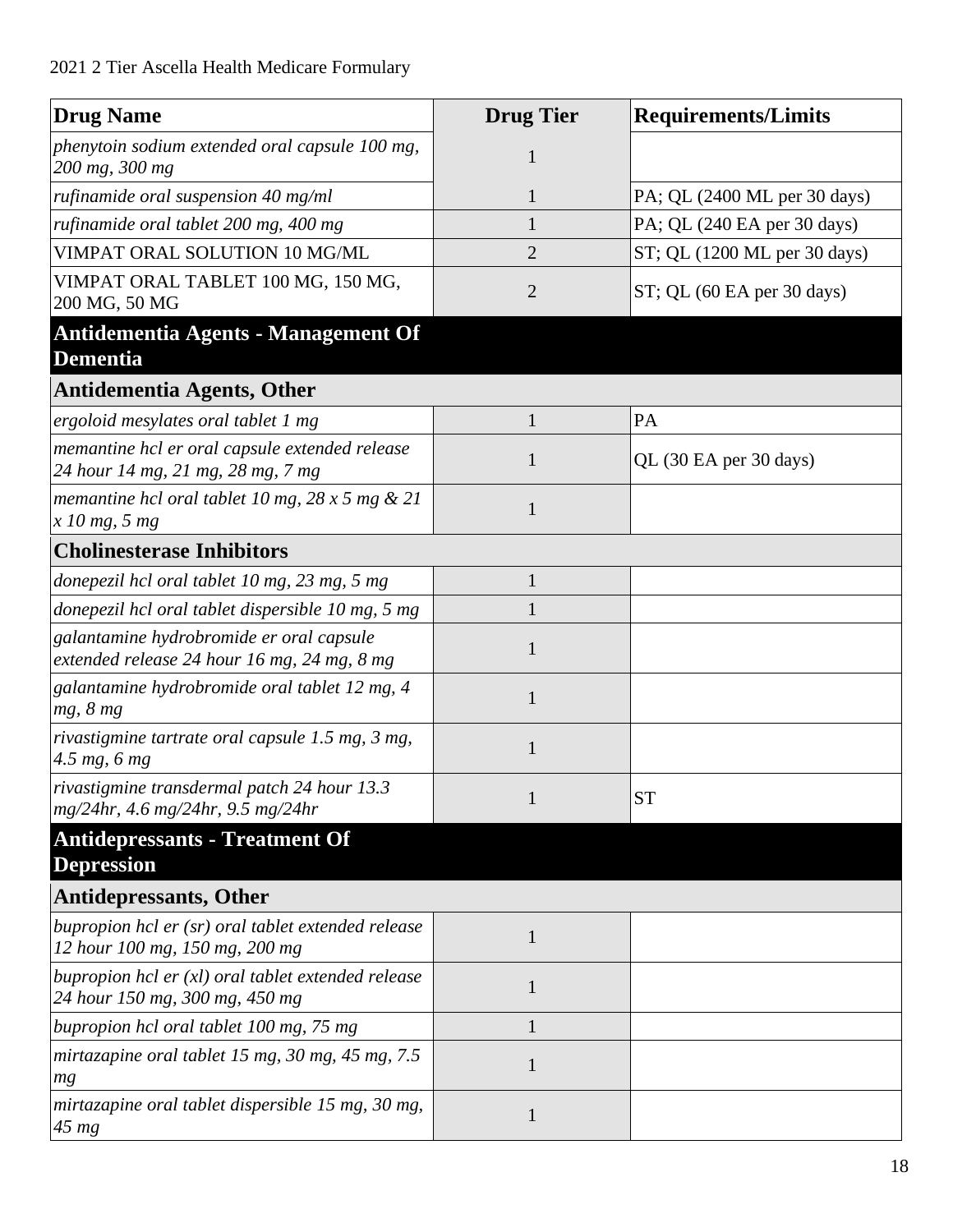| Drug Name | Drug Tier | Requirements/Limits |
|---|---|---|
| *phenytoin sodium extended oral capsule 100 mg, 200 mg, 300 mg* | 1 | |
| *rufinamide oral suspension 40 mg/ml* | 1 | PA; QL (2400 ML per 30 days) |
| *rufinamide oral tablet 200 mg, 400 mg* | 1 | PA; QL (240 EA per 30 days) |
| VIMPAT ORAL SOLUTION 10 MG/ML | 2 | ST; QL (1200 ML per 30 days) |
| VIMPAT ORAL TABLET 100 MG, 150 MG, 200 MG, 50 MG | 2 | ST; QL (60 EA per 30 days) |
| **Antidementia Agents - Management Of Dementia** | | |
| **Antidementia Agents, Other** | | |
| *ergoloid mesylates oral tablet 1 mg* | 1 | PA |
| *memantine hcl er oral capsule extended release 24 hour 14 mg, 21 mg, 28 mg, 7 mg* | 1 | QL (30 EA per 30 days) |
| *memantine hcl oral tablet 10 mg, 28 x 5 mg & 21 x 10 mg, 5 mg* | 1 | |
| **Cholinesterase Inhibitors** | | |
| *donepezil hcl oral tablet 10 mg, 23 mg, 5 mg* | 1 | |
| *donepezil hcl oral tablet dispersible 10 mg, 5 mg* | 1 | |
| *galantamine hydrobromide er oral capsule extended release 24 hour 16 mg, 24 mg, 8 mg* | 1 | |
| *galantamine hydrobromide oral tablet 12 mg, 4 mg, 8 mg* | 1 | |
| *rivastigmine tartrate oral capsule 1.5 mg, 3 mg, 4.5 mg, 6 mg* | 1 | |
| *rivastigmine transdermal patch 24 hour 13.3 mg/24hr, 4.6 mg/24hr, 9.5 mg/24hr* | 1 | ST |
| **Antidepressants - Treatment Of Depression** | | |
| **Antidepressants, Other** | | |
| *bupropion hcl er (sr) oral tablet extended release 12 hour 100 mg, 150 mg, 200 mg* | 1 | |
| *bupropion hcl er (xl) oral tablet extended release 24 hour 150 mg, 300 mg, 450 mg* | 1 | |
| *bupropion hcl oral tablet 100 mg, 75 mg* | 1 | |
| *mirtazapine oral tablet 15 mg, 30 mg, 45 mg, 7.5 mg* | 1 | |
| *mirtazapine oral tablet dispersible 15 mg, 30 mg, 45 mg* | 1 | |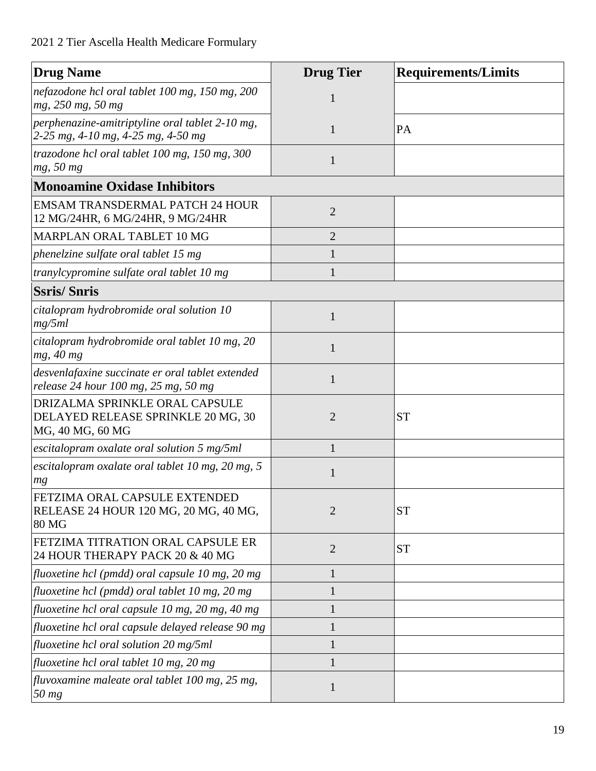| Drug Name | Drug Tier | Requirements/Limits |
|---|---|---|
| *nefazodone hcl oral tablet 100 mg, 150 mg, 200 mg, 250 mg, 50 mg* | 1 | |
| *perphenazine-amitriptyline oral tablet 2-10 mg, 2-25 mg, 4-10 mg, 4-25 mg, 4-50 mg* | 1 | PA |
| *trazodone hcl oral tablet 100 mg, 150 mg, 300 mg, 50 mg* | 1 | |
| **Monoamine Oxidase Inhibitors** | | |
| EMSAM TRANSDERMAL PATCH 24 HOUR 12 MG/24HR, 6 MG/24HR, 9 MG/24HR | 2 | |
| MARPLAN ORAL TABLET 10 MG | 2 | |
| *phenelzine sulfate oral tablet 15 mg* | 1 | |
| *tranylcypromine sulfate oral tablet 10 mg* | 1 | |
| **Ssris/ Snris** | | |
| *citalopram hydrobromide oral solution 10 mg/5ml* | 1 | |
| *citalopram hydrobromide oral tablet 10 mg, 20 mg, 40 mg* | 1 | |
| *desvenlafaxine succinate er oral tablet extended release 24 hour 100 mg, 25 mg, 50 mg* | 1 | |
| DRIZALMA SPRINKLE ORAL CAPSULE DELAYED RELEASE SPRINKLE 20 MG, 30 MG, 40 MG, 60 MG | 2 | ST |
| *escitalopram oxalate oral solution 5 mg/5ml* | 1 | |
| *escitalopram oxalate oral tablet 10 mg, 20 mg, 5 mg* | 1 | |
| FETZIMA ORAL CAPSULE EXTENDED RELEASE 24 HOUR 120 MG, 20 MG, 40 MG, 80 MG | 2 | ST |
| FETZIMA TITRATION ORAL CAPSULE ER 24 HOUR THERAPY PACK 20 & 40 MG | 2 | ST |
| *fluoxetine hcl (pmdd) oral capsule 10 mg, 20 mg* | 1 | |
| *fluoxetine hcl (pmdd) oral tablet 10 mg, 20 mg* | 1 | |
| *fluoxetine hcl oral capsule 10 mg, 20 mg, 40 mg* | 1 | |
| *fluoxetine hcl oral capsule delayed release 90 mg* | 1 | |
| *fluoxetine hcl oral solution 20 mg/5ml* | 1 | |
| *fluoxetine hcl oral tablet 10 mg, 20 mg* | 1 | |
| *fluvoxamine maleate oral tablet 100 mg, 25 mg, 50 mg* | 1 | |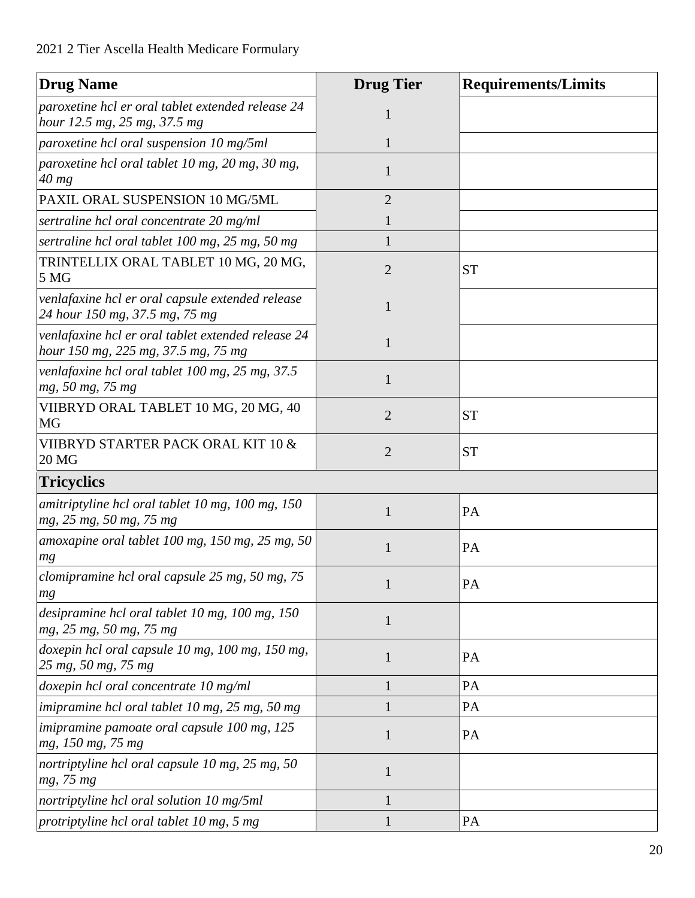| Drug Name | Drug Tier | Requirements/Limits |
| --- | --- | --- |
| *paroxetine hcl er oral tablet extended release 24 hour 12.5 mg, 25 mg, 37.5 mg* | 1 | |
| *paroxetine hcl oral suspension 10 mg/5ml* | 1 | |
| *paroxetine hcl oral tablet 10 mg, 20 mg, 30 mg, 40 mg* | 1 | |
| PAXIL ORAL SUSPENSION 10 MG/5ML | 2 | |
| *sertraline hcl oral concentrate 20 mg/ml* | 1 | |
| *sertraline hcl oral tablet 100 mg, 25 mg, 50 mg* | 1 | |
| TRINTELLIX ORAL TABLET 10 MG, 20 MG, 5 MG | 2 | ST |
| *venlafaxine hcl er oral capsule extended release 24 hour 150 mg, 37.5 mg, 75 mg* | 1 | |
| *venlafaxine hcl er oral tablet extended release 24 hour 150 mg, 225 mg, 37.5 mg, 75 mg* | 1 | |
| *venlafaxine hcl oral tablet 100 mg, 25 mg, 37.5 mg, 50 mg, 75 mg* | 1 | |
| VIIBRYD ORAL TABLET 10 MG, 20 MG, 40 MG | 2 | ST |
| VIIBRYD STARTER PACK ORAL KIT 10 & 20 MG | 2 | ST |
| **Tricyclics** | | |
| *amitriptyline hcl oral tablet 10 mg, 100 mg, 150 mg, 25 mg, 50 mg, 75 mg* | 1 | PA |
| *amoxapine oral tablet 100 mg, 150 mg, 25 mg, 50 mg* | 1 | PA |
| *clomipramine hcl oral capsule 25 mg, 50 mg, 75 mg* | 1 | PA |
| *desipramine hcl oral tablet 10 mg, 100 mg, 150 mg, 25 mg, 50 mg, 75 mg* | 1 | |
| *doxepin hcl oral capsule 10 mg, 100 mg, 150 mg, 25 mg, 50 mg, 75 mg* | 1 | PA |
| *doxepin hcl oral concentrate 10 mg/ml* | 1 | PA |
| *imipramine hcl oral tablet 10 mg, 25 mg, 50 mg* | 1 | PA |
| *imipramine pamoate oral capsule 100 mg, 125 mg, 150 mg, 75 mg* | 1 | PA |
| *nortriptyline hcl oral capsule 10 mg, 25 mg, 50 mg, 75 mg* | 1 | |
| *nortriptyline hcl oral solution 10 mg/5ml* | 1 | |
| *protriptyline hcl oral tablet 10 mg, 5 mg* | 1 | PA |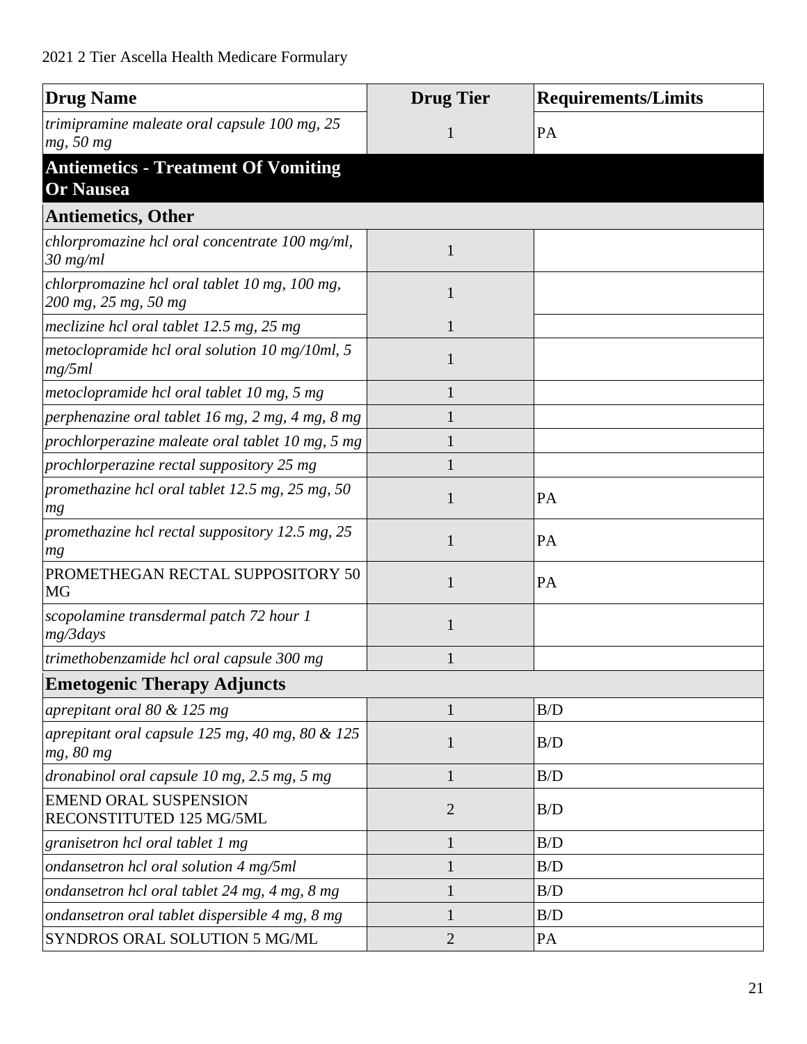| Drug Name | Drug Tier | Requirements/Limits |
|---|---|---|
| *trimipramine maleate oral capsule 100 mg, 25 mg, 50 mg* | 1 | PA |
| **Antiemetics - Treatment Of Vomiting Or Nausea** | | |
| **Antiemetics, Other** | | |
| *chlorpromazine hcl oral concentrate 100 mg/ml, 30 mg/ml* | 1 | |
| *chlorpromazine hcl oral tablet 10 mg, 100 mg, 200 mg, 25 mg, 50 mg* | 1 | |
| *meclizine hcl oral tablet 12.5 mg, 25 mg* | 1 | |
| *metoclopramide hcl oral solution 10 mg/10ml, 5 mg/5ml* | 1 | |
| *metoclopramide hcl oral tablet 10 mg, 5 mg* | 1 | |
| *perphenazine oral tablet 16 mg, 2 mg, 4 mg, 8 mg* | 1 | |
| *prochlorperazine maleate oral tablet 10 mg, 5 mg* | 1 | |
| *prochlorperazine rectal suppository 25 mg* | 1 | |
| *promethazine hcl oral tablet 12.5 mg, 25 mg, 50 mg* | 1 | PA |
| *promethazine hcl rectal suppository 12.5 mg, 25 mg* | 1 | PA |
| PROMETHEGAN RECTAL SUPPOSITORY 50 MG | 1 | PA |
| *scopolamine transdermal patch 72 hour 1 mg/3days* | 1 | |
| *trimethobenzamide hcl oral capsule 300 mg* | 1 | |
| **Emetogenic Therapy Adjuncts** | | |
| *aprepitant oral 80 & 125 mg* | 1 | B/D |
| *aprepitant oral capsule 125 mg, 40 mg, 80 & 125 mg, 80 mg* | 1 | B/D |
| *dronabinol oral capsule 10 mg, 2.5 mg, 5 mg* | 1 | B/D |
| EMEND ORAL SUSPENSION RECONSTITUTED 125 MG/5ML | 2 | B/D |
| *granisetron hcl oral tablet 1 mg* | 1 | B/D |
| *ondansetron hcl oral solution 4 mg/5ml* | 1 | B/D |
| *ondansetron hcl oral tablet 24 mg, 4 mg, 8 mg* | 1 | B/D |
| *ondansetron oral tablet dispersible 4 mg, 8 mg* | 1 | B/D |
| SYNDROS ORAL SOLUTION 5 MG/ML | 2 | PA |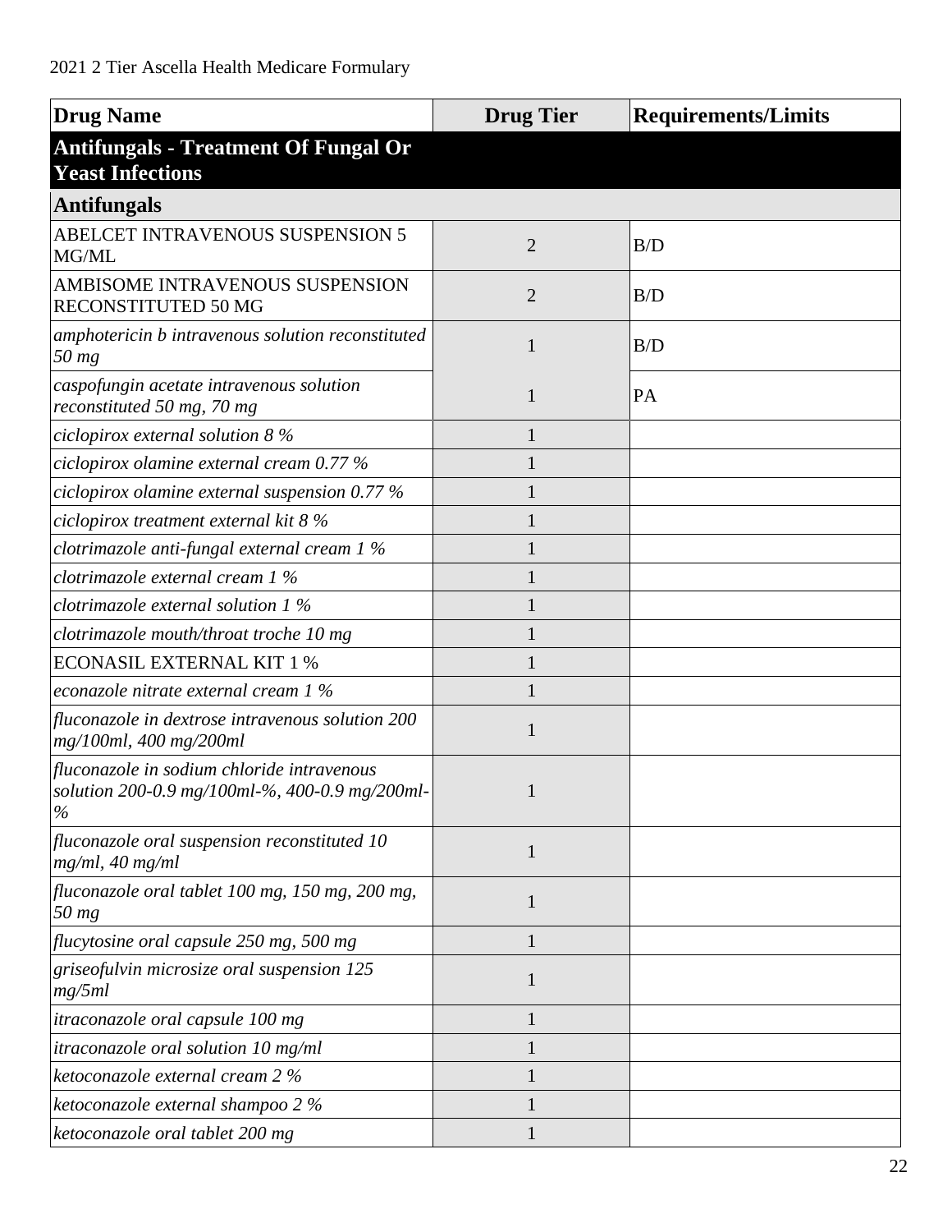| Drug Name | Drug Tier | Requirements/Limits |
|---|---|---|
| **Antifungals - Treatment Of Fungal Or Yeast Infections** | | |
| **Antifungals** | | |
| ABELCET INTRAVENOUS SUSPENSION 5 MG/ML | 2 | B/D |
| AMBISOME INTRAVENOUS SUSPENSION RECONSTITUTED 50 MG | 2 | B/D |
| *amphotericin b intravenous solution reconstituted 50 mg* | 1 | B/D |
| *caspofungin acetate intravenous solution reconstituted 50 mg, 70 mg* | 1 | PA |
| *ciclopirox external solution 8 %* | 1 | |
| *ciclopirox olamine external cream 0.77 %* | 1 | |
| *ciclopirox olamine external suspension 0.77 %* | 1 | |
| *ciclopirox treatment external kit 8 %* | 1 | |
| *clotrimazole anti-fungal external cream 1 %* | 1 | |
| *clotrimazole external cream 1 %* | 1 | |
| *clotrimazole external solution 1 %* | 1 | |
| *clotrimazole mouth/throat troche 10 mg* | 1 | |
| ECONASIL EXTERNAL KIT 1 % | 1 | |
| *econazole nitrate external cream 1 %* | 1 | |
| *fluconazole in dextrose intravenous solution 200 mg/100ml, 400 mg/200ml* | 1 | |
| *fluconazole in sodium chloride intravenous solution 200-0.9 mg/100ml-%, 400-0.9 mg/200ml-%* | 1 | |
| *fluconazole oral suspension reconstituted 10 mg/ml, 40 mg/ml* | 1 | |
| *fluconazole oral tablet 100 mg, 150 mg, 200 mg, 50 mg* | 1 | |
| *flucytosine oral capsule 250 mg, 500 mg* | 1 | |
| *griseofulvin microsize oral suspension 125 mg/5ml* | 1 | |
| *itraconazole oral capsule 100 mg* | 1 | |
| *itraconazole oral solution 10 mg/ml* | 1 | |
| *ketoconazole external cream 2 %* | 1 | |
| *ketoconazole external shampoo 2 %* | 1 | |
| *ketoconazole oral tablet 200 mg* | 1 | |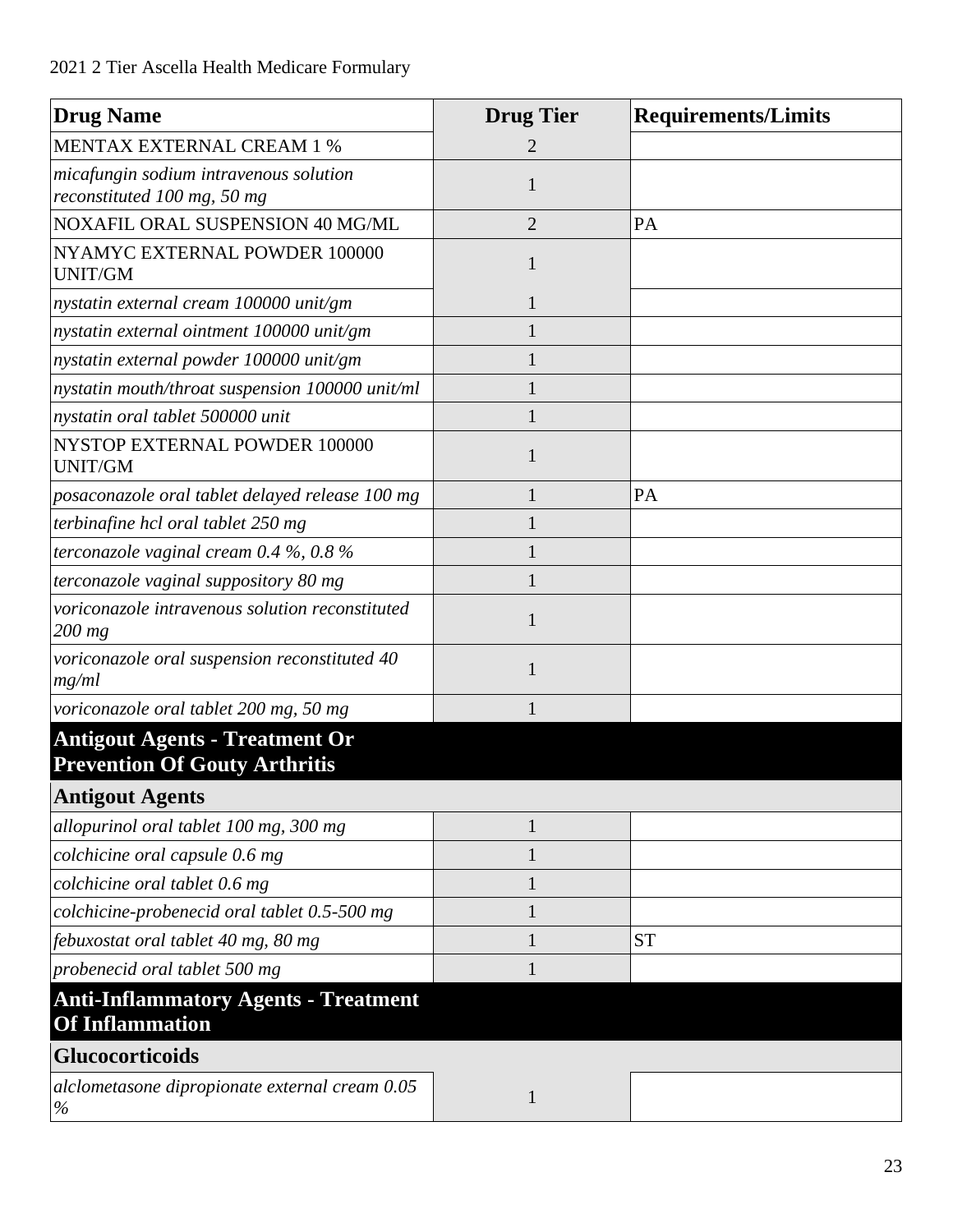| Drug Name | Drug Tier | Requirements/Limits |
|---|---|---|
| MENTAX EXTERNAL CREAM 1 % | 2 | |
| *micafungin sodium intravenous solution reconstituted 100 mg, 50 mg* | 1 | |
| NOXAFIL ORAL SUSPENSION 40 MG/ML | 2 | PA |
| NYAMYC EXTERNAL POWDER 100000 UNIT/GM | 1 | |
| *nystatin external cream 100000 unit/gm* | 1 | |
| *nystatin external ointment 100000 unit/gm* | 1 | |
| *nystatin external powder 100000 unit/gm* | 1 | |
| *nystatin mouth/throat suspension 100000 unit/ml* | 1 | |
| *nystatin oral tablet 500000 unit* | 1 | |
| NYSTOP EXTERNAL POWDER 100000 UNIT/GM | 1 | |
| *posaconazole oral tablet delayed release 100 mg* | 1 | PA |
| *terbinafine hcl oral tablet 250 mg* | 1 | |
| *terconazole vaginal cream 0.4 %, 0.8 %* | 1 | |
| *terconazole vaginal suppository 80 mg* | 1 | |
| *voriconazole intravenous solution reconstituted 200 mg* | 1 | |
| *voriconazole oral suspension reconstituted 40 mg/ml* | 1 | |
| *voriconazole oral tablet 200 mg, 50 mg* | 1 | |
| **Antigout Agents - Treatment Or Prevention Of Gouty Arthritis** | | |
| **Antigout Agents** | | |
| *allopurinol oral tablet 100 mg, 300 mg* | 1 | |
| *colchicine oral capsule 0.6 mg* | 1 | |
| *colchicine oral tablet 0.6 mg* | 1 | |
| *colchicine-probenecid oral tablet 0.5-500 mg* | 1 | |
| *febuxostat oral tablet 40 mg, 80 mg* | 1 | ST |
| *probenecid oral tablet 500 mg* | 1 | |
| **Anti-Inflammatory Agents - Treatment Of Inflammation** | | |
| **Glucocorticoids** | | |
| *alclometasone dipropionate external cream 0.05 %* | 1 | |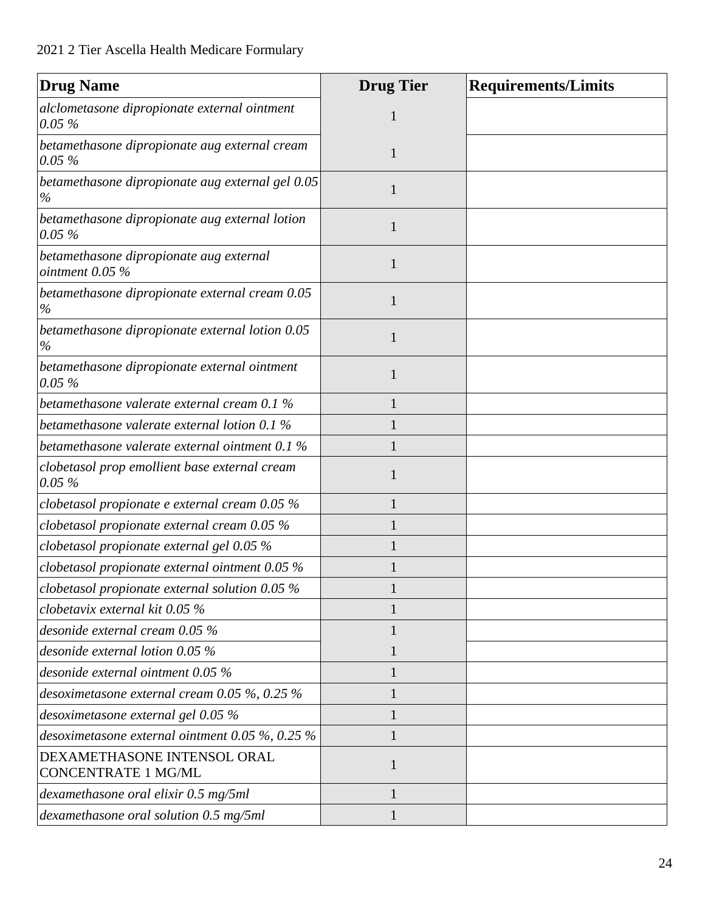| Drug Name | Drug Tier | Requirements/Limits |
|---|---|---|
| *alclometasone dipropionate external ointment 0.05 %* | 1 | |
| *betamethasone dipropionate aug external cream 0.05 %* | 1 | |
| *betamethasone dipropionate aug external gel 0.05 %* | 1 | |
| *betamethasone dipropionate aug external lotion 0.05 %* | 1 | |
| *betamethasone dipropionate aug external ointment 0.05 %* | 1 | |
| *betamethasone dipropionate external cream 0.05 %* | 1 | |
| *betamethasone dipropionate external lotion 0.05 %* | 1 | |
| *betamethasone dipropionate external ointment 0.05 %* | 1 | |
| *betamethasone valerate external cream 0.1 %* | 1 | |
| *betamethasone valerate external lotion 0.1 %* | 1 | |
| *betamethasone valerate external ointment 0.1 %* | 1 | |
| *clobetasol prop emollient base external cream 0.05 %* | 1 | |
| *clobetasol propionate e external cream 0.05 %* | 1 | |
| *clobetasol propionate external cream 0.05 %* | 1 | |
| *clobetasol propionate external gel 0.05 %* | 1 | |
| *clobetasol propionate external ointment 0.05 %* | 1 | |
| *clobetasol propionate external solution 0.05 %* | 1 | |
| *clobetavix external kit 0.05 %* | 1 | |
| *desonide external cream 0.05 %* | 1 | |
| *desonide external lotion 0.05 %* | 1 | |
| *desonide external ointment 0.05 %* | 1 | |
| *desoximetasone external cream 0.05 %, 0.25 %* | 1 | |
| *desoximetasone external gel 0.05 %* | 1 | |
| *desoximetasone external ointment 0.05 %, 0.25 %* | 1 | |
| DEXAMETHASONE INTENSOL ORAL CONCENTRATE 1 MG/ML | 1 | |
| *dexamethasone oral elixir 0.5 mg/5ml* | 1 | |
| *dexamethasone oral solution 0.5 mg/5ml* | 1 | |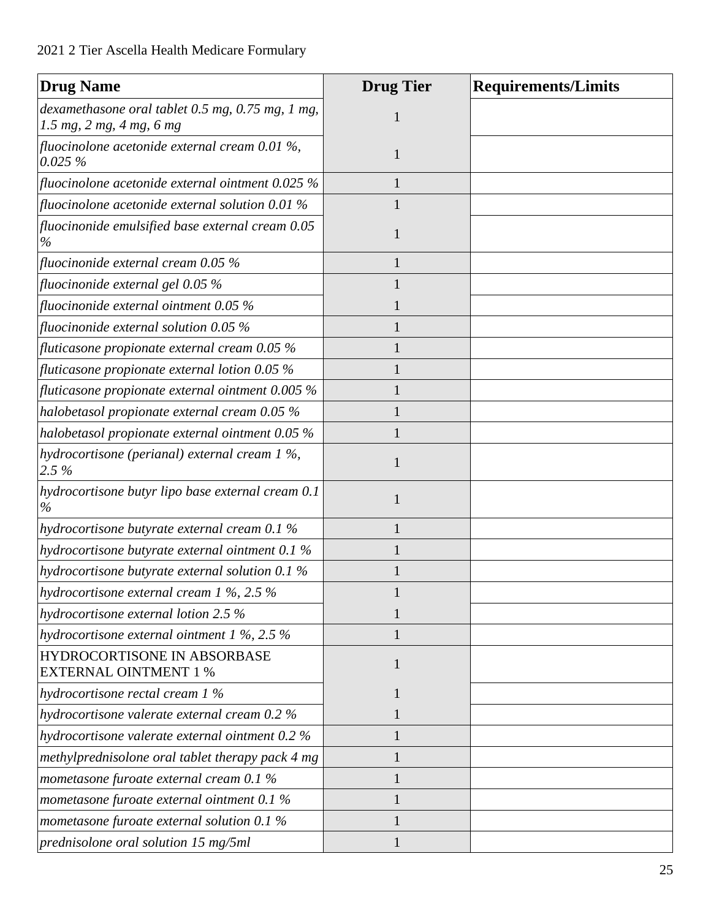| Drug Name | Drug Tier | Requirements/Limits |
|---|---|---|
| *dexamethasone oral tablet 0.5 mg, 0.75 mg, 1 mg, 1.5 mg, 2 mg, 4 mg, 6 mg* | 1 | |
| *fluocinolone acetonide external cream 0.01 %, 0.025 %* | 1 | |
| *fluocinolone acetonide external ointment 0.025 %* | 1 | |
| *fluocinolone acetonide external solution 0.01 %* | 1 | |
| *fluocinonide emulsified base external cream 0.05 %* | 1 | |
| *fluocinonide external cream 0.05 %* | 1 | |
| *fluocinonide external gel 0.05 %* | 1 | |
| *fluocinonide external ointment 0.05 %* | 1 | |
| *fluocinonide external solution 0.05 %* | 1 | |
| *fluticasone propionate external cream 0.05 %* | 1 | |
| *fluticasone propionate external lotion 0.05 %* | 1 | |
| *fluticasone propionate external ointment 0.005 %* | 1 | |
| *halobetasol propionate external cream 0.05 %* | 1 | |
| *halobetasol propionate external ointment 0.05 %* | 1 | |
| *hydrocortisone (perianal) external cream 1 %, 2.5 %* | 1 | |
| *hydrocortisone butyr lipo base external cream 0.1 %* | 1 | |
| *hydrocortisone butyrate external cream 0.1 %* | 1 | |
| *hydrocortisone butyrate external ointment 0.1 %* | 1 | |
| *hydrocortisone butyrate external solution 0.1 %* | 1 | |
| *hydrocortisone external cream 1 %, 2.5 %* | 1 | |
| *hydrocortisone external lotion 2.5 %* | 1 | |
| *hydrocortisone external ointment 1 %, 2.5 %* | 1 | |
| HYDROCORTISONE IN ABSORBASE EXTERNAL OINTMENT 1 % | 1 | |
| *hydrocortisone rectal cream 1 %* | 1 | |
| *hydrocortisone valerate external cream 0.2 %* | 1 | |
| *hydrocortisone valerate external ointment 0.2 %* | 1 | |
| *methylprednisolone oral tablet therapy pack 4 mg* | 1 | |
| *mometasone furoate external cream 0.1 %* | 1 | |
| *mometasone furoate external ointment 0.1 %* | 1 | |
| *mometasone furoate external solution 0.1 %* | 1 | |
| *prednisolone oral solution 15 mg/5ml* | 1 | |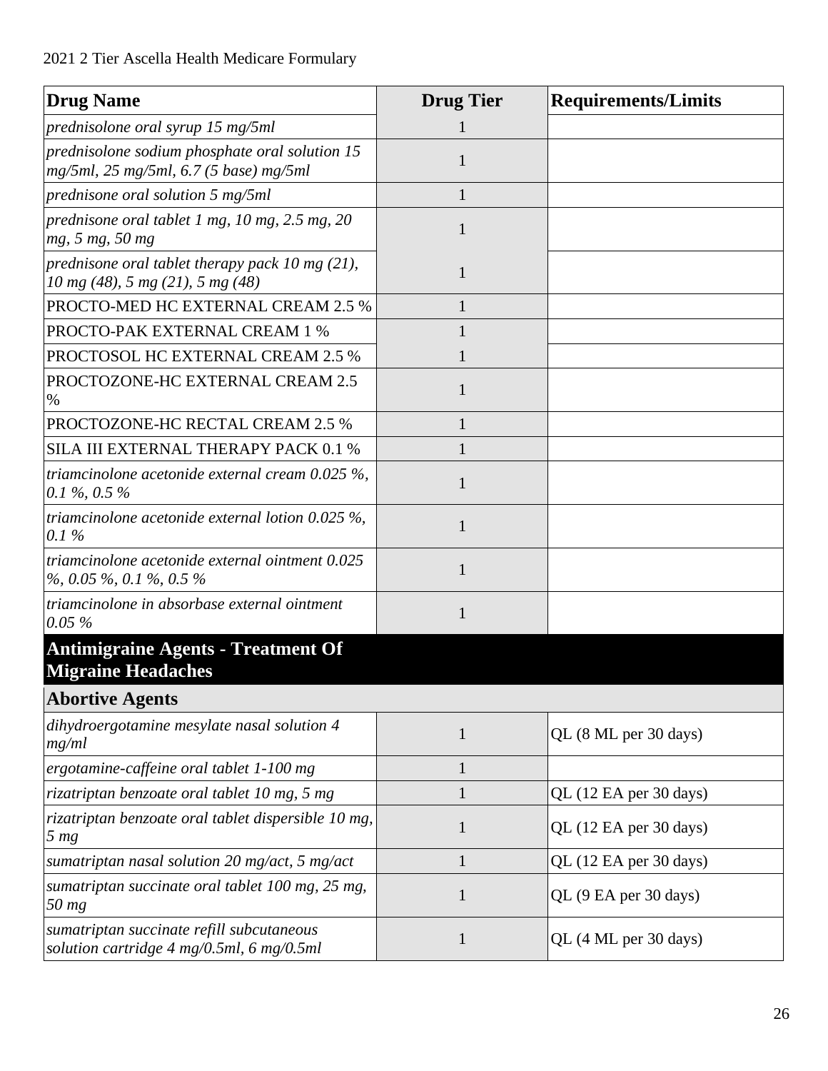| Drug Name | Drug Tier | Requirements/Limits |
|---|---|---|
| *prednisolone oral syrup 15 mg/5ml* | 1 | |
| *prednisolone sodium phosphate oral solution 15 mg/5ml, 25 mg/5ml, 6.7 (5 base) mg/5ml* | 1 | |
| *prednisone oral solution 5 mg/5ml* | 1 | |
| *prednisone oral tablet 1 mg, 10 mg, 2.5 mg, 20 mg, 5 mg, 50 mg* | 1 | |
| *prednisone oral tablet therapy pack 10 mg (21), 10 mg (48), 5 mg (21), 5 mg (48)* | 1 | |
| PROCTO-MED HC EXTERNAL CREAM 2.5 % | 1 | |
| PROCTO-PAK EXTERNAL CREAM 1 % | 1 | |
| PROCTOSOL HC EXTERNAL CREAM 2.5 % | 1 | |
| PROCTOZONE-HC EXTERNAL CREAM 2.5 % | 1 | |
| PROCTOZONE-HC RECTAL CREAM 2.5 % | 1 | |
| SILA III EXTERNAL THERAPY PACK 0.1 % | 1 | |
| *triamcinolone acetonide external cream 0.025 %, 0.1 %, 0.5 %* | 1 | |
| *triamcinolone acetonide external lotion 0.025 %, 0.1 %* | 1 | |
| *triamcinolone acetonide external ointment 0.025 %, 0.05 %, 0.1 %, 0.5 %* | 1 | |
| *triamcinolone in absorbase external ointment 0.05 %* | 1 | |
| **Antimigraine Agents - Treatment Of Migraine Headaches** | | |
| **Abortive Agents** | | |
| *dihydroergotamine mesylate nasal solution 4 mg/ml* | 1 | QL (8 ML per 30 days) |
| *ergotamine-caffeine oral tablet 1-100 mg* | 1 | |
| *rizatriptan benzoate oral tablet 10 mg, 5 mg* | 1 | QL (12 EA per 30 days) |
| *rizatriptan benzoate oral tablet dispersible 10 mg, 5 mg* | 1 | QL (12 EA per 30 days) |
| *sumatriptan nasal solution 20 mg/act, 5 mg/act* | 1 | QL (12 EA per 30 days) |
| *sumatriptan succinate oral tablet 100 mg, 25 mg, 50 mg* | 1 | QL (9 EA per 30 days) |
| *sumatriptan succinate refill subcutaneous solution cartridge 4 mg/0.5ml, 6 mg/0.5ml* | 1 | QL (4 ML per 30 days) |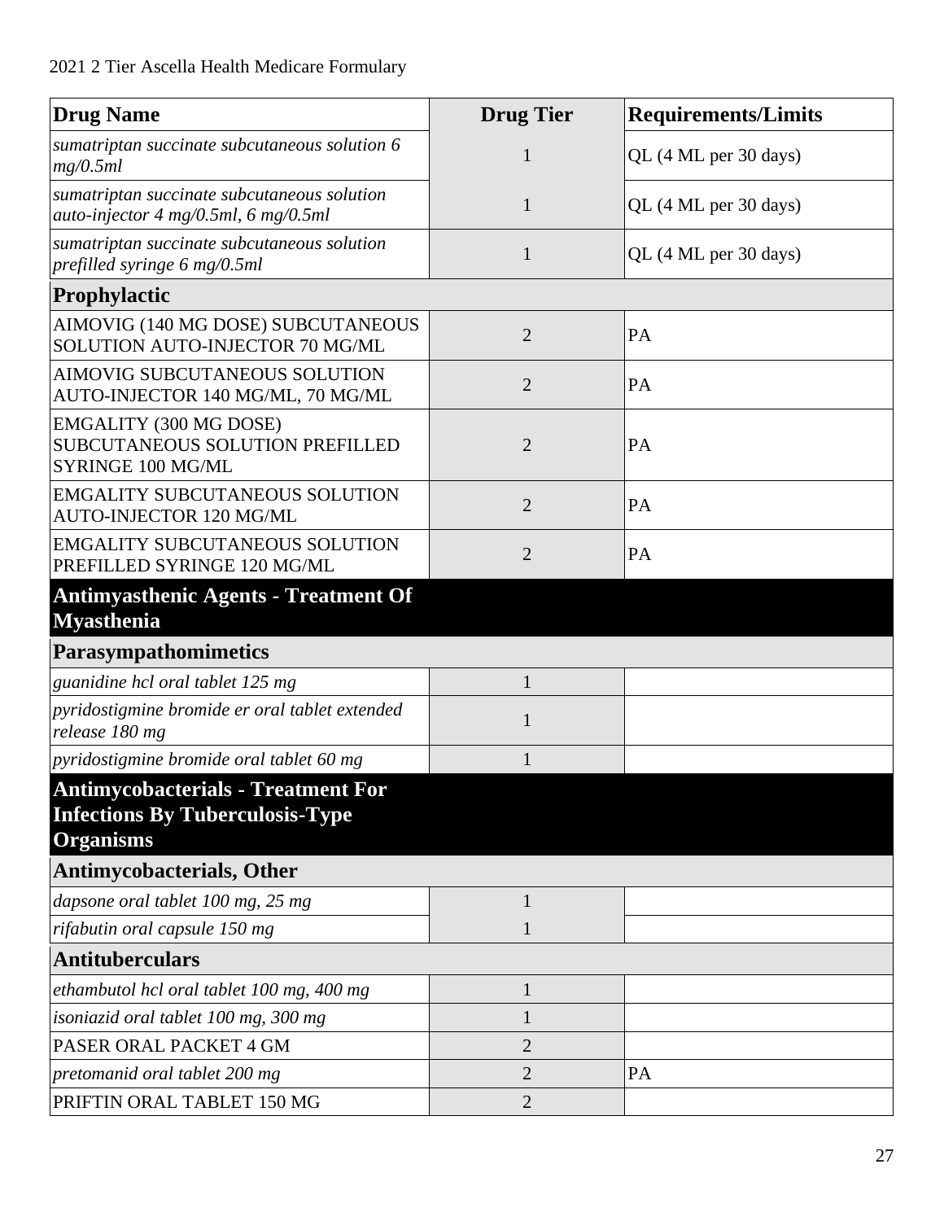| Drug Name | Drug Tier | Requirements/Limits |
|---|---|---|
| *sumatriptan succinate subcutaneous solution 6 mg/0.5ml* | 1 | QL (4 ML per 30 days) |
| *sumatriptan succinate subcutaneous solution auto-injector 4 mg/0.5ml, 6 mg/0.5ml* | 1 | QL (4 ML per 30 days) |
| *sumatriptan succinate subcutaneous solution prefilled syringe 6 mg/0.5ml* | 1 | QL (4 ML per 30 days) |
| **Prophylactic** | | |
| AIMOVIG (140 MG DOSE) SUBCUTANEOUS SOLUTION AUTO-INJECTOR 70 MG/ML | 2 | PA |
| AIMOVIG SUBCUTANEOUS SOLUTION AUTO-INJECTOR 140 MG/ML, 70 MG/ML | 2 | PA |
| EMGALITY (300 MG DOSE) SUBCUTANEOUS SOLUTION PREFILLED SYRINGE 100 MG/ML | 2 | PA |
| EMGALITY SUBCUTANEOUS SOLUTION AUTO-INJECTOR 120 MG/ML | 2 | PA |
| EMGALITY SUBCUTANEOUS SOLUTION PREFILLED SYRINGE 120 MG/ML | 2 | PA |
| **Antimyasthenic Agents - Treatment Of Myasthenia** | | |
| **Parasympathomimetics** | | |
| *guanidine hcl oral tablet 125 mg* | 1 | |
| *pyridostigmine bromide er oral tablet extended release 180 mg* | 1 | |
| *pyridostigmine bromide oral tablet 60 mg* | 1 | |
| **Antimycobacterials - Treatment For Infections By Tuberculosis-Type Organisms** | | |
| **Antimycobacterials, Other** | | |
| *dapsone oral tablet 100 mg, 25 mg* | 1 | |
| *rifabutin oral capsule 150 mg* | 1 | |
| **Antituberculars** | | |
| *ethambutol hcl oral tablet 100 mg, 400 mg* | 1 | |
| *isoniazid oral tablet 100 mg, 300 mg* | 1 | |
| PASER ORAL PACKET 4 GM | 2 | |
| *pretomanid oral tablet 200 mg* | 2 | PA |
| PRIFTIN ORAL TABLET 150 MG | 2 | |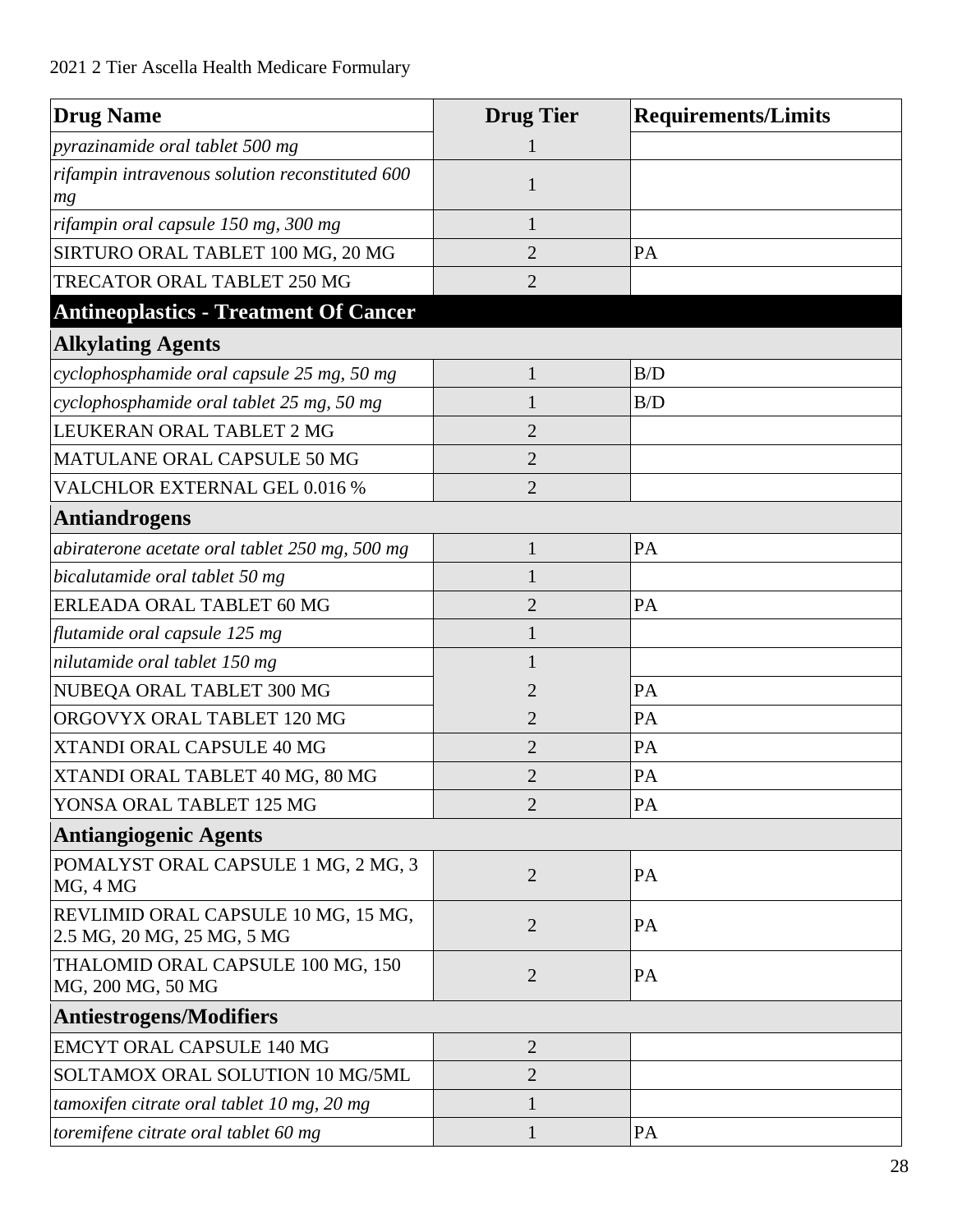| Drug Name | Drug Tier | Requirements/Limits |
|---|---|---|
| *pyrazinamide oral tablet 500 mg* | 1 | |
| *rifampin intravenous solution reconstituted 600 mg* | 1 | |
| *rifampin oral capsule 150 mg, 300 mg* | 1 | |
| SIRTURO ORAL TABLET 100 MG, 20 MG | 2 | PA |
| TRECATOR ORAL TABLET 250 MG | 2 | |
| **Antineoplastics - Treatment Of Cancer** | | |
| **Alkylating Agents** | | |
| *cyclophosphamide oral capsule 25 mg, 50 mg* | 1 | B/D |
| *cyclophosphamide oral tablet 25 mg, 50 mg* | 1 | B/D |
| LEUKERAN ORAL TABLET 2 MG | 2 | |
| MATULANE ORAL CAPSULE 50 MG | 2 | |
| VALCHLOR EXTERNAL GEL 0.016 % | 2 | |
| **Antiandrogens** | | |
| *abiraterone acetate oral tablet 250 mg, 500 mg* | 1 | PA |
| *bicalutamide oral tablet 50 mg* | 1 | |
| ERLEADA ORAL TABLET 60 MG | 2 | PA |
| *flutamide oral capsule 125 mg* | 1 | |
| *nilutamide oral tablet 150 mg* | 1 | |
| NUBEQA ORAL TABLET 300 MG | 2 | PA |
| ORGOVYX ORAL TABLET 120 MG | 2 | PA |
| XTANDI ORAL CAPSULE 40 MG | 2 | PA |
| XTANDI ORAL TABLET 40 MG, 80 MG | 2 | PA |
| YONSA ORAL TABLET 125 MG | 2 | PA |
| **Antiangiogenic Agents** | | |
| POMALYST ORAL CAPSULE 1 MG, 2 MG, 3 MG, 4 MG | 2 | PA |
| REVLIMID ORAL CAPSULE 10 MG, 15 MG, 2.5 MG, 20 MG, 25 MG, 5 MG | 2 | PA |
| THALOMID ORAL CAPSULE 100 MG, 150 MG, 200 MG, 50 MG | 2 | PA |
| **Antiestrogens/Modifiers** | | |
| EMCYT ORAL CAPSULE 140 MG | 2 | |
| SOLTAMOX ORAL SOLUTION 10 MG/5ML | 2 | |
| *tamoxifen citrate oral tablet 10 mg, 20 mg* | 1 | |
| *toremifene citrate oral tablet 60 mg* | 1 | PA |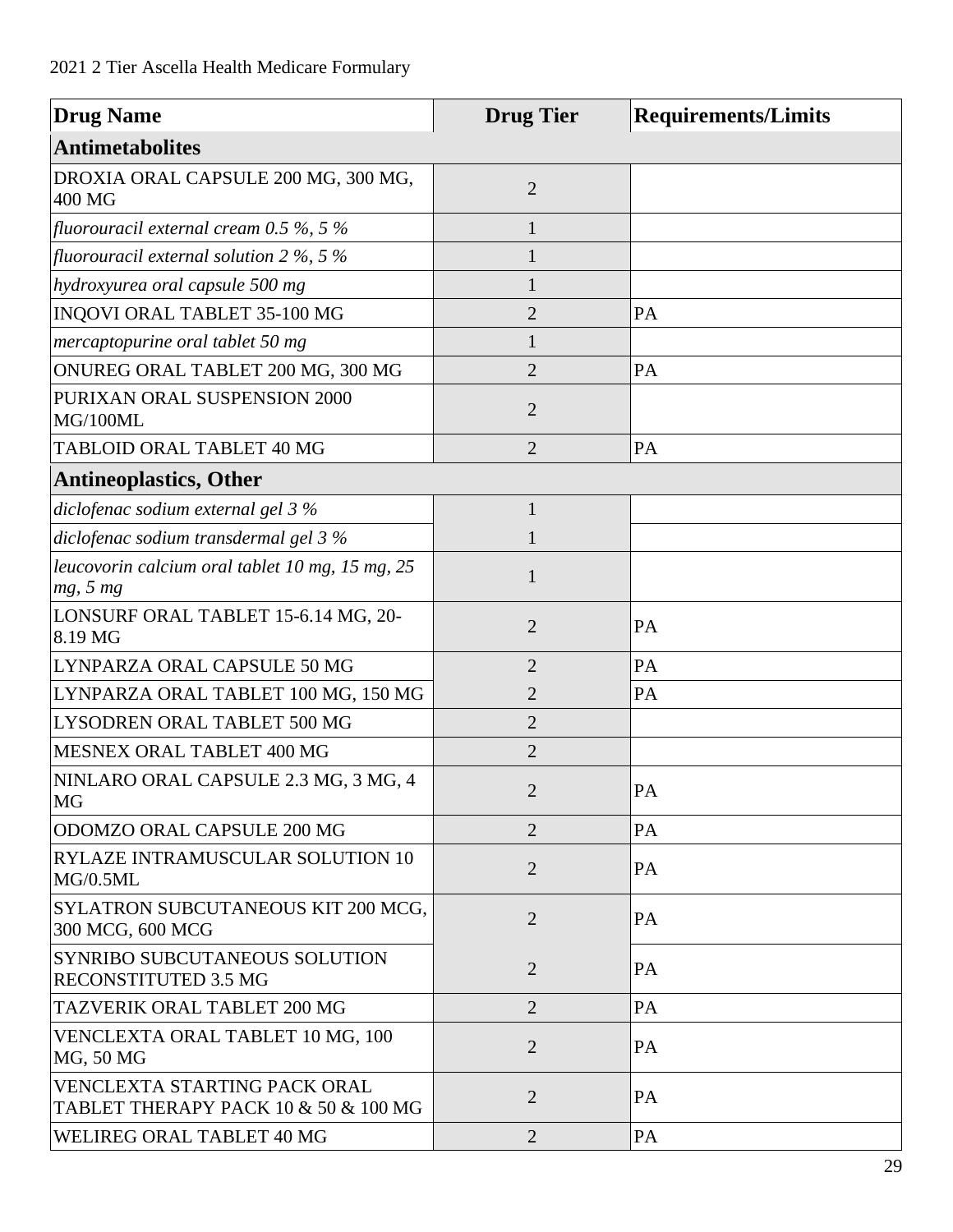| Drug Name | Drug Tier | Requirements/Limits |
|---|---|---|
| **Antimetabolites** | | |
| DROXIA ORAL CAPSULE 200 MG, 300 MG, 400 MG | 2 | |
| *fluorouracil external cream 0.5 %, 5 %* | 1 | |
| *fluorouracil external solution 2 %, 5 %* | 1 | |
| *hydroxyurea oral capsule 500 mg* | 1 | |
| INQOVI ORAL TABLET 35-100 MG | 2 | PA |
| *mercaptopurine oral tablet 50 mg* | 1 | |
| ONUREG ORAL TABLET 200 MG, 300 MG | 2 | PA |
| PURIXAN ORAL SUSPENSION 2000 MG/100ML | 2 | |
| TABLOID ORAL TABLET 40 MG | 2 | PA |
| **Antineoplastics, Other** | | |
| *diclofenac sodium external gel 3 %* | 1 | |
| *diclofenac sodium transdermal gel 3 %* | 1 | |
| *leucovorin calcium oral tablet 10 mg, 15 mg, 25 mg, 5 mg* | 1 | |
| LONSURF ORAL TABLET 15-6.14 MG, 20-8.19 MG | 2 | PA |
| LYNPARZA ORAL CAPSULE 50 MG | 2 | PA |
| LYNPARZA ORAL TABLET 100 MG, 150 MG | 2 | PA |
| LYSODREN ORAL TABLET 500 MG | 2 | |
| MESNEX ORAL TABLET 400 MG | 2 | |
| NINLARO ORAL CAPSULE 2.3 MG, 3 MG, 4 MG | 2 | PA |
| ODOMZO ORAL CAPSULE 200 MG | 2 | PA |
| RYLAZE INTRAMUSCULAR SOLUTION 10 MG/0.5ML | 2 | PA |
| SYLATRON SUBCUTANEOUS KIT 200 MCG, 300 MCG, 600 MCG | 2 | PA |
| SYNRIBO SUBCUTANEOUS SOLUTION RECONSTITUTED 3.5 MG | 2 | PA |
| TAZVERIK ORAL TABLET 200 MG | 2 | PA |
| VENCLEXTA ORAL TABLET 10 MG, 100 MG, 50 MG | 2 | PA |
| VENCLEXTA STARTING PACK ORAL TABLET THERAPY PACK 10 & 50 & 100 MG | 2 | PA |
| WELIREG ORAL TABLET 40 MG | 2 | PA |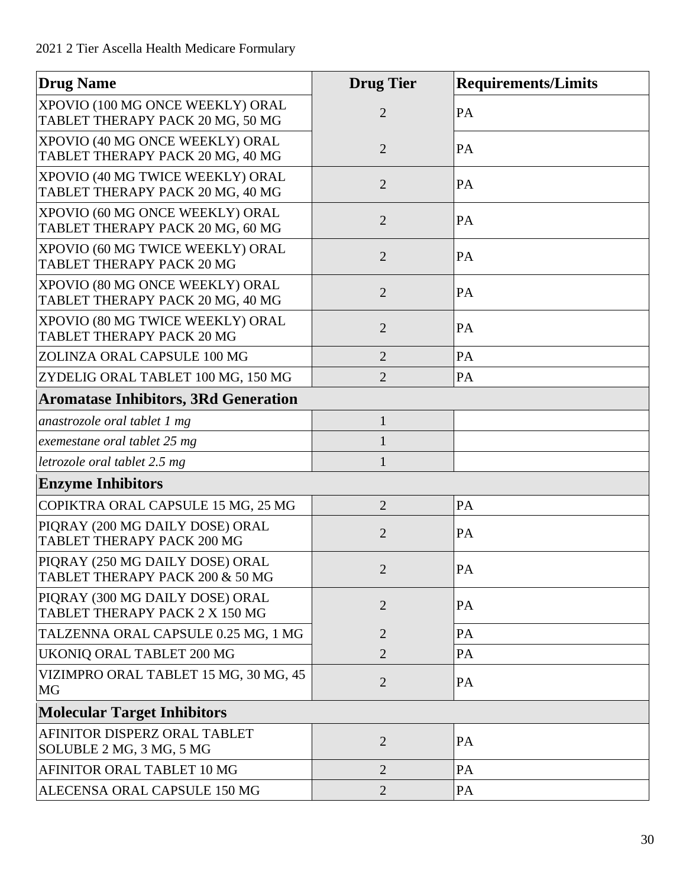| Drug Name | Drug Tier | Requirements/Limits |
|---|---|---|
| XPOVIO (100 MG ONCE WEEKLY) ORAL TABLET THERAPY PACK 20 MG, 50 MG | 2 | PA |
| XPOVIO (40 MG ONCE WEEKLY) ORAL TABLET THERAPY PACK 20 MG, 40 MG | 2 | PA |
| XPOVIO (40 MG TWICE WEEKLY) ORAL TABLET THERAPY PACK 20 MG, 40 MG | 2 | PA |
| XPOVIO (60 MG ONCE WEEKLY) ORAL TABLET THERAPY PACK 20 MG, 60 MG | 2 | PA |
| XPOVIO (60 MG TWICE WEEKLY) ORAL TABLET THERAPY PACK 20 MG | 2 | PA |
| XPOVIO (80 MG ONCE WEEKLY) ORAL TABLET THERAPY PACK 20 MG, 40 MG | 2 | PA |
| XPOVIO (80 MG TWICE WEEKLY) ORAL TABLET THERAPY PACK 20 MG | 2 | PA |
| ZOLINZA ORAL CAPSULE 100 MG | 2 | PA |
| ZYDELIG ORAL TABLET 100 MG, 150 MG | 2 | PA |
| **Aromatase Inhibitors, 3Rd Generation** | | |
| *anastrozole oral tablet 1 mg* | 1 | |
| *exemestane oral tablet 25 mg* | 1 | |
| *letrozole oral tablet 2.5 mg* | 1 | |
| **Enzyme Inhibitors** | | |
| COPIKTRA ORAL CAPSULE 15 MG, 25 MG | 2 | PA |
| PIQRAY (200 MG DAILY DOSE) ORAL TABLET THERAPY PACK 200 MG | 2 | PA |
| PIQRAY (250 MG DAILY DOSE) ORAL TABLET THERAPY PACK 200 & 50 MG | 2 | PA |
| PIQRAY (300 MG DAILY DOSE) ORAL TABLET THERAPY PACK 2 X 150 MG | 2 | PA |
| TALZENNA ORAL CAPSULE 0.25 MG, 1 MG | 2 | PA |
| UKONIQ ORAL TABLET 200 MG | 2 | PA |
| VIZIMPRO ORAL TABLET 15 MG, 30 MG, 45 MG | 2 | PA |
| **Molecular Target Inhibitors** | | |
| AFINITOR DISPERZ ORAL TABLET SOLUBLE 2 MG, 3 MG, 5 MG | 2 | PA |
| AFINITOR ORAL TABLET 10 MG | 2 | PA |
| ALECENSA ORAL CAPSULE 150 MG | 2 | PA |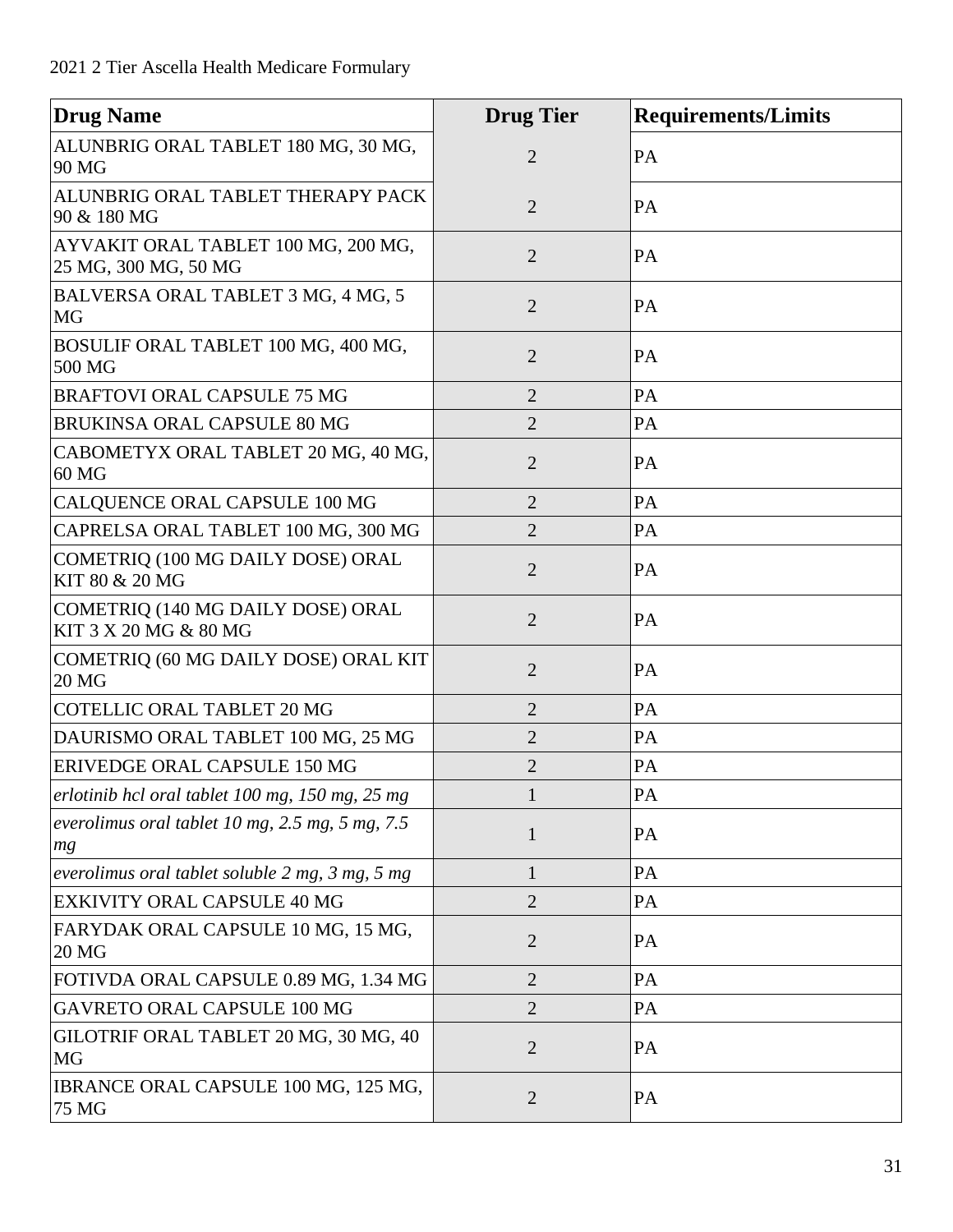| Drug Name | Drug Tier | Requirements/Limits |
| --- | --- | --- |
| ALUNBRIG ORAL TABLET 180 MG, 30 MG, 90 MG | 2 | PA |
| ALUNBRIG ORAL TABLET THERAPY PACK 90 & 180 MG | 2 | PA |
| AYVAKIT ORAL TABLET 100 MG, 200 MG, 25 MG, 300 MG, 50 MG | 2 | PA |
| BALVERSA ORAL TABLET 3 MG, 4 MG, 5 MG | 2 | PA |
| BOSULIF ORAL TABLET 100 MG, 400 MG, 500 MG | 2 | PA |
| BRAFTOVI ORAL CAPSULE 75 MG | 2 | PA |
| BRUKINSA ORAL CAPSULE 80 MG | 2 | PA |
| CABOMETYX ORAL TABLET 20 MG, 40 MG, 60 MG | 2 | PA |
| CALQUENCE ORAL CAPSULE 100 MG | 2 | PA |
| CAPRELSA ORAL TABLET 100 MG, 300 MG | 2 | PA |
| COMETRIQ (100 MG DAILY DOSE) ORAL KIT 80 & 20 MG | 2 | PA |
| COMETRIQ (140 MG DAILY DOSE) ORAL KIT 3 X 20 MG & 80 MG | 2 | PA |
| COMETRIQ (60 MG DAILY DOSE) ORAL KIT 20 MG | 2 | PA |
| COTELLIC ORAL TABLET 20 MG | 2 | PA |
| DAURISMO ORAL TABLET 100 MG, 25 MG | 2 | PA |
| ERIVEDGE ORAL CAPSULE 150 MG | 2 | PA |
| *erlotinib hcl oral tablet 100 mg, 150 mg, 25 mg* | 1 | PA |
| *everolimus oral tablet 10 mg, 2.5 mg, 5 mg, 7.5 mg* | 1 | PA |
| *everolimus oral tablet soluble 2 mg, 3 mg, 5 mg* | 1 | PA |
| EXKIVITY ORAL CAPSULE 40 MG | 2 | PA |
| FARYDAK ORAL CAPSULE 10 MG, 15 MG, 20 MG | 2 | PA |
| FOTIVDA ORAL CAPSULE 0.89 MG, 1.34 MG | 2 | PA |
| GAVRETO ORAL CAPSULE 100 MG | 2 | PA |
| GILOTRIF ORAL TABLET 20 MG, 30 MG, 40 MG | 2 | PA |
| IBRANCE ORAL CAPSULE 100 MG, 125 MG, 75 MG | 2 | PA |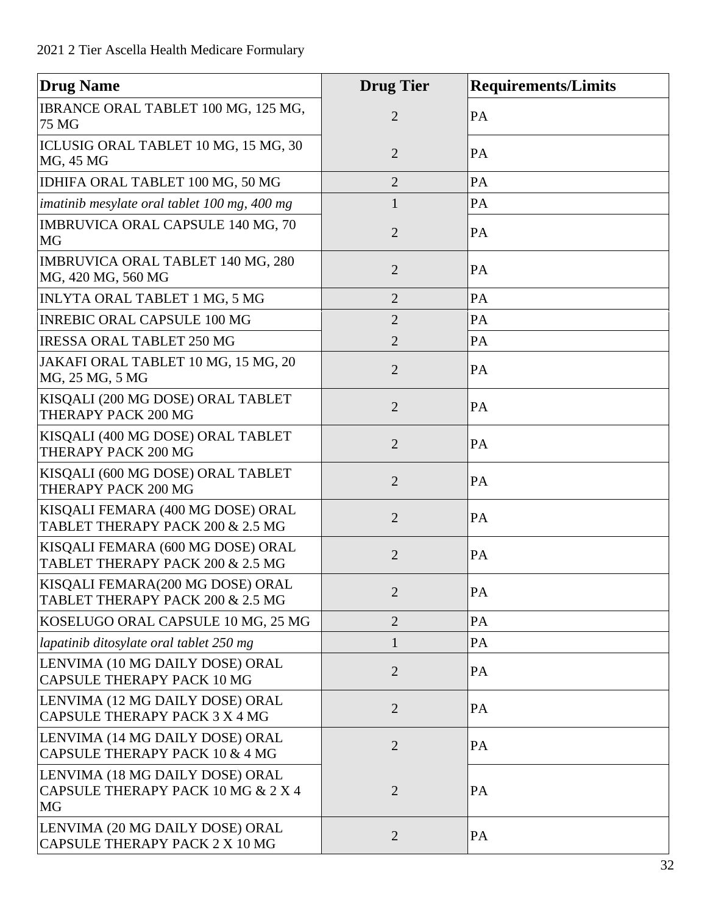| Drug Name | Drug Tier | Requirements/Limits |
|---|---|---|
| IBRANCE ORAL TABLET 100 MG, 125 MG, 75 MG | 2 | PA |
| ICLUSIG ORAL TABLET 10 MG, 15 MG, 30 MG, 45 MG | 2 | PA |
| IDHIFA ORAL TABLET 100 MG, 50 MG | 2 | PA |
| *imatinib mesylate oral tablet 100 mg, 400 mg* | 1 | PA |
| IMBRUVICA ORAL CAPSULE 140 MG, 70 MG | 2 | PA |
| IMBRUVICA ORAL TABLET 140 MG, 280 MG, 420 MG, 560 MG | 2 | PA |
| INLYTA ORAL TABLET 1 MG, 5 MG | 2 | PA |
| INREBIC ORAL CAPSULE 100 MG | 2 | PA |
| IRESSA ORAL TABLET 250 MG | 2 | PA |
| JAKAFI ORAL TABLET 10 MG, 15 MG, 20 MG, 25 MG, 5 MG | 2 | PA |
| KISQALI (200 MG DOSE) ORAL TABLET THERAPY PACK 200 MG | 2 | PA |
| KISQALI (400 MG DOSE) ORAL TABLET THERAPY PACK 200 MG | 2 | PA |
| KISQALI (600 MG DOSE) ORAL TABLET THERAPY PACK 200 MG | 2 | PA |
| KISQALI FEMARA (400 MG DOSE) ORAL TABLET THERAPY PACK 200 & 2.5 MG | 2 | PA |
| KISQALI FEMARA (600 MG DOSE) ORAL TABLET THERAPY PACK 200 & 2.5 MG | 2 | PA |
| KISQALI FEMARA(200 MG DOSE) ORAL TABLET THERAPY PACK 200 & 2.5 MG | 2 | PA |
| KOSELUGO ORAL CAPSULE 10 MG, 25 MG | 2 | PA |
| *lapatinib ditosylate oral tablet 250 mg* | 1 | PA |
| LENVIMA (10 MG DAILY DOSE) ORAL CAPSULE THERAPY PACK 10 MG | 2 | PA |
| LENVIMA (12 MG DAILY DOSE) ORAL CAPSULE THERAPY PACK 3 X 4 MG | 2 | PA |
| LENVIMA (14 MG DAILY DOSE) ORAL CAPSULE THERAPY PACK 10 & 4 MG | 2 | PA |
| LENVIMA (18 MG DAILY DOSE) ORAL CAPSULE THERAPY PACK 10 MG & 2 X 4 MG | 2 | PA |
| LENVIMA (20 MG DAILY DOSE) ORAL CAPSULE THERAPY PACK 2 X 10 MG | 2 | PA |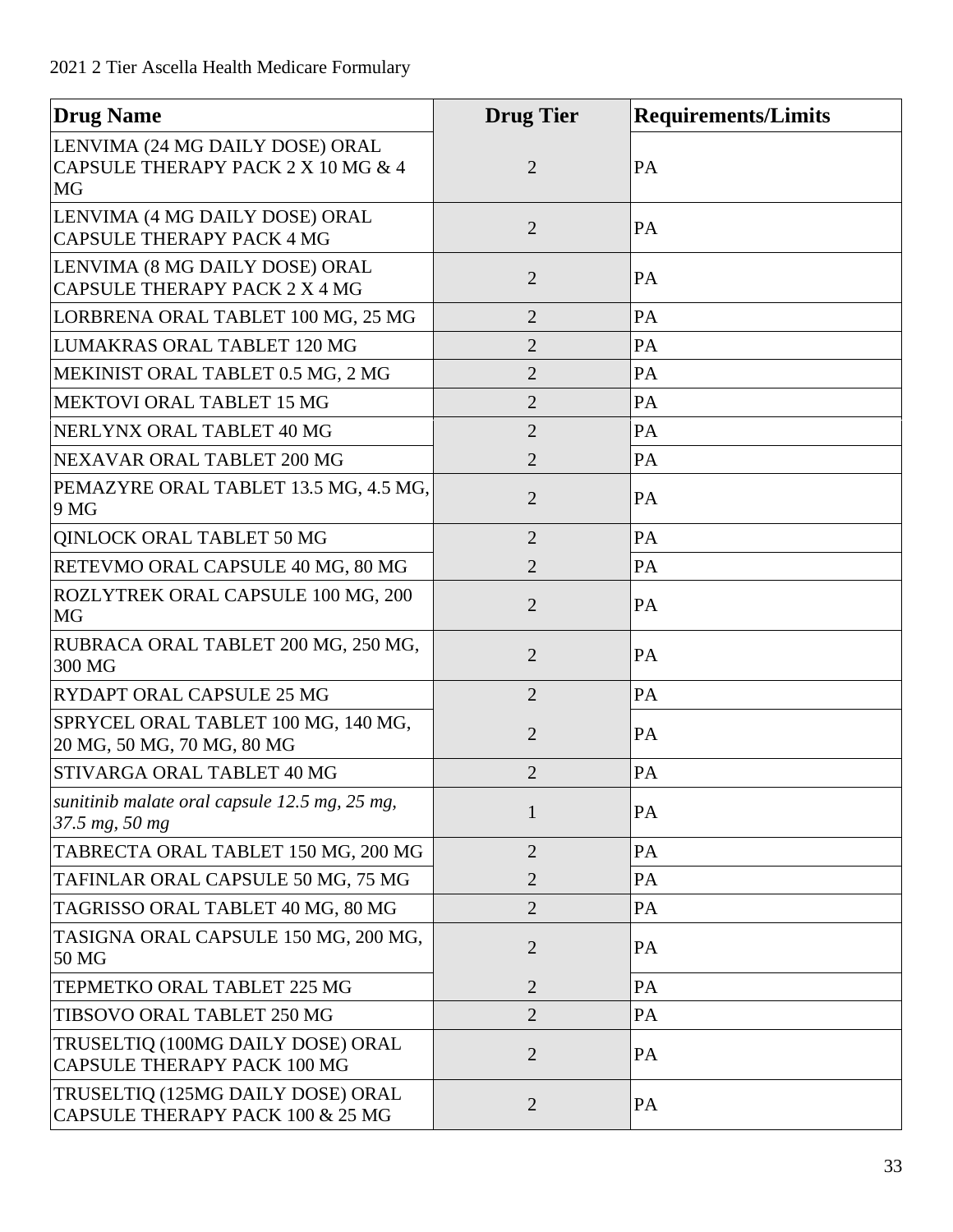| Drug Name | Drug Tier | Requirements/Limits |
|---|---|---|
| LENVIMA (24 MG DAILY DOSE) ORAL CAPSULE THERAPY PACK 2 X 10 MG & 4 MG | 2 | PA |
| LENVIMA (4 MG DAILY DOSE) ORAL CAPSULE THERAPY PACK 4 MG | 2 | PA |
| LENVIMA (8 MG DAILY DOSE) ORAL CAPSULE THERAPY PACK 2 X 4 MG | 2 | PA |
| LORBRENA ORAL TABLET 100 MG, 25 MG | 2 | PA |
| LUMAKRAS ORAL TABLET 120 MG | 2 | PA |
| MEKINIST ORAL TABLET 0.5 MG, 2 MG | 2 | PA |
| MEKTOVI ORAL TABLET 15 MG | 2 | PA |
| NERLYNX ORAL TABLET 40 MG | 2 | PA |
| NEXAVAR ORAL TABLET 200 MG | 2 | PA |
| PEMAZYRE ORAL TABLET 13.5 MG, 4.5 MG, 9 MG | 2 | PA |
| QINLOCK ORAL TABLET 50 MG | 2 | PA |
| RETEVMO ORAL CAPSULE 40 MG, 80 MG | 2 | PA |
| ROZLYTREK ORAL CAPSULE 100 MG, 200 MG | 2 | PA |
| RUBRACA ORAL TABLET 200 MG, 250 MG, 300 MG | 2 | PA |
| RYDAPT ORAL CAPSULE 25 MG | 2 | PA |
| SPRYCEL ORAL TABLET 100 MG, 140 MG, 20 MG, 50 MG, 70 MG, 80 MG | 2 | PA |
| STIVARGA ORAL TABLET 40 MG | 2 | PA |
| *sunitinib malate oral capsule 12.5 mg, 25 mg, 37.5 mg, 50 mg* | 1 | PA |
| TABRECTA ORAL TABLET 150 MG, 200 MG | 2 | PA |
| TAFINLAR ORAL CAPSULE 50 MG, 75 MG | 2 | PA |
| TAGRISSO ORAL TABLET 40 MG, 80 MG | 2 | PA |
| TASIGNA ORAL CAPSULE 150 MG, 200 MG, 50 MG | 2 | PA |
| TEPMETKO ORAL TABLET 225 MG | 2 | PA |
| TIBSOVO ORAL TABLET 250 MG | 2 | PA |
| TRUSELTIQ (100MG DAILY DOSE) ORAL CAPSULE THERAPY PACK 100 MG | 2 | PA |
| TRUSELTIQ (125MG DAILY DOSE) ORAL CAPSULE THERAPY PACK 100 & 25 MG | 2 | PA |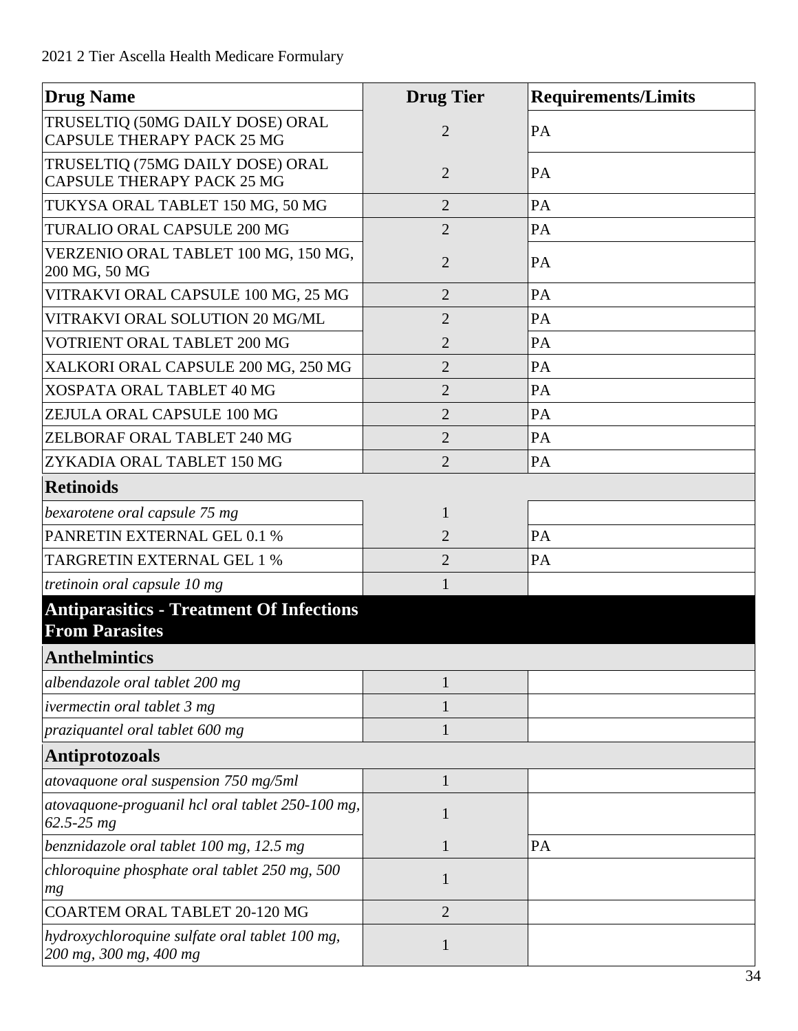| Drug Name | Drug Tier | Requirements/Limits |
|---|---|---|
| TRUSELTIQ (50MG DAILY DOSE) ORAL CAPSULE THERAPY PACK 25 MG | 2 | PA |
| TRUSELTIQ (75MG DAILY DOSE) ORAL CAPSULE THERAPY PACK 25 MG | 2 | PA |
| TUKYSA ORAL TABLET 150 MG, 50 MG | 2 | PA |
| TURALIO ORAL CAPSULE 200 MG | 2 | PA |
| VERZENIO ORAL TABLET 100 MG, 150 MG, 200 MG, 50 MG | 2 | PA |
| VITRAKVI ORAL CAPSULE 100 MG, 25 MG | 2 | PA |
| VITRAKVI ORAL SOLUTION 20 MG/ML | 2 | PA |
| VOTRIENT ORAL TABLET 200 MG | 2 | PA |
| XALKORI ORAL CAPSULE 200 MG, 250 MG | 2 | PA |
| XOSPATA ORAL TABLET 40 MG | 2 | PA |
| ZEJULA ORAL CAPSULE 100 MG | 2 | PA |
| ZELBORAF ORAL TABLET 240 MG | 2 | PA |
| ZYKADIA ORAL TABLET 150 MG | 2 | PA |
| **Retinoids** | | |
| *bexarotene oral capsule 75 mg* | 1 | |
| PANRETIN EXTERNAL GEL 0.1 % | 2 | PA |
| TARGRETIN EXTERNAL GEL 1 % | 2 | PA |
| *tretinoin oral capsule 10 mg* | 1 | |
| **Antiparasitics - Treatment Of Infections From Parasites** | | |
| **Anthelmintics** | | |
| *albendazole oral tablet 200 mg* | 1 | |
| *ivermectin oral tablet 3 mg* | 1 | |
| *praziquantel oral tablet 600 mg* | 1 | |
| **Antiprotozoals** | | |
| *atovaquone oral suspension 750 mg/5ml* | 1 | |
| *atovaquone-proguanil hcl oral tablet 250-100 mg, 62.5-25 mg* | 1 | |
| *benznidazole oral tablet 100 mg, 12.5 mg* | 1 | PA |
| *chloroquine phosphate oral tablet 250 mg, 500 mg* | 1 | |
| COARTEM ORAL TABLET 20-120 MG | 2 | |
| *hydroxychloroquine sulfate oral tablet 100 mg, 200 mg, 300 mg, 400 mg* | 1 | |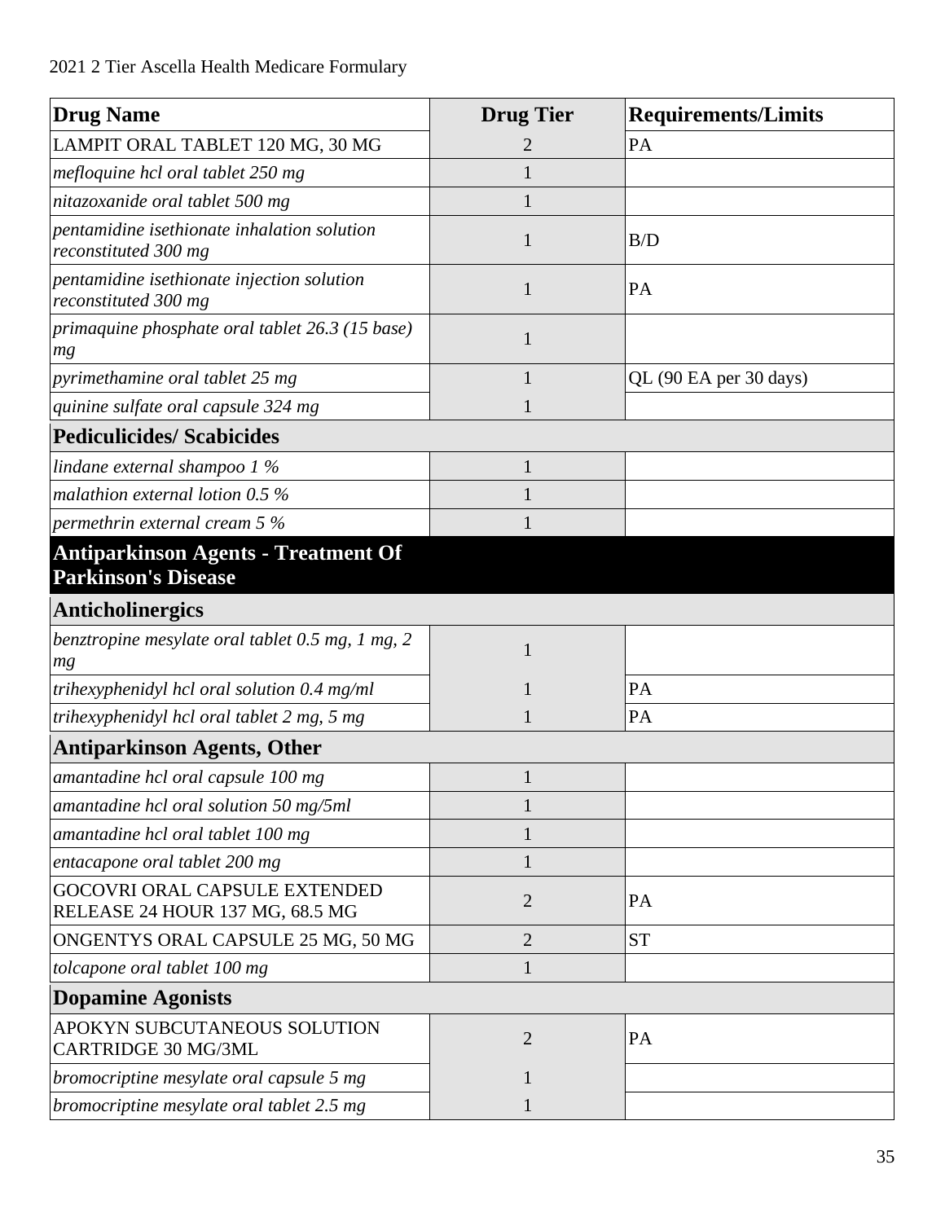| Drug Name | Drug Tier | Requirements/Limits |
|---|---|---|
| LAMPIT ORAL TABLET 120 MG, 30 MG | 2 | PA |
| *mefloquine hcl oral tablet 250 mg* | 1 | |
| *nitazoxanide oral tablet 500 mg* | 1 | |
| *pentamidine isethionate inhalation solution reconstituted 300 mg* | 1 | B/D |
| *pentamidine isethionate injection solution reconstituted 300 mg* | 1 | PA |
| *primaquine phosphate oral tablet 26.3 (15 base) mg* | 1 | |
| *pyrimethamine oral tablet 25 mg* | 1 | QL (90 EA per 30 days) |
| *quinine sulfate oral capsule 324 mg* | 1 | |
| **Pediculicides/ Scabicides** | | |
| *lindane external shampoo 1 %* | 1 | |
| *malathion external lotion 0.5 %* | 1 | |
| *permethrin external cream 5 %* | 1 | |
| **Antiparkinson Agents - Treatment Of Parkinson's Disease** | | |
| **Anticholinergics** | | |
| *benztropine mesylate oral tablet 0.5 mg, 1 mg, 2 mg* | 1 | |
| *trihexyphenidyl hcl oral solution 0.4 mg/ml* | 1 | PA |
| *trihexyphenidyl hcl oral tablet 2 mg, 5 mg* | 1 | PA |
| **Antiparkinson Agents, Other** | | |
| *amantadine hcl oral capsule 100 mg* | 1 | |
| *amantadine hcl oral solution 50 mg/5ml* | 1 | |
| *amantadine hcl oral tablet 100 mg* | 1 | |
| *entacapone oral tablet 200 mg* | 1 | |
| GOCOVRI ORAL CAPSULE EXTENDED RELEASE 24 HOUR 137 MG, 68.5 MG | 2 | PA |
| ONGENTYS ORAL CAPSULE 25 MG, 50 MG | 2 | ST |
| *tolcapone oral tablet 100 mg* | 1 | |
| **Dopamine Agonists** | | |
| APOKYN SUBCUTANEOUS SOLUTION CARTRIDGE 30 MG/3ML | 2 | PA |
| *bromocriptine mesylate oral capsule 5 mg* | 1 | |
| *bromocriptine mesylate oral tablet 2.5 mg* | 1 | |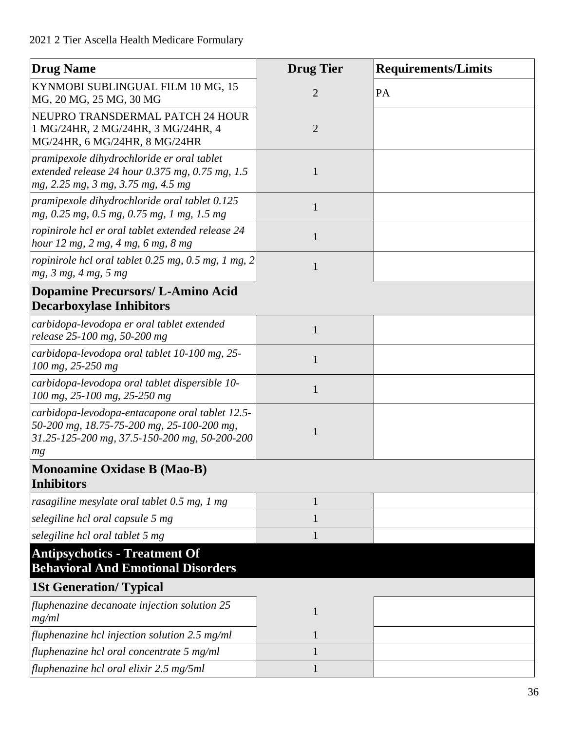| Drug Name | Drug Tier | Requirements/Limits |
|---|---|---|
| KYNMOBI SUBLINGUAL FILM 10 MG, 15 MG, 20 MG, 25 MG, 30 MG | 2 | PA |
| NEUPRO TRANSDERMAL PATCH 24 HOUR 1 MG/24HR, 2 MG/24HR, 3 MG/24HR, 4 MG/24HR, 6 MG/24HR, 8 MG/24HR | 2 | |
| *pramipexole dihydrochloride er oral tablet extended release 24 hour 0.375 mg, 0.75 mg, 1.5 mg, 2.25 mg, 3 mg, 3.75 mg, 4.5 mg* | 1 | |
| *pramipexole dihydrochloride oral tablet 0.125 mg, 0.25 mg, 0.5 mg, 0.75 mg, 1 mg, 1.5 mg* | 1 | |
| *ropinirole hcl er oral tablet extended release 24 hour 12 mg, 2 mg, 4 mg, 6 mg, 8 mg* | 1 | |
| *ropinirole hcl oral tablet 0.25 mg, 0.5 mg, 1 mg, 2 mg, 3 mg, 4 mg, 5 mg* | 1 | |
| **Dopamine Precursors/ L-Amino Acid Decarboxylase Inhibitors** | | |
| *carbidopa-levodopa er oral tablet extended release 25-100 mg, 50-200 mg* | 1 | |
| *carbidopa-levodopa oral tablet 10-100 mg, 25-100 mg, 25-250 mg* | 1 | |
| *carbidopa-levodopa oral tablet dispersible 10-100 mg, 25-100 mg, 25-250 mg* | 1 | |
| *carbidopa-levodopa-entacapone oral tablet 12.5-50-200 mg, 18.75-75-200 mg, 25-100-200 mg, 31.25-125-200 mg, 37.5-150-200 mg, 50-200-200 mg* | 1 | |
| **Monoamine Oxidase B (Mao-B) Inhibitors** | | |
| *rasagiline mesylate oral tablet 0.5 mg, 1 mg* | 1 | |
| *selegiline hcl oral capsule 5 mg* | 1 | |
| *selegiline hcl oral tablet 5 mg* | 1 | |
| **Antipsychotics - Treatment Of Behavioral And Emotional Disorders** | | |
| **1St Generation/ Typical** | | |
| *fluphenazine decanoate injection solution 25 mg/ml* | 1 | |
| *fluphenazine hcl injection solution 2.5 mg/ml* | 1 | |
| *fluphenazine hcl oral concentrate 5 mg/ml* | 1 | |
| *fluphenazine hcl oral elixir 2.5 mg/5ml* | 1 | |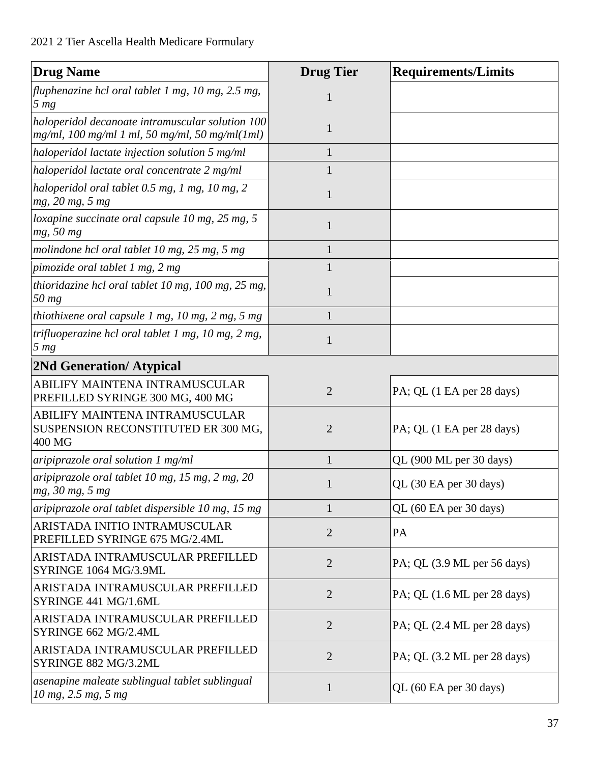| Drug Name | Drug Tier | Requirements/Limits |
|---|---|---|
| *fluphenazine hcl oral tablet 1 mg, 10 mg, 2.5 mg, 5 mg* | 1 | |
| *haloperidol decanoate intramuscular solution 100 mg/ml, 100 mg/ml 1 ml, 50 mg/ml, 50 mg/ml(1ml)* | 1 | |
| *haloperidol lactate injection solution 5 mg/ml* | 1 | |
| *haloperidol lactate oral concentrate 2 mg/ml* | 1 | |
| *haloperidol oral tablet 0.5 mg, 1 mg, 10 mg, 2 mg, 20 mg, 5 mg* | 1 | |
| *loxapine succinate oral capsule 10 mg, 25 mg, 5 mg, 50 mg* | 1 | |
| *molindone hcl oral tablet 10 mg, 25 mg, 5 mg* | 1 | |
| *pimozide oral tablet 1 mg, 2 mg* | 1 | |
| *thioridazine hcl oral tablet 10 mg, 100 mg, 25 mg, 50 mg* | 1 | |
| *thiothixene oral capsule 1 mg, 10 mg, 2 mg, 5 mg* | 1 | |
| *trifluoperazine hcl oral tablet 1 mg, 10 mg, 2 mg, 5 mg* | 1 | |
| **2Nd Generation/ Atypical** | | |
| ABILIFY MAINTENA INTRAMUSCULAR PREFILLED SYRINGE 300 MG, 400 MG | 2 | PA; QL (1 EA per 28 days) |
| ABILIFY MAINTENA INTRAMUSCULAR SUSPENSION RECONSTITUTED ER 300 MG, 400 MG | 2 | PA; QL (1 EA per 28 days) |
| *aripiprazole oral solution 1 mg/ml* | 1 | QL (900 ML per 30 days) |
| *aripiprazole oral tablet 10 mg, 15 mg, 2 mg, 20 mg, 30 mg, 5 mg* | 1 | QL (30 EA per 30 days) |
| *aripiprazole oral tablet dispersible 10 mg, 15 mg* | 1 | QL (60 EA per 30 days) |
| ARISTADA INITIO INTRAMUSCULAR PREFILLED SYRINGE 675 MG/2.4ML | 2 | PA |
| ARISTADA INTRAMUSCULAR PREFILLED SYRINGE 1064 MG/3.9ML | 2 | PA; QL (3.9 ML per 56 days) |
| ARISTADA INTRAMUSCULAR PREFILLED SYRINGE 441 MG/1.6ML | 2 | PA; QL (1.6 ML per 28 days) |
| ARISTADA INTRAMUSCULAR PREFILLED SYRINGE 662 MG/2.4ML | 2 | PA; QL (2.4 ML per 28 days) |
| ARISTADA INTRAMUSCULAR PREFILLED SYRINGE 882 MG/3.2ML | 2 | PA; QL (3.2 ML per 28 days) |
| *asenapine maleate sublingual tablet sublingual 10 mg, 2.5 mg, 5 mg* | 1 | QL (60 EA per 30 days) |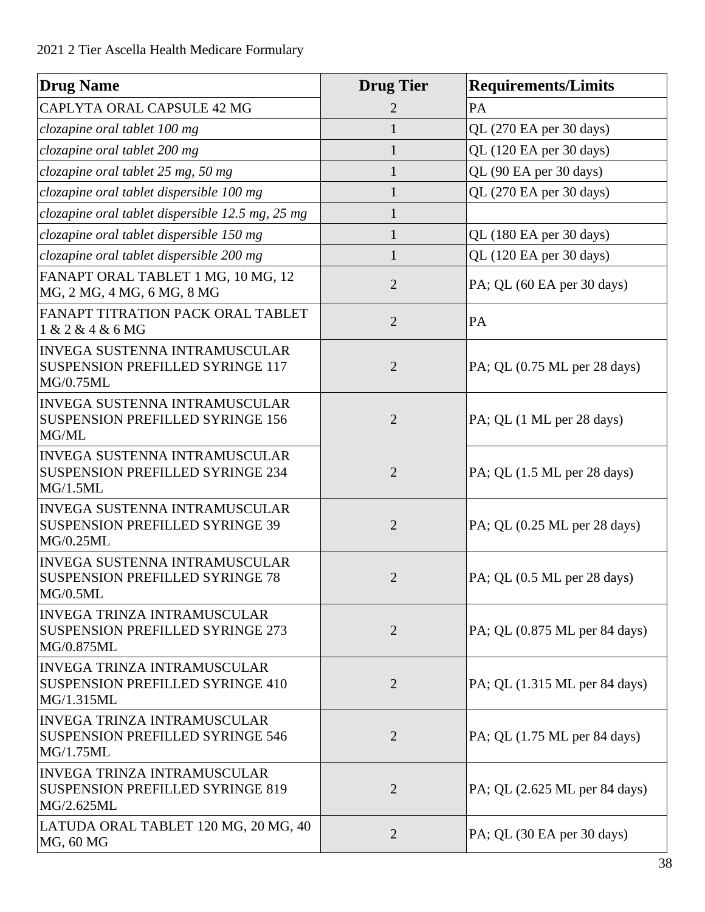| Drug Name | Drug Tier | Requirements/Limits |
|---|---|---|
| CAPLYTA ORAL CAPSULE 42 MG | 2 | PA |
| *clozapine oral tablet 100 mg* | 1 | QL (270 EA per 30 days) |
| *clozapine oral tablet 200 mg* | 1 | QL (120 EA per 30 days) |
| *clozapine oral tablet 25 mg, 50 mg* | 1 | QL (90 EA per 30 days) |
| *clozapine oral tablet dispersible 100 mg* | 1 | QL (270 EA per 30 days) |
| *clozapine oral tablet dispersible 12.5 mg, 25 mg* | 1 | |
| *clozapine oral tablet dispersible 150 mg* | 1 | QL (180 EA per 30 days) |
| *clozapine oral tablet dispersible 200 mg* | 1 | QL (120 EA per 30 days) |
| FANAPT ORAL TABLET 1 MG, 10 MG, 12 MG, 2 MG, 4 MG, 6 MG, 8 MG | 2 | PA; QL (60 EA per 30 days) |
| FANAPT TITRATION PACK ORAL TABLET 1 & 2 & 4 & 6 MG | 2 | PA |
| INVEGA SUSTENNA INTRAMUSCULAR SUSPENSION PREFILLED SYRINGE 117 MG/0.75ML | 2 | PA; QL (0.75 ML per 28 days) |
| INVEGA SUSTENNA INTRAMUSCULAR SUSPENSION PREFILLED SYRINGE 156 MG/ML | 2 | PA; QL (1 ML per 28 days) |
| INVEGA SUSTENNA INTRAMUSCULAR SUSPENSION PREFILLED SYRINGE 234 MG/1.5ML | 2 | PA; QL (1.5 ML per 28 days) |
| INVEGA SUSTENNA INTRAMUSCULAR SUSPENSION PREFILLED SYRINGE 39 MG/0.25ML | 2 | PA; QL (0.25 ML per 28 days) |
| INVEGA SUSTENNA INTRAMUSCULAR SUSPENSION PREFILLED SYRINGE 78 MG/0.5ML | 2 | PA; QL (0.5 ML per 28 days) |
| INVEGA TRINZA INTRAMUSCULAR SUSPENSION PREFILLED SYRINGE 273 MG/0.875ML | 2 | PA; QL (0.875 ML per 84 days) |
| INVEGA TRINZA INTRAMUSCULAR SUSPENSION PREFILLED SYRINGE 410 MG/1.315ML | 2 | PA; QL (1.315 ML per 84 days) |
| INVEGA TRINZA INTRAMUSCULAR SUSPENSION PREFILLED SYRINGE 546 MG/1.75ML | 2 | PA; QL (1.75 ML per 84 days) |
| INVEGA TRINZA INTRAMUSCULAR SUSPENSION PREFILLED SYRINGE 819 MG/2.625ML | 2 | PA; QL (2.625 ML per 84 days) |
| LATUDA ORAL TABLET 120 MG, 20 MG, 40 MG, 60 MG | 2 | PA; QL (30 EA per 30 days) |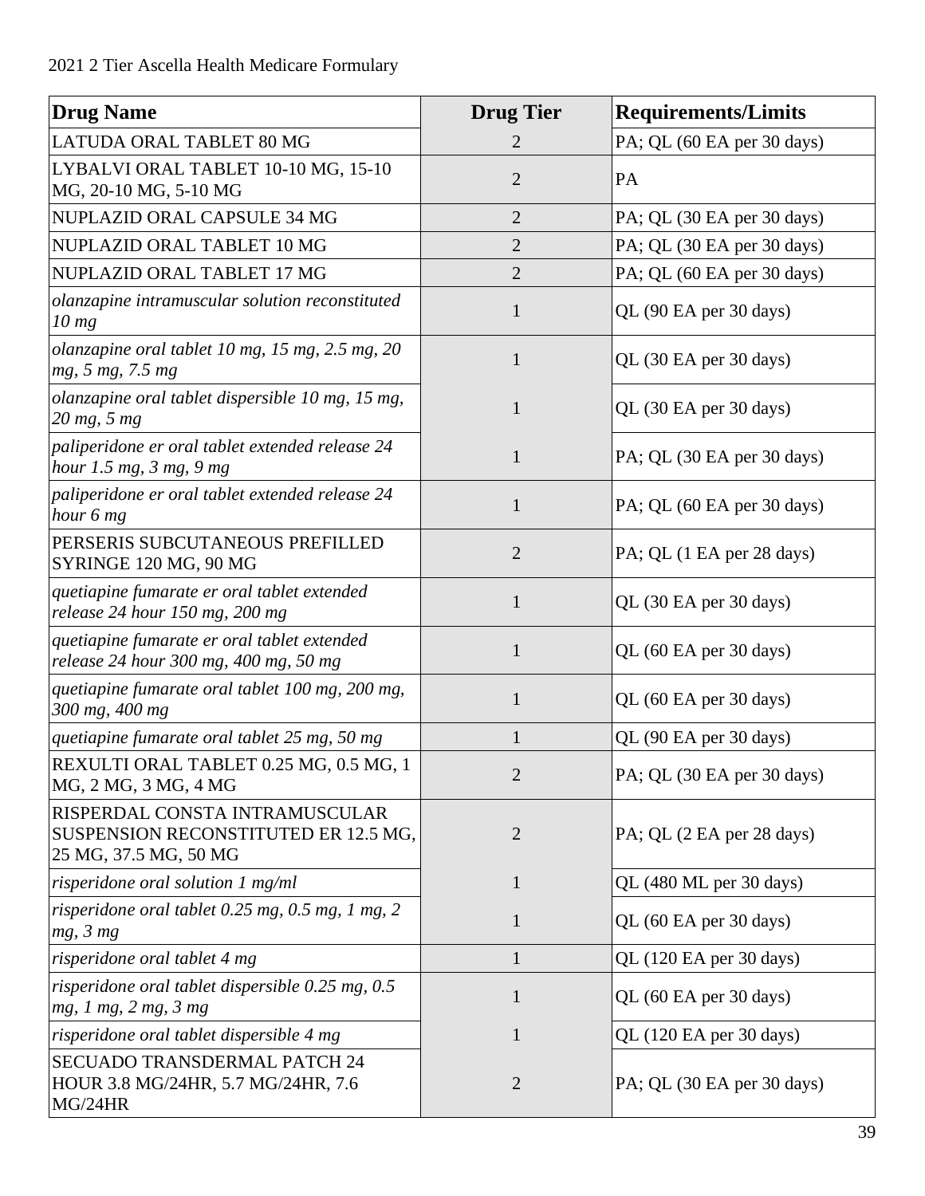| Drug Name | Drug Tier | Requirements/Limits |
|---|---|---|
| LATUDA ORAL TABLET 80 MG | 2 | PA; QL (60 EA per 30 days) |
| LYBALVI ORAL TABLET 10-10 MG, 15-10 MG, 20-10 MG, 5-10 MG | 2 | PA |
| NUPLAZID ORAL CAPSULE 34 MG | 2 | PA; QL (30 EA per 30 days) |
| NUPLAZID ORAL TABLET 10 MG | 2 | PA; QL (30 EA per 30 days) |
| NUPLAZID ORAL TABLET 17 MG | 2 | PA; QL (60 EA per 30 days) |
| *olanzapine intramuscular solution reconstituted 10 mg* | 1 | QL (90 EA per 30 days) |
| *olanzapine oral tablet 10 mg, 15 mg, 2.5 mg, 20 mg, 5 mg, 7.5 mg* | 1 | QL (30 EA per 30 days) |
| *olanzapine oral tablet dispersible 10 mg, 15 mg, 20 mg, 5 mg* | 1 | QL (30 EA per 30 days) |
| *paliperidone er oral tablet extended release 24 hour 1.5 mg, 3 mg, 9 mg* | 1 | PA; QL (30 EA per 30 days) |
| *paliperidone er oral tablet extended release 24 hour 6 mg* | 1 | PA; QL (60 EA per 30 days) |
| PERSERIS SUBCUTANEOUS PREFILLED SYRINGE 120 MG, 90 MG | 2 | PA; QL (1 EA per 28 days) |
| *quetiapine fumarate er oral tablet extended release 24 hour 150 mg, 200 mg* | 1 | QL (30 EA per 30 days) |
| *quetiapine fumarate er oral tablet extended release 24 hour 300 mg, 400 mg, 50 mg* | 1 | QL (60 EA per 30 days) |
| *quetiapine fumarate oral tablet 100 mg, 200 mg, 300 mg, 400 mg* | 1 | QL (60 EA per 30 days) |
| *quetiapine fumarate oral tablet 25 mg, 50 mg* | 1 | QL (90 EA per 30 days) |
| REXULTI ORAL TABLET 0.25 MG, 0.5 MG, 1 MG, 2 MG, 3 MG, 4 MG | 2 | PA; QL (30 EA per 30 days) |
| RISPERDAL CONSTA INTRAMUSCULAR SUSPENSION RECONSTITUTED ER 12.5 MG, 25 MG, 37.5 MG, 50 MG | 2 | PA; QL (2 EA per 28 days) |
| *risperidone oral solution 1 mg/ml* | 1 | QL (480 ML per 30 days) |
| *risperidone oral tablet 0.25 mg, 0.5 mg, 1 mg, 2 mg, 3 mg* | 1 | QL (60 EA per 30 days) |
| *risperidone oral tablet 4 mg* | 1 | QL (120 EA per 30 days) |
| *risperidone oral tablet dispersible 0.25 mg, 0.5 mg, 1 mg, 2 mg, 3 mg* | 1 | QL (60 EA per 30 days) |
| *risperidone oral tablet dispersible 4 mg* | 1 | QL (120 EA per 30 days) |
| SECUADO TRANSDERMAL PATCH 24 HOUR 3.8 MG/24HR, 5.7 MG/24HR, 7.6 MG/24HR | 2 | PA; QL (30 EA per 30 days) |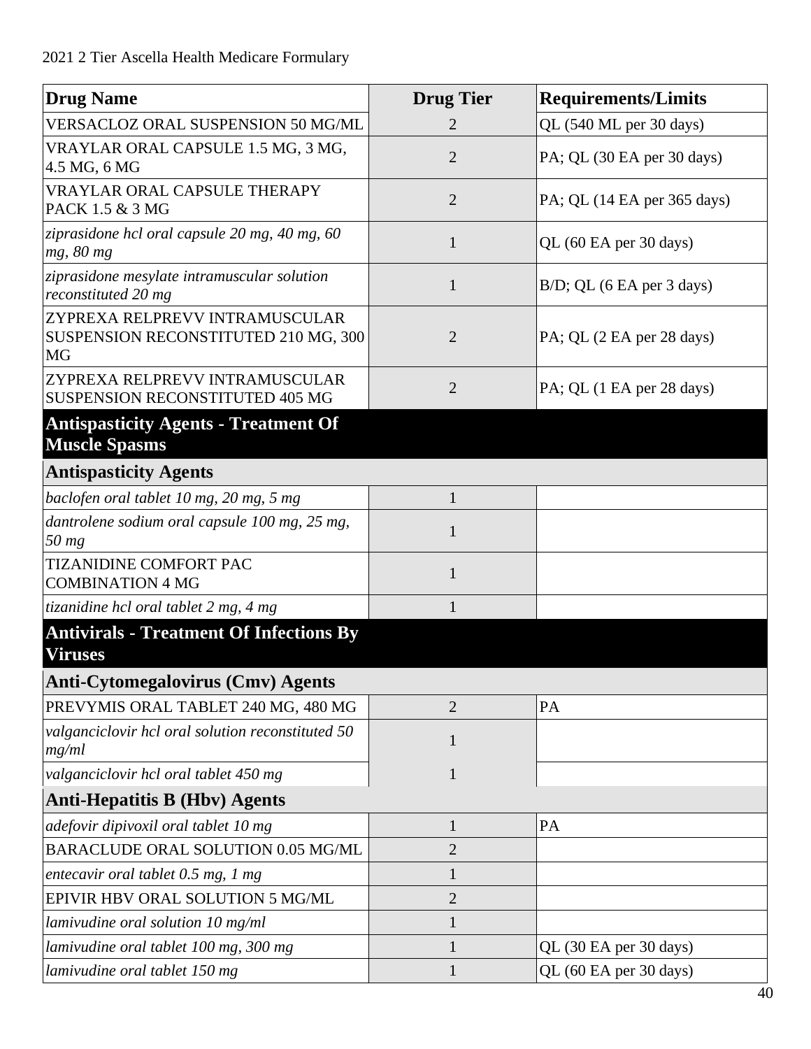| Drug Name | Drug Tier | Requirements/Limits |
|---|---|---|
| VERSACLOZ ORAL SUSPENSION 50 MG/ML | 2 | QL (540 ML per 30 days) |
| VRAYLAR ORAL CAPSULE 1.5 MG, 3 MG, 4.5 MG, 6 MG | 2 | PA; QL (30 EA per 30 days) |
| VRAYLAR ORAL CAPSULE THERAPY PACK 1.5 & 3 MG | 2 | PA; QL (14 EA per 365 days) |
| *ziprasidone hcl oral capsule 20 mg, 40 mg, 60 mg, 80 mg* | 1 | QL (60 EA per 30 days) |
| *ziprasidone mesylate intramuscular solution reconstituted 20 mg* | 1 | B/D; QL (6 EA per 3 days) |
| ZYPREXA RELPREVV INTRAMUSCULAR SUSPENSION RECONSTITUTED 210 MG, 300 MG | 2 | PA; QL (2 EA per 28 days) |
| ZYPREXA RELPREVV INTRAMUSCULAR SUSPENSION RECONSTITUTED 405 MG | 2 | PA; QL (1 EA per 28 days) |
| **Antispasticity Agents - Treatment Of Muscle Spasms** | | |
| **Antispasticity Agents** | | |
| *baclofen oral tablet 10 mg, 20 mg, 5 mg* | 1 | |
| *dantrolene sodium oral capsule 100 mg, 25 mg, 50 mg* | 1 | |
| TIZANIDINE COMFORT PAC COMBINATION 4 MG | 1 | |
| *tizanidine hcl oral tablet 2 mg, 4 mg* | 1 | |
| **Antivirals - Treatment Of Infections By Viruses** | | |
| **Anti-Cytomegalovirus (Cmv) Agents** | | |
| PREVYMIS ORAL TABLET 240 MG, 480 MG | 2 | PA |
| *valganciclovir hcl oral solution reconstituted 50 mg/ml* | 1 | |
| *valganciclovir hcl oral tablet 450 mg* | 1 | |
| **Anti-Hepatitis B (Hbv) Agents** | | |
| *adefovir dipivoxil oral tablet 10 mg* | 1 | PA |
| BARACLUDE ORAL SOLUTION 0.05 MG/ML | 2 | |
| *entecavir oral tablet 0.5 mg, 1 mg* | 1 | |
| EPIVIR HBV ORAL SOLUTION 5 MG/ML | 2 | |
| *lamivudine oral solution 10 mg/ml* | 1 | |
| *lamivudine oral tablet 100 mg, 300 mg* | 1 | QL (30 EA per 30 days) |
| *lamivudine oral tablet 150 mg* | 1 | QL (60 EA per 30 days) |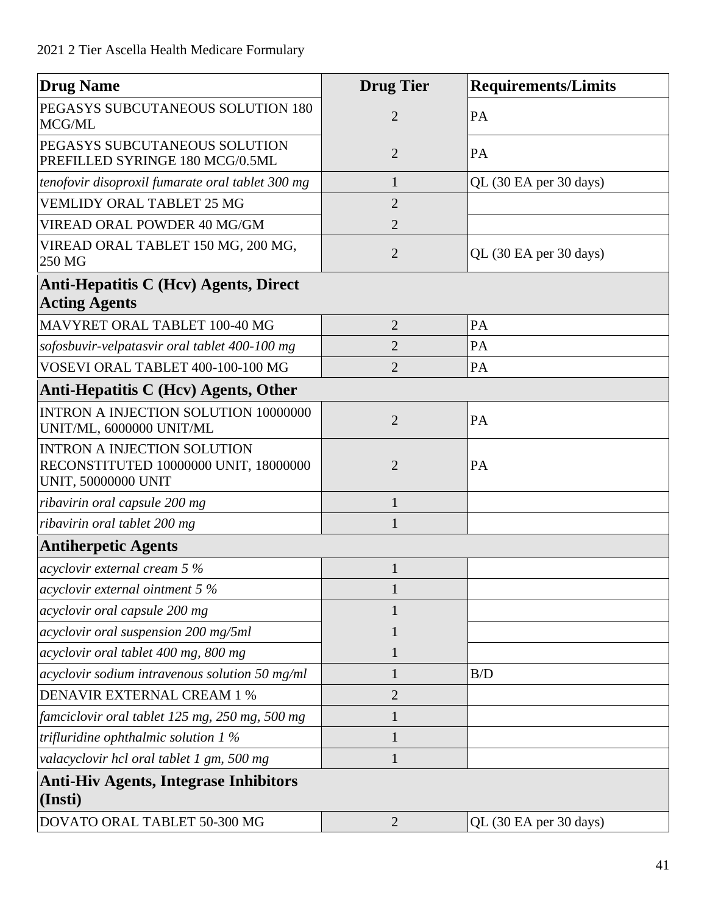| Drug Name | Drug Tier | Requirements/Limits |
|---|---|---|
| PEGASYS SUBCUTANEOUS SOLUTION 180 MCG/ML | 2 | PA |
| PEGASYS SUBCUTANEOUS SOLUTION PREFILLED SYRINGE 180 MCG/0.5ML | 2 | PA |
| *tenofovir disoproxil fumarate oral tablet 300 mg* | 1 | QL (30 EA per 30 days) |
| VEMLIDY ORAL TABLET 25 MG | 2 | |
| VIREAD ORAL POWDER 40 MG/GM | 2 | |
| VIREAD ORAL TABLET 150 MG, 200 MG, 250 MG | 2 | QL (30 EA per 30 days) |
| **Anti-Hepatitis C (Hcv) Agents, Direct Acting Agents** | | |
| MAVYRET ORAL TABLET 100-40 MG | 2 | PA |
| *sofosbuvir-velpatasvir oral tablet 400-100 mg* | 2 | PA |
| VOSEVI ORAL TABLET 400-100-100 MG | 2 | PA |
| **Anti-Hepatitis C (Hcv) Agents, Other** | | |
| INTRON A INJECTION SOLUTION 10000000 UNIT/ML, 6000000 UNIT/ML | 2 | PA |
| INTRON A INJECTION SOLUTION RECONSTITUTED 10000000 UNIT, 18000000 UNIT, 50000000 UNIT | 2 | PA |
| *ribavirin oral capsule 200 mg* | 1 | |
| *ribavirin oral tablet 200 mg* | 1 | |
| **Antiherpetic Agents** | | |
| *acyclovir external cream 5 %* | 1 | |
| *acyclovir external ointment 5 %* | 1 | |
| *acyclovir oral capsule 200 mg* | 1 | |
| *acyclovir oral suspension 200 mg/5ml* | 1 | |
| *acyclovir oral tablet 400 mg, 800 mg* | 1 | |
| *acyclovir sodium intravenous solution 50 mg/ml* | 1 | B/D |
| DENAVIR EXTERNAL CREAM 1 % | 2 | |
| *famciclovir oral tablet 125 mg, 250 mg, 500 mg* | 1 | |
| *trifluridine ophthalmic solution 1 %* | 1 | |
| *valacyclovir hcl oral tablet 1 gm, 500 mg* | 1 | |
| **Anti-Hiv Agents, Integrase Inhibitors (Insti)** | | |
| DOVATO ORAL TABLET 50-300 MG | 2 | QL (30 EA per 30 days) |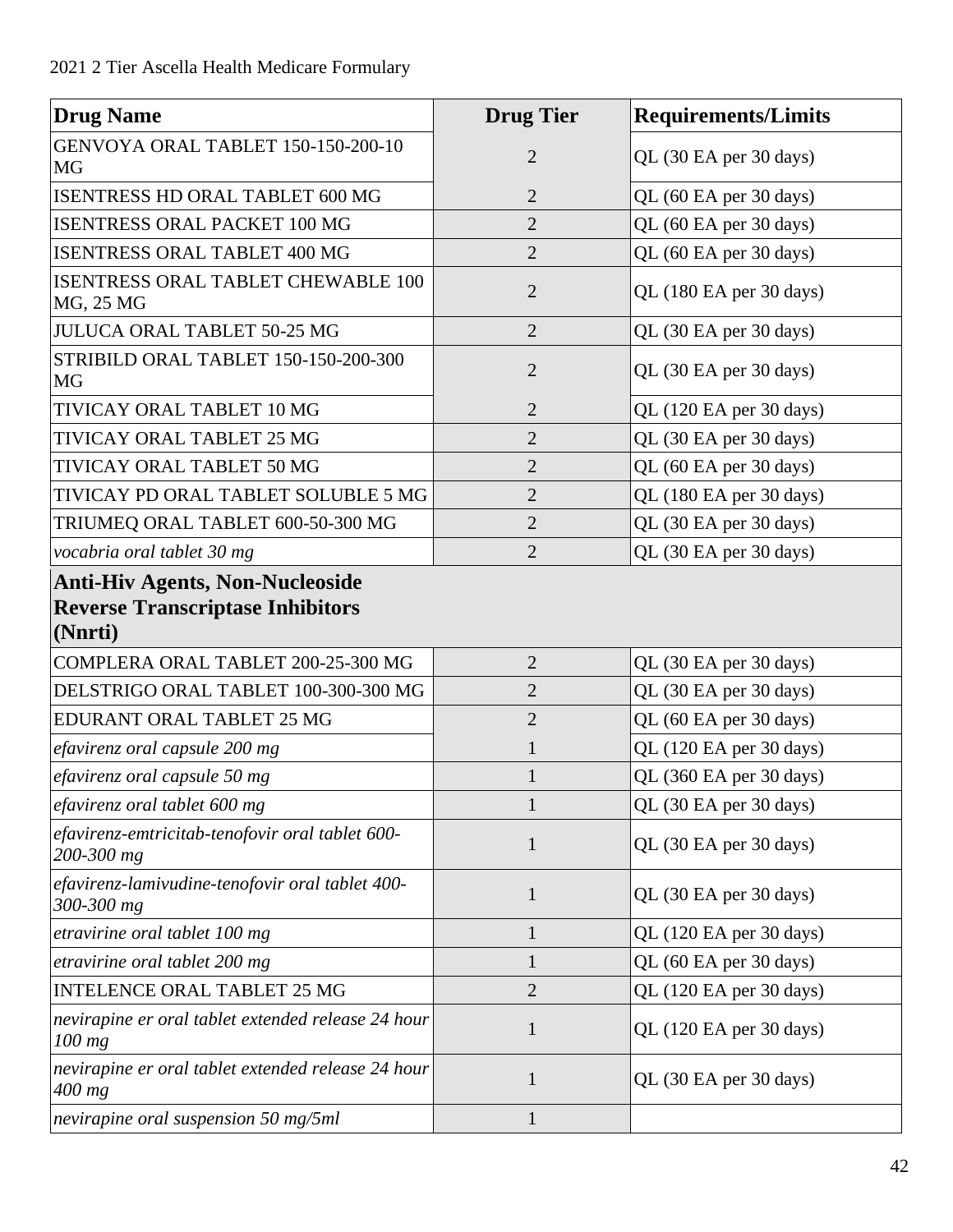| Drug Name | Drug Tier | Requirements/Limits |
|---|---|---|
| GENVOYA ORAL TABLET 150-150-200-10 MG | 2 | QL (30 EA per 30 days) |
| ISENTRESS HD ORAL TABLET 600 MG | 2 | QL (60 EA per 30 days) |
| ISENTRESS ORAL PACKET 100 MG | 2 | QL (60 EA per 30 days) |
| ISENTRESS ORAL TABLET 400 MG | 2 | QL (60 EA per 30 days) |
| ISENTRESS ORAL TABLET CHEWABLE 100 MG, 25 MG | 2 | QL (180 EA per 30 days) |
| JULUCA ORAL TABLET 50-25 MG | 2 | QL (30 EA per 30 days) |
| STRIBILD ORAL TABLET 150-150-200-300 MG | 2 | QL (30 EA per 30 days) |
| TIVICAY ORAL TABLET 10 MG | 2 | QL (120 EA per 30 days) |
| TIVICAY ORAL TABLET 25 MG | 2 | QL (30 EA per 30 days) |
| TIVICAY ORAL TABLET 50 MG | 2 | QL (60 EA per 30 days) |
| TIVICAY PD ORAL TABLET SOLUBLE 5 MG | 2 | QL (180 EA per 30 days) |
| TRIUMEQ ORAL TABLET 600-50-300 MG | 2 | QL (30 EA per 30 days) |
| *vocabria oral tablet 30 mg* | 2 | QL (30 EA per 30 days) |
| **Anti-Hiv Agents, Non-Nucleoside Reverse Transcriptase Inhibitors (Nnrti)** | | |
| COMPLERA ORAL TABLET 200-25-300 MG | 2 | QL (30 EA per 30 days) |
| DELSTRIGO ORAL TABLET 100-300-300 MG | 2 | QL (30 EA per 30 days) |
| EDURANT ORAL TABLET 25 MG | 2 | QL (60 EA per 30 days) |
| *efavirenz oral capsule 200 mg* | 1 | QL (120 EA per 30 days) |
| *efavirenz oral capsule 50 mg* | 1 | QL (360 EA per 30 days) |
| *efavirenz oral tablet 600 mg* | 1 | QL (30 EA per 30 days) |
| *efavirenz-emtricitab-tenofovir oral tablet 600-200-300 mg* | 1 | QL (30 EA per 30 days) |
| *efavirenz-lamivudine-tenofovir oral tablet 400-300-300 mg* | 1 | QL (30 EA per 30 days) |
| *etravirine oral tablet 100 mg* | 1 | QL (120 EA per 30 days) |
| *etravirine oral tablet 200 mg* | 1 | QL (60 EA per 30 days) |
| INTELENCE ORAL TABLET 25 MG | 2 | QL (120 EA per 30 days) |
| *nevirapine er oral tablet extended release 24 hour 100 mg* | 1 | QL (120 EA per 30 days) |
| *nevirapine er oral tablet extended release 24 hour 400 mg* | 1 | QL (30 EA per 30 days) |
| *nevirapine oral suspension 50 mg/5ml* | 1 | |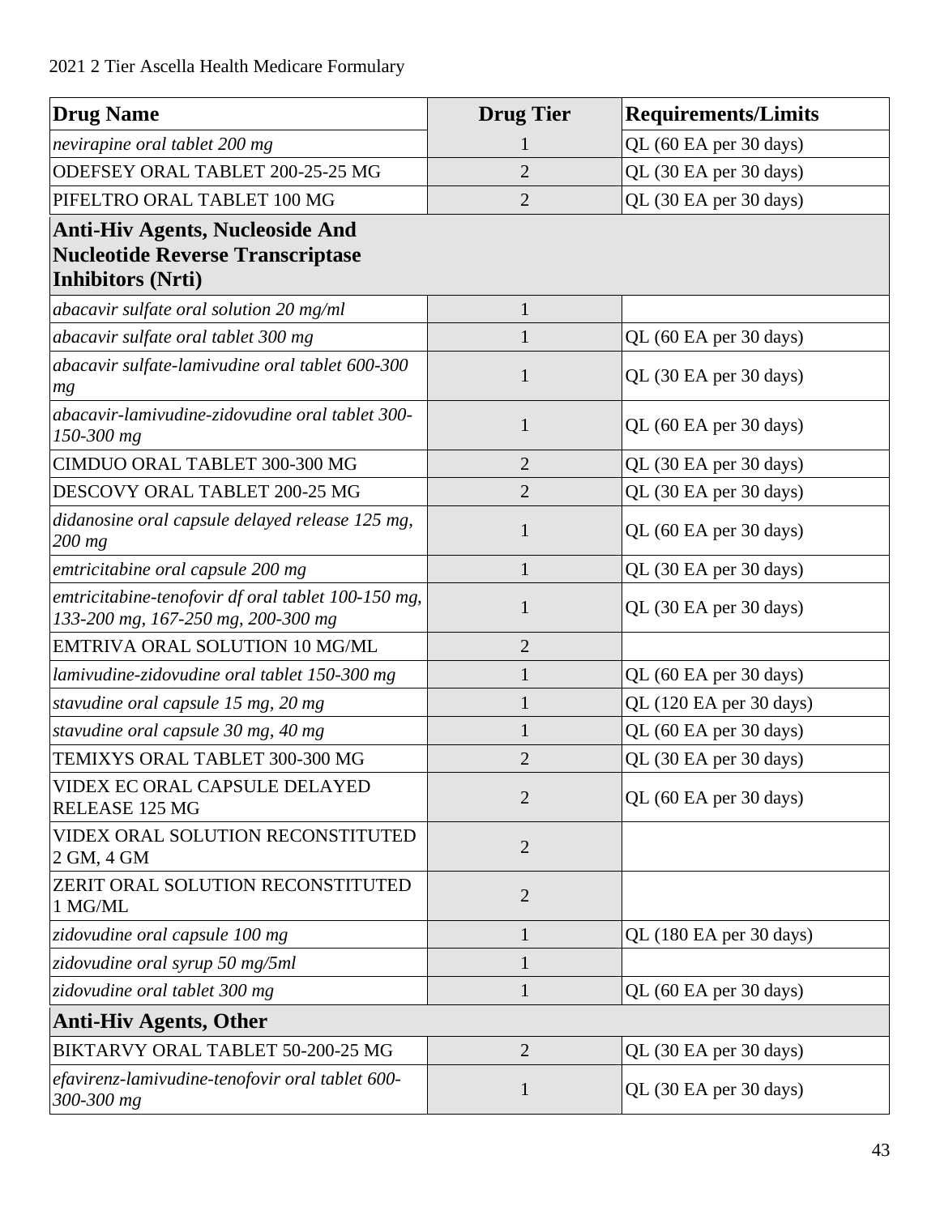| Drug Name | Drug Tier | Requirements/Limits |
|---|---|---|
| *nevirapine oral tablet 200 mg* | 1 | QL (60 EA per 30 days) |
| ODEFSEY ORAL TABLET 200-25-25 MG | 2 | QL (30 EA per 30 days) |
| PIFELTRO ORAL TABLET 100 MG | 2 | QL (30 EA per 30 days) |
| **Anti-Hiv Agents, Nucleoside And Nucleotide Reverse Transcriptase Inhibitors (Nrti)** | | |
| *abacavir sulfate oral solution 20 mg/ml* | 1 | |
| *abacavir sulfate oral tablet 300 mg* | 1 | QL (60 EA per 30 days) |
| *abacavir sulfate-lamivudine oral tablet 600-300 mg* | 1 | QL (30 EA per 30 days) |
| *abacavir-lamivudine-zidovudine oral tablet 300-150-300 mg* | 1 | QL (60 EA per 30 days) |
| CIMDUO ORAL TABLET 300-300 MG | 2 | QL (30 EA per 30 days) |
| DESCOVY ORAL TABLET 200-25 MG | 2 | QL (30 EA per 30 days) |
| *didanosine oral capsule delayed release 125 mg, 200 mg* | 1 | QL (60 EA per 30 days) |
| *emtricitabine oral capsule 200 mg* | 1 | QL (30 EA per 30 days) |
| *emtricitabine-tenofovir df oral tablet 100-150 mg, 133-200 mg, 167-250 mg, 200-300 mg* | 1 | QL (30 EA per 30 days) |
| EMTRIVA ORAL SOLUTION 10 MG/ML | 2 | |
| *lamivudine-zidovudine oral tablet 150-300 mg* | 1 | QL (60 EA per 30 days) |
| *stavudine oral capsule 15 mg, 20 mg* | 1 | QL (120 EA per 30 days) |
| *stavudine oral capsule 30 mg, 40 mg* | 1 | QL (60 EA per 30 days) |
| TEMIXYS ORAL TABLET 300-300 MG | 2 | QL (30 EA per 30 days) |
| VIDEX EC ORAL CAPSULE DELAYED RELEASE 125 MG | 2 | QL (60 EA per 30 days) |
| VIDEX ORAL SOLUTION RECONSTITUTED 2 GM, 4 GM | 2 | |
| ZERIT ORAL SOLUTION RECONSTITUTED 1 MG/ML | 2 | |
| *zidovudine oral capsule 100 mg* | 1 | QL (180 EA per 30 days) |
| *zidovudine oral syrup 50 mg/5ml* | 1 | |
| *zidovudine oral tablet 300 mg* | 1 | QL (60 EA per 30 days) |
| **Anti-Hiv Agents, Other** | | |
| BIKTARVY ORAL TABLET 50-200-25 MG | 2 | QL (30 EA per 30 days) |
| *efavirenz-lamivudine-tenofovir oral tablet 600-300-300 mg* | 1 | QL (30 EA per 30 days) |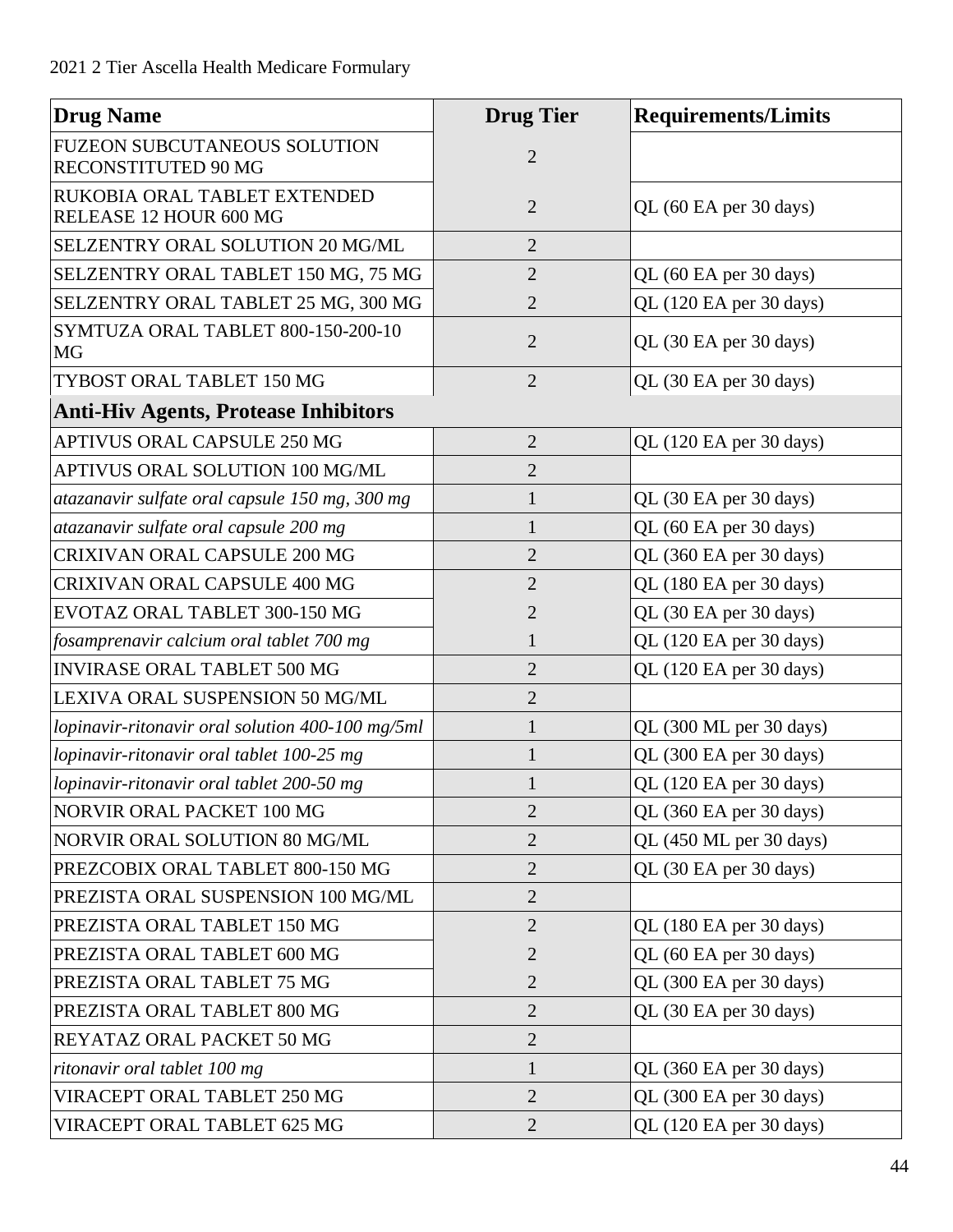| Drug Name | Drug Tier | Requirements/Limits |
|---|---|---|
| FUZEON SUBCUTANEOUS SOLUTION RECONSTITUTED 90 MG | 2 | |
| RUKOBIA ORAL TABLET EXTENDED RELEASE 12 HOUR 600 MG | 2 | QL (60 EA per 30 days) |
| SELZENTRY ORAL SOLUTION 20 MG/ML | 2 | |
| SELZENTRY ORAL TABLET 150 MG, 75 MG | 2 | QL (60 EA per 30 days) |
| SELZENTRY ORAL TABLET 25 MG, 300 MG | 2 | QL (120 EA per 30 days) |
| SYMTUZA ORAL TABLET 800-150-200-10 MG | 2 | QL (30 EA per 30 days) |
| TYBOST ORAL TABLET 150 MG | 2 | QL (30 EA per 30 days) |
| **Anti-Hiv Agents, Protease Inhibitors** | | |
| APTIVUS ORAL CAPSULE 250 MG | 2 | QL (120 EA per 30 days) |
| APTIVUS ORAL SOLUTION 100 MG/ML | 2 | |
| *atazanavir sulfate oral capsule 150 mg, 300 mg* | 1 | QL (30 EA per 30 days) |
| *atazanavir sulfate oral capsule 200 mg* | 1 | QL (60 EA per 30 days) |
| CRIXIVAN ORAL CAPSULE 200 MG | 2 | QL (360 EA per 30 days) |
| CRIXIVAN ORAL CAPSULE 400 MG | 2 | QL (180 EA per 30 days) |
| EVOTAZ ORAL TABLET 300-150 MG | 2 | QL (30 EA per 30 days) |
| *fosamprenavir calcium oral tablet 700 mg* | 1 | QL (120 EA per 30 days) |
| INVIRASE ORAL TABLET 500 MG | 2 | QL (120 EA per 30 days) |
| LEXIVA ORAL SUSPENSION 50 MG/ML | 2 | |
| *lopinavir-ritonavir oral solution 400-100 mg/5ml* | 1 | QL (300 ML per 30 days) |
| *lopinavir-ritonavir oral tablet 100-25 mg* | 1 | QL (300 EA per 30 days) |
| *lopinavir-ritonavir oral tablet 200-50 mg* | 1 | QL (120 EA per 30 days) |
| NORVIR ORAL PACKET 100 MG | 2 | QL (360 EA per 30 days) |
| NORVIR ORAL SOLUTION 80 MG/ML | 2 | QL (450 ML per 30 days) |
| PREZCOBIX ORAL TABLET 800-150 MG | 2 | QL (30 EA per 30 days) |
| PREZISTA ORAL SUSPENSION 100 MG/ML | 2 | |
| PREZISTA ORAL TABLET 150 MG | 2 | QL (180 EA per 30 days) |
| PREZISTA ORAL TABLET 600 MG | 2 | QL (60 EA per 30 days) |
| PREZISTA ORAL TABLET 75 MG | 2 | QL (300 EA per 30 days) |
| PREZISTA ORAL TABLET 800 MG | 2 | QL (30 EA per 30 days) |
| REYATAZ ORAL PACKET 50 MG | 2 | |
| *ritonavir oral tablet 100 mg* | 1 | QL (360 EA per 30 days) |
| VIRACEPT ORAL TABLET 250 MG | 2 | QL (300 EA per 30 days) |
| VIRACEPT ORAL TABLET 625 MG | 2 | QL (120 EA per 30 days) |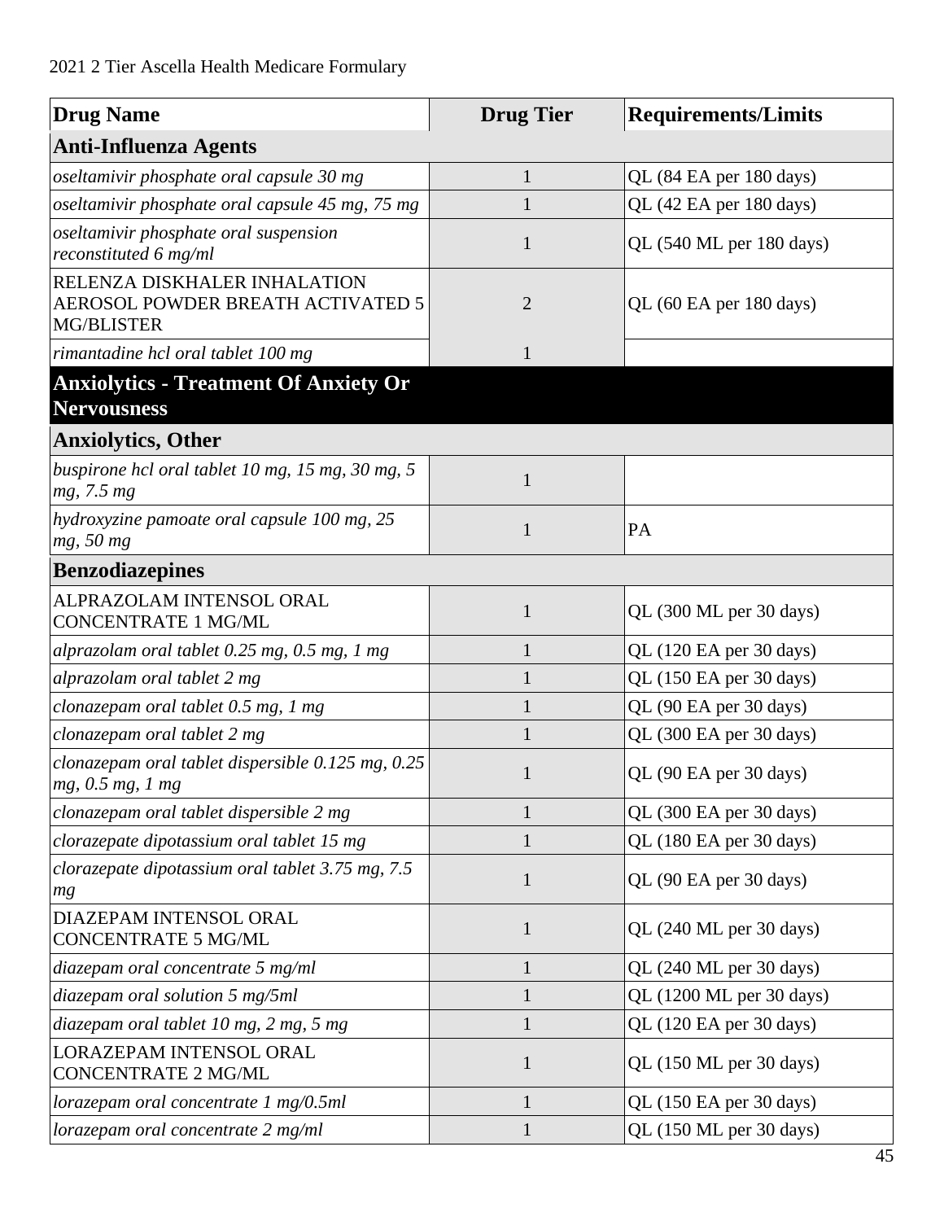2021 2 Tier Ascella Health Medicare Formulary

| Drug Name | Drug Tier | Requirements/Limits |
| --- | --- | --- |
| **Anti-Influenza Agents** | | |
| *oseltamivir phosphate oral capsule 30 mg* | 1 | QL (84 EA per 180 days) |
| *oseltamivir phosphate oral capsule 45 mg, 75 mg* | 1 | QL (42 EA per 180 days) |
| *oseltamivir phosphate oral suspension reconstituted 6 mg/ml* | 1 | QL (540 ML per 180 days) |
| RELENZA DISKHALER INHALATION AEROSOL POWDER BREATH ACTIVATED 5 MG/BLISTER | 2 | QL (60 EA per 180 days) |
| *rimantadine hcl oral tablet 100 mg* | 1 | |
| **Anxiolytics - Treatment Of Anxiety Or Nervousness** | | |
| **Anxiolytics, Other** | | |
| *buspirone hcl oral tablet 10 mg, 15 mg, 30 mg, 5 mg, 7.5 mg* | 1 | |
| *hydroxyzine pamoate oral capsule 100 mg, 25 mg, 50 mg* | 1 | PA |
| **Benzodiazepines** | | |
| ALPRAZOLAM INTENSOL ORAL CONCENTRATE 1 MG/ML | 1 | QL (300 ML per 30 days) |
| *alprazolam oral tablet 0.25 mg, 0.5 mg, 1 mg* | 1 | QL (120 EA per 30 days) |
| *alprazolam oral tablet 2 mg* | 1 | QL (150 EA per 30 days) |
| *clonazepam oral tablet 0.5 mg, 1 mg* | 1 | QL (90 EA per 30 days) |
| *clonazepam oral tablet 2 mg* | 1 | QL (300 EA per 30 days) |
| *clonazepam oral tablet dispersible 0.125 mg, 0.25 mg, 0.5 mg, 1 mg* | 1 | QL (90 EA per 30 days) |
| *clonazepam oral tablet dispersible 2 mg* | 1 | QL (300 EA per 30 days) |
| *clorazepate dipotassium oral tablet 15 mg* | 1 | QL (180 EA per 30 days) |
| *clorazepate dipotassium oral tablet 3.75 mg, 7.5 mg* | 1 | QL (90 EA per 30 days) |
| DIAZEPAM INTENSOL ORAL CONCENTRATE 5 MG/ML | 1 | QL (240 ML per 30 days) |
| *diazepam oral concentrate 5 mg/ml* | 1 | QL (240 ML per 30 days) |
| *diazepam oral solution 5 mg/5ml* | 1 | QL (1200 ML per 30 days) |
| *diazepam oral tablet 10 mg, 2 mg, 5 mg* | 1 | QL (120 EA per 30 days) |
| LORAZEPAM INTENSOL ORAL CONCENTRATE 2 MG/ML | 1 | QL (150 ML per 30 days) |
| *lorazepam oral concentrate 1 mg/0.5ml* | 1 | QL (150 EA per 30 days) |
| *lorazepam oral concentrate 2 mg/ml* | 1 | QL (150 ML per 30 days) |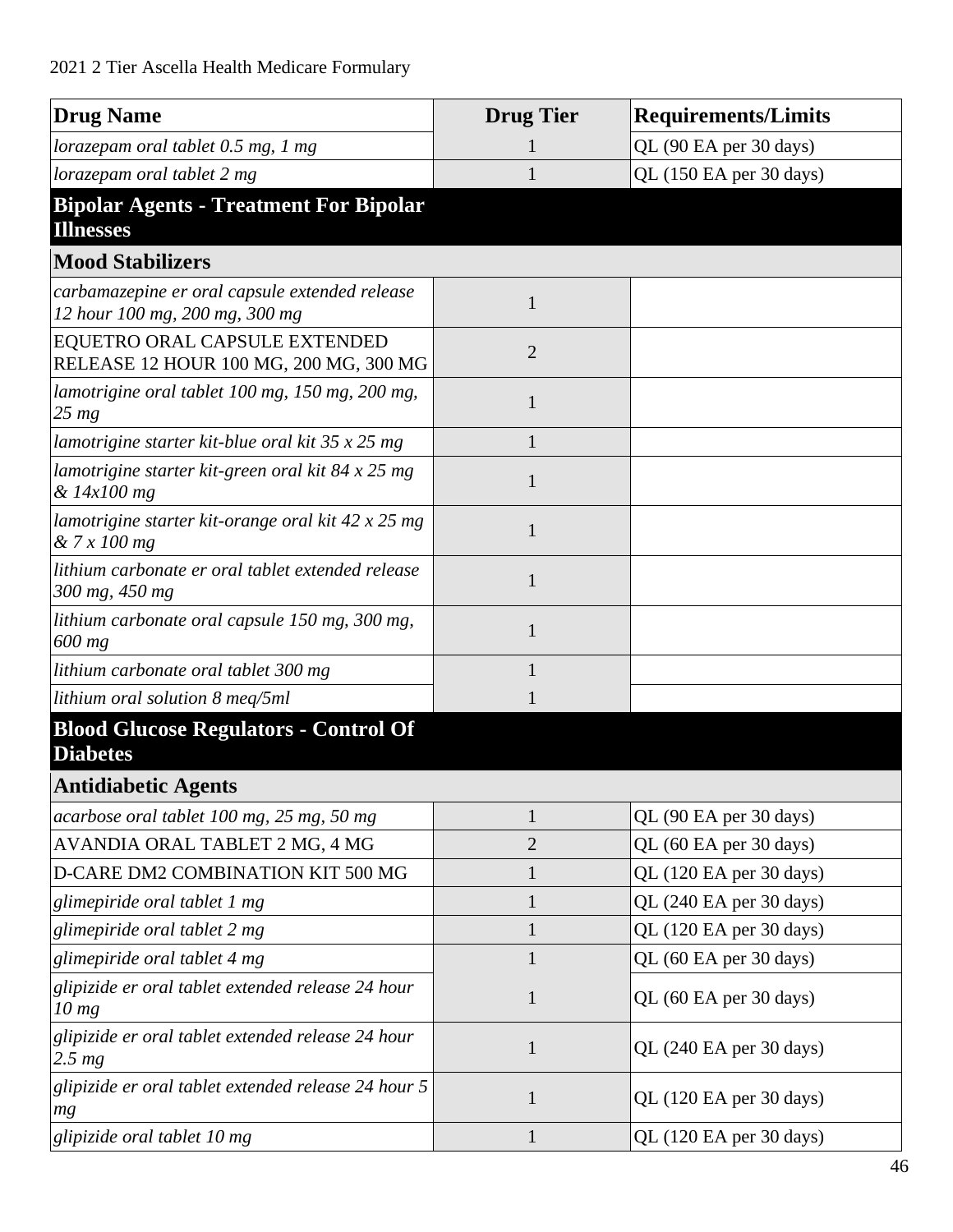| Drug Name | Drug Tier | Requirements/Limits |
|---|---|---|
| *lorazepam oral tablet 0.5 mg, 1 mg* | 1 | QL (90 EA per 30 days) |
| *lorazepam oral tablet 2 mg* | 1 | QL (150 EA per 30 days) |
| **Bipolar Agents - Treatment For Bipolar Illnesses** | | |
| **Mood Stabilizers** | | |
| *carbamazepine er oral capsule extended release 12 hour 100 mg, 200 mg, 300 mg* | 1 | |
| EQUETRO ORAL CAPSULE EXTENDED RELEASE 12 HOUR 100 MG, 200 MG, 300 MG | 2 | |
| *lamotrigine oral tablet 100 mg, 150 mg, 200 mg, 25 mg* | 1 | |
| *lamotrigine starter kit-blue oral kit 35 x 25 mg* | 1 | |
| *lamotrigine starter kit-green oral kit 84 x 25 mg & 14x100 mg* | 1 | |
| *lamotrigine starter kit-orange oral kit 42 x 25 mg & 7 x 100 mg* | 1 | |
| *lithium carbonate er oral tablet extended release 300 mg, 450 mg* | 1 | |
| *lithium carbonate oral capsule 150 mg, 300 mg, 600 mg* | 1 | |
| *lithium carbonate oral tablet 300 mg* | 1 | |
| *lithium oral solution 8 meq/5ml* | 1 | |
| **Blood Glucose Regulators - Control Of Diabetes** | | |
| **Antidiabetic Agents** | | |
| *acarbose oral tablet 100 mg, 25 mg, 50 mg* | 1 | QL (90 EA per 30 days) |
| AVANDIA ORAL TABLET 2 MG, 4 MG | 2 | QL (60 EA per 30 days) |
| D-CARE DM2 COMBINATION KIT 500 MG | 1 | QL (120 EA per 30 days) |
| *glimepiride oral tablet 1 mg* | 1 | QL (240 EA per 30 days) |
| *glimepiride oral tablet 2 mg* | 1 | QL (120 EA per 30 days) |
| *glimepiride oral tablet 4 mg* | 1 | QL (60 EA per 30 days) |
| *glipizide er oral tablet extended release 24 hour 10 mg* | 1 | QL (60 EA per 30 days) |
| *glipizide er oral tablet extended release 24 hour 2.5 mg* | 1 | QL (240 EA per 30 days) |
| *glipizide er oral tablet extended release 24 hour 5 mg* | 1 | QL (120 EA per 30 days) |
| *glipizide oral tablet 10 mg* | 1 | QL (120 EA per 30 days) |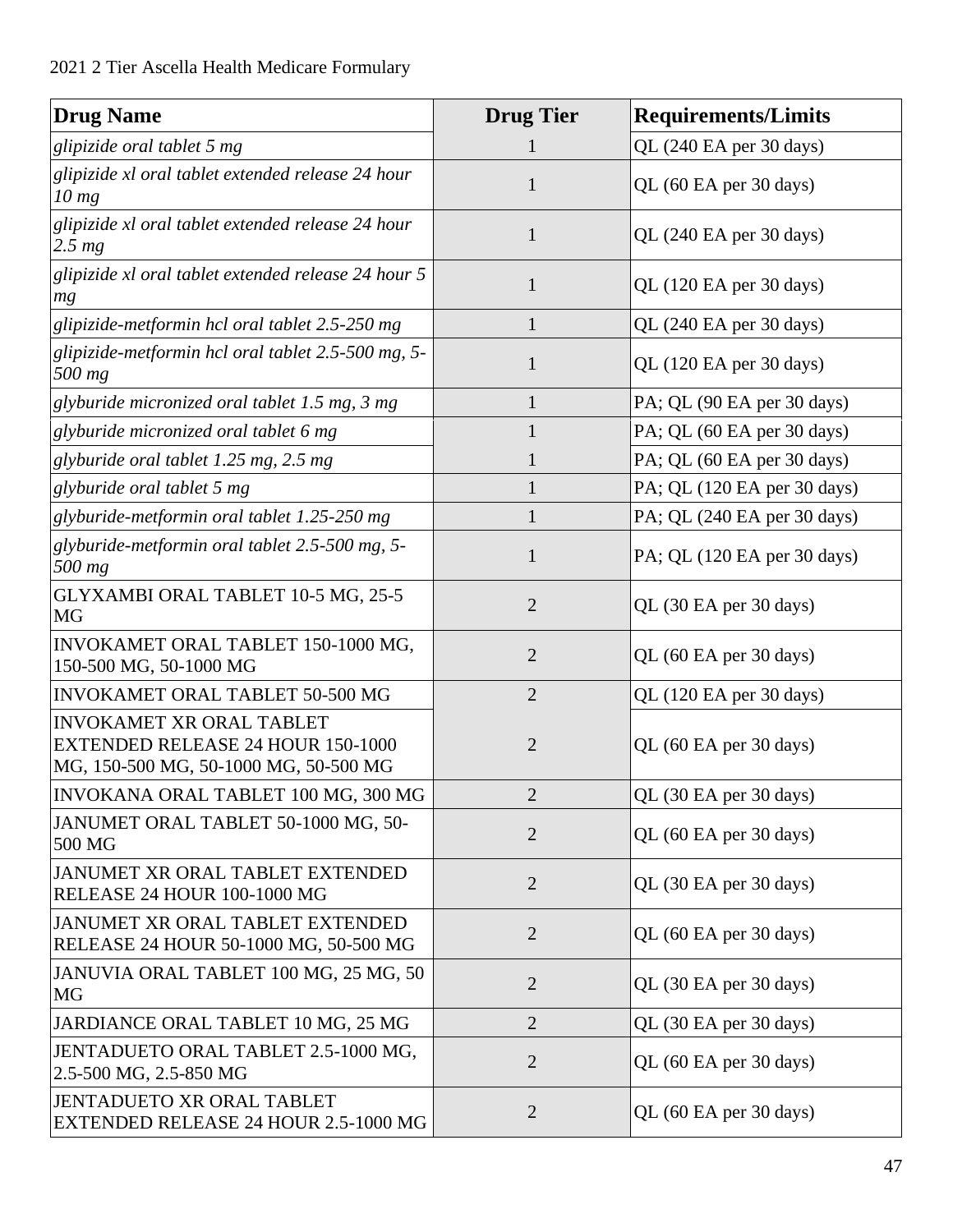| Drug Name | Drug Tier | Requirements/Limits |
|---|---|---|
| *glipizide oral tablet 5 mg* | 1 | QL (240 EA per 30 days) |
| *glipizide xl oral tablet extended release 24 hour 10 mg* | 1 | QL (60 EA per 30 days) |
| *glipizide xl oral tablet extended release 24 hour 2.5 mg* | 1 | QL (240 EA per 30 days) |
| *glipizide xl oral tablet extended release 24 hour 5 mg* | 1 | QL (120 EA per 30 days) |
| *glipizide-metformin hcl oral tablet 2.5-250 mg* | 1 | QL (240 EA per 30 days) |
| *glipizide-metformin hcl oral tablet 2.5-500 mg, 5-500 mg* | 1 | QL (120 EA per 30 days) |
| *glyburide micronized oral tablet 1.5 mg, 3 mg* | 1 | PA; QL (90 EA per 30 days) |
| *glyburide micronized oral tablet 6 mg* | 1 | PA; QL (60 EA per 30 days) |
| *glyburide oral tablet 1.25 mg, 2.5 mg* | 1 | PA; QL (60 EA per 30 days) |
| *glyburide oral tablet 5 mg* | 1 | PA; QL (120 EA per 30 days) |
| *glyburide-metformin oral tablet 1.25-250 mg* | 1 | PA; QL (240 EA per 30 days) |
| *glyburide-metformin oral tablet 2.5-500 mg, 5-500 mg* | 1 | PA; QL (120 EA per 30 days) |
| GLYXAMBI ORAL TABLET 10-5 MG, 25-5 MG | 2 | QL (30 EA per 30 days) |
| INVOKAMET ORAL TABLET 150-1000 MG, 150-500 MG, 50-1000 MG | 2 | QL (60 EA per 30 days) |
| INVOKAMET ORAL TABLET 50-500 MG | 2 | QL (120 EA per 30 days) |
| INVOKAMET XR ORAL TABLET EXTENDED RELEASE 24 HOUR 150-1000 MG, 150-500 MG, 50-1000 MG, 50-500 MG | 2 | QL (60 EA per 30 days) |
| INVOKANA ORAL TABLET 100 MG, 300 MG | 2 | QL (30 EA per 30 days) |
| JANUMET ORAL TABLET 50-1000 MG, 50-500 MG | 2 | QL (60 EA per 30 days) |
| JANUMET XR ORAL TABLET EXTENDED RELEASE 24 HOUR 100-1000 MG | 2 | QL (30 EA per 30 days) |
| JANUMET XR ORAL TABLET EXTENDED RELEASE 24 HOUR 50-1000 MG, 50-500 MG | 2 | QL (60 EA per 30 days) |
| JANUVIA ORAL TABLET 100 MG, 25 MG, 50 MG | 2 | QL (30 EA per 30 days) |
| JARDIANCE ORAL TABLET 10 MG, 25 MG | 2 | QL (30 EA per 30 days) |
| JENTADUETO ORAL TABLET 2.5-1000 MG, 2.5-500 MG, 2.5-850 MG | 2 | QL (60 EA per 30 days) |
| JENTADUETO XR ORAL TABLET EXTENDED RELEASE 24 HOUR 2.5-1000 MG | 2 | QL (60 EA per 30 days) |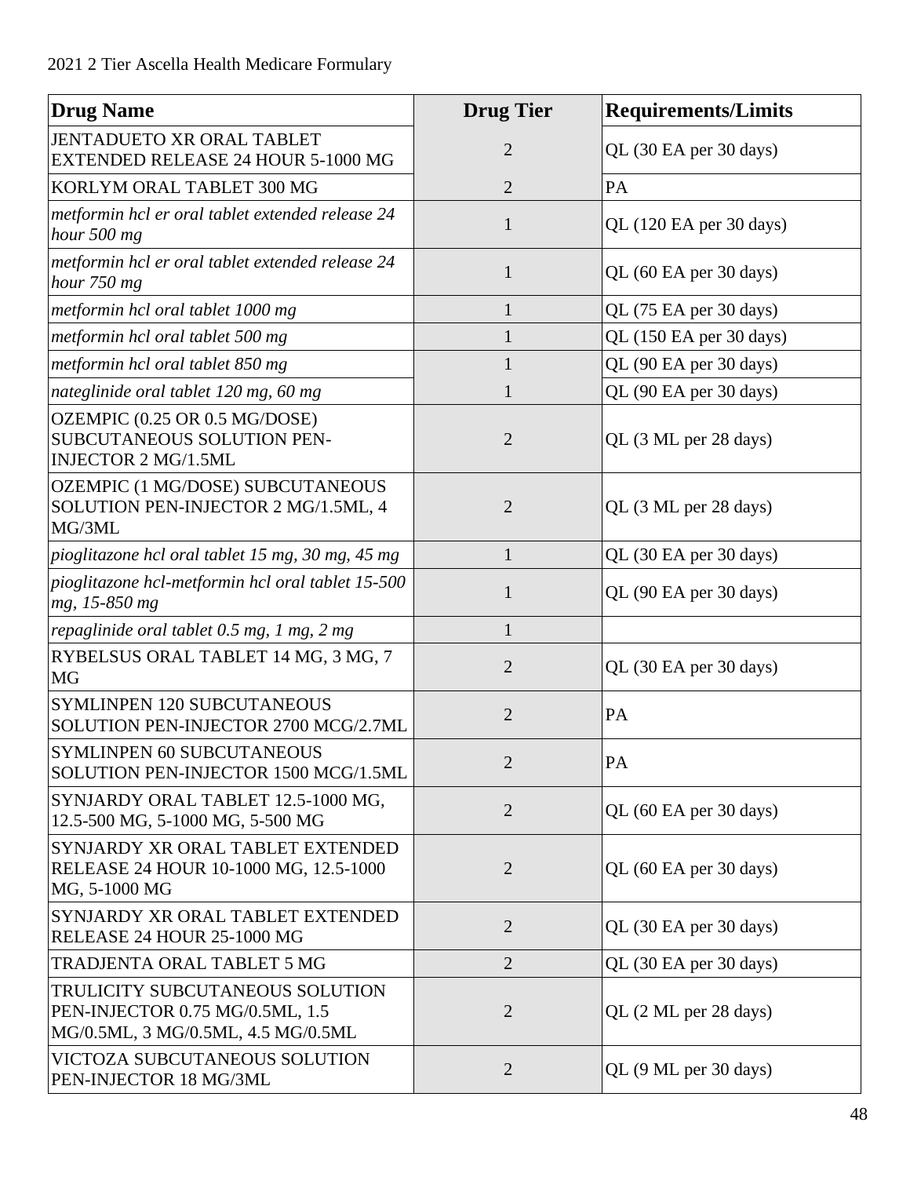| Drug Name | Drug Tier | Requirements/Limits |
|---|---|---|
| JENTADUETO XR ORAL TABLET EXTENDED RELEASE 24 HOUR 5-1000 MG | 2 | QL (30 EA per 30 days) |
| KORLYM ORAL TABLET 300 MG | 2 | PA |
| *metformin hcl er oral tablet extended release 24 hour 500 mg* | 1 | QL (120 EA per 30 days) |
| *metformin hcl er oral tablet extended release 24 hour 750 mg* | 1 | QL (60 EA per 30 days) |
| *metformin hcl oral tablet 1000 mg* | 1 | QL (75 EA per 30 days) |
| *metformin hcl oral tablet 500 mg* | 1 | QL (150 EA per 30 days) |
| *metformin hcl oral tablet 850 mg* | 1 | QL (90 EA per 30 days) |
| *nateglinide oral tablet 120 mg, 60 mg* | 1 | QL (90 EA per 30 days) |
| OZEMPIC (0.25 OR 0.5 MG/DOSE) SUBCUTANEOUS SOLUTION PEN-INJECTOR 2 MG/1.5ML | 2 | QL (3 ML per 28 days) |
| OZEMPIC (1 MG/DOSE) SUBCUTANEOUS SOLUTION PEN-INJECTOR 2 MG/1.5ML, 4 MG/3ML | 2 | QL (3 ML per 28 days) |
| *pioglitazone hcl oral tablet 15 mg, 30 mg, 45 mg* | 1 | QL (30 EA per 30 days) |
| *pioglitazone hcl-metformin hcl oral tablet 15-500 mg, 15-850 mg* | 1 | QL (90 EA per 30 days) |
| *repaglinide oral tablet 0.5 mg, 1 mg, 2 mg* | 1 | |
| RYBELSUS ORAL TABLET 14 MG, 3 MG, 7 MG | 2 | QL (30 EA per 30 days) |
| SYMLINPEN 120 SUBCUTANEOUS SOLUTION PEN-INJECTOR 2700 MCG/2.7ML | 2 | PA |
| SYMLINPEN 60 SUBCUTANEOUS SOLUTION PEN-INJECTOR 1500 MCG/1.5ML | 2 | PA |
| SYNJARDY ORAL TABLET 12.5-1000 MG, 12.5-500 MG, 5-1000 MG, 5-500 MG | 2 | QL (60 EA per 30 days) |
| SYNJARDY XR ORAL TABLET EXTENDED RELEASE 24 HOUR 10-1000 MG, 12.5-1000 MG, 5-1000 MG | 2 | QL (60 EA per 30 days) |
| SYNJARDY XR ORAL TABLET EXTENDED RELEASE 24 HOUR 25-1000 MG | 2 | QL (30 EA per 30 days) |
| TRADJENTA ORAL TABLET 5 MG | 2 | QL (30 EA per 30 days) |
| TRULICITY SUBCUTANEOUS SOLUTION PEN-INJECTOR 0.75 MG/0.5ML, 1.5 MG/0.5ML, 3 MG/0.5ML, 4.5 MG/0.5ML | 2 | QL (2 ML per 28 days) |
| VICTOZA SUBCUTANEOUS SOLUTION PEN-INJECTOR 18 MG/3ML | 2 | QL (9 ML per 30 days) |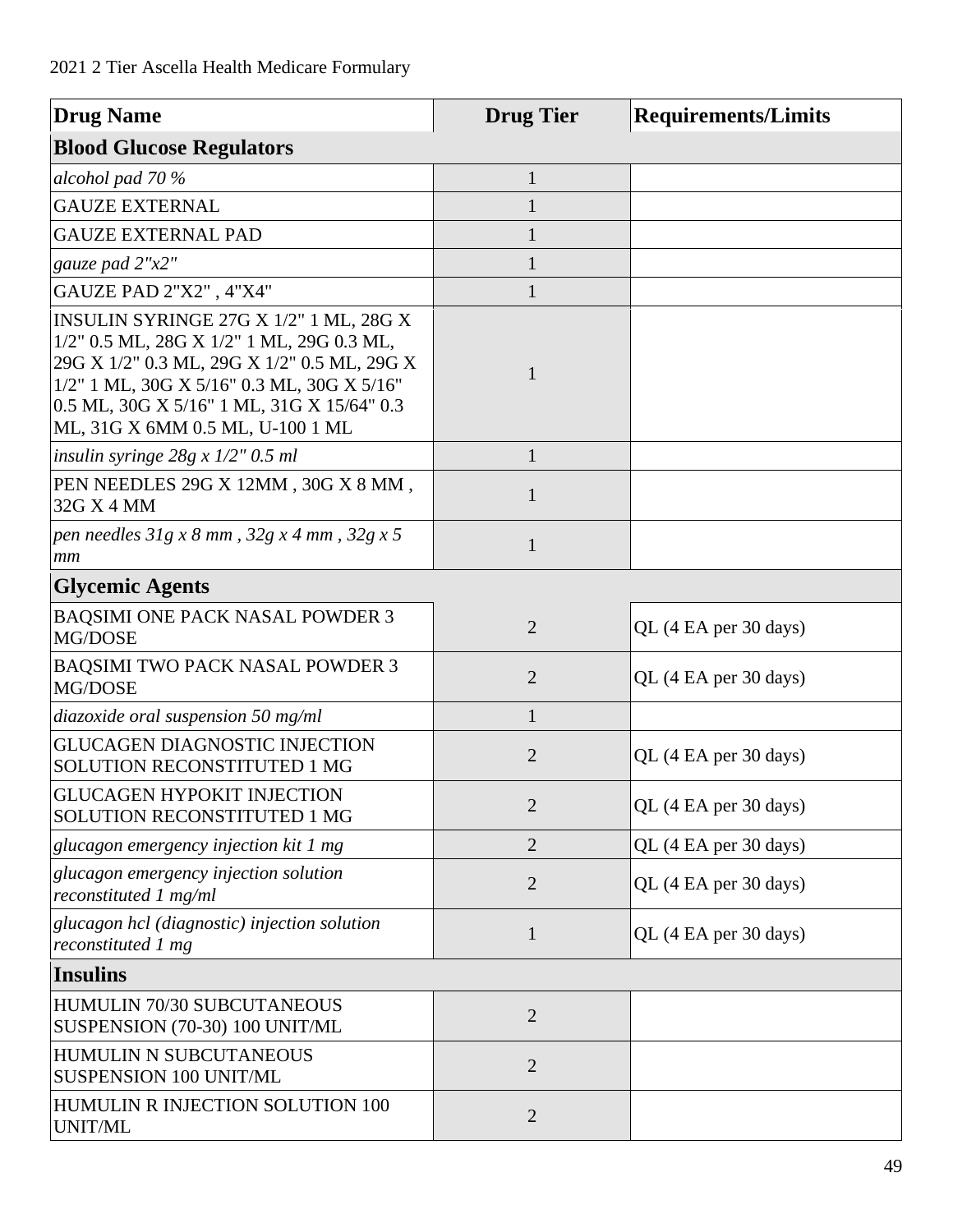| Drug Name | Drug Tier | Requirements/Limits |
|---|---|---|
| **Blood Glucose Regulators** | | |
| *alcohol pad 70 %* | 1 | |
| GAUZE EXTERNAL | 1 | |
| GAUZE EXTERNAL PAD | 1 | |
| *gauze pad 2"x2"* | 1 | |
| GAUZE PAD 2"X2" , 4"X4" | 1 | |
| INSULIN SYRINGE 27G X 1/2" 1 ML, 28G X 1/2" 0.5 ML, 28G X 1/2" 1 ML, 29G 0.3 ML, 29G X 1/2" 0.3 ML, 29G X 1/2" 0.5 ML, 29G X 1/2" 1 ML, 30G X 5/16" 0.3 ML, 30G X 5/16" 0.5 ML, 30G X 5/16" 1 ML, 31G X 15/64" 0.3 ML, 31G X 6MM 0.5 ML, U-100 1 ML | 1 | |
| *insulin syringe 28g x 1/2" 0.5 ml* | 1 | |
| PEN NEEDLES 29G X 12MM , 30G X 8 MM , 32G X 4 MM | 1 | |
| *pen needles 31g x 8 mm , 32g x 4 mm , 32g x 5 mm* | 1 | |
| **Glycemic Agents** | | |
| BAQSIMI ONE PACK NASAL POWDER 3 MG/DOSE | 2 | QL (4 EA per 30 days) |
| BAQSIMI TWO PACK NASAL POWDER 3 MG/DOSE | 2 | QL (4 EA per 30 days) |
| *diazoxide oral suspension 50 mg/ml* | 1 | |
| GLUCAGEN DIAGNOSTIC INJECTION SOLUTION RECONSTITUTED 1 MG | 2 | QL (4 EA per 30 days) |
| GLUCAGEN HYPOKIT INJECTION SOLUTION RECONSTITUTED 1 MG | 2 | QL (4 EA per 30 days) |
| *glucagon emergency injection kit 1 mg* | 2 | QL (4 EA per 30 days) |
| *glucagon emergency injection solution reconstituted 1 mg/ml* | 2 | QL (4 EA per 30 days) |
| *glucagon hcl (diagnostic) injection solution reconstituted 1 mg* | 1 | QL (4 EA per 30 days) |
| **Insulins** | | |
| HUMULIN 70/30 SUBCUTANEOUS SUSPENSION (70-30) 100 UNIT/ML | 2 | |
| HUMULIN N SUBCUTANEOUS SUSPENSION 100 UNIT/ML | 2 | |
| HUMULIN R INJECTION SOLUTION 100 UNIT/ML | 2 | |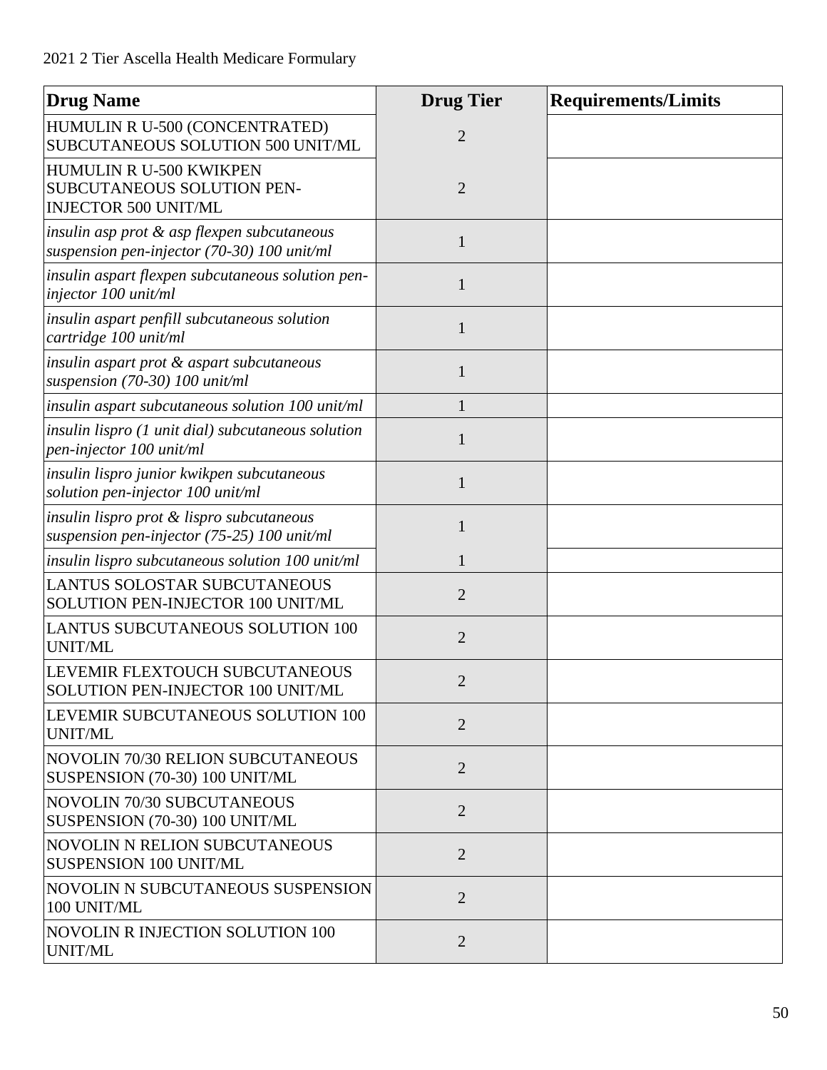| Drug Name | Drug Tier | Requirements/Limits |
|---|---|---|
| HUMULIN R U-500 (CONCENTRATED) SUBCUTANEOUS SOLUTION 500 UNIT/ML | 2 | |
| HUMULIN R U-500 KWIKPEN SUBCUTANEOUS SOLUTION PEN-INJECTOR 500 UNIT/ML | 2 | |
| *insulin asp prot & asp flexpen subcutaneous suspension pen-injector (70-30) 100 unit/ml* | 1 | |
| *insulin aspart flexpen subcutaneous solution pen-injector 100 unit/ml* | 1 | |
| *insulin aspart penfill subcutaneous solution cartridge 100 unit/ml* | 1 | |
| *insulin aspart prot & aspart subcutaneous suspension (70-30) 100 unit/ml* | 1 | |
| *insulin aspart subcutaneous solution 100 unit/ml* | 1 | |
| *insulin lispro (1 unit dial) subcutaneous solution pen-injector 100 unit/ml* | 1 | |
| *insulin lispro junior kwikpen subcutaneous solution pen-injector 100 unit/ml* | 1 | |
| *insulin lispro prot & lispro subcutaneous suspension pen-injector (75-25) 100 unit/ml* | 1 | |
| *insulin lispro subcutaneous solution 100 unit/ml* | 1 | |
| LANTUS SOLOSTAR SUBCUTANEOUS SOLUTION PEN-INJECTOR 100 UNIT/ML | 2 | |
| LANTUS SUBCUTANEOUS SOLUTION 100 UNIT/ML | 2 | |
| LEVEMIR FLEXTOUCH SUBCUTANEOUS SOLUTION PEN-INJECTOR 100 UNIT/ML | 2 | |
| LEVEMIR SUBCUTANEOUS SOLUTION 100 UNIT/ML | 2 | |
| NOVOLIN 70/30 RELION SUBCUTANEOUS SUSPENSION (70-30) 100 UNIT/ML | 2 | |
| NOVOLIN 70/30 SUBCUTANEOUS SUSPENSION (70-30) 100 UNIT/ML | 2 | |
| NOVOLIN N RELION SUBCUTANEOUS SUSPENSION 100 UNIT/ML | 2 | |
| NOVOLIN N SUBCUTANEOUS SUSPENSION 100 UNIT/ML | 2 | |
| NOVOLIN R INJECTION SOLUTION 100 UNIT/ML | 2 | |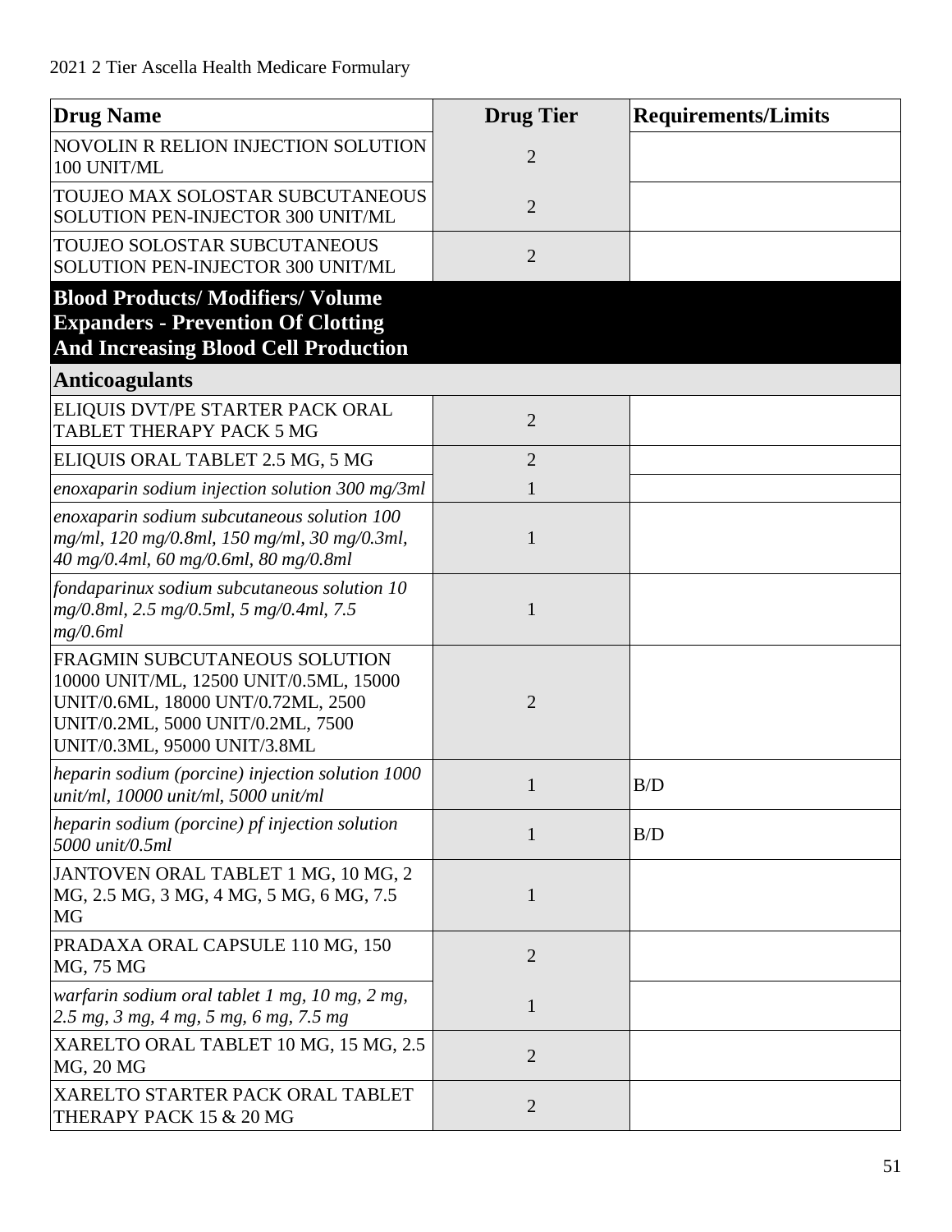| Drug Name | Drug Tier | Requirements/Limits |
| --- | --- | --- |
| NOVOLIN R RELION INJECTION SOLUTION 100 UNIT/ML | 2 | |
| TOUJEO MAX SOLOSTAR SUBCUTANEOUS SOLUTION PEN-INJECTOR 300 UNIT/ML | 2 | |
| TOUJEO SOLOSTAR SUBCUTANEOUS SOLUTION PEN-INJECTOR 300 UNIT/ML | 2 | |
| **Blood Products/ Modifiers/ Volume Expanders - Prevention Of Clotting And Increasing Blood Cell Production** | | |
| **Anticoagulants** | | |
| ELIQUIS DVT/PE STARTER PACK ORAL TABLET THERAPY PACK 5 MG | 2 | |
| ELIQUIS ORAL TABLET 2.5 MG, 5 MG | 2 | |
| *enoxaparin sodium injection solution 300 mg/3ml* | 1 | |
| *enoxaparin sodium subcutaneous solution 100 mg/ml, 120 mg/0.8ml, 150 mg/ml, 30 mg/0.3ml, 40 mg/0.4ml, 60 mg/0.6ml, 80 mg/0.8ml* | 1 | |
| *fondaparinux sodium subcutaneous solution 10 mg/0.8ml, 2.5 mg/0.5ml, 5 mg/0.4ml, 7.5 mg/0.6ml* | 1 | |
| FRAGMIN SUBCUTANEOUS SOLUTION 10000 UNIT/ML, 12500 UNIT/0.5ML, 15000 UNIT/0.6ML, 18000 UNT/0.72ML, 2500 UNIT/0.2ML, 5000 UNIT/0.2ML, 7500 UNIT/0.3ML, 95000 UNIT/3.8ML | 2 | |
| *heparin sodium (porcine) injection solution 1000 unit/ml, 10000 unit/ml, 5000 unit/ml* | 1 | B/D |
| *heparin sodium (porcine) pf injection solution 5000 unit/0.5ml* | 1 | B/D |
| JANTOVEN ORAL TABLET 1 MG, 10 MG, 2 MG, 2.5 MG, 3 MG, 4 MG, 5 MG, 6 MG, 7.5 MG | 1 | |
| PRADAXA ORAL CAPSULE 110 MG, 150 MG, 75 MG | 2 | |
| *warfarin sodium oral tablet 1 mg, 10 mg, 2 mg, 2.5 mg, 3 mg, 4 mg, 5 mg, 6 mg, 7.5 mg* | 1 | |
| XARELTO ORAL TABLET 10 MG, 15 MG, 2.5 MG, 20 MG | 2 | |
| XARELTO STARTER PACK ORAL TABLET THERAPY PACK 15 & 20 MG | 2 | |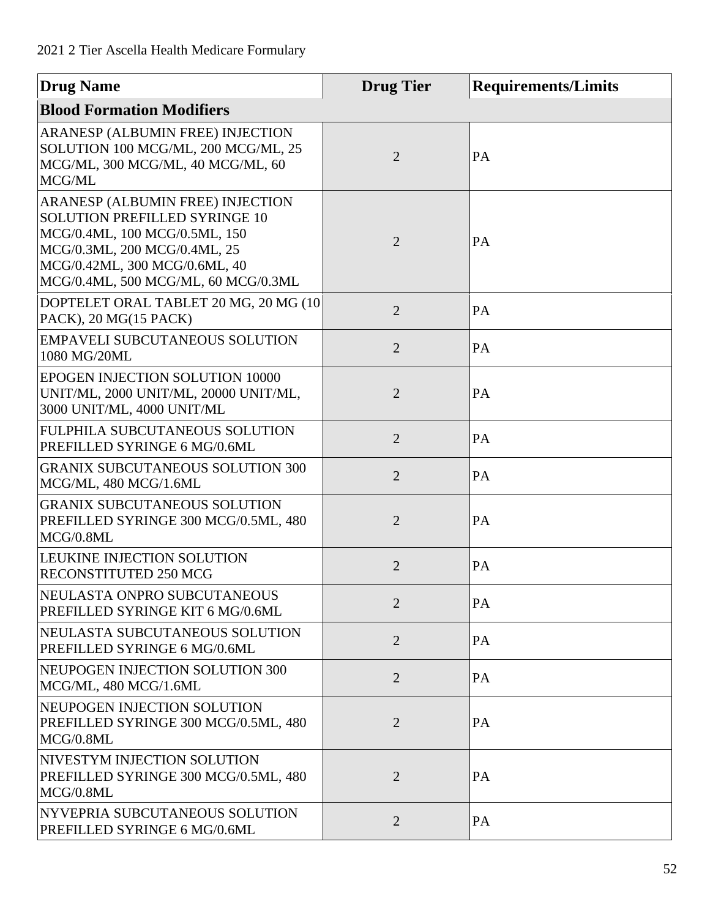| Drug Name | Drug Tier | Requirements/Limits |
|---|---|---|
| **Blood Formation Modifiers** | | |
| ARANESP (ALBUMIN FREE) INJECTION SOLUTION 100 MCG/ML, 200 MCG/ML, 25 MCG/ML, 300 MCG/ML, 40 MCG/ML, 60 MCG/ML | 2 | PA |
| ARANESP (ALBUMIN FREE) INJECTION SOLUTION PREFILLED SYRINGE 10 MCG/0.4ML, 100 MCG/0.5ML, 150 MCG/0.3ML, 200 MCG/0.4ML, 25 MCG/0.42ML, 300 MCG/0.6ML, 40 MCG/0.4ML, 500 MCG/ML, 60 MCG/0.3ML | 2 | PA |
| DOPTELET ORAL TABLET 20 MG, 20 MG (10 PACK), 20 MG(15 PACK) | 2 | PA |
| EMPAVELI SUBCUTANEOUS SOLUTION 1080 MG/20ML | 2 | PA |
| EPOGEN INJECTION SOLUTION 10000 UNIT/ML, 2000 UNIT/ML, 20000 UNIT/ML, 3000 UNIT/ML, 4000 UNIT/ML | 2 | PA |
| FULPHILA SUBCUTANEOUS SOLUTION PREFILLED SYRINGE 6 MG/0.6ML | 2 | PA |
| GRANIX SUBCUTANEOUS SOLUTION 300 MCG/ML, 480 MCG/1.6ML | 2 | PA |
| GRANIX SUBCUTANEOUS SOLUTION PREFILLED SYRINGE 300 MCG/0.5ML, 480 MCG/0.8ML | 2 | PA |
| LEUKINE INJECTION SOLUTION RECONSTITUTED 250 MCG | 2 | PA |
| NEULASTA ONPRO SUBCUTANEOUS PREFILLED SYRINGE KIT 6 MG/0.6ML | 2 | PA |
| NEULASTA SUBCUTANEOUS SOLUTION PREFILLED SYRINGE 6 MG/0.6ML | 2 | PA |
| NEUPOGEN INJECTION SOLUTION 300 MCG/ML, 480 MCG/1.6ML | 2 | PA |
| NEUPOGEN INJECTION SOLUTION PREFILLED SYRINGE 300 MCG/0.5ML, 480 MCG/0.8ML | 2 | PA |
| NIVESTYM INJECTION SOLUTION PREFILLED SYRINGE 300 MCG/0.5ML, 480 MCG/0.8ML | 2 | PA |
| NYVEPRIA SUBCUTANEOUS SOLUTION PREFILLED SYRINGE 6 MG/0.6ML | 2 | PA |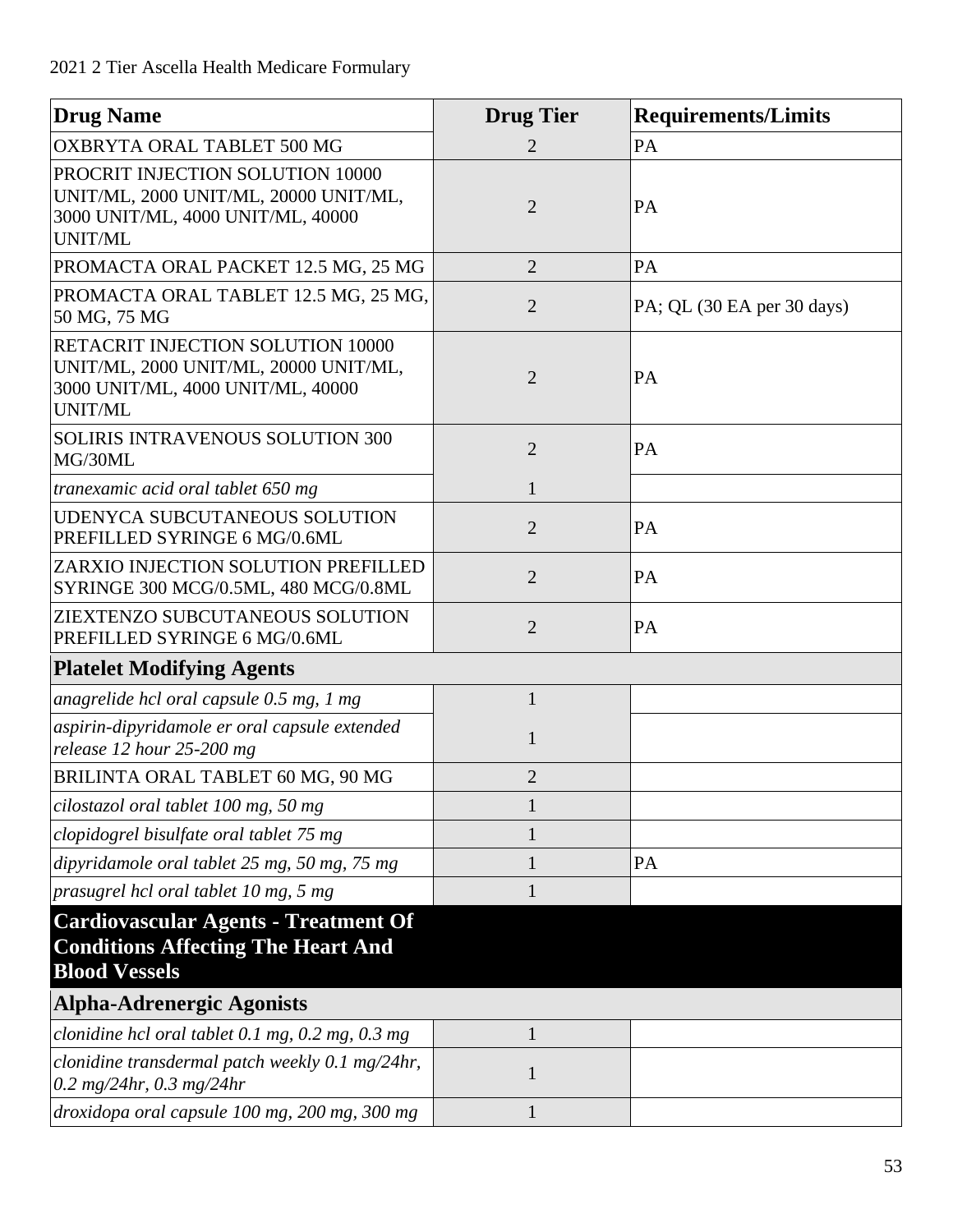| Drug Name | Drug Tier | Requirements/Limits |
|---|---|---|
| OXBRYTA ORAL TABLET 500 MG | 2 | PA |
| PROCRIT INJECTION SOLUTION 10000 UNIT/ML, 2000 UNIT/ML, 20000 UNIT/ML, 3000 UNIT/ML, 4000 UNIT/ML, 40000 UNIT/ML | 2 | PA |
| PROMACTA ORAL PACKET 12.5 MG, 25 MG | 2 | PA |
| PROMACTA ORAL TABLET 12.5 MG, 25 MG, 50 MG, 75 MG | 2 | PA; QL (30 EA per 30 days) |
| RETACRIT INJECTION SOLUTION 10000 UNIT/ML, 2000 UNIT/ML, 20000 UNIT/ML, 3000 UNIT/ML, 4000 UNIT/ML, 40000 UNIT/ML | 2 | PA |
| SOLIRIS INTRAVENOUS SOLUTION 300 MG/30ML | 2 | PA |
| *tranexamic acid oral tablet 650 mg* | 1 | |
| UDENYCA SUBCUTANEOUS SOLUTION PREFILLED SYRINGE 6 MG/0.6ML | 2 | PA |
| ZARXIO INJECTION SOLUTION PREFILLED SYRINGE 300 MCG/0.5ML, 480 MCG/0.8ML | 2 | PA |
| ZIEXTENZO SUBCUTANEOUS SOLUTION PREFILLED SYRINGE 6 MG/0.6ML | 2 | PA |
| **Platelet Modifying Agents** | | |
| *anagrelide hcl oral capsule 0.5 mg, 1 mg* | 1 | |
| *aspirin-dipyridamole er oral capsule extended release 12 hour 25-200 mg* | 1 | |
| BRILINTA ORAL TABLET 60 MG, 90 MG | 2 | |
| *cilostazol oral tablet 100 mg, 50 mg* | 1 | |
| *clopidogrel bisulfate oral tablet 75 mg* | 1 | |
| *dipyridamole oral tablet 25 mg, 50 mg, 75 mg* | 1 | PA |
| *prasugrel hcl oral tablet 10 mg, 5 mg* | 1 | |
| **Cardiovascular Agents - Treatment Of Conditions Affecting The Heart And Blood Vessels** | | |
| **Alpha-Adrenergic Agonists** | | |
| *clonidine hcl oral tablet 0.1 mg, 0.2 mg, 0.3 mg* | 1 | |
| *clonidine transdermal patch weekly 0.1 mg/24hr, 0.2 mg/24hr, 0.3 mg/24hr* | 1 | |
| *droxidopa oral capsule 100 mg, 200 mg, 300 mg* | 1 | |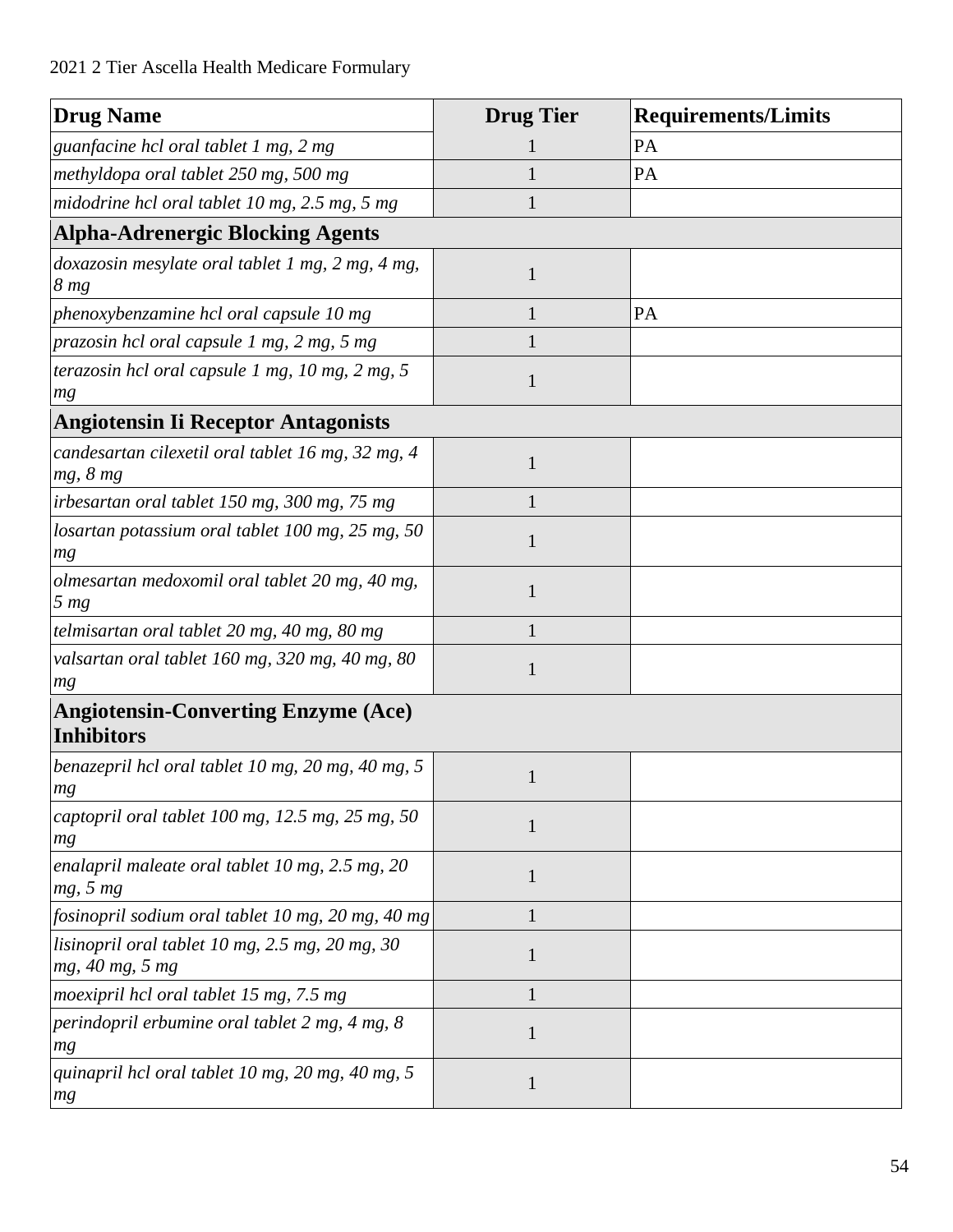| Drug Name | Drug Tier | Requirements/Limits |
|---|---|---|
| *guanfacine hcl oral tablet 1 mg, 2 mg* | 1 | PA |
| *methyldopa oral tablet 250 mg, 500 mg* | 1 | PA |
| *midodrine hcl oral tablet 10 mg, 2.5 mg, 5 mg* | 1 | |
| **Alpha-Adrenergic Blocking Agents** | | |
| *doxazosin mesylate oral tablet 1 mg, 2 mg, 4 mg, 8 mg* | 1 | |
| *phenoxybenzamine hcl oral capsule 10 mg* | 1 | PA |
| *prazosin hcl oral capsule 1 mg, 2 mg, 5 mg* | 1 | |
| *terazosin hcl oral capsule 1 mg, 10 mg, 2 mg, 5 mg* | 1 | |
| **Angiotensin Ii Receptor Antagonists** | | |
| *candesartan cilexetil oral tablet 16 mg, 32 mg, 4 mg, 8 mg* | 1 | |
| *irbesartan oral tablet 150 mg, 300 mg, 75 mg* | 1 | |
| *losartan potassium oral tablet 100 mg, 25 mg, 50 mg* | 1 | |
| *olmesartan medoxomil oral tablet 20 mg, 40 mg, 5 mg* | 1 | |
| *telmisartan oral tablet 20 mg, 40 mg, 80 mg* | 1 | |
| *valsartan oral tablet 160 mg, 320 mg, 40 mg, 80 mg* | 1 | |
| **Angiotensin-Converting Enzyme (Ace) Inhibitors** | | |
| *benazepril hcl oral tablet 10 mg, 20 mg, 40 mg, 5 mg* | 1 | |
| *captopril oral tablet 100 mg, 12.5 mg, 25 mg, 50 mg* | 1 | |
| *enalapril maleate oral tablet 10 mg, 2.5 mg, 20 mg, 5 mg* | 1 | |
| *fosinopril sodium oral tablet 10 mg, 20 mg, 40 mg* | 1 | |
| *lisinopril oral tablet 10 mg, 2.5 mg, 20 mg, 30 mg, 40 mg, 5 mg* | 1 | |
| *moexipril hcl oral tablet 15 mg, 7.5 mg* | 1 | |
| *perindopril erbumine oral tablet 2 mg, 4 mg, 8 mg* | 1 | |
| *quinapril hcl oral tablet 10 mg, 20 mg, 40 mg, 5 mg* | 1 | |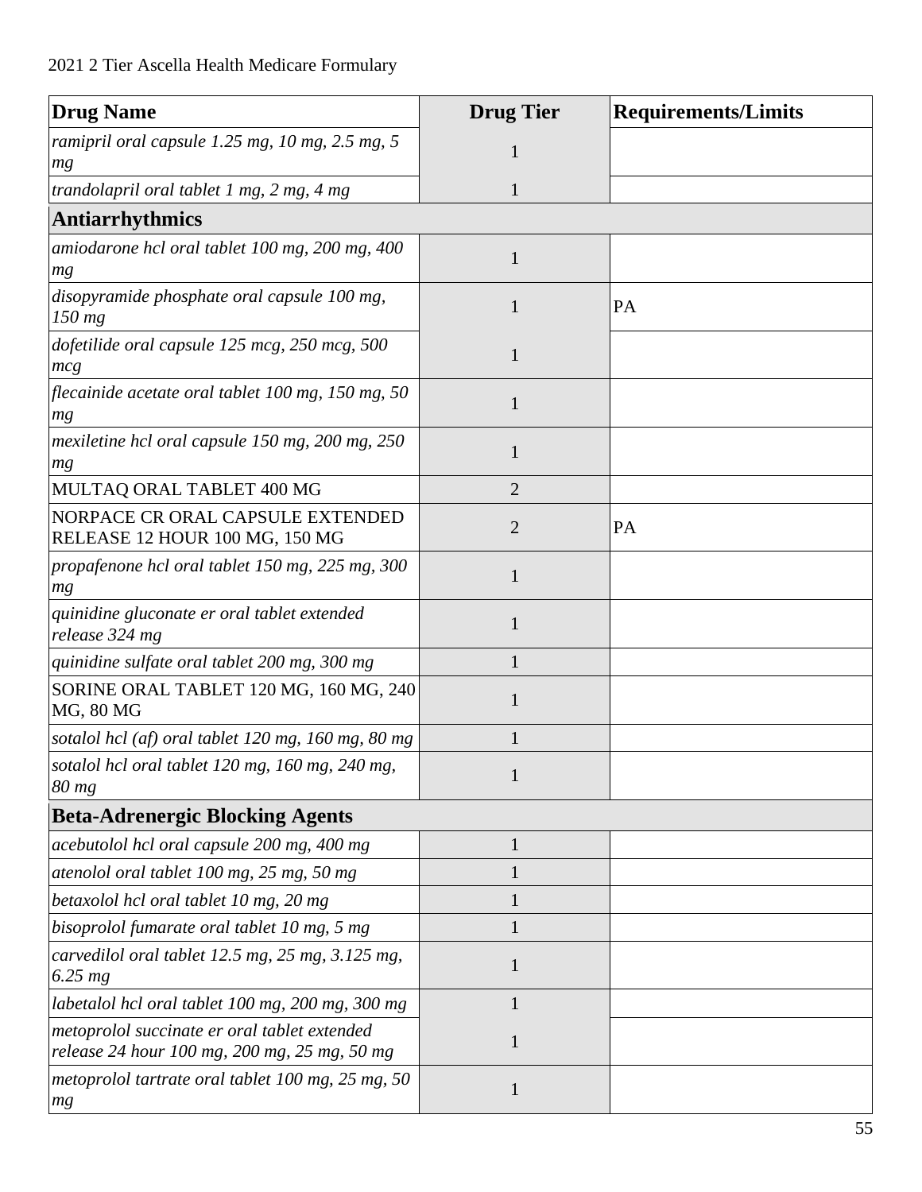| Drug Name | Drug Tier | Requirements/Limits |
| --- | --- | --- |
| *ramipril oral capsule 1.25 mg, 10 mg, 2.5 mg, 5 mg* | 1 | |
| *trandolapril oral tablet 1 mg, 2 mg, 4 mg* | 1 | |
| **Antiarrhythmics** | | |
| *amiodarone hcl oral tablet 100 mg, 200 mg, 400 mg* | 1 | |
| *disopyramide phosphate oral capsule 100 mg, 150 mg* | 1 | PA |
| *dofetilide oral capsule 125 mcg, 250 mcg, 500 mcg* | 1 | |
| *flecainide acetate oral tablet 100 mg, 150 mg, 50 mg* | 1 | |
| *mexiletine hcl oral capsule 150 mg, 200 mg, 250 mg* | 1 | |
| MULTAQ ORAL TABLET 400 MG | 2 | |
| NORPACE CR ORAL CAPSULE EXTENDED RELEASE 12 HOUR 100 MG, 150 MG | 2 | PA |
| *propafenone hcl oral tablet 150 mg, 225 mg, 300 mg* | 1 | |
| *quinidine gluconate er oral tablet extended release 324 mg* | 1 | |
| *quinidine sulfate oral tablet 200 mg, 300 mg* | 1 | |
| SORINE ORAL TABLET 120 MG, 160 MG, 240 MG, 80 MG | 1 | |
| *sotalol hcl (af) oral tablet 120 mg, 160 mg, 80 mg* | 1 | |
| *sotalol hcl oral tablet 120 mg, 160 mg, 240 mg, 80 mg* | 1 | |
| **Beta-Adrenergic Blocking Agents** | | |
| *acebutolol hcl oral capsule 200 mg, 400 mg* | 1 | |
| *atenolol oral tablet 100 mg, 25 mg, 50 mg* | 1 | |
| *betaxolol hcl oral tablet 10 mg, 20 mg* | 1 | |
| *bisoprolol fumarate oral tablet 10 mg, 5 mg* | 1 | |
| *carvedilol oral tablet 12.5 mg, 25 mg, 3.125 mg, 6.25 mg* | 1 | |
| *labetalol hcl oral tablet 100 mg, 200 mg, 300 mg* | 1 | |
| *metoprolol succinate er oral tablet extended release 24 hour 100 mg, 200 mg, 25 mg, 50 mg* | 1 | |
| *metoprolol tartrate oral tablet 100 mg, 25 mg, 50 mg* | 1 | |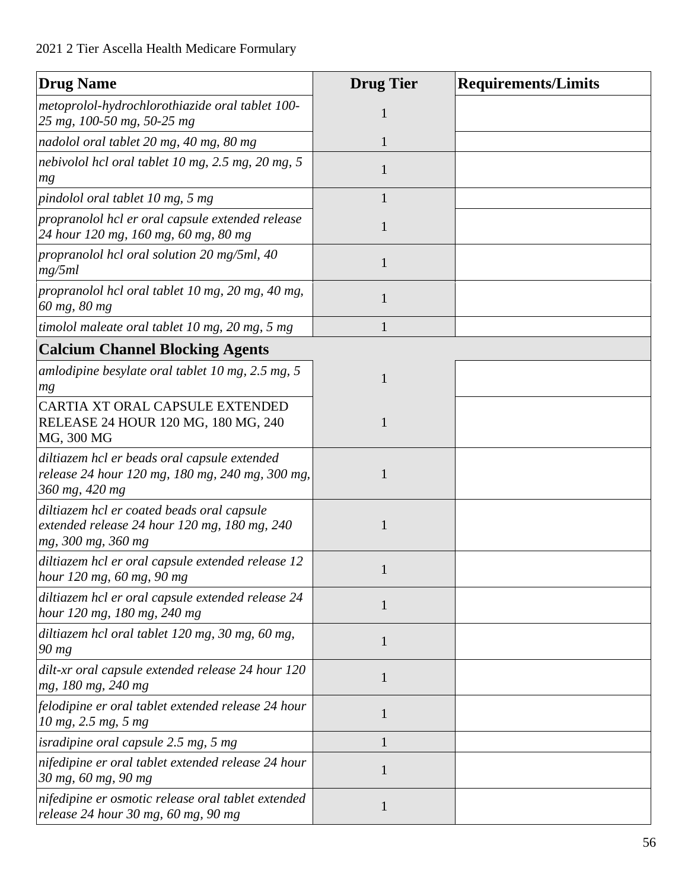| Drug Name | Drug Tier | Requirements/Limits |
|---|---|---|
| *metoprolol-hydrochlorothiazide oral tablet 100-25 mg, 100-50 mg, 50-25 mg* | 1 | |
| *nadolol oral tablet 20 mg, 40 mg, 80 mg* | 1 | |
| *nebivolol hcl oral tablet 10 mg, 2.5 mg, 20 mg, 5 mg* | 1 | |
| *pindolol oral tablet 10 mg, 5 mg* | 1 | |
| *propranolol hcl er oral capsule extended release 24 hour 120 mg, 160 mg, 60 mg, 80 mg* | 1 | |
| *propranolol hcl oral solution 20 mg/5ml, 40 mg/5ml* | 1 | |
| *propranolol hcl oral tablet 10 mg, 20 mg, 40 mg, 60 mg, 80 mg* | 1 | |
| *timolol maleate oral tablet 10 mg, 20 mg, 5 mg* | 1 | |
| **Calcium Channel Blocking Agents** | | |
| *amlodipine besylate oral tablet 10 mg, 2.5 mg, 5 mg* | 1 | |
| CARTIA XT ORAL CAPSULE EXTENDED RELEASE 24 HOUR 120 MG, 180 MG, 240 MG, 300 MG | 1 | |
| *diltiazem hcl er beads oral capsule extended release 24 hour 120 mg, 180 mg, 240 mg, 300 mg, 360 mg, 420 mg* | 1 | |
| *diltiazem hcl er coated beads oral capsule extended release 24 hour 120 mg, 180 mg, 240 mg, 300 mg, 360 mg* | 1 | |
| *diltiazem hcl er oral capsule extended release 12 hour 120 mg, 60 mg, 90 mg* | 1 | |
| *diltiazem hcl er oral capsule extended release 24 hour 120 mg, 180 mg, 240 mg* | 1 | |
| *diltiazem hcl oral tablet 120 mg, 30 mg, 60 mg, 90 mg* | 1 | |
| *dilt-xr oral capsule extended release 24 hour 120 mg, 180 mg, 240 mg* | 1 | |
| *felodipine er oral tablet extended release 24 hour 10 mg, 2.5 mg, 5 mg* | 1 | |
| *isradipine oral capsule 2.5 mg, 5 mg* | 1 | |
| *nifedipine er oral tablet extended release 24 hour 30 mg, 60 mg, 90 mg* | 1 | |
| *nifedipine er osmotic release oral tablet extended release 24 hour 30 mg, 60 mg, 90 mg* | 1 | |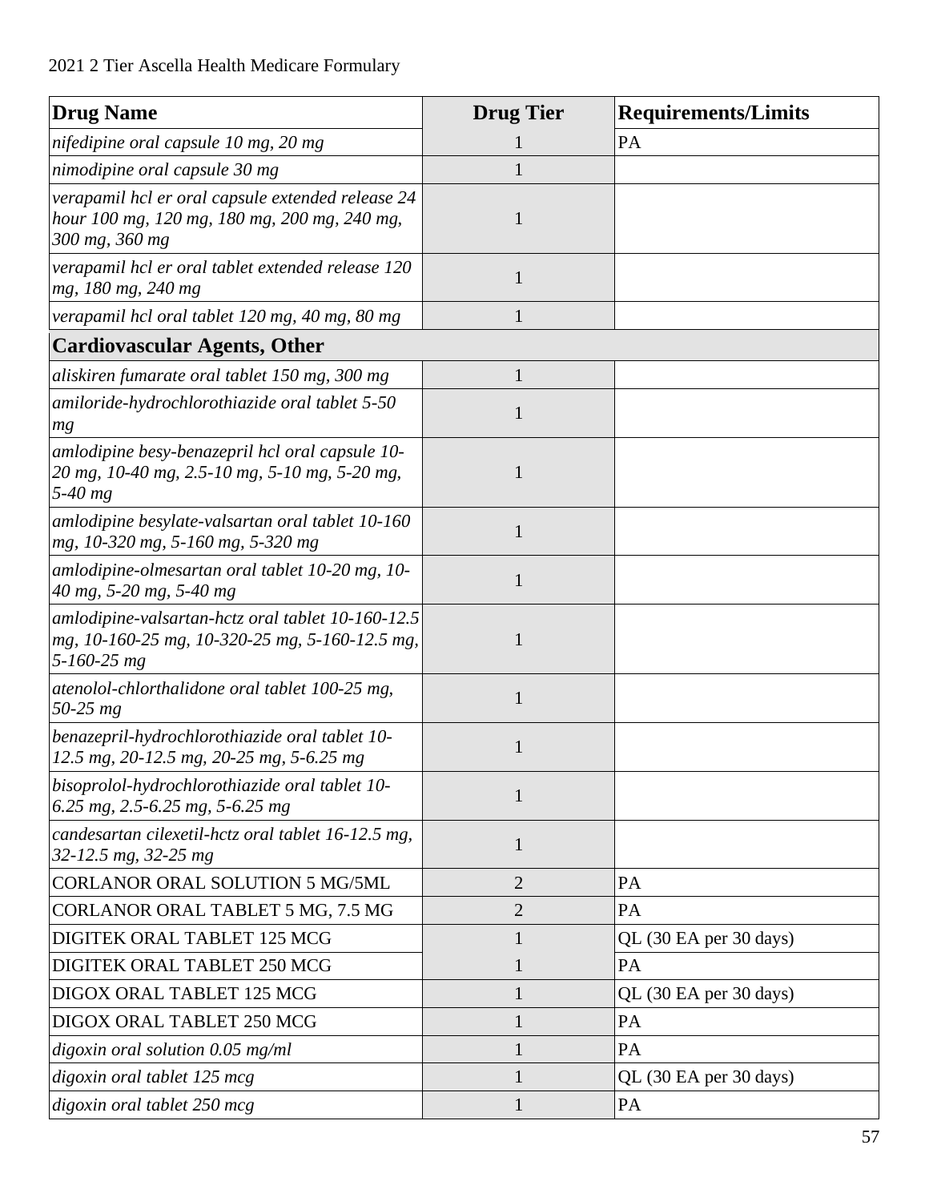| Drug Name | Drug Tier | Requirements/Limits |
|---|---|---|
| *nifedipine oral capsule 10 mg, 20 mg* | 1 | PA |
| *nimodipine oral capsule 30 mg* | 1 | |
| *verapamil hcl er oral capsule extended release 24 hour 100 mg, 120 mg, 180 mg, 200 mg, 240 mg, 300 mg, 360 mg* | 1 | |
| *verapamil hcl er oral tablet extended release 120 mg, 180 mg, 240 mg* | 1 | |
| *verapamil hcl oral tablet 120 mg, 40 mg, 80 mg* | 1 | |
| **Cardiovascular Agents, Other** | | |
| *aliskiren fumarate oral tablet 150 mg, 300 mg* | 1 | |
| *amiloride-hydrochlorothiazide oral tablet 5-50 mg* | 1 | |
| *amlodipine besy-benazepril hcl oral capsule 10-20 mg, 10-40 mg, 2.5-10 mg, 5-10 mg, 5-20 mg, 5-40 mg* | 1 | |
| *amlodipine besylate-valsartan oral tablet 10-160 mg, 10-320 mg, 5-160 mg, 5-320 mg* | 1 | |
| *amlodipine-olmesartan oral tablet 10-20 mg, 10-40 mg, 5-20 mg, 5-40 mg* | 1 | |
| *amlodipine-valsartan-hctz oral tablet 10-160-12.5 mg, 10-160-25 mg, 10-320-25 mg, 5-160-12.5 mg, 5-160-25 mg* | 1 | |
| *atenolol-chlorthalidone oral tablet 100-25 mg, 50-25 mg* | 1 | |
| *benazepril-hydrochlorothiazide oral tablet 10-12.5 mg, 20-12.5 mg, 20-25 mg, 5-6.25 mg* | 1 | |
| *bisoprolol-hydrochlorothiazide oral tablet 10-6.25 mg, 2.5-6.25 mg, 5-6.25 mg* | 1 | |
| *candesartan cilexetil-hctz oral tablet 16-12.5 mg, 32-12.5 mg, 32-25 mg* | 1 | |
| CORLANOR ORAL SOLUTION 5 MG/5ML | 2 | PA |
| CORLANOR ORAL TABLET 5 MG, 7.5 MG | 2 | PA |
| DIGITEK ORAL TABLET 125 MCG | 1 | QL (30 EA per 30 days) |
| DIGITEK ORAL TABLET 250 MCG | 1 | PA |
| DIGOX ORAL TABLET 125 MCG | 1 | QL (30 EA per 30 days) |
| DIGOX ORAL TABLET 250 MCG | 1 | PA |
| *digoxin oral solution 0.05 mg/ml* | 1 | PA |
| *digoxin oral tablet 125 mcg* | 1 | QL (30 EA per 30 days) |
| *digoxin oral tablet 250 mcg* | 1 | PA |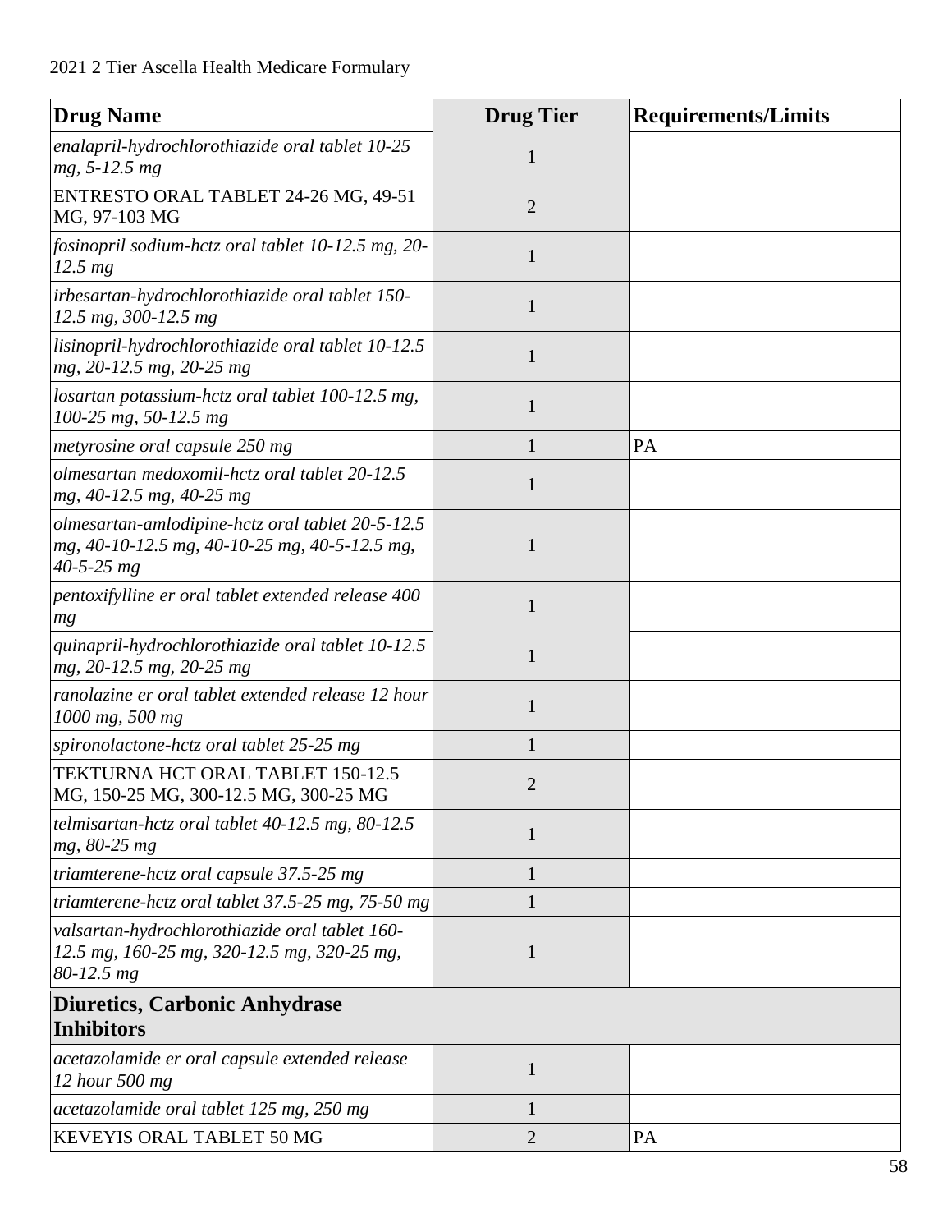| Drug Name | Drug Tier | Requirements/Limits |
|---|---|---|
| *enalapril-hydrochlorothiazide oral tablet 10-25 mg, 5-12.5 mg* | 1 | |
| ENTRESTO ORAL TABLET 24-26 MG, 49-51 MG, 97-103 MG | 2 | |
| *fosinopril sodium-hctz oral tablet 10-12.5 mg, 20-12.5 mg* | 1 | |
| *irbesartan-hydrochlorothiazide oral tablet 150-12.5 mg, 300-12.5 mg* | 1 | |
| *lisinopril-hydrochlorothiazide oral tablet 10-12.5 mg, 20-12.5 mg, 20-25 mg* | 1 | |
| *losartan potassium-hctz oral tablet 100-12.5 mg, 100-25 mg, 50-12.5 mg* | 1 | |
| *metyrosine oral capsule 250 mg* | 1 | PA |
| *olmesartan medoxomil-hctz oral tablet 20-12.5 mg, 40-12.5 mg, 40-25 mg* | 1 | |
| *olmesartan-amlodipine-hctz oral tablet 20-5-12.5 mg, 40-10-12.5 mg, 40-10-25 mg, 40-5-12.5 mg, 40-5-25 mg* | 1 | |
| *pentoxifylline er oral tablet extended release 400 mg* | 1 | |
| *quinapril-hydrochlorothiazide oral tablet 10-12.5 mg, 20-12.5 mg, 20-25 mg* | 1 | |
| *ranolazine er oral tablet extended release 12 hour 1000 mg, 500 mg* | 1 | |
| *spironolactone-hctz oral tablet 25-25 mg* | 1 | |
| TEKTURNA HCT ORAL TABLET 150-12.5 MG, 150-25 MG, 300-12.5 MG, 300-25 MG | 2 | |
| *telmisartan-hctz oral tablet 40-12.5 mg, 80-12.5 mg, 80-25 mg* | 1 | |
| *triamterene-hctz oral capsule 37.5-25 mg* | 1 | |
| *triamterene-hctz oral tablet 37.5-25 mg, 75-50 mg* | 1 | |
| *valsartan-hydrochlorothiazide oral tablet 160-12.5 mg, 160-25 mg, 320-12.5 mg, 320-25 mg, 80-12.5 mg* | 1 | |
| **Diuretics, Carbonic Anhydrase Inhibitors** | | |
| *acetazolamide er oral capsule extended release 12 hour 500 mg* | 1 | |
| *acetazolamide oral tablet 125 mg, 250 mg* | 1 | |
| KEVEYIS ORAL TABLET 50 MG | 2 | PA |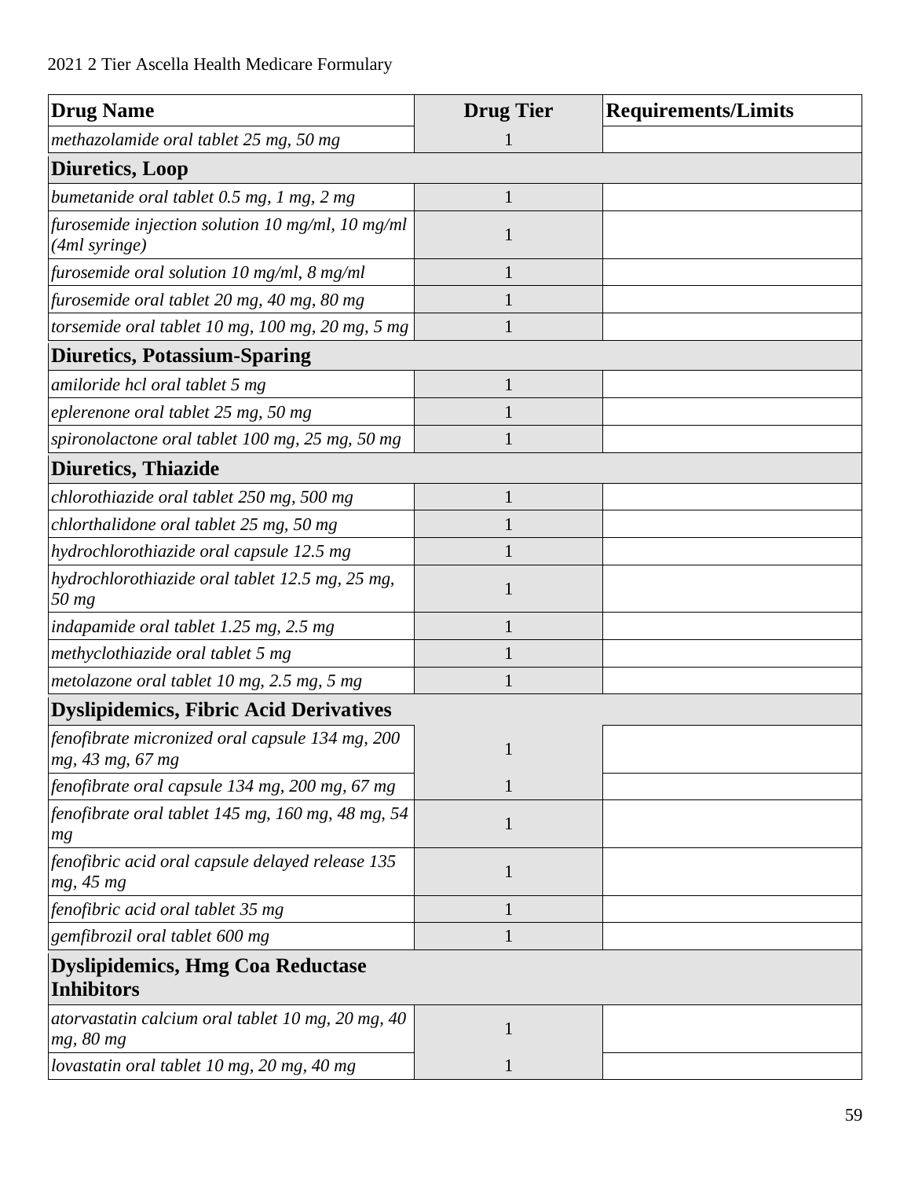| Drug Name | Drug Tier | Requirements/Limits |
|---|---|---|
| *methazolamide oral tablet 25 mg, 50 mg* | 1 | |
| **Diuretics, Loop** | | |
| *bumetanide oral tablet 0.5 mg, 1 mg, 2 mg* | 1 | |
| *furosemide injection solution 10 mg/ml, 10 mg/ml (4ml syringe)* | 1 | |
| *furosemide oral solution 10 mg/ml, 8 mg/ml* | 1 | |
| *furosemide oral tablet 20 mg, 40 mg, 80 mg* | 1 | |
| *torsemide oral tablet 10 mg, 100 mg, 20 mg, 5 mg* | 1 | |
| **Diuretics, Potassium-Sparing** | | |
| *amiloride hcl oral tablet 5 mg* | 1 | |
| *eplerenone oral tablet 25 mg, 50 mg* | 1 | |
| *spironolactone oral tablet 100 mg, 25 mg, 50 mg* | 1 | |
| **Diuretics, Thiazide** | | |
| *chlorothiazide oral tablet 250 mg, 500 mg* | 1 | |
| *chlorthalidone oral tablet 25 mg, 50 mg* | 1 | |
| *hydrochlorothiazide oral capsule 12.5 mg* | 1 | |
| *hydrochlorothiazide oral tablet 12.5 mg, 25 mg, 50 mg* | 1 | |
| *indapamide oral tablet 1.25 mg, 2.5 mg* | 1 | |
| *methyclothiazide oral tablet 5 mg* | 1 | |
| *metolazone oral tablet 10 mg, 2.5 mg, 5 mg* | 1 | |
| **Dyslipidemics, Fibric Acid Derivatives** | | |
| *fenofibrate micronized oral capsule 134 mg, 200 mg, 43 mg, 67 mg* | 1 | |
| *fenofibrate oral capsule 134 mg, 200 mg, 67 mg* | 1 | |
| *fenofibrate oral tablet 145 mg, 160 mg, 48 mg, 54 mg* | 1 | |
| *fenofibric acid oral capsule delayed release 135 mg, 45 mg* | 1 | |
| *fenofibric acid oral tablet 35 mg* | 1 | |
| *gemfibrozil oral tablet 600 mg* | 1 | |
| **Dyslipidemics, Hmg Coa Reductase Inhibitors** | | |
| *atorvastatin calcium oral tablet 10 mg, 20 mg, 40 mg, 80 mg* | 1 | |
| *lovastatin oral tablet 10 mg, 20 mg, 40 mg* | 1 | |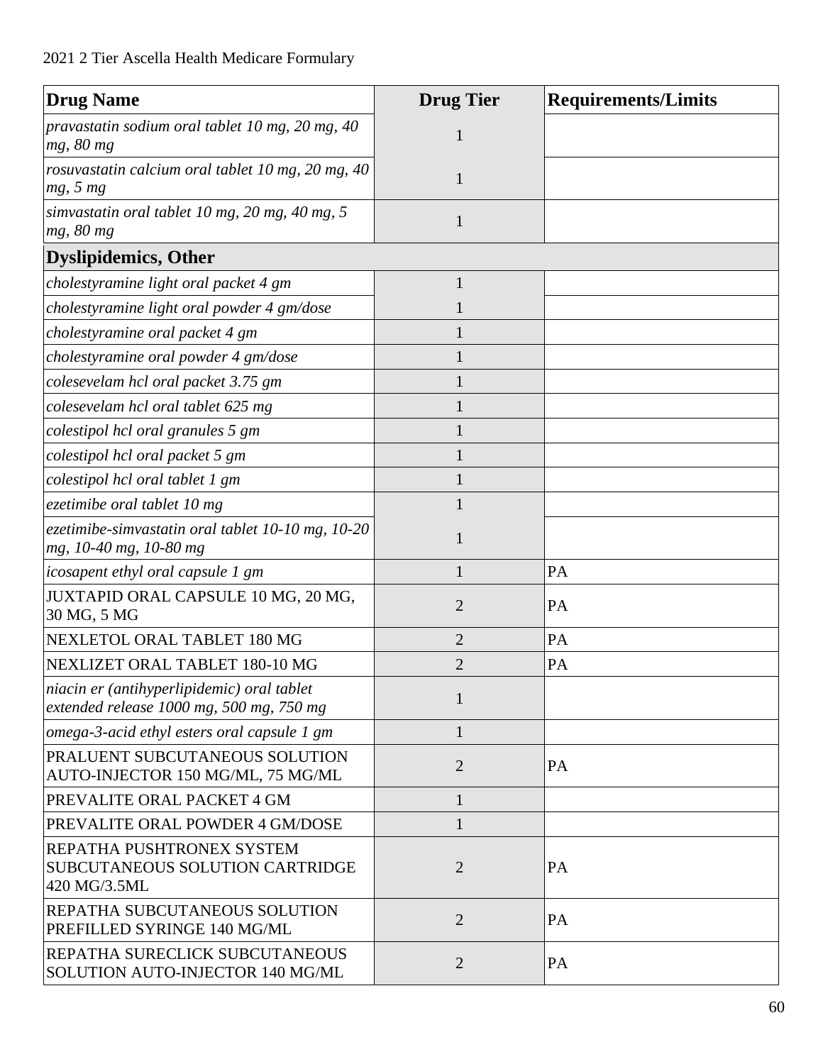2021 2 Tier Ascella Health Medicare Formulary

| Drug Name | Drug Tier | Requirements/Limits |
|---|---|---|
| *pravastatin sodium oral tablet 10 mg, 20 mg, 40 mg, 80 mg* | 1 | |
| *rosuvastatin calcium oral tablet 10 mg, 20 mg, 40 mg, 5 mg* | 1 | |
| *simvastatin oral tablet 10 mg, 20 mg, 40 mg, 5 mg, 80 mg* | 1 | |
| **Dyslipidemics, Other** | | |
| *cholestyramine light oral packet 4 gm* | 1 | |
| *cholestyramine light oral powder 4 gm/dose* | 1 | |
| *cholestyramine oral packet 4 gm* | 1 | |
| *cholestyramine oral powder 4 gm/dose* | 1 | |
| *colesevelam hcl oral packet 3.75 gm* | 1 | |
| *colesevelam hcl oral tablet 625 mg* | 1 | |
| *colestipol hcl oral granules 5 gm* | 1 | |
| *colestipol hcl oral packet 5 gm* | 1 | |
| *colestipol hcl oral tablet 1 gm* | 1 | |
| *ezetimibe oral tablet 10 mg* | 1 | |
| *ezetimibe-simvastatin oral tablet 10-10 mg, 10-20 mg, 10-40 mg, 10-80 mg* | 1 | |
| *icosapent ethyl oral capsule 1 gm* | 1 | PA |
| JUXTAPID ORAL CAPSULE 10 MG, 20 MG, 30 MG, 5 MG | 2 | PA |
| NEXLETOL ORAL TABLET 180 MG | 2 | PA |
| NEXLIZET ORAL TABLET 180-10 MG | 2 | PA |
| *niacin er (antihyperlipidemic) oral tablet extended release 1000 mg, 500 mg, 750 mg* | 1 | |
| *omega-3-acid ethyl esters oral capsule 1 gm* | 1 | |
| PRALUENT SUBCUTANEOUS SOLUTION AUTO-INJECTOR 150 MG/ML, 75 MG/ML | 2 | PA |
| PREVALITE ORAL PACKET 4 GM | 1 | |
| PREVALITE ORAL POWDER 4 GM/DOSE | 1 | |
| REPATHA PUSHTRONEX SYSTEM SUBCUTANEOUS SOLUTION CARTRIDGE 420 MG/3.5ML | 2 | PA |
| REPATHA SUBCUTANEOUS SOLUTION PREFILLED SYRINGE 140 MG/ML | 2 | PA |
| REPATHA SURECLICK SUBCUTANEOUS SOLUTION AUTO-INJECTOR 140 MG/ML | 2 | PA |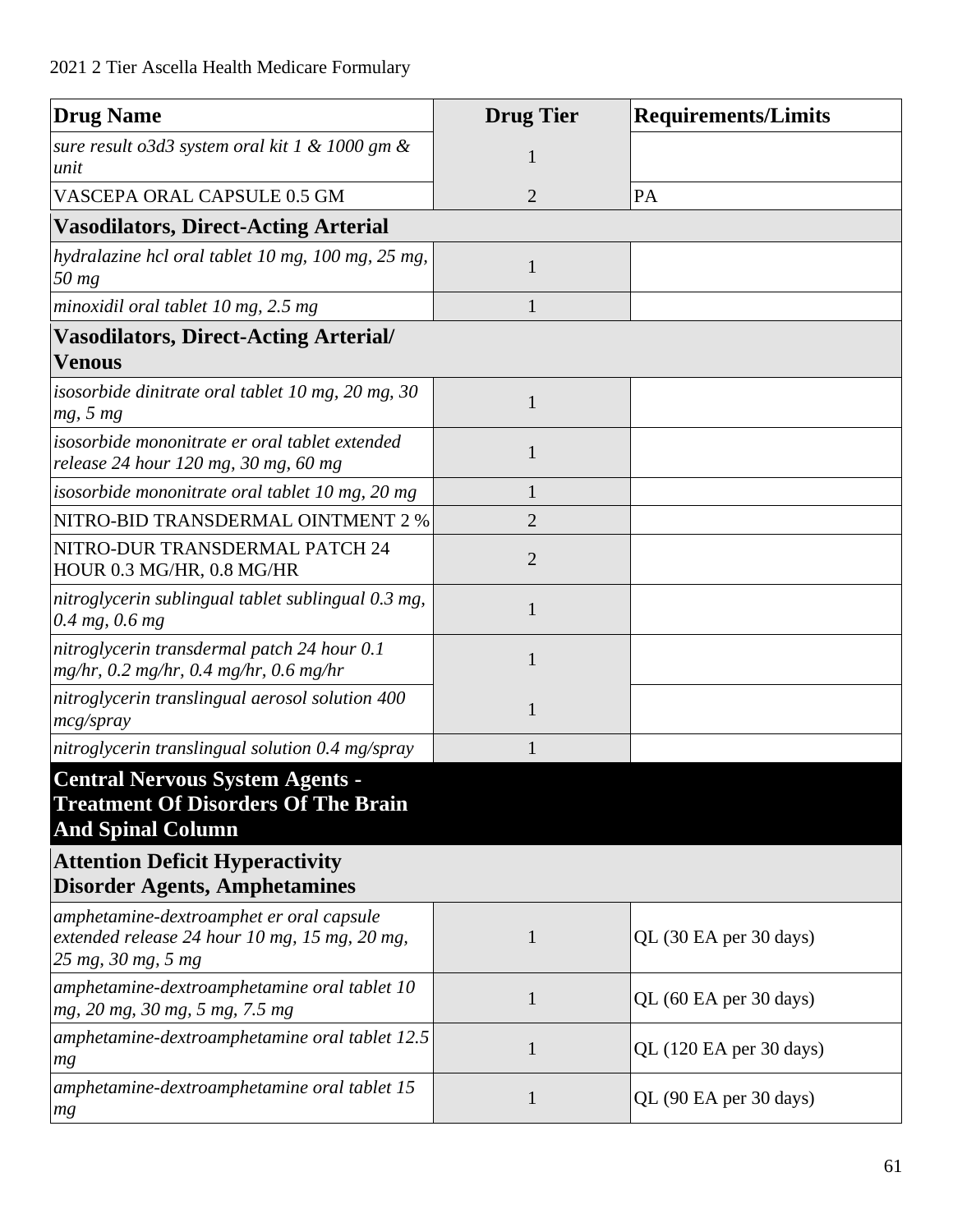| Drug Name | Drug Tier | Requirements/Limits |
|---|---|---|
| *sure result o3d3 system oral kit 1 & 1000 gm & unit* | 1 | |
| VASCEPA ORAL CAPSULE 0.5 GM | 2 | PA |
| **Vasodilators, Direct-Acting Arterial** | | |
| *hydralazine hcl oral tablet 10 mg, 100 mg, 25 mg, 50 mg* | 1 | |
| *minoxidil oral tablet 10 mg, 2.5 mg* | 1 | |
| **Vasodilators, Direct-Acting Arterial/ Venous** | | |
| *isosorbide dinitrate oral tablet 10 mg, 20 mg, 30 mg, 5 mg* | 1 | |
| *isosorbide mononitrate er oral tablet extended release 24 hour 120 mg, 30 mg, 60 mg* | 1 | |
| *isosorbide mononitrate oral tablet 10 mg, 20 mg* | 1 | |
| NITRO-BID TRANSDERMAL OINTMENT 2 % | 2 | |
| NITRO-DUR TRANSDERMAL PATCH 24 HOUR 0.3 MG/HR, 0.8 MG/HR | 2 | |
| *nitroglycerin sublingual tablet sublingual 0.3 mg, 0.4 mg, 0.6 mg* | 1 | |
| *nitroglycerin transdermal patch 24 hour 0.1 mg/hr, 0.2 mg/hr, 0.4 mg/hr, 0.6 mg/hr* | 1 | |
| *nitroglycerin translingual aerosol solution 400 mcg/spray* | 1 | |
| *nitroglycerin translingual solution 0.4 mg/spray* | 1 | |
| **Central Nervous System Agents - Treatment Of Disorders Of The Brain And Spinal Column** | | |
| **Attention Deficit Hyperactivity Disorder Agents, Amphetamines** | | |
| *amphetamine-dextroamphet er oral capsule extended release 24 hour 10 mg, 15 mg, 20 mg, 25 mg, 30 mg, 5 mg* | 1 | QL (30 EA per 30 days) |
| *amphetamine-dextroamphetamine oral tablet 10 mg, 20 mg, 30 mg, 5 mg, 7.5 mg* | 1 | QL (60 EA per 30 days) |
| *amphetamine-dextroamphetamine oral tablet 12.5 mg* | 1 | QL (120 EA per 30 days) |
| *amphetamine-dextroamphetamine oral tablet 15 mg* | 1 | QL (90 EA per 30 days) |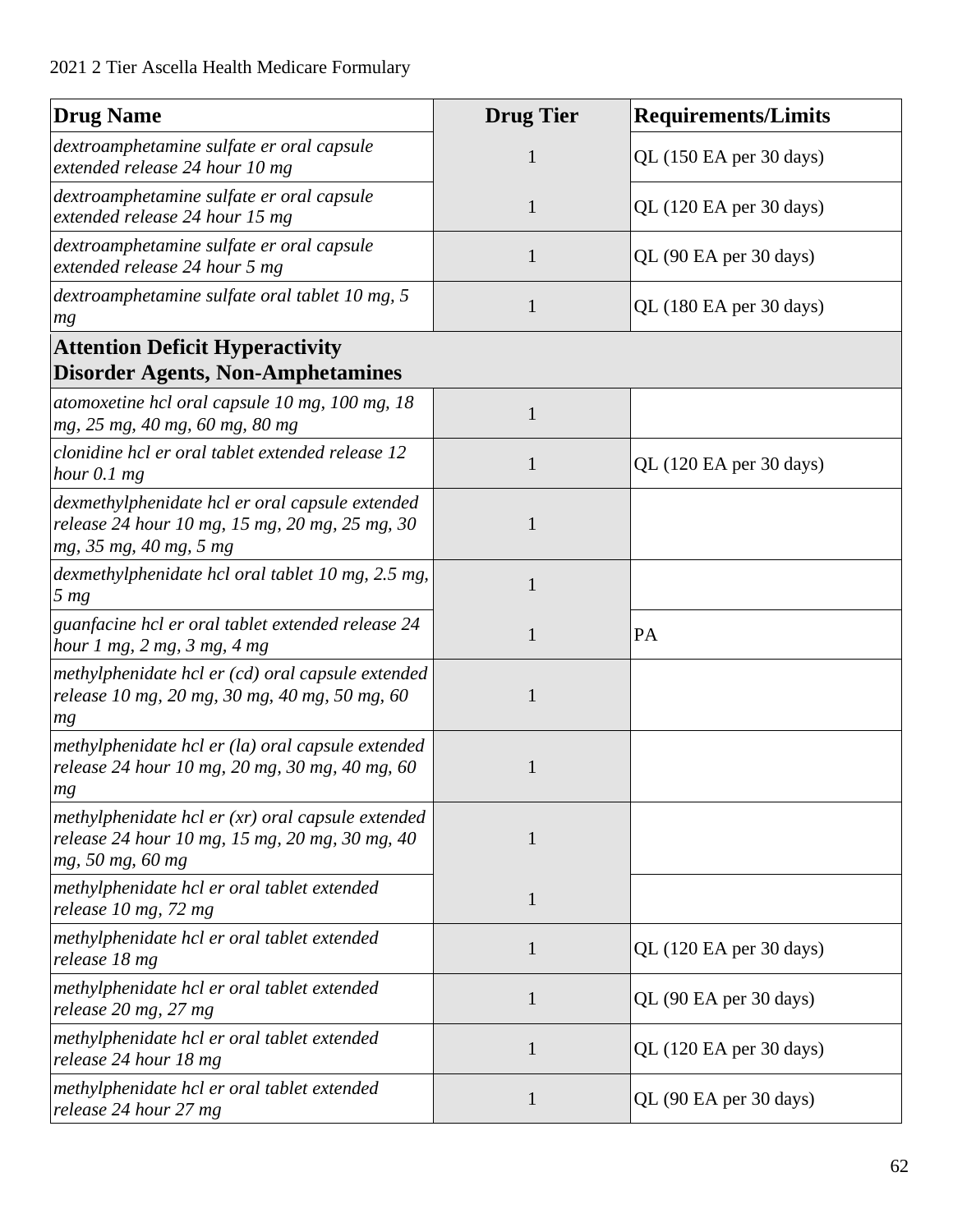2021 2 Tier Ascella Health Medicare Formulary

| Drug Name | Drug Tier | Requirements/Limits |
|---|---|---|
| *dextroamphetamine sulfate er oral capsule extended release 24 hour 10 mg* | 1 | QL (150 EA per 30 days) |
| *dextroamphetamine sulfate er oral capsule extended release 24 hour 15 mg* | 1 | QL (120 EA per 30 days) |
| *dextroamphetamine sulfate er oral capsule extended release 24 hour 5 mg* | 1 | QL (90 EA per 30 days) |
| *dextroamphetamine sulfate oral tablet 10 mg, 5 mg* | 1 | QL (180 EA per 30 days) |
| **Attention Deficit Hyperactivity Disorder Agents, Non-Amphetamines** | | |
| *atomoxetine hcl oral capsule 10 mg, 100 mg, 18 mg, 25 mg, 40 mg, 60 mg, 80 mg* | 1 | |
| *clonidine hcl er oral tablet extended release 12 hour 0.1 mg* | 1 | QL (120 EA per 30 days) |
| *dexmethylphenidate hcl er oral capsule extended release 24 hour 10 mg, 15 mg, 20 mg, 25 mg, 30 mg, 35 mg, 40 mg, 5 mg* | 1 | |
| *dexmethylphenidate hcl oral tablet 10 mg, 2.5 mg, 5 mg* | 1 | |
| *guanfacine hcl er oral tablet extended release 24 hour 1 mg, 2 mg, 3 mg, 4 mg* | 1 | PA |
| *methylphenidate hcl er (cd) oral capsule extended release 10 mg, 20 mg, 30 mg, 40 mg, 50 mg, 60 mg* | 1 | |
| *methylphenidate hcl er (la) oral capsule extended release 24 hour 10 mg, 20 mg, 30 mg, 40 mg, 60 mg* | 1 | |
| *methylphenidate hcl er (xr) oral capsule extended release 24 hour 10 mg, 15 mg, 20 mg, 30 mg, 40 mg, 50 mg, 60 mg* | 1 | |
| *methylphenidate hcl er oral tablet extended release 10 mg, 72 mg* | 1 | |
| *methylphenidate hcl er oral tablet extended release 18 mg* | 1 | QL (120 EA per 30 days) |
| *methylphenidate hcl er oral tablet extended release 20 mg, 27 mg* | 1 | QL (90 EA per 30 days) |
| *methylphenidate hcl er oral tablet extended release 24 hour 18 mg* | 1 | QL (120 EA per 30 days) |
| *methylphenidate hcl er oral tablet extended release 24 hour 27 mg* | 1 | QL (90 EA per 30 days) |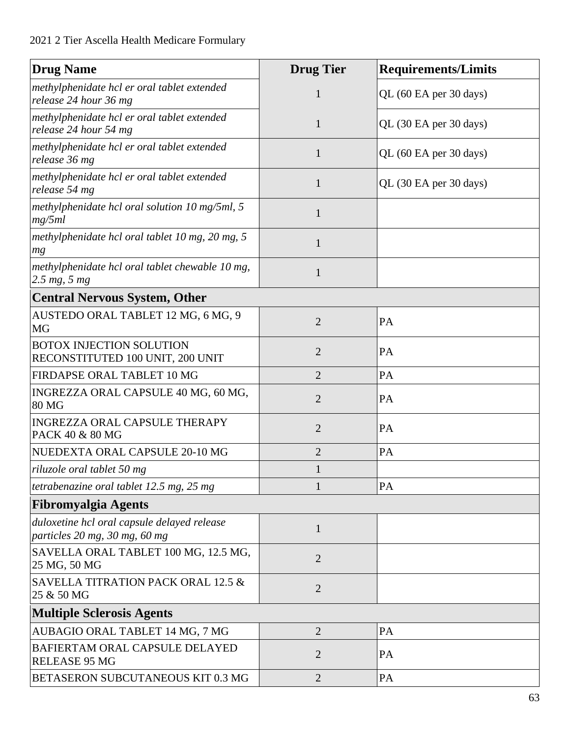| Drug Name | Drug Tier | Requirements/Limits |
|---|---|---|
| *methylphenidate hcl er oral tablet extended release 24 hour 36 mg* | 1 | QL (60 EA per 30 days) |
| *methylphenidate hcl er oral tablet extended release 24 hour 54 mg* | 1 | QL (30 EA per 30 days) |
| *methylphenidate hcl er oral tablet extended release 36 mg* | 1 | QL (60 EA per 30 days) |
| *methylphenidate hcl er oral tablet extended release 54 mg* | 1 | QL (30 EA per 30 days) |
| *methylphenidate hcl oral solution 10 mg/5ml, 5 mg/5ml* | 1 | |
| *methylphenidate hcl oral tablet 10 mg, 20 mg, 5 mg* | 1 | |
| *methylphenidate hcl oral tablet chewable 10 mg, 2.5 mg, 5 mg* | 1 | |
| **Central Nervous System, Other** | | |
| AUSTEDO ORAL TABLET 12 MG, 6 MG, 9 MG | 2 | PA |
| BOTOX INJECTION SOLUTION RECONSTITUTED 100 UNIT, 200 UNIT | 2 | PA |
| FIRDAPSE ORAL TABLET 10 MG | 2 | PA |
| INGREZZA ORAL CAPSULE 40 MG, 60 MG, 80 MG | 2 | PA |
| INGREZZA ORAL CAPSULE THERAPY PACK 40 & 80 MG | 2 | PA |
| NUEDEXTA ORAL CAPSULE 20-10 MG | 2 | PA |
| *riluzole oral tablet 50 mg* | 1 | |
| *tetrabenazine oral tablet 12.5 mg, 25 mg* | 1 | PA |
| **Fibromyalgia Agents** | | |
| *duloxetine hcl oral capsule delayed release particles 20 mg, 30 mg, 60 mg* | 1 | |
| SAVELLA ORAL TABLET 100 MG, 12.5 MG, 25 MG, 50 MG | 2 | |
| SAVELLA TITRATION PACK ORAL 12.5 & 25 & 50 MG | 2 | |
| **Multiple Sclerosis Agents** | | |
| AUBAGIO ORAL TABLET 14 MG, 7 MG | 2 | PA |
| BAFIERTAM ORAL CAPSULE DELAYED RELEASE 95 MG | 2 | PA |
| BETASERON SUBCUTANEOUS KIT 0.3 MG | 2 | PA |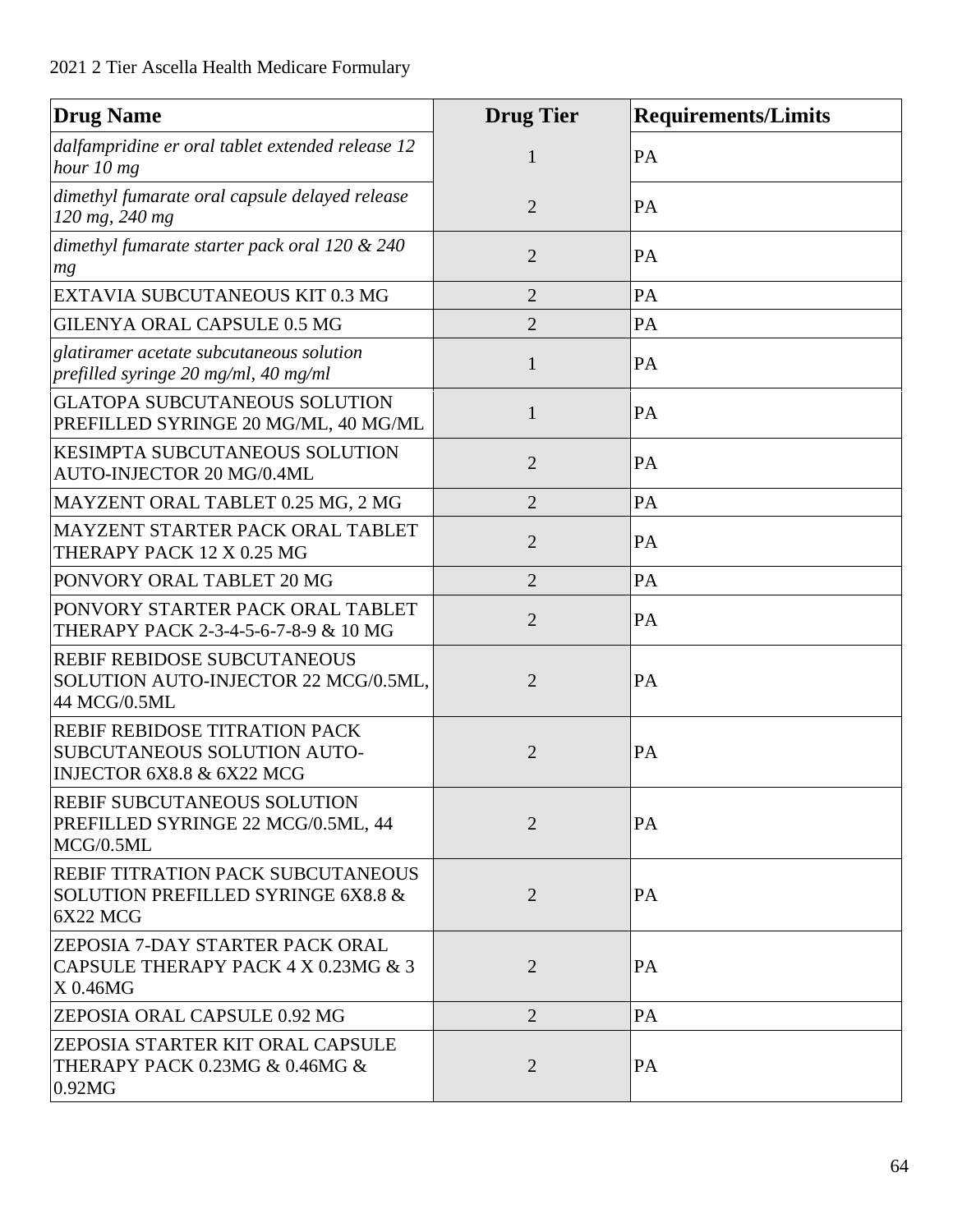| Drug Name | Drug Tier | Requirements/Limits |
|---|---|---|
| *dalfampridine er oral tablet extended release 12 hour 10 mg* | 1 | PA |
| *dimethyl fumarate oral capsule delayed release 120 mg, 240 mg* | 2 | PA |
| *dimethyl fumarate starter pack oral 120 & 240 mg* | 2 | PA |
| EXTAVIA SUBCUTANEOUS KIT 0.3 MG | 2 | PA |
| GILENYA ORAL CAPSULE 0.5 MG | 2 | PA |
| *glatiramer acetate subcutaneous solution prefilled syringe 20 mg/ml, 40 mg/ml* | 1 | PA |
| GLATOPA SUBCUTANEOUS SOLUTION PREFILLED SYRINGE 20 MG/ML, 40 MG/ML | 1 | PA |
| KESIMPTA SUBCUTANEOUS SOLUTION AUTO-INJECTOR 20 MG/0.4ML | 2 | PA |
| MAYZENT ORAL TABLET 0.25 MG, 2 MG | 2 | PA |
| MAYZENT STARTER PACK ORAL TABLET THERAPY PACK 12 X 0.25 MG | 2 | PA |
| PONVORY ORAL TABLET 20 MG | 2 | PA |
| PONVORY STARTER PACK ORAL TABLET THERAPY PACK 2-3-4-5-6-7-8-9 & 10 MG | 2 | PA |
| REBIF REBIDOSE SUBCUTANEOUS SOLUTION AUTO-INJECTOR 22 MCG/0.5ML, 44 MCG/0.5ML | 2 | PA |
| REBIF REBIDOSE TITRATION PACK SUBCUTANEOUS SOLUTION AUTO-INJECTOR 6X8.8 & 6X22 MCG | 2 | PA |
| REBIF SUBCUTANEOUS SOLUTION PREFILLED SYRINGE 22 MCG/0.5ML, 44 MCG/0.5ML | 2 | PA |
| REBIF TITRATION PACK SUBCUTANEOUS SOLUTION PREFILLED SYRINGE 6X8.8 & 6X22 MCG | 2 | PA |
| ZEPOSIA 7-DAY STARTER PACK ORAL CAPSULE THERAPY PACK 4 X 0.23MG & 3 X 0.46MG | 2 | PA |
| ZEPOSIA ORAL CAPSULE 0.92 MG | 2 | PA |
| ZEPOSIA STARTER KIT ORAL CAPSULE THERAPY PACK 0.23MG & 0.46MG & 0.92MG | 2 | PA |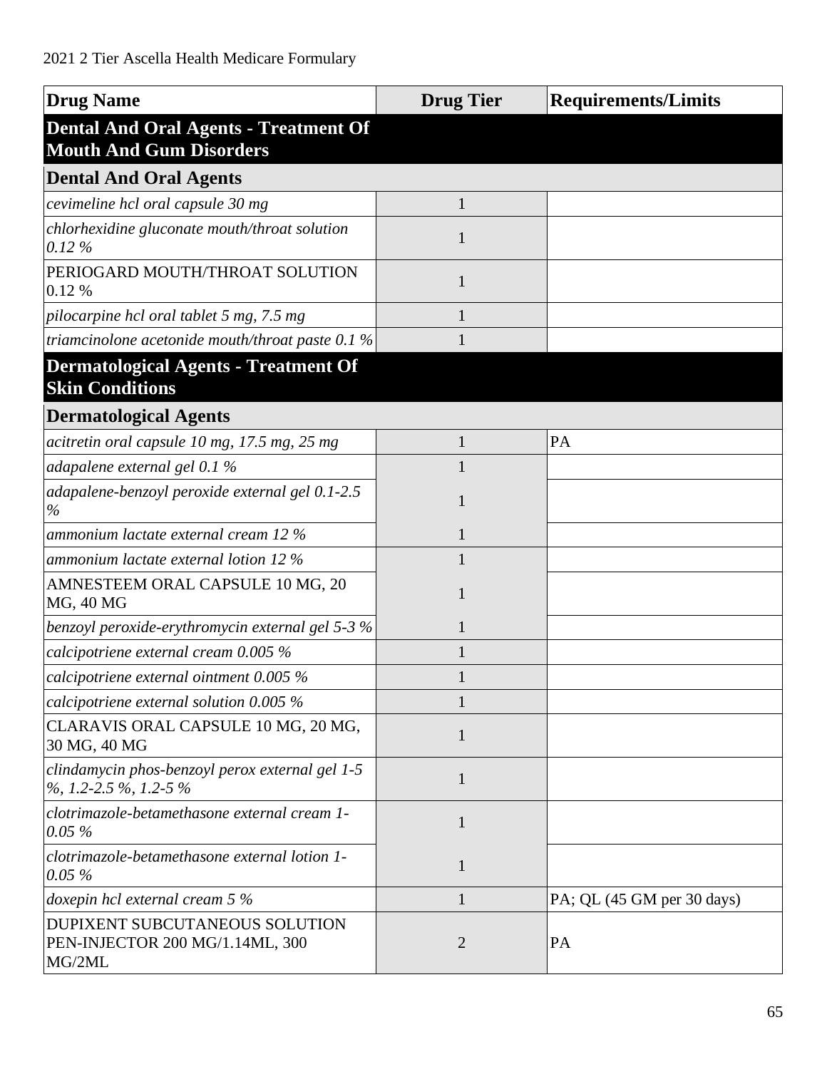| Drug Name | Drug Tier | Requirements/Limits |
|---|---|---|
| **Dental And Oral Agents - Treatment Of Mouth And Gum Disorders** | | |
| **Dental And Oral Agents** | | |
| *cevimeline hcl oral capsule 30 mg* | 1 | |
| *chlorhexidine gluconate mouth/throat solution 0.12 %* | 1 | |
| PERIOGARD MOUTH/THROAT SOLUTION 0.12 % | 1 | |
| *pilocarpine hcl oral tablet 5 mg, 7.5 mg* | 1 | |
| *triamcinolone acetonide mouth/throat paste 0.1 %* | 1 | |
| **Dermatological Agents - Treatment Of Skin Conditions** | | |
| **Dermatological Agents** | | |
| *acitretin oral capsule 10 mg, 17.5 mg, 25 mg* | 1 | PA |
| *adapalene external gel 0.1 %* | 1 | |
| *adapalene-benzoyl peroxide external gel 0.1-2.5 %* | 1 | |
| *ammonium lactate external cream 12 %* | 1 | |
| *ammonium lactate external lotion 12 %* | 1 | |
| AMNESTEEM ORAL CAPSULE 10 MG, 20 MG, 40 MG | 1 | |
| *benzoyl peroxide-erythromycin external gel 5-3 %* | 1 | |
| *calcipotriene external cream 0.005 %* | 1 | |
| *calcipotriene external ointment 0.005 %* | 1 | |
| *calcipotriene external solution 0.005 %* | 1 | |
| CLARAVIS ORAL CAPSULE 10 MG, 20 MG, 30 MG, 40 MG | 1 | |
| *clindamycin phos-benzoyl perox external gel 1-5 %, 1.2-2.5 %, 1.2-5 %* | 1 | |
| *clotrimazole-betamethasone external cream 1-0.05 %* | 1 | |
| *clotrimazole-betamethasone external lotion 1-0.05 %* | 1 | |
| *doxepin hcl external cream 5 %* | 1 | PA; QL (45 GM per 30 days) |
| DUPIXENT SUBCUTANEOUS SOLUTION PEN-INJECTOR 200 MG/1.14ML, 300 MG/2ML | 2 | PA |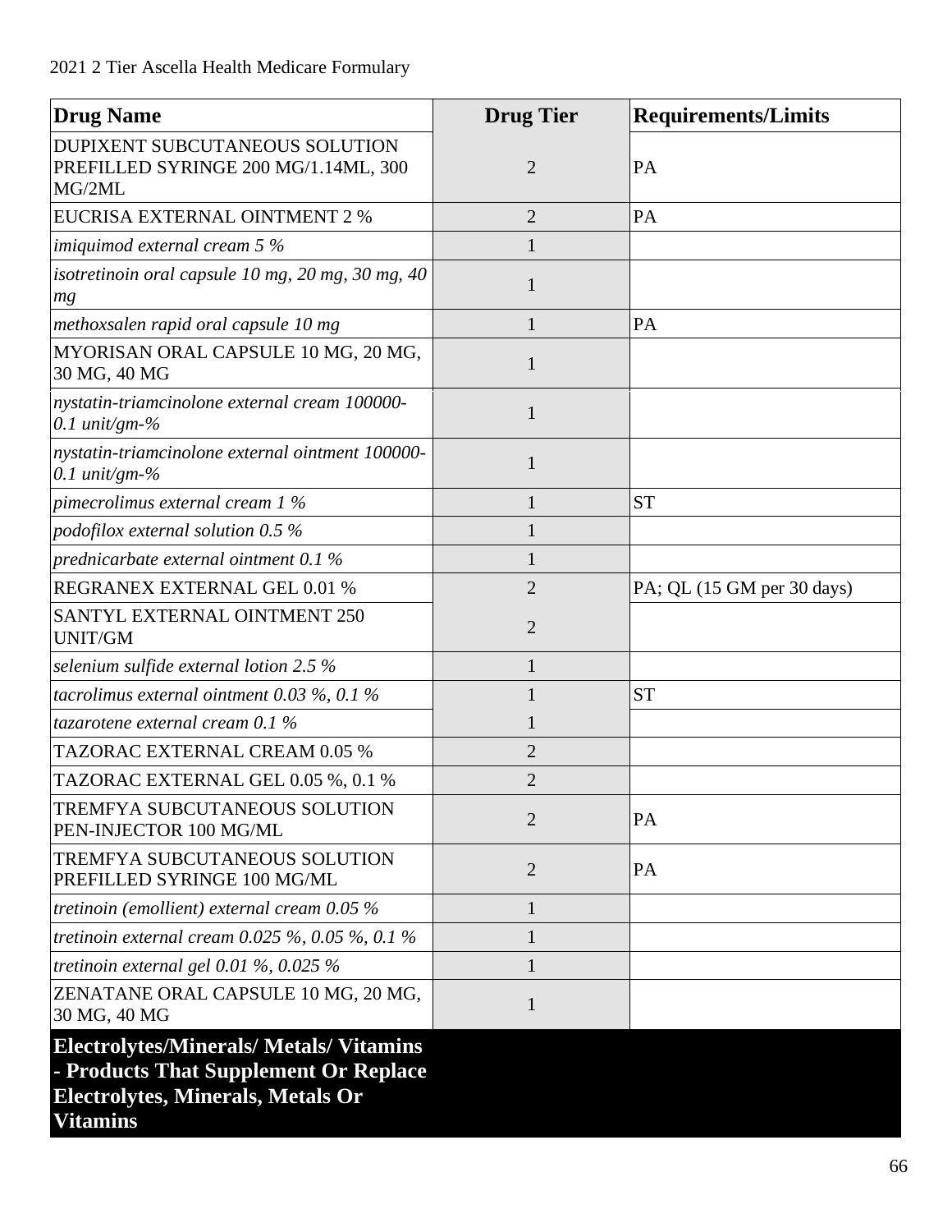| Drug Name | Drug Tier | Requirements/Limits |
|---|---|---|
| DUPIXENT SUBCUTANEOUS SOLUTION PREFILLED SYRINGE 200 MG/1.14ML, 300 MG/2ML | 2 | PA |
| EUCRISA EXTERNAL OINTMENT 2 % | 2 | PA |
| *imiquimod external cream 5 %* | 1 | |
| *isotretinoin oral capsule 10 mg, 20 mg, 30 mg, 40 mg* | 1 | |
| *methoxsalen rapid oral capsule 10 mg* | 1 | PA |
| MYORISAN ORAL CAPSULE 10 MG, 20 MG, 30 MG, 40 MG | 1 | |
| *nystatin-triamcinolone external cream 100000-0.1 unit/gm-%* | 1 | |
| *nystatin-triamcinolone external ointment 100000-0.1 unit/gm-%* | 1 | |
| *pimecrolimus external cream 1 %* | 1 | ST |
| *podofilox external solution 0.5 %* | 1 | |
| *prednicarbate external ointment 0.1 %* | 1 | |
| REGRANEX EXTERNAL GEL 0.01 % | 2 | PA; QL (15 GM per 30 days) |
| SANTYL EXTERNAL OINTMENT 250 UNIT/GM | 2 | |
| *selenium sulfide external lotion 2.5 %* | 1 | |
| *tacrolimus external ointment 0.03 %, 0.1 %* | 1 | ST |
| *tazarotene external cream 0.1 %* | 1 | |
| TAZORAC EXTERNAL CREAM 0.05 % | 2 | |
| TAZORAC EXTERNAL GEL 0.05 %, 0.1 % | 2 | |
| TREMFYA SUBCUTANEOUS SOLUTION PEN-INJECTOR 100 MG/ML | 2 | PA |
| TREMFYA SUBCUTANEOUS SOLUTION PREFILLED SYRINGE 100 MG/ML | 2 | PA |
| *tretinoin (emollient) external cream 0.05 %* | 1 | |
| *tretinoin external cream 0.025 %, 0.05 %, 0.1 %* | 1 | |
| *tretinoin external gel 0.01 %, 0.025 %* | 1 | |
| ZENATANE ORAL CAPSULE 10 MG, 20 MG, 30 MG, 40 MG | 1 | |

## Electrolytes/Minerals/ Metals/ Vitamins - Products That Supplement Or Replace Electrolytes, Minerals, Metals Or Vitamins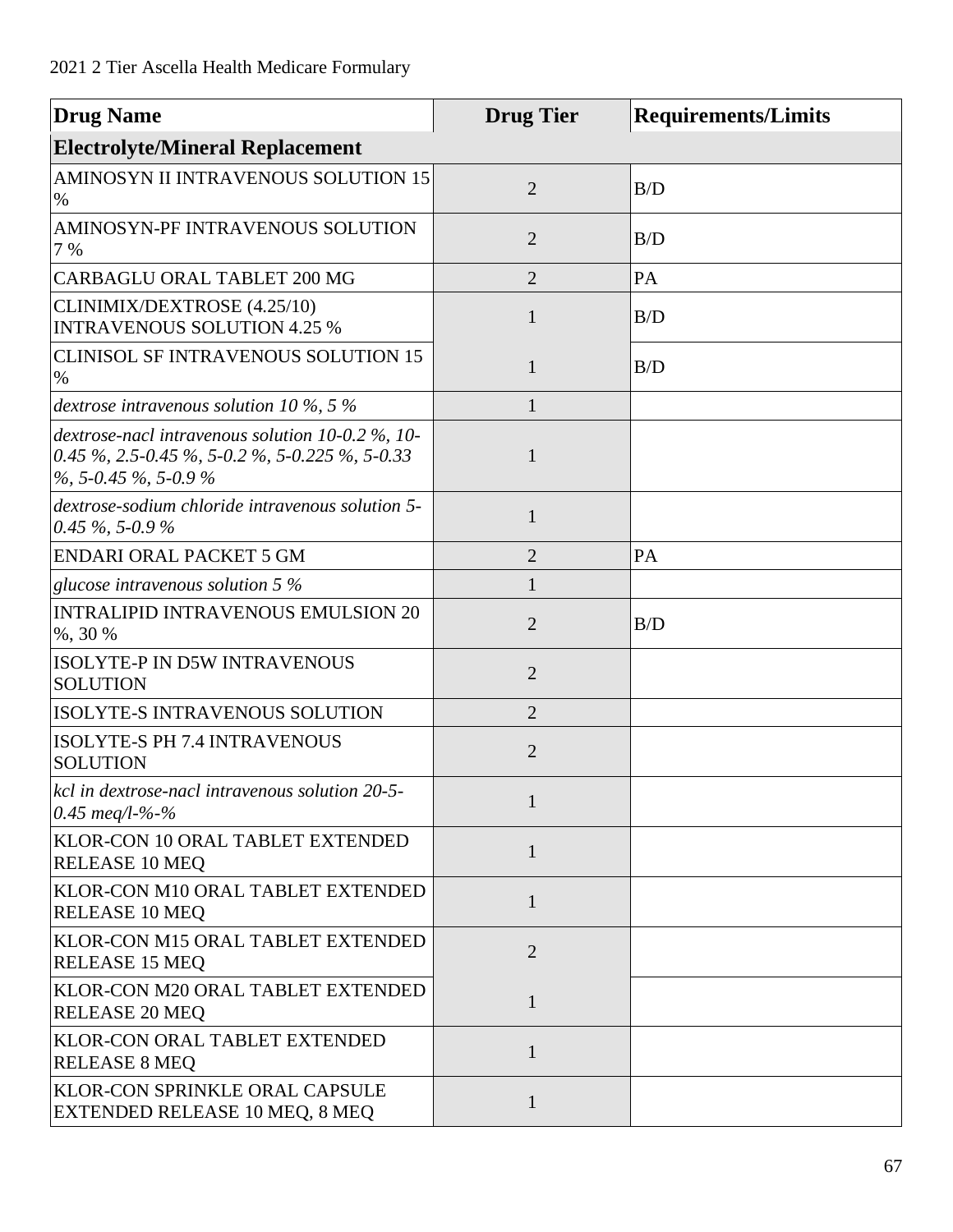2021 2 Tier Ascella Health Medicare Formulary

| Drug Name | Drug Tier | Requirements/Limits |
|---|---|---|
| **Electrolyte/Mineral Replacement** | | |
| AMINOSYN II INTRAVENOUS SOLUTION 15 % | 2 | B/D |
| AMINOSYN-PF INTRAVENOUS SOLUTION 7 % | 2 | B/D |
| CARBAGLU ORAL TABLET 200 MG | 2 | PA |
| CLINIMIX/DEXTROSE (4.25/10) INTRAVENOUS SOLUTION 4.25 % | 1 | B/D |
| CLINISOL SF INTRAVENOUS SOLUTION 15 % | 1 | B/D |
| *dextrose intravenous solution 10 %, 5 %* | 1 | |
| *dextrose-nacl intravenous solution 10-0.2 %, 10-0.45 %, 2.5-0.45 %, 5-0.2 %, 5-0.225 %, 5-0.33 %, 5-0.45 %, 5-0.9 %* | 1 | |
| *dextrose-sodium chloride intravenous solution 5-0.45 %, 5-0.9 %* | 1 | |
| ENDARI ORAL PACKET 5 GM | 2 | PA |
| *glucose intravenous solution 5 %* | 1 | |
| INTRALIPID INTRAVENOUS EMULSION 20 %, 30 % | 2 | B/D |
| ISOLYTE-P IN D5W INTRAVENOUS SOLUTION | 2 | |
| ISOLYTE-S INTRAVENOUS SOLUTION | 2 | |
| ISOLYTE-S PH 7.4 INTRAVENOUS SOLUTION | 2 | |
| *kcl in dextrose-nacl intravenous solution 20-5-0.45 meq/l-%-%* | 1 | |
| KLOR-CON 10 ORAL TABLET EXTENDED RELEASE 10 MEQ | 1 | |
| KLOR-CON M10 ORAL TABLET EXTENDED RELEASE 10 MEQ | 1 | |
| KLOR-CON M15 ORAL TABLET EXTENDED RELEASE 15 MEQ | 2 | |
| KLOR-CON M20 ORAL TABLET EXTENDED RELEASE 20 MEQ | 1 | |
| KLOR-CON ORAL TABLET EXTENDED RELEASE 8 MEQ | 1 | |
| KLOR-CON SPRINKLE ORAL CAPSULE EXTENDED RELEASE 10 MEQ, 8 MEQ | 1 | |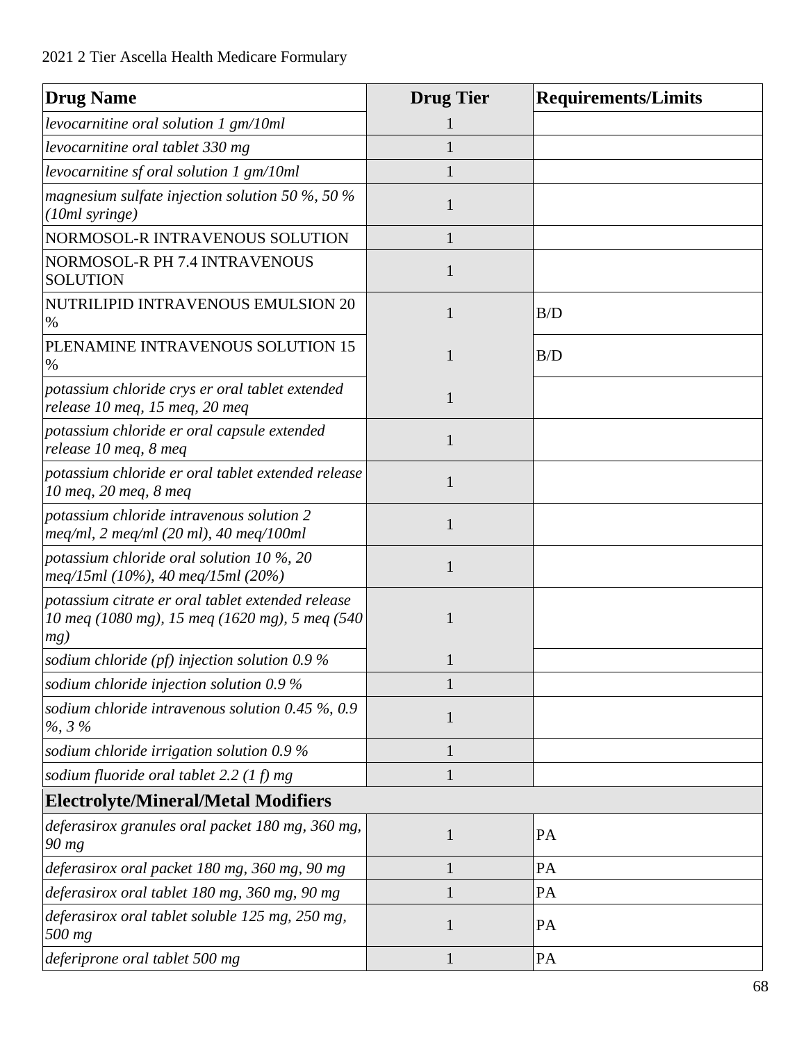| Drug Name | Drug Tier | Requirements/Limits |
|---|---|---|
| *levocarnitine oral solution 1 gm/10ml* | 1 | |
| *levocarnitine oral tablet 330 mg* | 1 | |
| *levocarnitine sf oral solution 1 gm/10ml* | 1 | |
| *magnesium sulfate injection solution 50 %, 50 % (10ml syringe)* | 1 | |
| NORMOSOL-R INTRAVENOUS SOLUTION | 1 | |
| NORMOSOL-R PH 7.4 INTRAVENOUS SOLUTION | 1 | |
| NUTRILIPID INTRAVENOUS EMULSION 20 % | 1 | B/D |
| PLENAMINE INTRAVENOUS SOLUTION 15 % | 1 | B/D |
| *potassium chloride crys er oral tablet extended release 10 meq, 15 meq, 20 meq* | 1 | |
| *potassium chloride er oral capsule extended release 10 meq, 8 meq* | 1 | |
| *potassium chloride er oral tablet extended release 10 meq, 20 meq, 8 meq* | 1 | |
| *potassium chloride intravenous solution 2 meq/ml, 2 meq/ml (20 ml), 40 meq/100ml* | 1 | |
| *potassium chloride oral solution 10 %, 20 meq/15ml (10%), 40 meq/15ml (20%)* | 1 | |
| *potassium citrate er oral tablet extended release 10 meq (1080 mg), 15 meq (1620 mg), 5 meq (540 mg)* | 1 | |
| *sodium chloride (pf) injection solution 0.9 %* | 1 | |
| *sodium chloride injection solution 0.9 %* | 1 | |
| *sodium chloride intravenous solution 0.45 %, 0.9 %, 3 %* | 1 | |
| *sodium chloride irrigation solution 0.9 %* | 1 | |
| *sodium fluoride oral tablet 2.2 (1 f) mg* | 1 | |
| **Electrolyte/Mineral/Metal Modifiers** | | |
| *deferasirox granules oral packet 180 mg, 360 mg, 90 mg* | 1 | PA |
| *deferasirox oral packet 180 mg, 360 mg, 90 mg* | 1 | PA |
| *deferasirox oral tablet 180 mg, 360 mg, 90 mg* | 1 | PA |
| *deferasirox oral tablet soluble 125 mg, 250 mg, 500 mg* | 1 | PA |
| *deferiprone oral tablet 500 mg* | 1 | PA |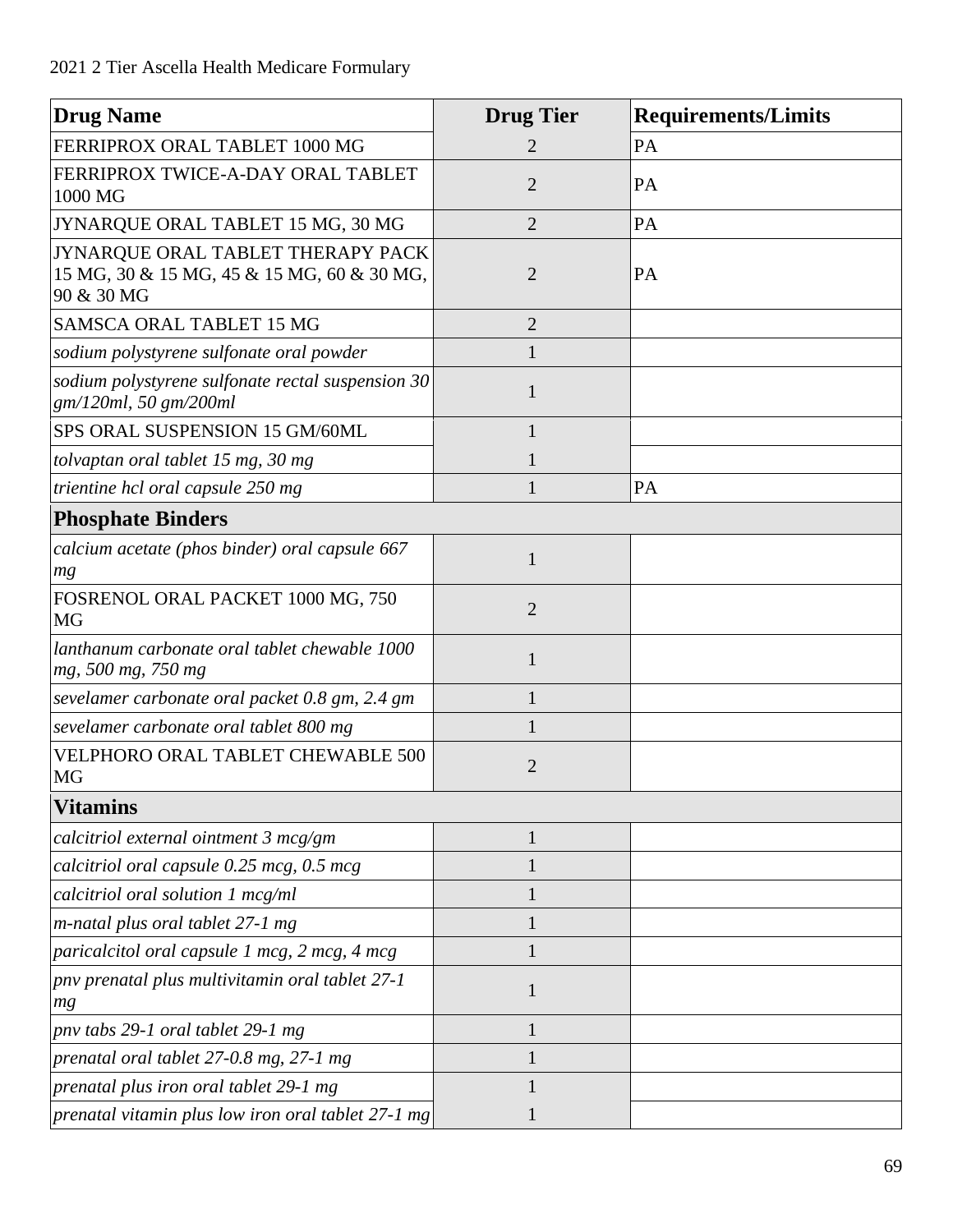2021 2 Tier Ascella Health Medicare Formulary

| Drug Name | Drug Tier | Requirements/Limits |
|---|---|---|
| FERRIPROX ORAL TABLET 1000 MG | 2 | PA |
| FERRIPROX TWICE-A-DAY ORAL TABLET 1000 MG | 2 | PA |
| JYNARQUE ORAL TABLET 15 MG, 30 MG | 2 | PA |
| JYNARQUE ORAL TABLET THERAPY PACK 15 MG, 30 & 15 MG, 45 & 15 MG, 60 & 30 MG, 90 & 30 MG | 2 | PA |
| SAMSCA ORAL TABLET 15 MG | 2 | |
| *sodium polystyrene sulfonate oral powder* | 1 | |
| *sodium polystyrene sulfonate rectal suspension 30 gm/120ml, 50 gm/200ml* | 1 | |
| SPS ORAL SUSPENSION 15 GM/60ML | 1 | |
| *tolvaptan oral tablet 15 mg, 30 mg* | 1 | |
| *trientine hcl oral capsule 250 mg* | 1 | PA |
| **Phosphate Binders** | | |
| *calcium acetate (phos binder) oral capsule 667 mg* | 1 | |
| FOSRENOL ORAL PACKET 1000 MG, 750 MG | 2 | |
| *lanthanum carbonate oral tablet chewable 1000 mg, 500 mg, 750 mg* | 1 | |
| *sevelamer carbonate oral packet 0.8 gm, 2.4 gm* | 1 | |
| *sevelamer carbonate oral tablet 800 mg* | 1 | |
| VELPHORO ORAL TABLET CHEWABLE 500 MG | 2 | |
| **Vitamins** | | |
| *calcitriol external ointment 3 mcg/gm* | 1 | |
| *calcitriol oral capsule 0.25 mcg, 0.5 mcg* | 1 | |
| *calcitriol oral solution 1 mcg/ml* | 1 | |
| *m-natal plus oral tablet 27-1 mg* | 1 | |
| *paricalcitol oral capsule 1 mcg, 2 mcg, 4 mcg* | 1 | |
| *pnv prenatal plus multivitamin oral tablet 27-1 mg* | 1 | |
| *pnv tabs 29-1 oral tablet 29-1 mg* | 1 | |
| *prenatal oral tablet 27-0.8 mg, 27-1 mg* | 1 | |
| *prenatal plus iron oral tablet 29-1 mg* | 1 | |
| *prenatal vitamin plus low iron oral tablet 27-1 mg* | 1 | |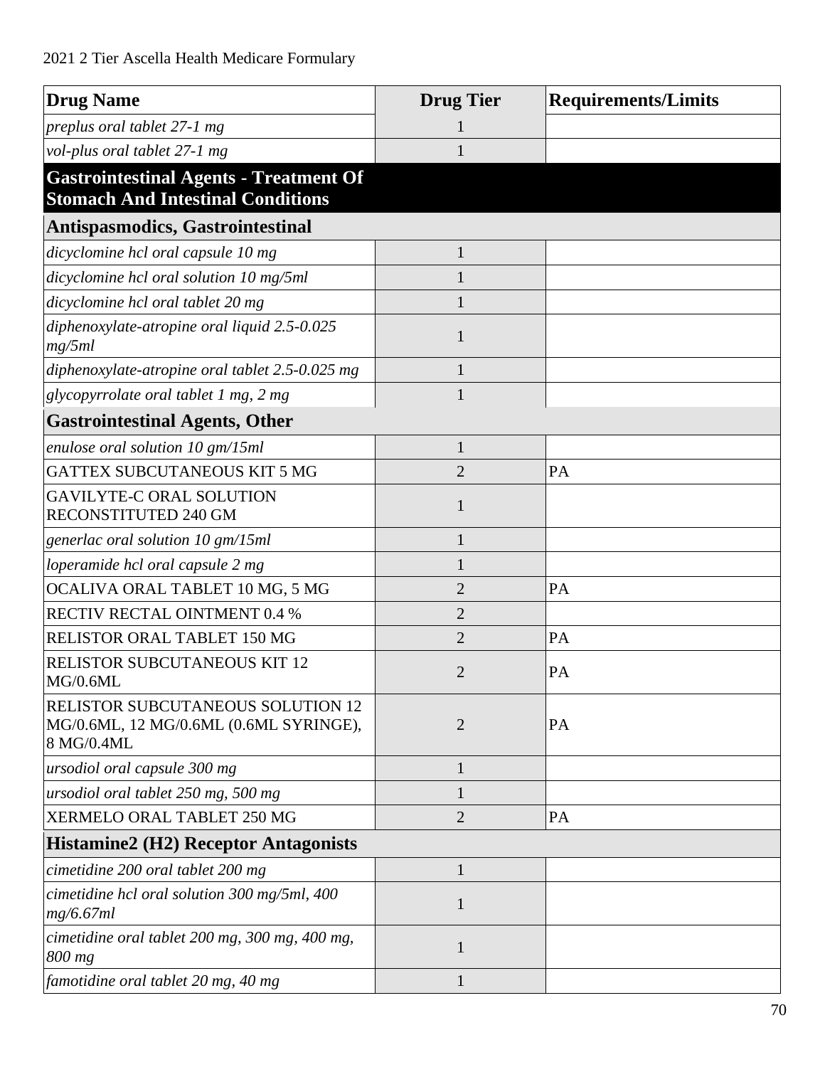| Drug Name | Drug Tier | Requirements/Limits |
|---|---|---|
| *preplus oral tablet 27-1 mg* | 1 | |
| *vol-plus oral tablet 27-1 mg* | 1 | |
| **Gastrointestinal Agents - Treatment Of Stomach And Intestinal Conditions** | | |
| **Antispasmodics, Gastrointestinal** | | |
| *dicyclomine hcl oral capsule 10 mg* | 1 | |
| *dicyclomine hcl oral solution 10 mg/5ml* | 1 | |
| *dicyclomine hcl oral tablet 20 mg* | 1 | |
| *diphenoxylate-atropine oral liquid 2.5-0.025 mg/5ml* | 1 | |
| *diphenoxylate-atropine oral tablet 2.5-0.025 mg* | 1 | |
| *glycopyrrolate oral tablet 1 mg, 2 mg* | 1 | |
| **Gastrointestinal Agents, Other** | | |
| *enulose oral solution 10 gm/15ml* | 1 | |
| GATTEX SUBCUTANEOUS KIT 5 MG | 2 | PA |
| GAVILYTE-C ORAL SOLUTION RECONSTITUTED 240 GM | 1 | |
| *generlac oral solution 10 gm/15ml* | 1 | |
| *loperamide hcl oral capsule 2 mg* | 1 | |
| OCALIVA ORAL TABLET 10 MG, 5 MG | 2 | PA |
| RECTIV RECTAL OINTMENT 0.4 % | 2 | |
| RELISTOR ORAL TABLET 150 MG | 2 | PA |
| RELISTOR SUBCUTANEOUS KIT 12 MG/0.6ML | 2 | PA |
| RELISTOR SUBCUTANEOUS SOLUTION 12 MG/0.6ML, 12 MG/0.6ML (0.6ML SYRINGE), 8 MG/0.4ML | 2 | PA |
| *ursodiol oral capsule 300 mg* | 1 | |
| *ursodiol oral tablet 250 mg, 500 mg* | 1 | |
| XERMELO ORAL TABLET 250 MG | 2 | PA |
| **Histamine2 (H2) Receptor Antagonists** | | |
| *cimetidine 200 oral tablet 200 mg* | 1 | |
| *cimetidine hcl oral solution 300 mg/5ml, 400 mg/6.67ml* | 1 | |
| *cimetidine oral tablet 200 mg, 300 mg, 400 mg, 800 mg* | 1 | |
| *famotidine oral tablet 20 mg, 40 mg* | 1 | |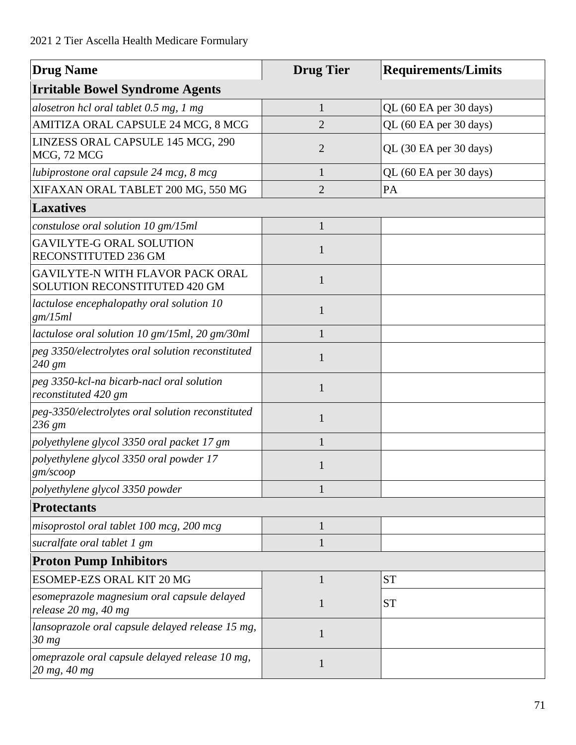| Drug Name | Drug Tier | Requirements/Limits |
|---|---|---|
| **Irritable Bowel Syndrome Agents** | | |
| *alosetron hcl oral tablet 0.5 mg, 1 mg* | 1 | QL (60 EA per 30 days) |
| AMITIZA ORAL CAPSULE 24 MCG, 8 MCG | 2 | QL (60 EA per 30 days) |
| LINZESS ORAL CAPSULE 145 MCG, 290 MCG, 72 MCG | 2 | QL (30 EA per 30 days) |
| *lubiprostone oral capsule 24 mcg, 8 mcg* | 1 | QL (60 EA per 30 days) |
| XIFAXAN ORAL TABLET 200 MG, 550 MG | 2 | PA |
| **Laxatives** | | |
| *constulose oral solution 10 gm/15ml* | 1 | |
| GAVILYTE-G ORAL SOLUTION RECONSTITUTED 236 GM | 1 | |
| GAVILYTE-N WITH FLAVOR PACK ORAL SOLUTION RECONSTITUTED 420 GM | 1 | |
| *lactulose encephalopathy oral solution 10 gm/15ml* | 1 | |
| *lactulose oral solution 10 gm/15ml, 20 gm/30ml* | 1 | |
| *peg 3350/electrolytes oral solution reconstituted 240 gm* | 1 | |
| *peg 3350-kcl-na bicarb-nacl oral solution reconstituted 420 gm* | 1 | |
| *peg-3350/electrolytes oral solution reconstituted 236 gm* | 1 | |
| *polyethylene glycol 3350 oral packet 17 gm* | 1 | |
| *polyethylene glycol 3350 oral powder 17 gm/scoop* | 1 | |
| *polyethylene glycol 3350 powder* | 1 | |
| **Protectants** | | |
| *misoprostol oral tablet 100 mcg, 200 mcg* | 1 | |
| *sucralfate oral tablet 1 gm* | 1 | |
| **Proton Pump Inhibitors** | | |
| ESOMEP-EZS ORAL KIT 20 MG | 1 | ST |
| *esomeprazole magnesium oral capsule delayed release 20 mg, 40 mg* | 1 | ST |
| *lansoprazole oral capsule delayed release 15 mg, 30 mg* | 1 | |
| *omeprazole oral capsule delayed release 10 mg, 20 mg, 40 mg* | 1 | |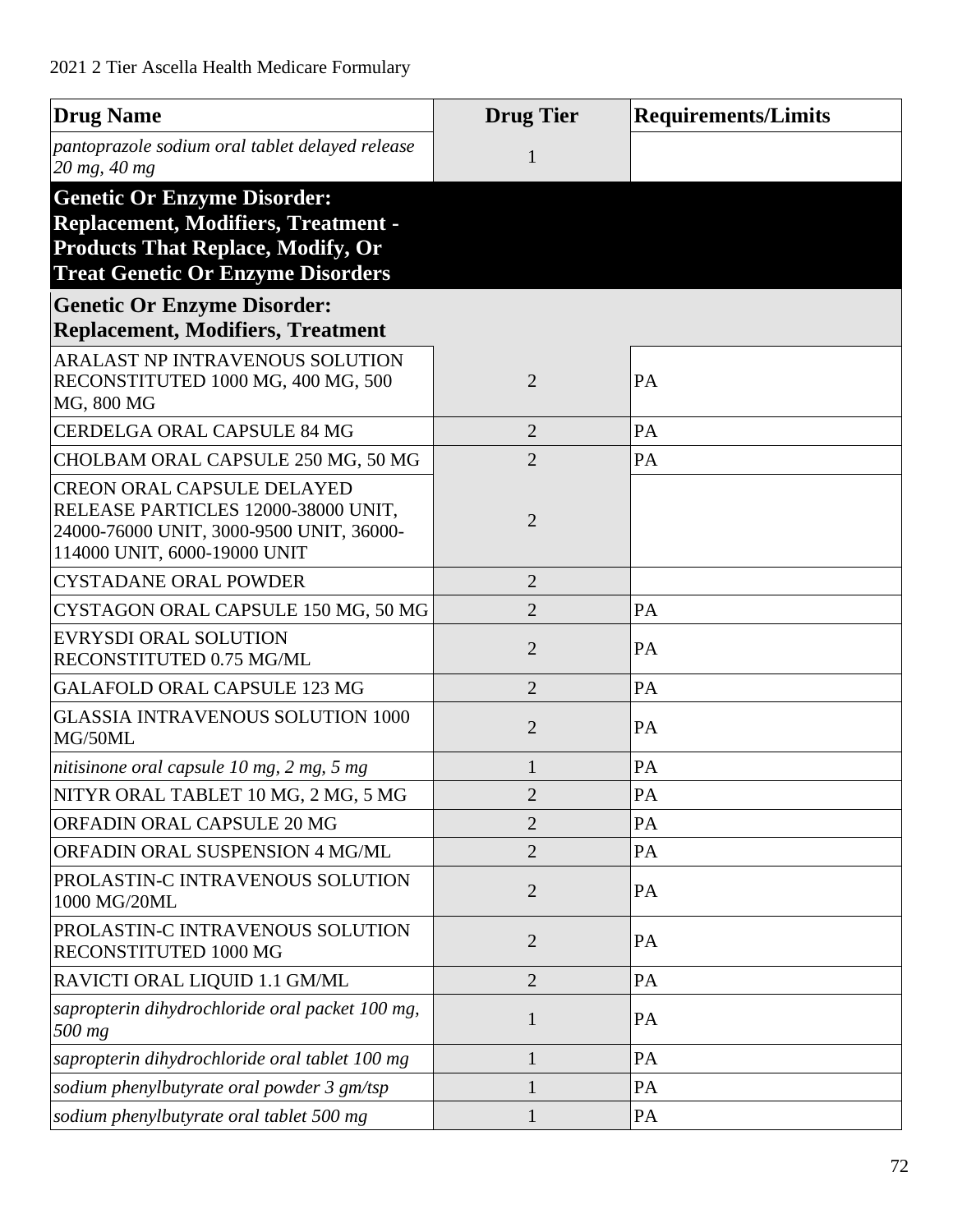| Drug Name | Drug Tier | Requirements/Limits |
|---|---|---|
| *pantoprazole sodium oral tablet delayed release 20 mg, 40 mg* | 1 | |
| **Genetic Or Enzyme Disorder: Replacement, Modifiers, Treatment - Products That Replace, Modify, Or Treat Genetic Or Enzyme Disorders** | | |
| **Genetic Or Enzyme Disorder: Replacement, Modifiers, Treatment** | | |
| ARALAST NP INTRAVENOUS SOLUTION RECONSTITUTED 1000 MG, 400 MG, 500 MG, 800 MG | 2 | PA |
| CERDELGA ORAL CAPSULE 84 MG | 2 | PA |
| CHOLBAM ORAL CAPSULE 250 MG, 50 MG | 2 | PA |
| CREON ORAL CAPSULE DELAYED RELEASE PARTICLES 12000-38000 UNIT, 24000-76000 UNIT, 3000-9500 UNIT, 36000-114000 UNIT, 6000-19000 UNIT | 2 | |
| CYSTADANE ORAL POWDER | 2 | |
| CYSTAGON ORAL CAPSULE 150 MG, 50 MG | 2 | PA |
| EVRYSDI ORAL SOLUTION RECONSTITUTED 0.75 MG/ML | 2 | PA |
| GALAFOLD ORAL CAPSULE 123 MG | 2 | PA |
| GLASSIA INTRAVENOUS SOLUTION 1000 MG/50ML | 2 | PA |
| *nitisinone oral capsule 10 mg, 2 mg, 5 mg* | 1 | PA |
| NITYR ORAL TABLET 10 MG, 2 MG, 5 MG | 2 | PA |
| ORFADIN ORAL CAPSULE 20 MG | 2 | PA |
| ORFADIN ORAL SUSPENSION 4 MG/ML | 2 | PA |
| PROLASTIN-C INTRAVENOUS SOLUTION 1000 MG/20ML | 2 | PA |
| PROLASTIN-C INTRAVENOUS SOLUTION RECONSTITUTED 1000 MG | 2 | PA |
| RAVICTI ORAL LIQUID 1.1 GM/ML | 2 | PA |
| *sapropterin dihydrochloride oral packet 100 mg, 500 mg* | 1 | PA |
| *sapropterin dihydrochloride oral tablet 100 mg* | 1 | PA |
| *sodium phenylbutyrate oral powder 3 gm/tsp* | 1 | PA |
| *sodium phenylbutyrate oral tablet 500 mg* | 1 | PA |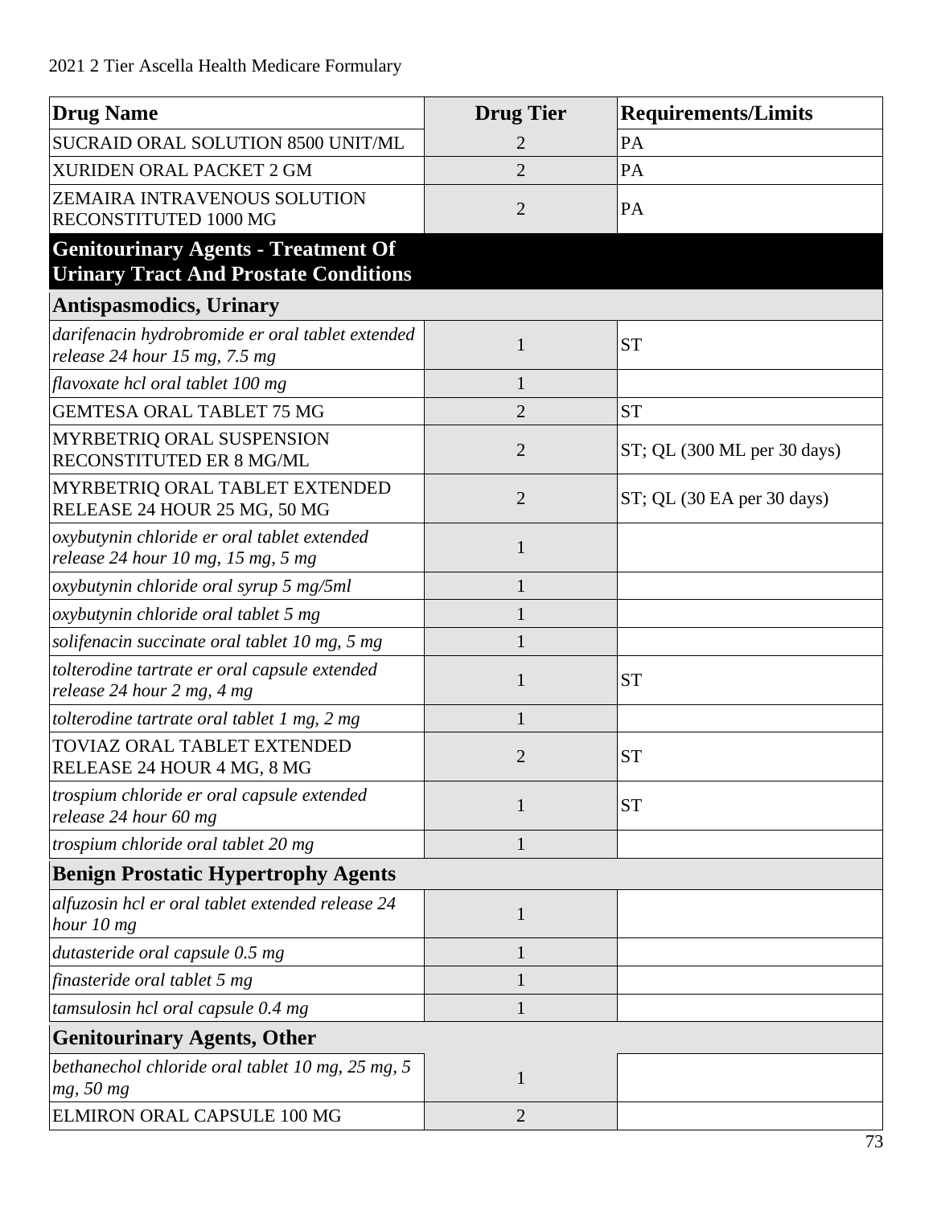| Drug Name | Drug Tier | Requirements/Limits |
|---|---|---|
| SUCRAID ORAL SOLUTION 8500 UNIT/ML | 2 | PA |
| XURIDEN ORAL PACKET 2 GM | 2 | PA |
| ZEMAIRA INTRAVENOUS SOLUTION RECONSTITUTED 1000 MG | 2 | PA |
| **Genitourinary Agents - Treatment Of Urinary Tract And Prostate Conditions** | | |
| **Antispasmodics, Urinary** | | |
| *darifenacin hydrobromide er oral tablet extended release 24 hour 15 mg, 7.5 mg* | 1 | ST |
| *flavoxate hcl oral tablet 100 mg* | 1 | |
| GEMTESA ORAL TABLET 75 MG | 2 | ST |
| MYRBETRIQ ORAL SUSPENSION RECONSTITUTED ER 8 MG/ML | 2 | ST; QL (300 ML per 30 days) |
| MYRBETRIQ ORAL TABLET EXTENDED RELEASE 24 HOUR 25 MG, 50 MG | 2 | ST; QL (30 EA per 30 days) |
| *oxybutynin chloride er oral tablet extended release 24 hour 10 mg, 15 mg, 5 mg* | 1 | |
| *oxybutynin chloride oral syrup 5 mg/5ml* | 1 | |
| *oxybutynin chloride oral tablet 5 mg* | 1 | |
| *solifenacin succinate oral tablet 10 mg, 5 mg* | 1 | |
| *tolterodine tartrate er oral capsule extended release 24 hour 2 mg, 4 mg* | 1 | ST |
| *tolterodine tartrate oral tablet 1 mg, 2 mg* | 1 | |
| TOVIAZ ORAL TABLET EXTENDED RELEASE 24 HOUR 4 MG, 8 MG | 2 | ST |
| *trospium chloride er oral capsule extended release 24 hour 60 mg* | 1 | ST |
| *trospium chloride oral tablet 20 mg* | 1 | |
| **Benign Prostatic Hypertrophy Agents** | | |
| *alfuzosin hcl er oral tablet extended release 24 hour 10 mg* | 1 | |
| *dutasteride oral capsule 0.5 mg* | 1 | |
| *finasteride oral tablet 5 mg* | 1 | |
| *tamsulosin hcl oral capsule 0.4 mg* | 1 | |
| **Genitourinary Agents, Other** | | |
| *bethanechol chloride oral tablet 10 mg, 25 mg, 5 mg, 50 mg* | 1 | |
| ELMIRON ORAL CAPSULE 100 MG | 2 | |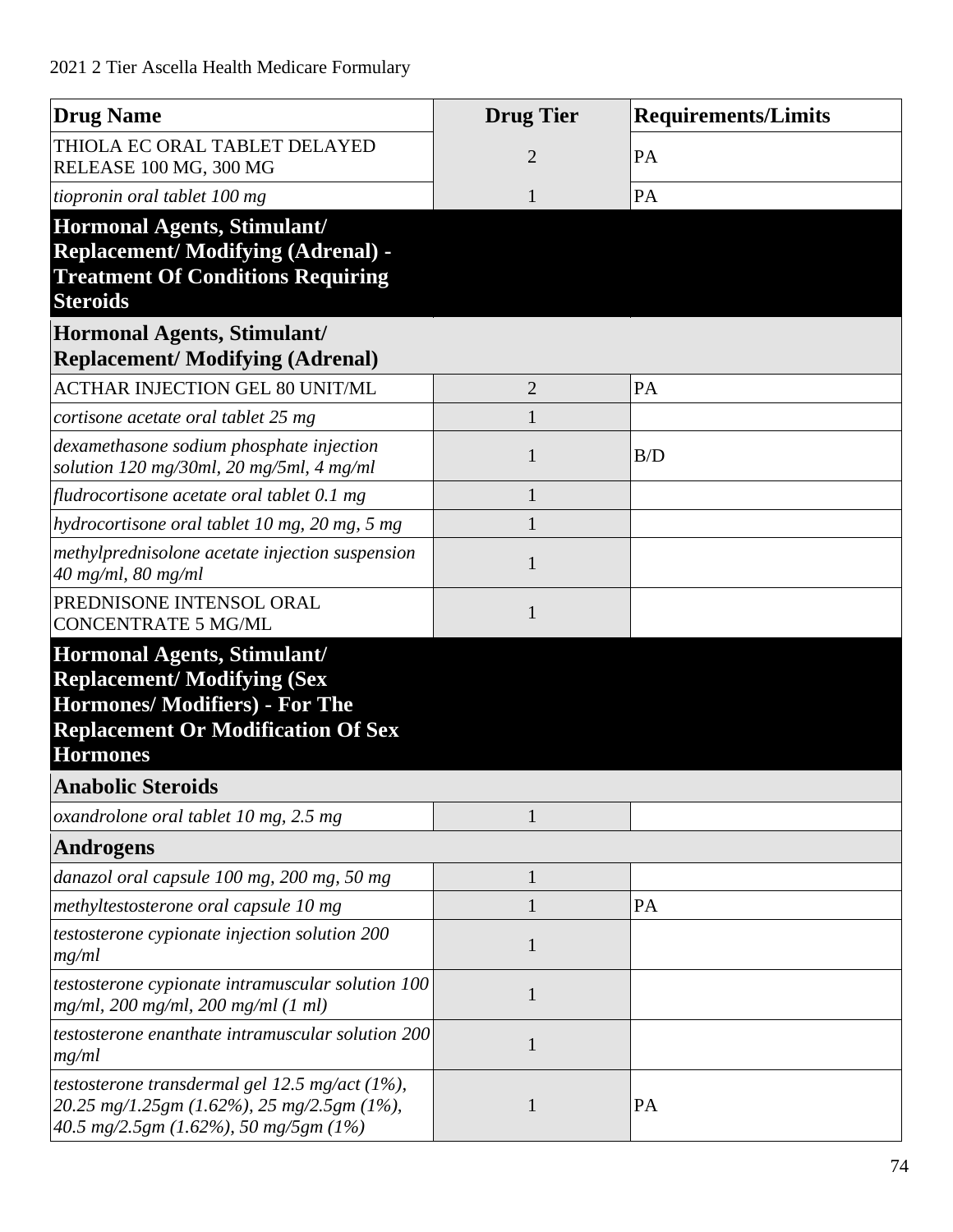| Drug Name | Drug Tier | Requirements/Limits |
|---|---|---|
| THIOLA EC ORAL TABLET DELAYED RELEASE 100 MG, 300 MG | 2 | PA |
| *tiopronin oral tablet 100 mg* | 1 | PA |
| **Hormonal Agents, Stimulant/ Replacement/ Modifying (Adrenal) - Treatment Of Conditions Requiring Steroids** | | |
| **Hormonal Agents, Stimulant/ Replacement/ Modifying (Adrenal)** | | |
| ACTHAR INJECTION GEL 80 UNIT/ML | 2 | PA |
| *cortisone acetate oral tablet 25 mg* | 1 | |
| *dexamethasone sodium phosphate injection solution 120 mg/30ml, 20 mg/5ml, 4 mg/ml* | 1 | B/D |
| *fludrocortisone acetate oral tablet 0.1 mg* | 1 | |
| *hydrocortisone oral tablet 10 mg, 20 mg, 5 mg* | 1 | |
| *methylprednisolone acetate injection suspension 40 mg/ml, 80 mg/ml* | 1 | |
| PREDNISONE INTENSOL ORAL CONCENTRATE 5 MG/ML | 1 | |
| **Hormonal Agents, Stimulant/ Replacement/ Modifying (Sex Hormones/ Modifiers) - For The Replacement Or Modification Of Sex Hormones** | | |
| **Anabolic Steroids** | | |
| *oxandrolone oral tablet 10 mg, 2.5 mg* | 1 | |
| **Androgens** | | |
| *danazol oral capsule 100 mg, 200 mg, 50 mg* | 1 | |
| *methyltestosterone oral capsule 10 mg* | 1 | PA |
| *testosterone cypionate injection solution 200 mg/ml* | 1 | |
| *testosterone cypionate intramuscular solution 100 mg/ml, 200 mg/ml, 200 mg/ml (1 ml)* | 1 | |
| *testosterone enanthate intramuscular solution 200 mg/ml* | 1 | |
| *testosterone transdermal gel 12.5 mg/act (1%), 20.25 mg/1.25gm (1.62%), 25 mg/2.5gm (1%), 40.5 mg/2.5gm (1.62%), 50 mg/5gm (1%)* | 1 | PA |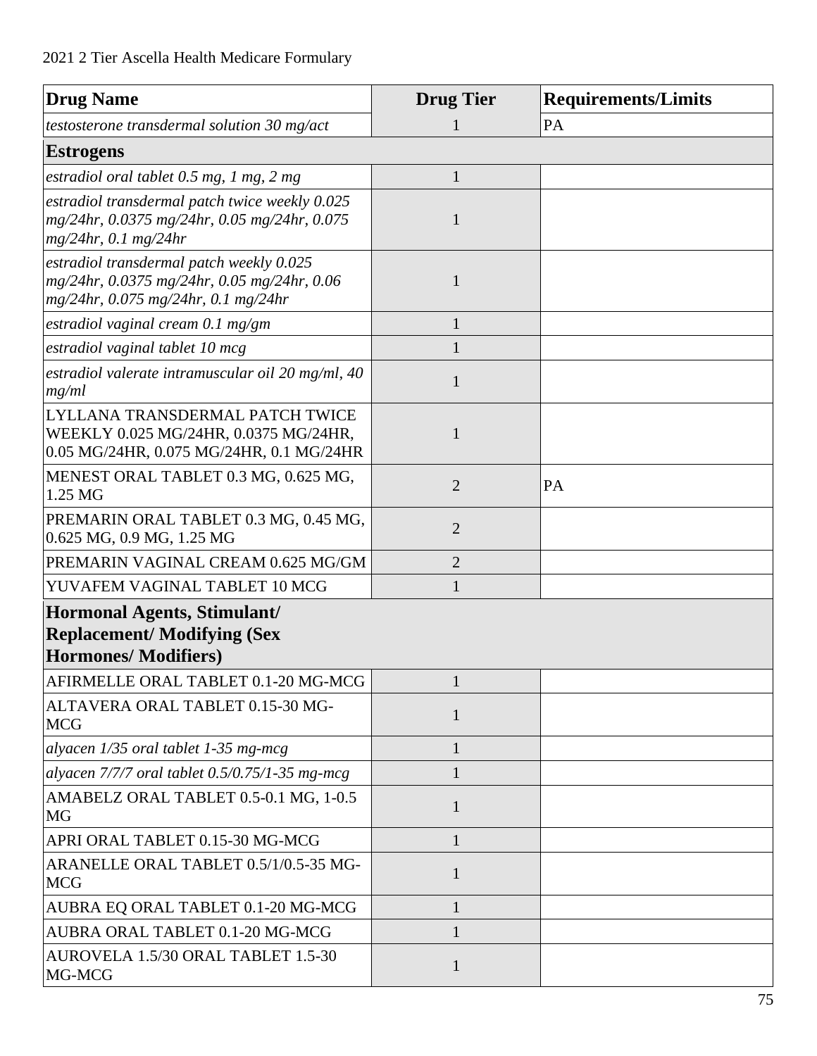| Drug Name | Drug Tier | Requirements/Limits |
|---|---|---|
| *testosterone transdermal solution 30 mg/act* | 1 | PA |
| **Estrogens** | | |
| *estradiol oral tablet 0.5 mg, 1 mg, 2 mg* | 1 | |
| *estradiol transdermal patch twice weekly 0.025 mg/24hr, 0.0375 mg/24hr, 0.05 mg/24hr, 0.075 mg/24hr, 0.1 mg/24hr* | 1 | |
| *estradiol transdermal patch weekly 0.025 mg/24hr, 0.0375 mg/24hr, 0.05 mg/24hr, 0.06 mg/24hr, 0.075 mg/24hr, 0.1 mg/24hr* | 1 | |
| *estradiol vaginal cream 0.1 mg/gm* | 1 | |
| *estradiol vaginal tablet 10 mcg* | 1 | |
| *estradiol valerate intramuscular oil 20 mg/ml, 40 mg/ml* | 1 | |
| LYLLANA TRANSDERMAL PATCH TWICE WEEKLY 0.025 MG/24HR, 0.0375 MG/24HR, 0.05 MG/24HR, 0.075 MG/24HR, 0.1 MG/24HR | 1 | |
| MENEST ORAL TABLET 0.3 MG, 0.625 MG, 1.25 MG | 2 | PA |
| PREMARIN ORAL TABLET 0.3 MG, 0.45 MG, 0.625 MG, 0.9 MG, 1.25 MG | 2 | |
| PREMARIN VAGINAL CREAM 0.625 MG/GM | 2 | |
| YUVAFEM VAGINAL TABLET 10 MCG | 1 | |
| **Hormonal Agents, Stimulant/ Replacement/ Modifying (Sex Hormones/ Modifiers)** | | |
| AFIRMELLE ORAL TABLET 0.1-20 MG-MCG | 1 | |
| ALTAVERA ORAL TABLET 0.15-30 MG-MCG | 1 | |
| *alyacen 1/35 oral tablet 1-35 mg-mcg* | 1 | |
| *alyacen 7/7/7 oral tablet 0.5/0.75/1-35 mg-mcg* | 1 | |
| AMABELZ ORAL TABLET 0.5-0.1 MG, 1-0.5 MG | 1 | |
| APRI ORAL TABLET 0.15-30 MG-MCG | 1 | |
| ARANELLE ORAL TABLET 0.5/1/0.5-35 MG-MCG | 1 | |
| AUBRA EQ ORAL TABLET 0.1-20 MG-MCG | 1 | |
| AUBRA ORAL TABLET 0.1-20 MG-MCG | 1 | |
| AUROVELA 1.5/30 ORAL TABLET 1.5-30 MG-MCG | 1 | |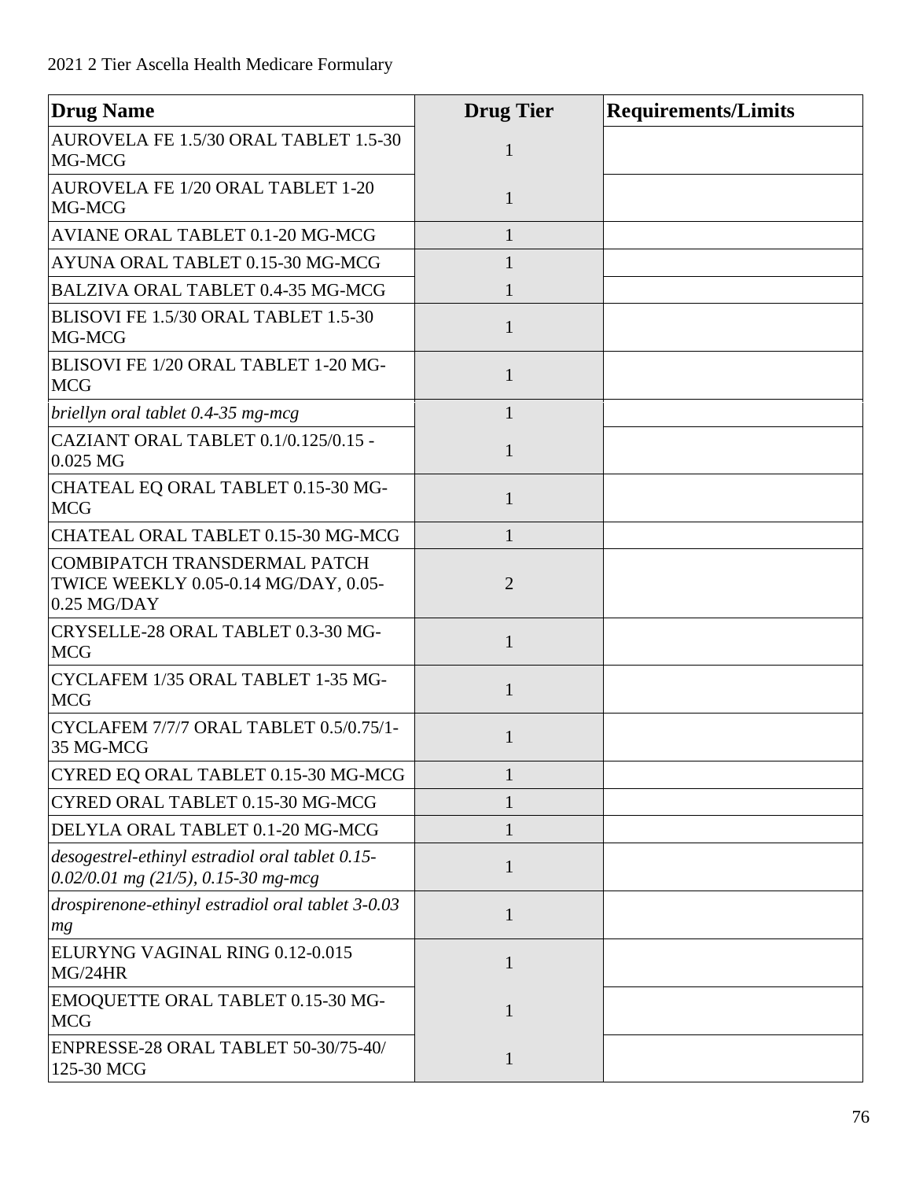| Drug Name | Drug Tier | Requirements/Limits |
|---|---|---|
| AUROVELA FE 1.5/30 ORAL TABLET 1.5-30 MG-MCG | 1 | |
| AUROVELA FE 1/20 ORAL TABLET 1-20 MG-MCG | 1 | |
| AVIANE ORAL TABLET 0.1-20 MG-MCG | 1 | |
| AYUNA ORAL TABLET 0.15-30 MG-MCG | 1 | |
| BALZIVA ORAL TABLET 0.4-35 MG-MCG | 1 | |
| BLISOVI FE 1.5/30 ORAL TABLET 1.5-30 MG-MCG | 1 | |
| BLISOVI FE 1/20 ORAL TABLET 1-20 MG-MCG | 1 | |
| *briellyn oral tablet 0.4-35 mg-mcg* | 1 | |
| CAZIANT ORAL TABLET 0.1/0.125/0.15 - 0.025 MG | 1 | |
| CHATEAL EQ ORAL TABLET 0.15-30 MG-MCG | 1 | |
| CHATEAL ORAL TABLET 0.15-30 MG-MCG | 1 | |
| COMBIPATCH TRANSDERMAL PATCH TWICE WEEKLY 0.05-0.14 MG/DAY, 0.05-0.25 MG/DAY | 2 | |
| CRYSELLE-28 ORAL TABLET 0.3-30 MG-MCG | 1 | |
| CYCLAFEM 1/35 ORAL TABLET 1-35 MG-MCG | 1 | |
| CYCLAFEM 7/7/7 ORAL TABLET 0.5/0.75/1-35 MG-MCG | 1 | |
| CYRED EQ ORAL TABLET 0.15-30 MG-MCG | 1 | |
| CYRED ORAL TABLET 0.15-30 MG-MCG | 1 | |
| DELYLA ORAL TABLET 0.1-20 MG-MCG | 1 | |
| *desogestrel-ethinyl estradiol oral tablet 0.15-0.02/0.01 mg (21/5), 0.15-30 mg-mcg* | 1 | |
| *drospirenone-ethinyl estradiol oral tablet 3-0.03 mg* | 1 | |
| ELURYNG VAGINAL RING 0.12-0.015 MG/24HR | 1 | |
| EMOQUETTE ORAL TABLET 0.15-30 MG-MCG | 1 | |
| ENPRESSE-28 ORAL TABLET 50-30/75-40/ 125-30 MCG | 1 | |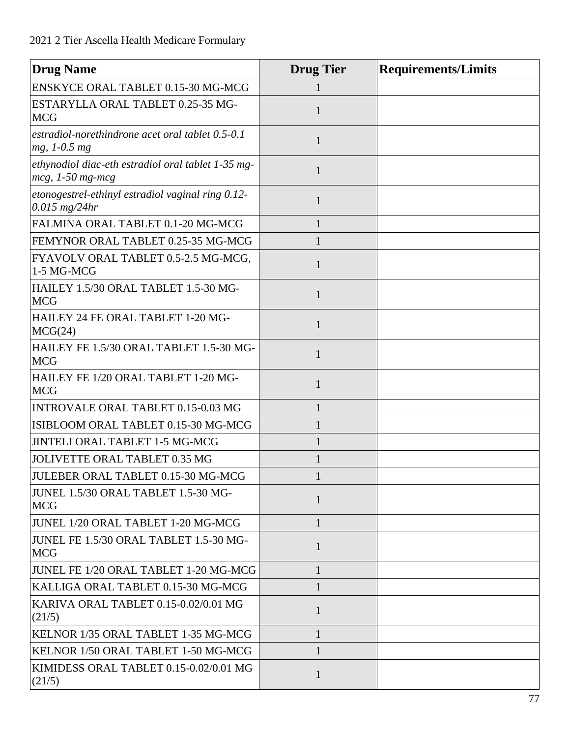| Drug Name | Drug Tier | Requirements/Limits |
|---|---|---|
| ENSKYCE ORAL TABLET 0.15-30 MG-MCG | 1 | |
| ESTARYLLA ORAL TABLET 0.25-35 MG-MCG | 1 | |
| *estradiol-norethindrone acet oral tablet 0.5-0.1 mg, 1-0.5 mg* | 1 | |
| *ethynodiol diac-eth estradiol oral tablet 1-35 mg-mcg, 1-50 mg-mcg* | 1 | |
| *etonogestrel-ethinyl estradiol vaginal ring 0.12-0.015 mg/24hr* | 1 | |
| FALMINA ORAL TABLET 0.1-20 MG-MCG | 1 | |
| FEMYNOR ORAL TABLET 0.25-35 MG-MCG | 1 | |
| FYAVOLV ORAL TABLET 0.5-2.5 MG-MCG, 1-5 MG-MCG | 1 | |
| HAILEY 1.5/30 ORAL TABLET 1.5-30 MG-MCG | 1 | |
| HAILEY 24 FE ORAL TABLET 1-20 MG-MCG(24) | 1 | |
| HAILEY FE 1.5/30 ORAL TABLET 1.5-30 MG-MCG | 1 | |
| HAILEY FE 1/20 ORAL TABLET 1-20 MG-MCG | 1 | |
| INTROVALE ORAL TABLET 0.15-0.03 MG | 1 | |
| ISIBLOOM ORAL TABLET 0.15-30 MG-MCG | 1 | |
| JINTELI ORAL TABLET 1-5 MG-MCG | 1 | |
| JOLIVETTE ORAL TABLET 0.35 MG | 1 | |
| JULEBER ORAL TABLET 0.15-30 MG-MCG | 1 | |
| JUNEL 1.5/30 ORAL TABLET 1.5-30 MG-MCG | 1 | |
| JUNEL 1/20 ORAL TABLET 1-20 MG-MCG | 1 | |
| JUNEL FE 1.5/30 ORAL TABLET 1.5-30 MG-MCG | 1 | |
| JUNEL FE 1/20 ORAL TABLET 1-20 MG-MCG | 1 | |
| KALLIGA ORAL TABLET 0.15-30 MG-MCG | 1 | |
| KARIVA ORAL TABLET 0.15-0.02/0.01 MG (21/5) | 1 | |
| KELNOR 1/35 ORAL TABLET 1-35 MG-MCG | 1 | |
| KELNOR 1/50 ORAL TABLET 1-50 MG-MCG | 1 | |
| KIMIDESS ORAL TABLET 0.15-0.02/0.01 MG (21/5) | 1 | |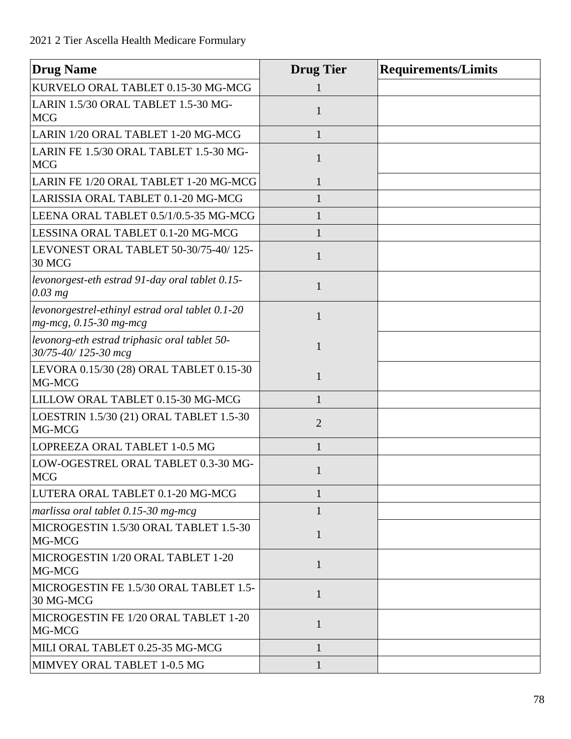| Drug Name | Drug Tier | Requirements/Limits |
|---|---|---|
| KURVELO ORAL TABLET 0.15-30 MG-MCG | 1 | |
| LARIN 1.5/30 ORAL TABLET 1.5-30 MG-MCG | 1 | |
| LARIN 1/20 ORAL TABLET 1-20 MG-MCG | 1 | |
| LARIN FE 1.5/30 ORAL TABLET 1.5-30 MG-MCG | 1 | |
| LARIN FE 1/20 ORAL TABLET 1-20 MG-MCG | 1 | |
| LARISSIA ORAL TABLET 0.1-20 MG-MCG | 1 | |
| LEENA ORAL TABLET 0.5/1/0.5-35 MG-MCG | 1 | |
| LESSINA ORAL TABLET 0.1-20 MG-MCG | 1 | |
| LEVONEST ORAL TABLET 50-30/75-40/ 125-30 MCG | 1 | |
| *levonorgest-eth estrad 91-day oral tablet 0.15-0.03 mg* | 1 | |
| *levonorgestrel-ethinyl estrad oral tablet 0.1-20 mg-mcg, 0.15-30 mg-mcg* | 1 | |
| *levonorg-eth estrad triphasic oral tablet 50-30/75-40/ 125-30 mcg* | 1 | |
| LEVORA 0.15/30 (28) ORAL TABLET 0.15-30 MG-MCG | 1 | |
| LILLOW ORAL TABLET 0.15-30 MG-MCG | 1 | |
| LOESTRIN 1.5/30 (21) ORAL TABLET 1.5-30 MG-MCG | 2 | |
| LOPREEZA ORAL TABLET 1-0.5 MG | 1 | |
| LOW-OGESTREL ORAL TABLET 0.3-30 MG-MCG | 1 | |
| LUTERA ORAL TABLET 0.1-20 MG-MCG | 1 | |
| *marlissa oral tablet 0.15-30 mg-mcg* | 1 | |
| MICROGESTIN 1.5/30 ORAL TABLET 1.5-30 MG-MCG | 1 | |
| MICROGESTIN 1/20 ORAL TABLET 1-20 MG-MCG | 1 | |
| MICROGESTIN FE 1.5/30 ORAL TABLET 1.5-30 MG-MCG | 1 | |
| MICROGESTIN FE 1/20 ORAL TABLET 1-20 MG-MCG | 1 | |
| MILI ORAL TABLET 0.25-35 MG-MCG | 1 | |
| MIMVEY ORAL TABLET 1-0.5 MG | 1 | |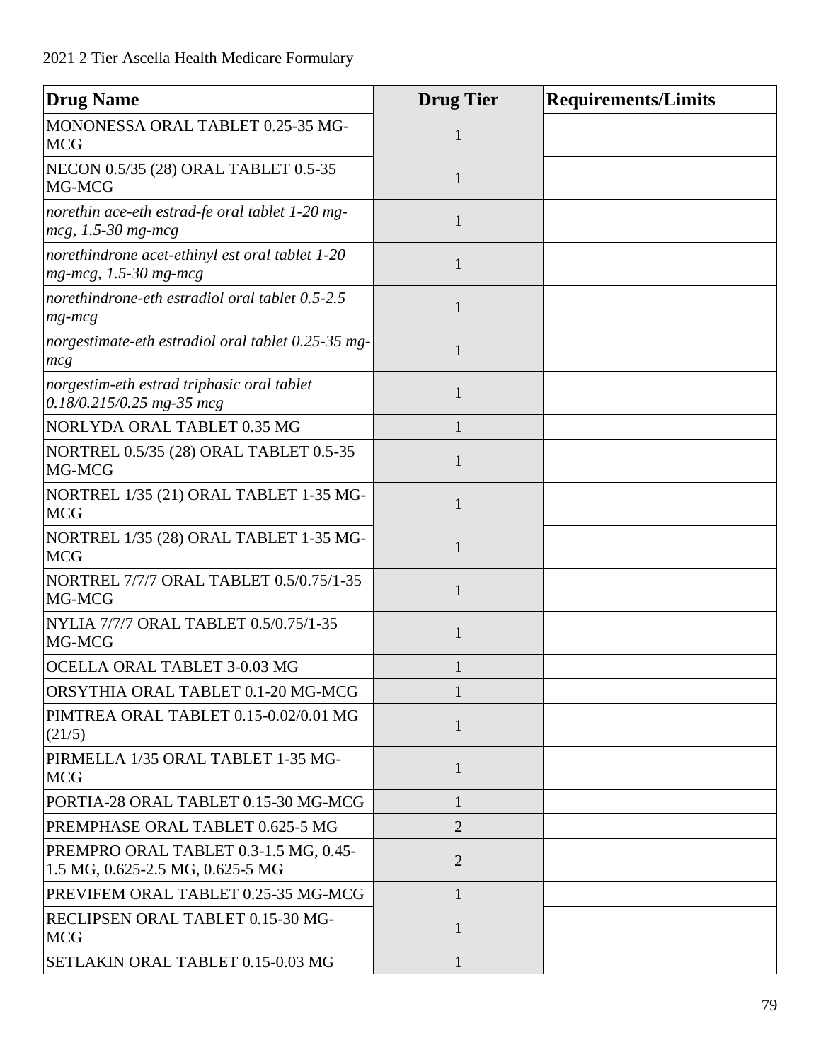| Drug Name | Drug Tier | Requirements/Limits |
|---|---|---|
| MONONESSA ORAL TABLET 0.25-35 MG-MCG | 1 | |
| NECON 0.5/35 (28) ORAL TABLET 0.5-35 MG-MCG | 1 | |
| *norethin ace-eth estrad-fe oral tablet 1-20 mg-mcg, 1.5-30 mg-mcg* | 1 | |
| *norethindrone acet-ethinyl est oral tablet 1-20 mg-mcg, 1.5-30 mg-mcg* | 1 | |
| *norethindrone-eth estradiol oral tablet 0.5-2.5 mg-mcg* | 1 | |
| *norgestimate-eth estradiol oral tablet 0.25-35 mg-mcg* | 1 | |
| *norgestim-eth estrad triphasic oral tablet 0.18/0.215/0.25 mg-35 mcg* | 1 | |
| NORLYDA ORAL TABLET 0.35 MG | 1 | |
| NORTREL 0.5/35 (28) ORAL TABLET 0.5-35 MG-MCG | 1 | |
| NORTREL 1/35 (21) ORAL TABLET 1-35 MG-MCG | 1 | |
| NORTREL 1/35 (28) ORAL TABLET 1-35 MG-MCG | 1 | |
| NORTREL 7/7/7 ORAL TABLET 0.5/0.75/1-35 MG-MCG | 1 | |
| NYLIA 7/7/7 ORAL TABLET 0.5/0.75/1-35 MG-MCG | 1 | |
| OCELLA ORAL TABLET 3-0.03 MG | 1 | |
| ORSYTHIA ORAL TABLET 0.1-20 MG-MCG | 1 | |
| PIMTREA ORAL TABLET 0.15-0.02/0.01 MG (21/5) | 1 | |
| PIRMELLA 1/35 ORAL TABLET 1-35 MG-MCG | 1 | |
| PORTIA-28 ORAL TABLET 0.15-30 MG-MCG | 1 | |
| PREMPHASE ORAL TABLET 0.625-5 MG | 2 | |
| PREMPRO ORAL TABLET 0.3-1.5 MG, 0.45-1.5 MG, 0.625-2.5 MG, 0.625-5 MG | 2 | |
| PREVIFEM ORAL TABLET 0.25-35 MG-MCG | 1 | |
| RECLIPSEN ORAL TABLET 0.15-30 MG-MCG | 1 | |
| SETLAKIN ORAL TABLET 0.15-0.03 MG | 1 | |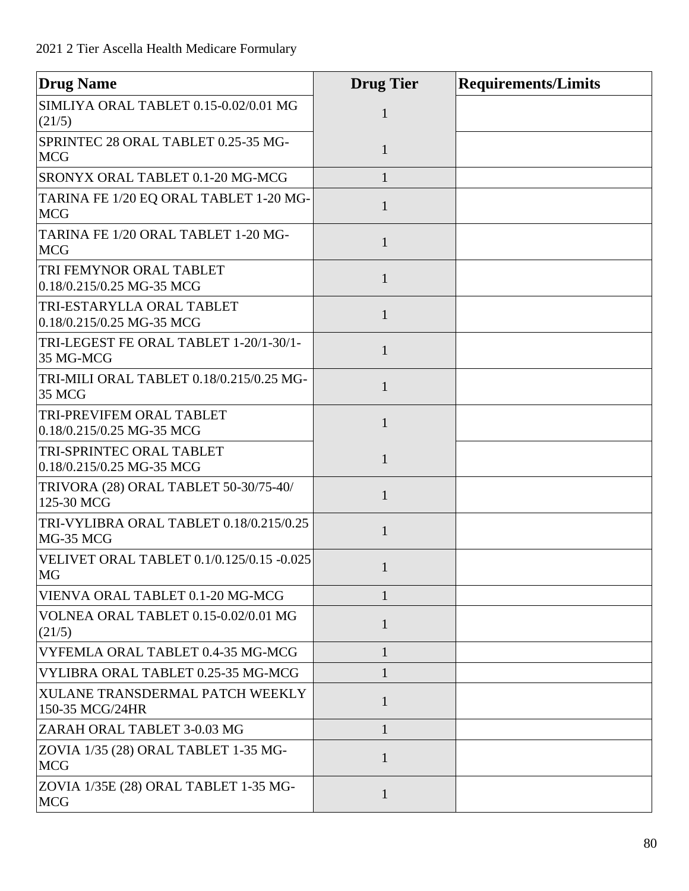| Drug Name | Drug Tier | Requirements/Limits |
|---|---|---|
| SIMLIYA ORAL TABLET 0.15-0.02/0.01 MG (21/5) | 1 | |
| SPRINTEC 28 ORAL TABLET 0.25-35 MG-MCG | 1 | |
| SRONYX ORAL TABLET 0.1-20 MG-MCG | 1 | |
| TARINA FE 1/20 EQ ORAL TABLET 1-20 MG-MCG | 1 | |
| TARINA FE 1/20 ORAL TABLET 1-20 MG-MCG | 1 | |
| TRI FEMYNOR ORAL TABLET 0.18/0.215/0.25 MG-35 MCG | 1 | |
| TRI-ESTARYLLA ORAL TABLET 0.18/0.215/0.25 MG-35 MCG | 1 | |
| TRI-LEGEST FE ORAL TABLET 1-20/1-30/1-35 MG-MCG | 1 | |
| TRI-MILI ORAL TABLET 0.18/0.215/0.25 MG-35 MCG | 1 | |
| TRI-PREVIFEM ORAL TABLET 0.18/0.215/0.25 MG-35 MCG | 1 | |
| TRI-SPRINTEC ORAL TABLET 0.18/0.215/0.25 MG-35 MCG | 1 | |
| TRIVORA (28) ORAL TABLET 50-30/75-40/ 125-30 MCG | 1 | |
| TRI-VYLIBRA ORAL TABLET 0.18/0.215/0.25 MG-35 MCG | 1 | |
| VELIVET ORAL TABLET 0.1/0.125/0.15 -0.025 MG | 1 | |
| VIENVA ORAL TABLET 0.1-20 MG-MCG | 1 | |
| VOLNEA ORAL TABLET 0.15-0.02/0.01 MG (21/5) | 1 | |
| VYFEMLA ORAL TABLET 0.4-35 MG-MCG | 1 | |
| VYLIBRA ORAL TABLET 0.25-35 MG-MCG | 1 | |
| XULANE TRANSDERMAL PATCH WEEKLY 150-35 MCG/24HR | 1 | |
| ZARAH ORAL TABLET 3-0.03 MG | 1 | |
| ZOVIA 1/35 (28) ORAL TABLET 1-35 MG-MCG | 1 | |
| ZOVIA 1/35E (28) ORAL TABLET 1-35 MG-MCG | 1 | |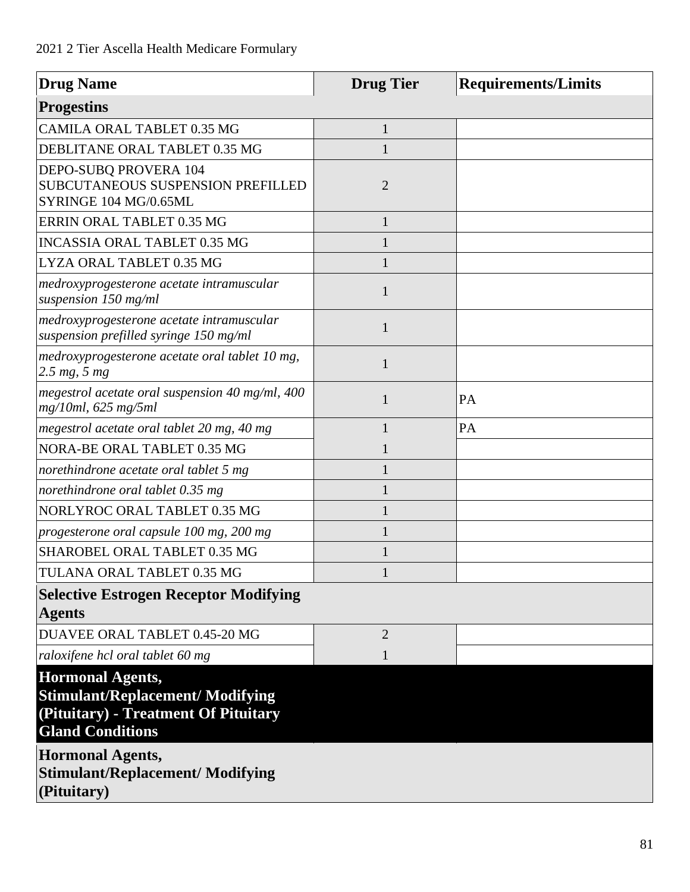| Drug Name | Drug Tier | Requirements/Limits |
|---|---|---|
| **Progestins** | | |
| CAMILA ORAL TABLET 0.35 MG | 1 | |
| DEBLITANE ORAL TABLET 0.35 MG | 1 | |
| DEPO-SUBQ PROVERA 104 SUBCUTANEOUS SUSPENSION PREFILLED SYRINGE 104 MG/0.65ML | 2 | |
| ERRIN ORAL TABLET 0.35 MG | 1 | |
| INCASSIA ORAL TABLET 0.35 MG | 1 | |
| LYZA ORAL TABLET 0.35 MG | 1 | |
| *medroxyprogesterone acetate intramuscular suspension 150 mg/ml* | 1 | |
| *medroxyprogesterone acetate intramuscular suspension prefilled syringe 150 mg/ml* | 1 | |
| *medroxyprogesterone acetate oral tablet 10 mg, 2.5 mg, 5 mg* | 1 | |
| *megestrol acetate oral suspension 40 mg/ml, 400 mg/10ml, 625 mg/5ml* | 1 | PA |
| *megestrol acetate oral tablet 20 mg, 40 mg* | 1 | PA |
| NORA-BE ORAL TABLET 0.35 MG | 1 | |
| *norethindrone acetate oral tablet 5 mg* | 1 | |
| *norethindrone oral tablet 0.35 mg* | 1 | |
| NORLYROC ORAL TABLET 0.35 MG | 1 | |
| *progesterone oral capsule 100 mg, 200 mg* | 1 | |
| SHAROBEL ORAL TABLET 0.35 MG | 1 | |
| TULANA ORAL TABLET 0.35 MG | 1 | |
| **Selective Estrogen Receptor Modifying Agents** | | |
| DUAVEE ORAL TABLET 0.45-20 MG | 2 | |
| *raloxifene hcl oral tablet 60 mg* | 1 | |
| **Hormonal Agents, Stimulant/Replacement/ Modifying (Pituitary) - Treatment Of Pituitary Gland Conditions** | | |
| **Hormonal Agents, Stimulant/Replacement/ Modifying (Pituitary)** | | |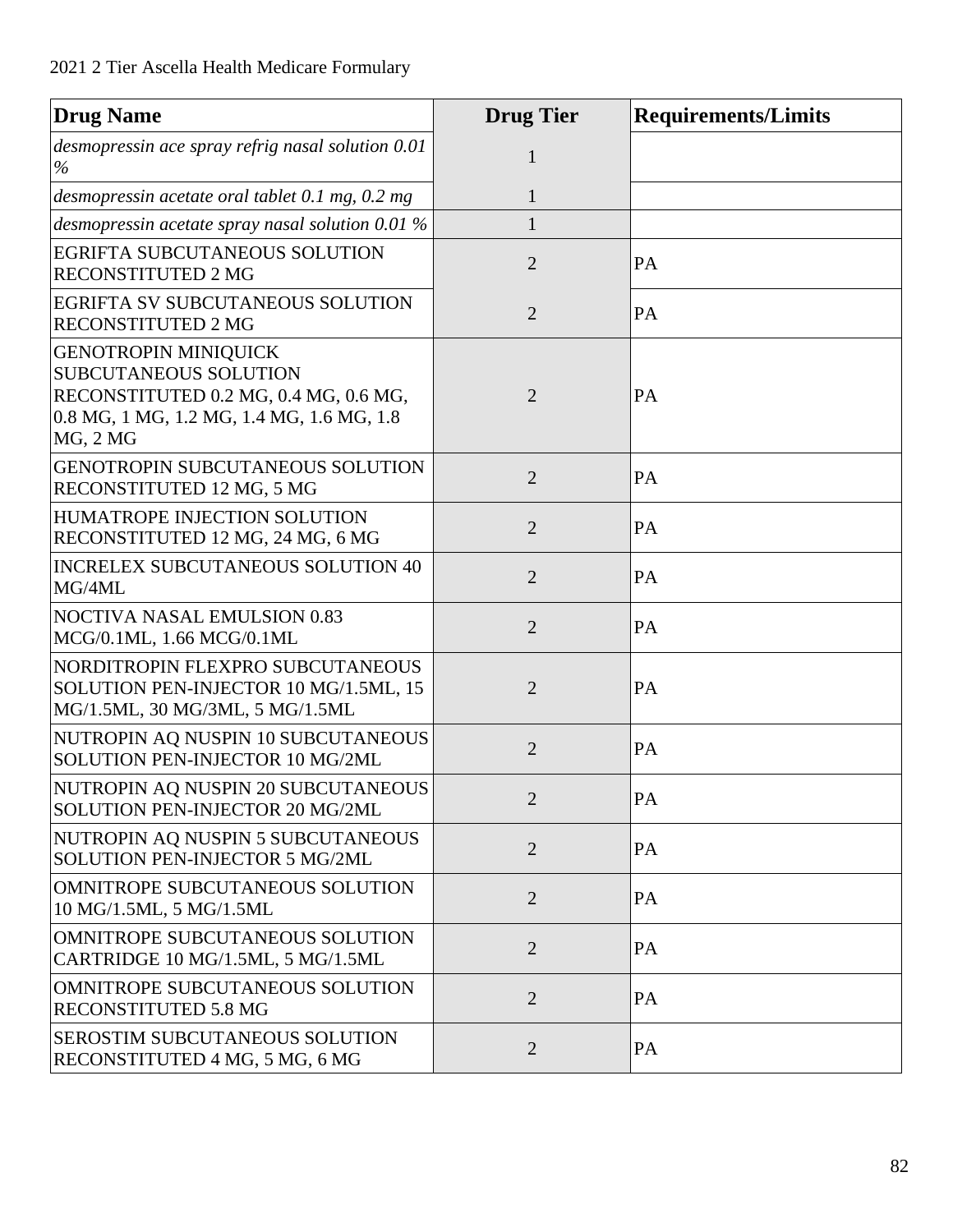| Drug Name | Drug Tier | Requirements/Limits |
|---|---|---|
| *desmopressin ace spray refrig nasal solution 0.01 %* | 1 | |
| *desmopressin acetate oral tablet 0.1 mg, 0.2 mg* | 1 | |
| *desmopressin acetate spray nasal solution 0.01 %* | 1 | |
| EGRIFTA SUBCUTANEOUS SOLUTION RECONSTITUTED 2 MG | 2 | PA |
| EGRIFTA SV SUBCUTANEOUS SOLUTION RECONSTITUTED 2 MG | 2 | PA |
| GENOTROPIN MINIQUICK SUBCUTANEOUS SOLUTION RECONSTITUTED 0.2 MG, 0.4 MG, 0.6 MG, 0.8 MG, 1 MG, 1.2 MG, 1.4 MG, 1.6 MG, 1.8 MG, 2 MG | 2 | PA |
| GENOTROPIN SUBCUTANEOUS SOLUTION RECONSTITUTED 12 MG, 5 MG | 2 | PA |
| HUMATROPE INJECTION SOLUTION RECONSTITUTED 12 MG, 24 MG, 6 MG | 2 | PA |
| INCRELEX SUBCUTANEOUS SOLUTION 40 MG/4ML | 2 | PA |
| NOCTIVA NASAL EMULSION 0.83 MCG/0.1ML, 1.66 MCG/0.1ML | 2 | PA |
| NORDITROPIN FLEXPRO SUBCUTANEOUS SOLUTION PEN-INJECTOR 10 MG/1.5ML, 15 MG/1.5ML, 30 MG/3ML, 5 MG/1.5ML | 2 | PA |
| NUTROPIN AQ NUSPIN 10 SUBCUTANEOUS SOLUTION PEN-INJECTOR 10 MG/2ML | 2 | PA |
| NUTROPIN AQ NUSPIN 20 SUBCUTANEOUS SOLUTION PEN-INJECTOR 20 MG/2ML | 2 | PA |
| NUTROPIN AQ NUSPIN 5 SUBCUTANEOUS SOLUTION PEN-INJECTOR 5 MG/2ML | 2 | PA |
| OMNITROPE SUBCUTANEOUS SOLUTION 10 MG/1.5ML, 5 MG/1.5ML | 2 | PA |
| OMNITROPE SUBCUTANEOUS SOLUTION CARTRIDGE 10 MG/1.5ML, 5 MG/1.5ML | 2 | PA |
| OMNITROPE SUBCUTANEOUS SOLUTION RECONSTITUTED 5.8 MG | 2 | PA |
| SEROSTIM SUBCUTANEOUS SOLUTION RECONSTITUTED 4 MG, 5 MG, 6 MG | 2 | PA |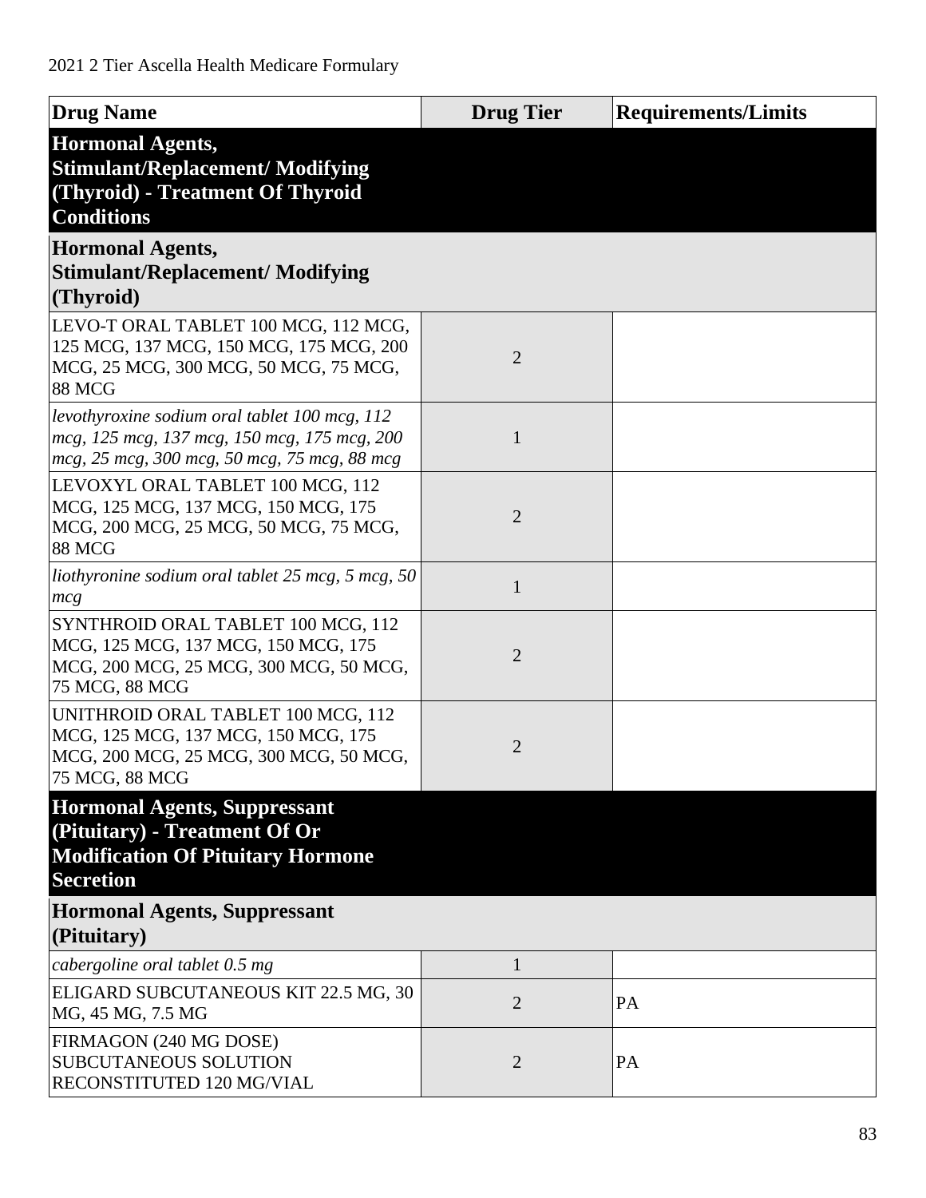| Drug Name | Drug Tier | Requirements/Limits |
|---|---|---|
| **Hormonal Agents, Stimulant/Replacement/ Modifying (Thyroid) - Treatment Of Thyroid Conditions** | | |
| **Hormonal Agents, Stimulant/Replacement/ Modifying (Thyroid)** | | |
| LEVO-T ORAL TABLET 100 MCG, 112 MCG, 125 MCG, 137 MCG, 150 MCG, 175 MCG, 200 MCG, 25 MCG, 300 MCG, 50 MCG, 75 MCG, 88 MCG | 2 | |
| *levothyroxine sodium oral tablet 100 mcg, 112 mcg, 125 mcg, 137 mcg, 150 mcg, 175 mcg, 200 mcg, 25 mcg, 300 mcg, 50 mcg, 75 mcg, 88 mcg* | 1 | |
| LEVOXYL ORAL TABLET 100 MCG, 112 MCG, 125 MCG, 137 MCG, 150 MCG, 175 MCG, 200 MCG, 25 MCG, 50 MCG, 75 MCG, 88 MCG | 2 | |
| *liothyronine sodium oral tablet 25 mcg, 5 mcg, 50 mcg* | 1 | |
| SYNTHROID ORAL TABLET 100 MCG, 112 MCG, 125 MCG, 137 MCG, 150 MCG, 175 MCG, 200 MCG, 25 MCG, 300 MCG, 50 MCG, 75 MCG, 88 MCG | 2 | |
| UNITHROID ORAL TABLET 100 MCG, 112 MCG, 125 MCG, 137 MCG, 150 MCG, 175 MCG, 200 MCG, 25 MCG, 300 MCG, 50 MCG, 75 MCG, 88 MCG | 2 | |
| **Hormonal Agents, Suppressant (Pituitary) - Treatment Of Or Modification Of Pituitary Hormone Secretion** | | |
| **Hormonal Agents, Suppressant (Pituitary)** | | |
| *cabergoline oral tablet 0.5 mg* | 1 | |
| ELIGARD SUBCUTANEOUS KIT 22.5 MG, 30 MG, 45 MG, 7.5 MG | 2 | PA |
| FIRMAGON (240 MG DOSE) SUBCUTANEOUS SOLUTION RECONSTITUTED 120 MG/VIAL | 2 | PA |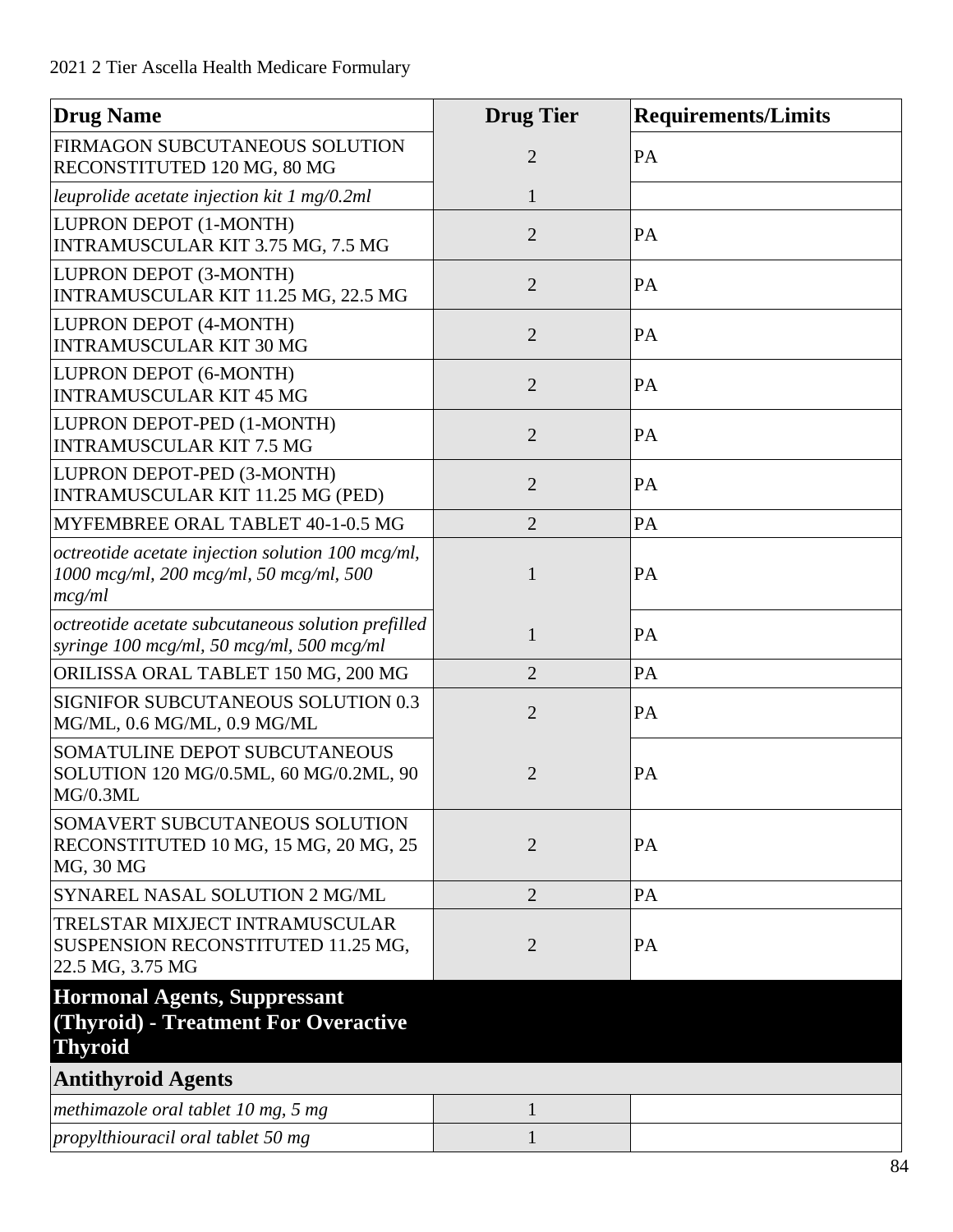| Drug Name | Drug Tier | Requirements/Limits |
|---|---|---|
| FIRMAGON SUBCUTANEOUS SOLUTION RECONSTITUTED 120 MG, 80 MG | 2 | PA |
| *leuprolide acetate injection kit 1 mg/0.2ml* | 1 | |
| LUPRON DEPOT (1-MONTH) INTRAMUSCULAR KIT 3.75 MG, 7.5 MG | 2 | PA |
| LUPRON DEPOT (3-MONTH) INTRAMUSCULAR KIT 11.25 MG, 22.5 MG | 2 | PA |
| LUPRON DEPOT (4-MONTH) INTRAMUSCULAR KIT 30 MG | 2 | PA |
| LUPRON DEPOT (6-MONTH) INTRAMUSCULAR KIT 45 MG | 2 | PA |
| LUPRON DEPOT-PED (1-MONTH) INTRAMUSCULAR KIT 7.5 MG | 2 | PA |
| LUPRON DEPOT-PED (3-MONTH) INTRAMUSCULAR KIT 11.25 MG (PED) | 2 | PA |
| MYFEMBREE ORAL TABLET 40-1-0.5 MG | 2 | PA |
| *octreotide acetate injection solution 100 mcg/ml, 1000 mcg/ml, 200 mcg/ml, 50 mcg/ml, 500 mcg/ml* | 1 | PA |
| *octreotide acetate subcutaneous solution prefilled syringe 100 mcg/ml, 50 mcg/ml, 500 mcg/ml* | 1 | PA |
| ORILISSA ORAL TABLET 150 MG, 200 MG | 2 | PA |
| SIGNIFOR SUBCUTANEOUS SOLUTION 0.3 MG/ML, 0.6 MG/ML, 0.9 MG/ML | 2 | PA |
| SOMATULINE DEPOT SUBCUTANEOUS SOLUTION 120 MG/0.5ML, 60 MG/0.2ML, 90 MG/0.3ML | 2 | PA |
| SOMAVERT SUBCUTANEOUS SOLUTION RECONSTITUTED 10 MG, 15 MG, 20 MG, 25 MG, 30 MG | 2 | PA |
| SYNAREL NASAL SOLUTION 2 MG/ML | 2 | PA |
| TRELSTAR MIXJECT INTRAMUSCULAR SUSPENSION RECONSTITUTED 11.25 MG, 22.5 MG, 3.75 MG | 2 | PA |
| **Hormonal Agents, Suppressant (Thyroid) - Treatment For Overactive Thyroid** | | |
| **Antithyroid Agents** | | |
| *methimazole oral tablet 10 mg, 5 mg* | 1 | |
| *propylthiouracil oral tablet 50 mg* | 1 | |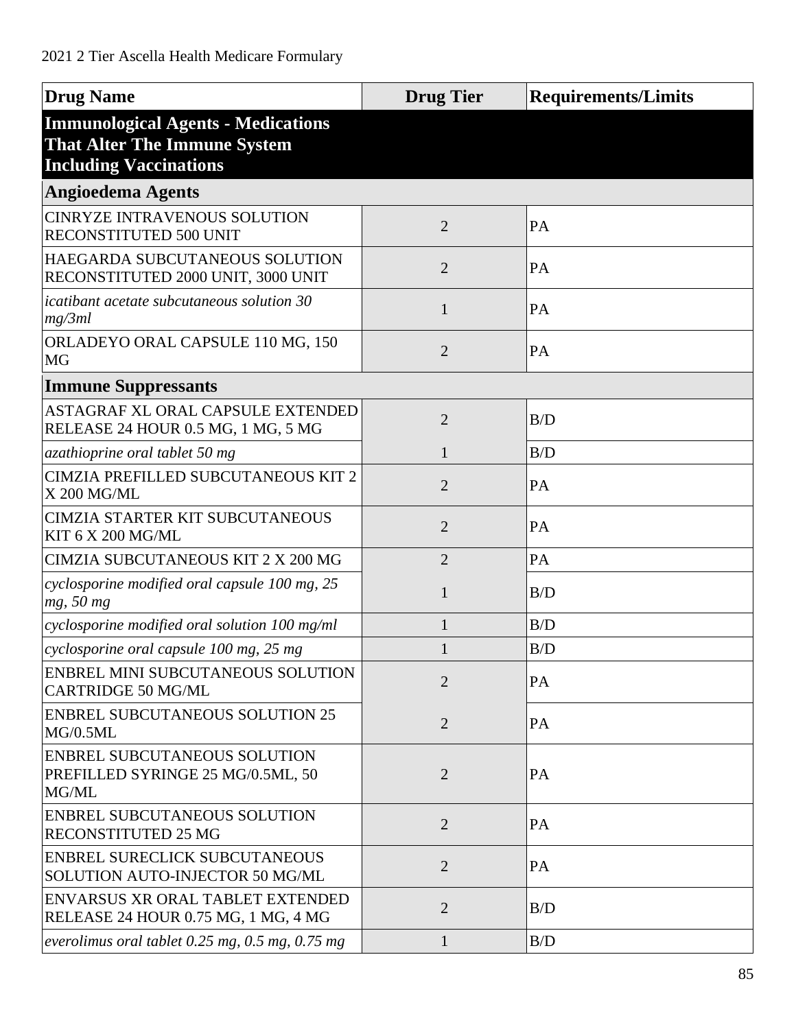2021 2 Tier Ascella Health Medicare Formulary

| Drug Name | Drug Tier | Requirements/Limits |
|---|---|---|
| **Immunological Agents - Medications That Alter The Immune System Including Vaccinations** | | |
| **Angioedema Agents** | | |
| CINRYZE INTRAVENOUS SOLUTION RECONSTITUTED 500 UNIT | 2 | PA |
| HAEGARDA SUBCUTANEOUS SOLUTION RECONSTITUTED 2000 UNIT, 3000 UNIT | 2 | PA |
| *icatibant acetate subcutaneous solution 30 mg/3ml* | 1 | PA |
| ORLADEYO ORAL CAPSULE 110 MG, 150 MG | 2 | PA |
| **Immune Suppressants** | | |
| ASTAGRAF XL ORAL CAPSULE EXTENDED RELEASE 24 HOUR 0.5 MG, 1 MG, 5 MG | 2 | B/D |
| *azathioprine oral tablet 50 mg* | 1 | B/D |
| CIMZIA PREFILLED SUBCUTANEOUS KIT 2 X 200 MG/ML | 2 | PA |
| CIMZIA STARTER KIT SUBCUTANEOUS KIT 6 X 200 MG/ML | 2 | PA |
| CIMZIA SUBCUTANEOUS KIT 2 X 200 MG | 2 | PA |
| *cyclosporine modified oral capsule 100 mg, 25 mg, 50 mg* | 1 | B/D |
| *cyclosporine modified oral solution 100 mg/ml* | 1 | B/D |
| *cyclosporine oral capsule 100 mg, 25 mg* | 1 | B/D |
| ENBREL MINI SUBCUTANEOUS SOLUTION CARTRIDGE 50 MG/ML | 2 | PA |
| ENBREL SUBCUTANEOUS SOLUTION 25 MG/0.5ML | 2 | PA |
| ENBREL SUBCUTANEOUS SOLUTION PREFILLED SYRINGE 25 MG/0.5ML, 50 MG/ML | 2 | PA |
| ENBREL SUBCUTANEOUS SOLUTION RECONSTITUTED 25 MG | 2 | PA |
| ENBREL SURECLICK SUBCUTANEOUS SOLUTION AUTO-INJECTOR 50 MG/ML | 2 | PA |
| ENVARSUS XR ORAL TABLET EXTENDED RELEASE 24 HOUR 0.75 MG, 1 MG, 4 MG | 2 | B/D |
| *everolimus oral tablet 0.25 mg, 0.5 mg, 0.75 mg* | 1 | B/D |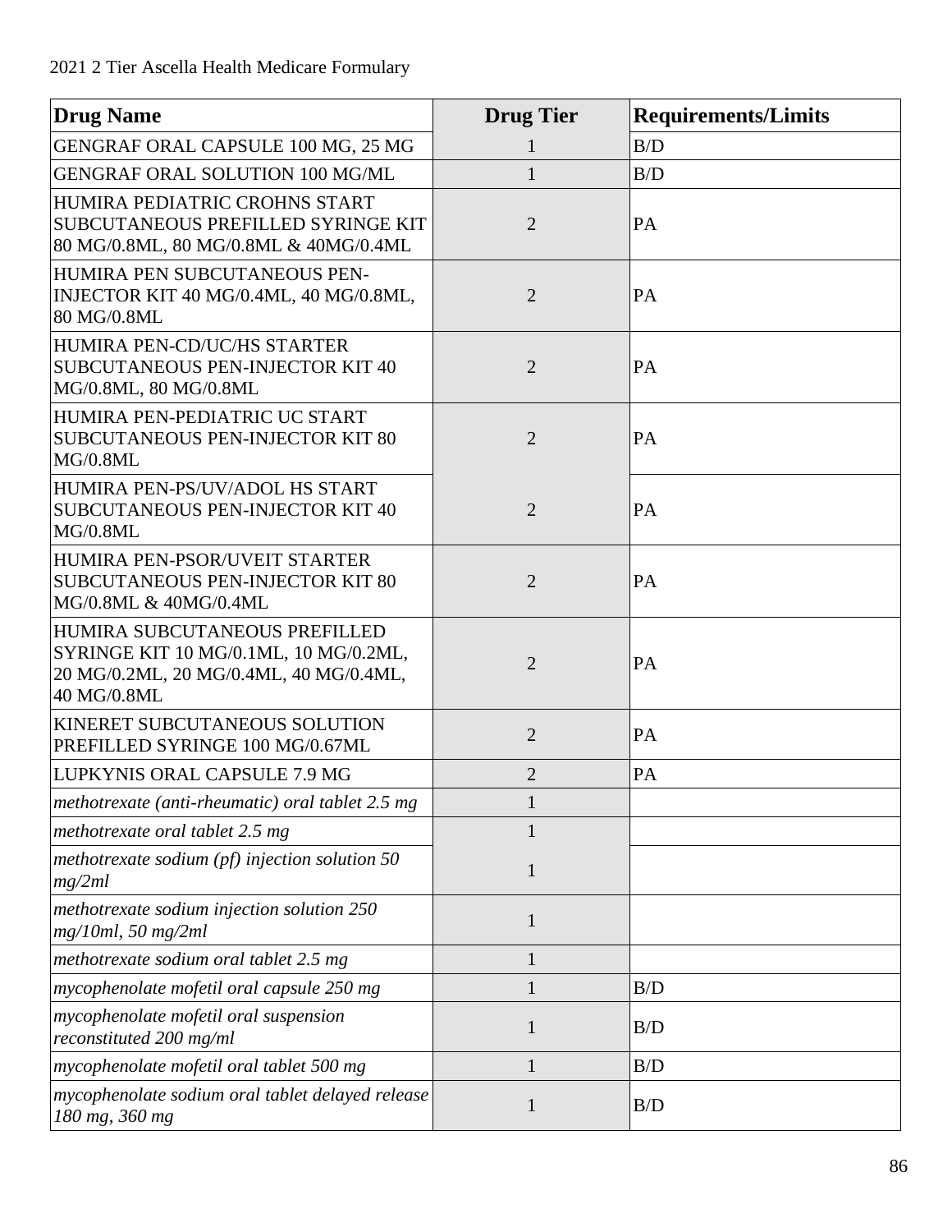| Drug Name | Drug Tier | Requirements/Limits |
|---|---|---|
| GENGRAF ORAL CAPSULE 100 MG, 25 MG | 1 | B/D |
| GENGRAF ORAL SOLUTION 100 MG/ML | 1 | B/D |
| HUMIRA PEDIATRIC CROHNS START SUBCUTANEOUS PREFILLED SYRINGE KIT 80 MG/0.8ML, 80 MG/0.8ML & 40MG/0.4ML | 2 | PA |
| HUMIRA PEN SUBCUTANEOUS PEN-INJECTOR KIT 40 MG/0.4ML, 40 MG/0.8ML, 80 MG/0.8ML | 2 | PA |
| HUMIRA PEN-CD/UC/HS STARTER SUBCUTANEOUS PEN-INJECTOR KIT 40 MG/0.8ML, 80 MG/0.8ML | 2 | PA |
| HUMIRA PEN-PEDIATRIC UC START SUBCUTANEOUS PEN-INJECTOR KIT 80 MG/0.8ML | 2 | PA |
| HUMIRA PEN-PS/UV/ADOL HS START SUBCUTANEOUS PEN-INJECTOR KIT 40 MG/0.8ML | 2 | PA |
| HUMIRA PEN-PSOR/UVEIT STARTER SUBCUTANEOUS PEN-INJECTOR KIT 80 MG/0.8ML & 40MG/0.4ML | 2 | PA |
| HUMIRA SUBCUTANEOUS PREFILLED SYRINGE KIT 10 MG/0.1ML, 10 MG/0.2ML, 20 MG/0.2ML, 20 MG/0.4ML, 40 MG/0.4ML, 40 MG/0.8ML | 2 | PA |
| KINERET SUBCUTANEOUS SOLUTION PREFILLED SYRINGE 100 MG/0.67ML | 2 | PA |
| LUPKYNIS ORAL CAPSULE 7.9 MG | 2 | PA |
| *methotrexate (anti-rheumatic) oral tablet 2.5 mg* | 1 | |
| *methotrexate oral tablet 2.5 mg* | 1 | |
| *methotrexate sodium (pf) injection solution 50 mg/2ml* | 1 | |
| *methotrexate sodium injection solution 250 mg/10ml, 50 mg/2ml* | 1 | |
| *methotrexate sodium oral tablet 2.5 mg* | 1 | |
| *mycophenolate mofetil oral capsule 250 mg* | 1 | B/D |
| *mycophenolate mofetil oral suspension reconstituted 200 mg/ml* | 1 | B/D |
| *mycophenolate mofetil oral tablet 500 mg* | 1 | B/D |
| *mycophenolate sodium oral tablet delayed release 180 mg, 360 mg* | 1 | B/D |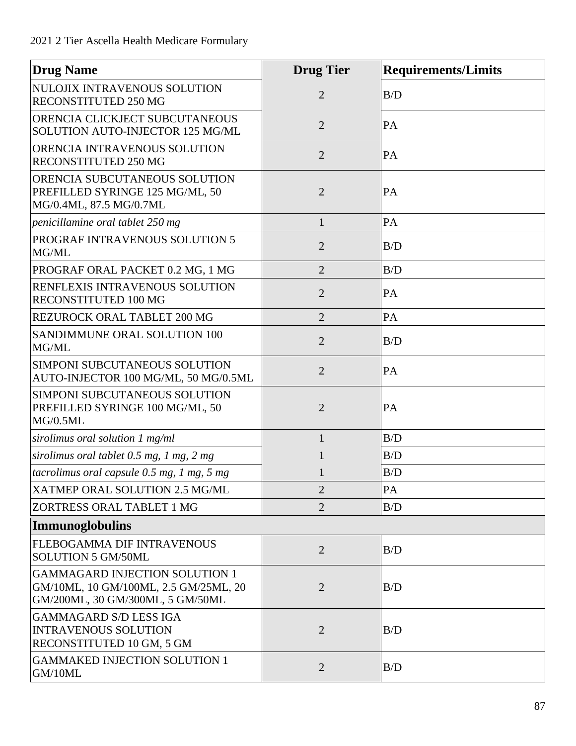| Drug Name | Drug Tier | Requirements/Limits |
|---|---|---|
| NULOJIX INTRAVENOUS SOLUTION RECONSTITUTED 250 MG | 2 | B/D |
| ORENCIA CLICKJECT SUBCUTANEOUS SOLUTION AUTO-INJECTOR 125 MG/ML | 2 | PA |
| ORENCIA INTRAVENOUS SOLUTION RECONSTITUTED 250 MG | 2 | PA |
| ORENCIA SUBCUTANEOUS SOLUTION PREFILLED SYRINGE 125 MG/ML, 50 MG/0.4ML, 87.5 MG/0.7ML | 2 | PA |
| *penicillamine oral tablet 250 mg* | 1 | PA |
| PROGRAF INTRAVENOUS SOLUTION 5 MG/ML | 2 | B/D |
| PROGRAF ORAL PACKET 0.2 MG, 1 MG | 2 | B/D |
| RENFLEXIS INTRAVENOUS SOLUTION RECONSTITUTED 100 MG | 2 | PA |
| REZUROCK ORAL TABLET 200 MG | 2 | PA |
| SANDIMMUNE ORAL SOLUTION 100 MG/ML | 2 | B/D |
| SIMPONI SUBCUTANEOUS SOLUTION AUTO-INJECTOR 100 MG/ML, 50 MG/0.5ML | 2 | PA |
| SIMPONI SUBCUTANEOUS SOLUTION PREFILLED SYRINGE 100 MG/ML, 50 MG/0.5ML | 2 | PA |
| *sirolimus oral solution 1 mg/ml* | 1 | B/D |
| *sirolimus oral tablet 0.5 mg, 1 mg, 2 mg* | 1 | B/D |
| *tacrolimus oral capsule 0.5 mg, 1 mg, 5 mg* | 1 | B/D |
| XATMEP ORAL SOLUTION 2.5 MG/ML | 2 | PA |
| ZORTRESS ORAL TABLET 1 MG | 2 | B/D |
| **Immunoglobulins** | | |
| FLEBOGAMMA DIF INTRAVENOUS SOLUTION 5 GM/50ML | 2 | B/D |
| GAMMAGARD INJECTION SOLUTION 1 GM/10ML, 10 GM/100ML, 2.5 GM/25ML, 20 GM/200ML, 30 GM/300ML, 5 GM/50ML | 2 | B/D |
| GAMMAGARD S/D LESS IGA INTRAVENOUS SOLUTION RECONSTITUTED 10 GM, 5 GM | 2 | B/D |
| GAMMAKED INJECTION SOLUTION 1 GM/10ML | 2 | B/D |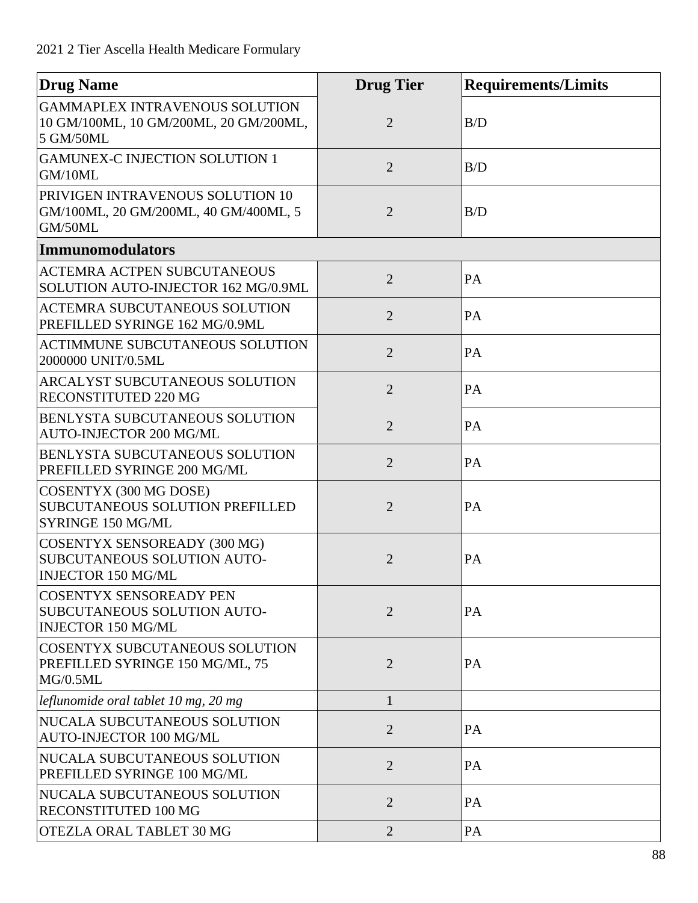| Drug Name | Drug Tier | Requirements/Limits |
|---|---|---|
| GAMMAPLEX INTRAVENOUS SOLUTION 10 GM/100ML, 10 GM/200ML, 20 GM/200ML, 5 GM/50ML | 2 | B/D |
| GAMUNEX-C INJECTION SOLUTION 1 GM/10ML | 2 | B/D |
| PRIVIGEN INTRAVENOUS SOLUTION 10 GM/100ML, 20 GM/200ML, 40 GM/400ML, 5 GM/50ML | 2 | B/D |
| **Immunomodulators** | | |
| ACTEMRA ACTPEN SUBCUTANEOUS SOLUTION AUTO-INJECTOR 162 MG/0.9ML | 2 | PA |
| ACTEMRA SUBCUTANEOUS SOLUTION PREFILLED SYRINGE 162 MG/0.9ML | 2 | PA |
| ACTIMMUNE SUBCUTANEOUS SOLUTION 2000000 UNIT/0.5ML | 2 | PA |
| ARCALYST SUBCUTANEOUS SOLUTION RECONSTITUTED 220 MG | 2 | PA |
| BENLYSTA SUBCUTANEOUS SOLUTION AUTO-INJECTOR 200 MG/ML | 2 | PA |
| BENLYSTA SUBCUTANEOUS SOLUTION PREFILLED SYRINGE 200 MG/ML | 2 | PA |
| COSENTYX (300 MG DOSE) SUBCUTANEOUS SOLUTION PREFILLED SYRINGE 150 MG/ML | 2 | PA |
| COSENTYX SENSOREADY (300 MG) SUBCUTANEOUS SOLUTION AUTO-INJECTOR 150 MG/ML | 2 | PA |
| COSENTYX SENSOREADY PEN SUBCUTANEOUS SOLUTION AUTO-INJECTOR 150 MG/ML | 2 | PA |
| COSENTYX SUBCUTANEOUS SOLUTION PREFILLED SYRINGE 150 MG/ML, 75 MG/0.5ML | 2 | PA |
| *leflunomide oral tablet 10 mg, 20 mg* | 1 | |
| NUCALA SUBCUTANEOUS SOLUTION AUTO-INJECTOR 100 MG/ML | 2 | PA |
| NUCALA SUBCUTANEOUS SOLUTION PREFILLED SYRINGE 100 MG/ML | 2 | PA |
| NUCALA SUBCUTANEOUS SOLUTION RECONSTITUTED 100 MG | 2 | PA |
| OTEZLA ORAL TABLET 30 MG | 2 | PA |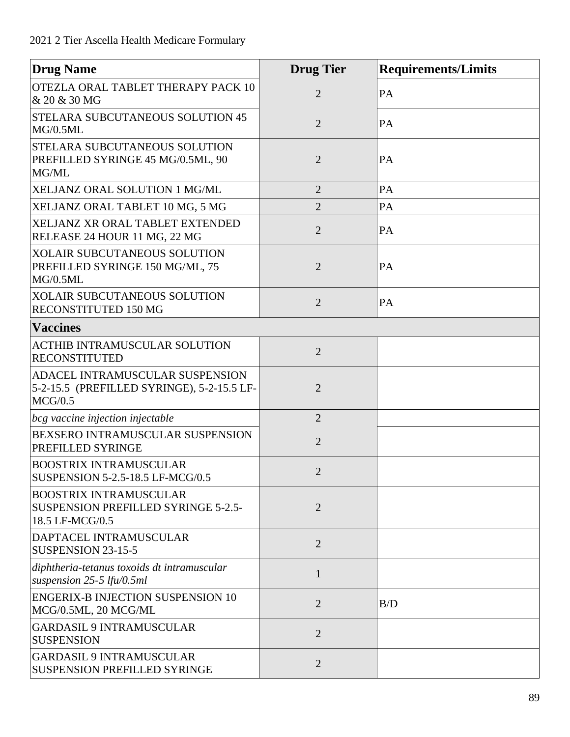| Drug Name | Drug Tier | Requirements/Limits |
|---|---|---|
| OTEZLA ORAL TABLET THERAPY PACK 10 & 20 & 30 MG | 2 | PA |
| STELARA SUBCUTANEOUS SOLUTION 45 MG/0.5ML | 2 | PA |
| STELARA SUBCUTANEOUS SOLUTION PREFILLED SYRINGE 45 MG/0.5ML, 90 MG/ML | 2 | PA |
| XELJANZ ORAL SOLUTION 1 MG/ML | 2 | PA |
| XELJANZ ORAL TABLET 10 MG, 5 MG | 2 | PA |
| XELJANZ XR ORAL TABLET EXTENDED RELEASE 24 HOUR 11 MG, 22 MG | 2 | PA |
| XOLAIR SUBCUTANEOUS SOLUTION PREFILLED SYRINGE 150 MG/ML, 75 MG/0.5ML | 2 | PA |
| XOLAIR SUBCUTANEOUS SOLUTION RECONSTITUTED 150 MG | 2 | PA |
| **Vaccines** | | |
| ACTHIB INTRAMUSCULAR SOLUTION RECONSTITUTED | 2 | |
| ADACEL INTRAMUSCULAR SUSPENSION 5-2-15.5 (PREFILLED SYRINGE), 5-2-15.5 LF-MCG/0.5 | 2 | |
| *bcg vaccine injection injectable* | 2 | |
| BEXSERO INTRAMUSCULAR SUSPENSION PREFILLED SYRINGE | 2 | |
| BOOSTRIX INTRAMUSCULAR SUSPENSION 5-2.5-18.5 LF-MCG/0.5 | 2 | |
| BOOSTRIX INTRAMUSCULAR SUSPENSION PREFILLED SYRINGE 5-2.5-18.5 LF-MCG/0.5 | 2 | |
| DAPTACEL INTRAMUSCULAR SUSPENSION 23-15-5 | 2 | |
| *diphtheria-tetanus toxoids dt intramuscular suspension 25-5 lfu/0.5ml* | 1 | |
| ENGERIX-B INJECTION SUSPENSION 10 MCG/0.5ML, 20 MCG/ML | 2 | B/D |
| GARDASIL 9 INTRAMUSCULAR SUSPENSION | 2 | |
| GARDASIL 9 INTRAMUSCULAR SUSPENSION PREFILLED SYRINGE | 2 | |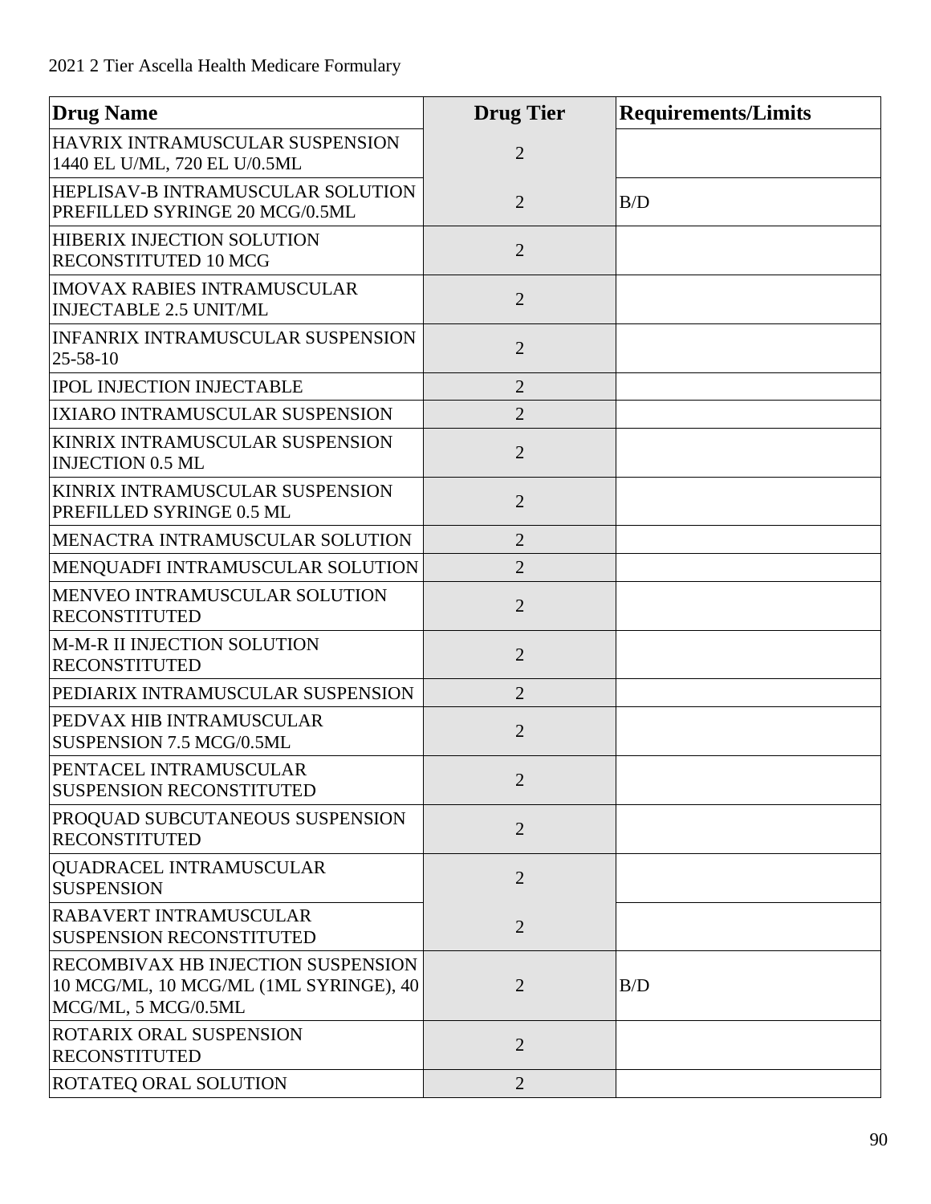| Drug Name | Drug Tier | Requirements/Limits |
|---|---|---|
| HAVRIX INTRAMUSCULAR SUSPENSION 1440 EL U/ML, 720 EL U/0.5ML | 2 | |
| HEPLISAV-B INTRAMUSCULAR SOLUTION PREFILLED SYRINGE 20 MCG/0.5ML | 2 | B/D |
| HIBERIX INJECTION SOLUTION RECONSTITUTED 10 MCG | 2 | |
| IMOVAX RABIES INTRAMUSCULAR INJECTABLE 2.5 UNIT/ML | 2 | |
| INFANRIX INTRAMUSCULAR SUSPENSION 25-58-10 | 2 | |
| IPOL INJECTION INJECTABLE | 2 | |
| IXIARO INTRAMUSCULAR SUSPENSION | 2 | |
| KINRIX INTRAMUSCULAR SUSPENSION INJECTION 0.5 ML | 2 | |
| KINRIX INTRAMUSCULAR SUSPENSION PREFILLED SYRINGE 0.5 ML | 2 | |
| MENACTRA INTRAMUSCULAR SOLUTION | 2 | |
| MENQUADFI INTRAMUSCULAR SOLUTION | 2 | |
| MENVEO INTRAMUSCULAR SOLUTION RECONSTITUTED | 2 | |
| M-M-R II INJECTION SOLUTION RECONSTITUTED | 2 | |
| PEDIARIX INTRAMUSCULAR SUSPENSION | 2 | |
| PEDVAX HIB INTRAMUSCULAR SUSPENSION 7.5 MCG/0.5ML | 2 | |
| PENTACEL INTRAMUSCULAR SUSPENSION RECONSTITUTED | 2 | |
| PROQUAD SUBCUTANEOUS SUSPENSION RECONSTITUTED | 2 | |
| QUADRACEL INTRAMUSCULAR SUSPENSION | 2 | |
| RABAVERT INTRAMUSCULAR SUSPENSION RECONSTITUTED | 2 | |
| RECOMBIVAX HB INJECTION SUSPENSION 10 MCG/ML, 10 MCG/ML (1ML SYRINGE), 40 MCG/ML, 5 MCG/0.5ML | 2 | B/D |
| ROTARIX ORAL SUSPENSION RECONSTITUTED | 2 | |
| ROTATEQ ORAL SOLUTION | 2 | |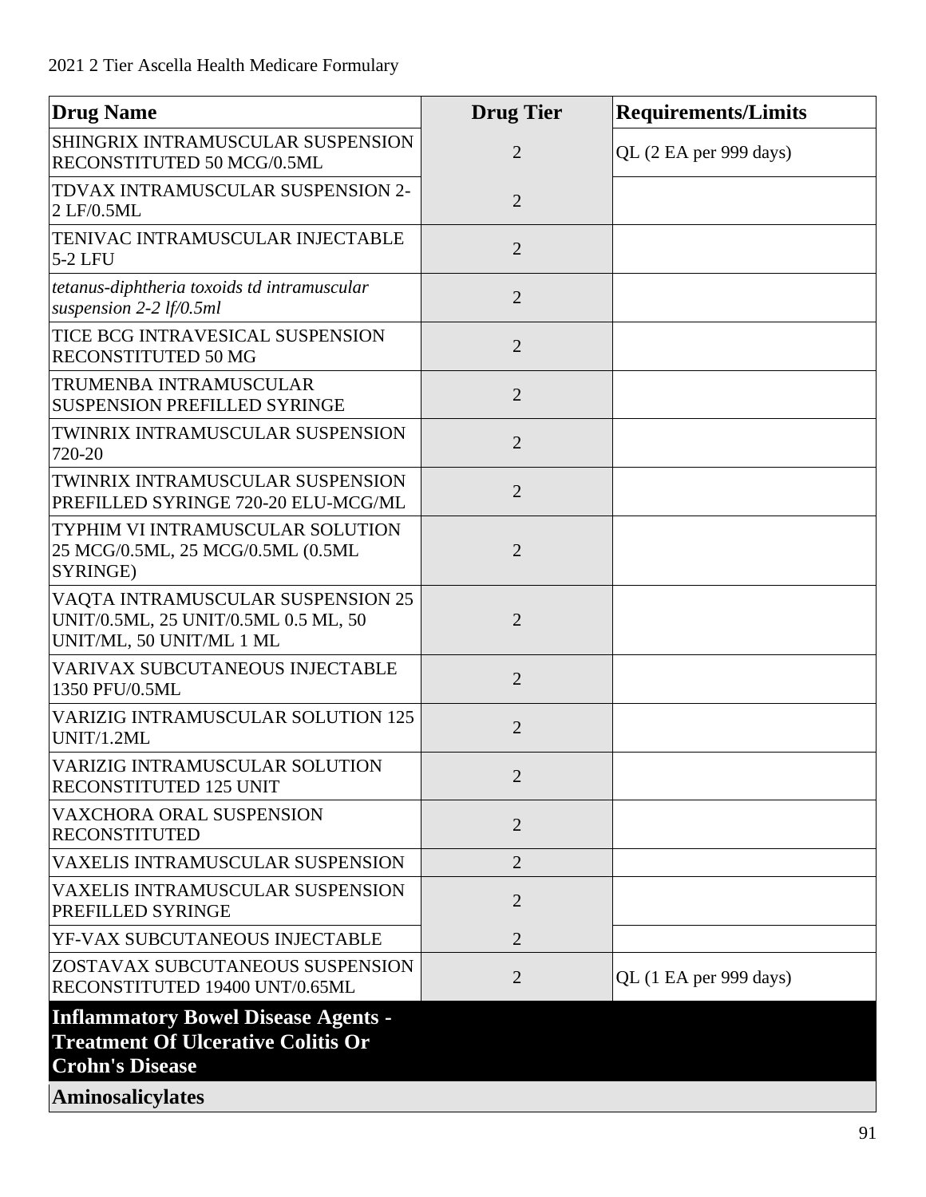| Drug Name | Drug Tier | Requirements/Limits |
|---|---|---|
| SHINGRIX INTRAMUSCULAR SUSPENSION RECONSTITUTED 50 MCG/0.5ML | 2 | QL (2 EA per 999 days) |
| TDVAX INTRAMUSCULAR SUSPENSION 2-2 LF/0.5ML | 2 | |
| TENIVAC INTRAMUSCULAR INJECTABLE 5-2 LFU | 2 | |
| *tetanus-diphtheria toxoids td intramuscular suspension 2-2 lf/0.5ml* | 2 | |
| TICE BCG INTRAVESICAL SUSPENSION RECONSTITUTED 50 MG | 2 | |
| TRUMENBA INTRAMUSCULAR SUSPENSION PREFILLED SYRINGE | 2 | |
| TWINRIX INTRAMUSCULAR SUSPENSION 720-20 | 2 | |
| TWINRIX INTRAMUSCULAR SUSPENSION PREFILLED SYRINGE 720-20 ELU-MCG/ML | 2 | |
| TYPHIM VI INTRAMUSCULAR SOLUTION 25 MCG/0.5ML, 25 MCG/0.5ML (0.5ML SYRINGE) | 2 | |
| VAQTA INTRAMUSCULAR SUSPENSION 25 UNIT/0.5ML, 25 UNIT/0.5ML 0.5 ML, 50 UNIT/ML, 50 UNIT/ML 1 ML | 2 | |
| VARIVAX SUBCUTANEOUS INJECTABLE 1350 PFU/0.5ML | 2 | |
| VARIZIG INTRAMUSCULAR SOLUTION 125 UNIT/1.2ML | 2 | |
| VARIZIG INTRAMUSCULAR SOLUTION RECONSTITUTED 125 UNIT | 2 | |
| VAXCHORA ORAL SUSPENSION RECONSTITUTED | 2 | |
| VAXELIS INTRAMUSCULAR SUSPENSION | 2 | |
| VAXELIS INTRAMUSCULAR SUSPENSION PREFILLED SYRINGE | 2 | |
| YF-VAX SUBCUTANEOUS INJECTABLE | 2 | |
| ZOSTAVAX SUBCUTANEOUS SUSPENSION RECONSTITUTED 19400 UNT/0.65ML | 2 | QL (1 EA per 999 days) |
| **Inflammatory Bowel Disease Agents - Treatment Of Ulcerative Colitis Or Crohn's Disease** | | |
| **Aminosalicylates** | | |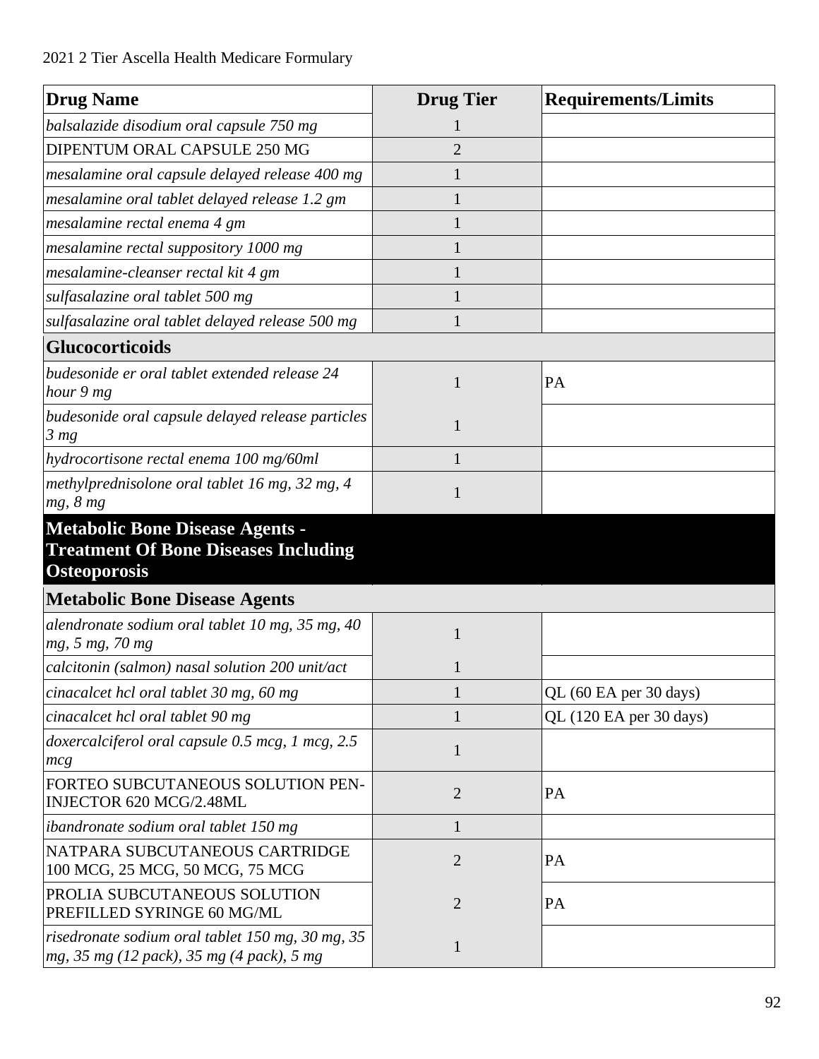| Drug Name | Drug Tier | Requirements/Limits |
|---|---|---|
| *balsalazide disodium oral capsule 750 mg* | 1 | |
| DIPENTUM ORAL CAPSULE 250 MG | 2 | |
| *mesalamine oral capsule delayed release 400 mg* | 1 | |
| *mesalamine oral tablet delayed release 1.2 gm* | 1 | |
| *mesalamine rectal enema 4 gm* | 1 | |
| *mesalamine rectal suppository 1000 mg* | 1 | |
| *mesalamine-cleanser rectal kit 4 gm* | 1 | |
| *sulfasalazine oral tablet 500 mg* | 1 | |
| *sulfasalazine oral tablet delayed release 500 mg* | 1 | |
| **Glucocorticoids** | | |
| *budesonide er oral tablet extended release 24 hour 9 mg* | 1 | PA |
| *budesonide oral capsule delayed release particles 3 mg* | 1 | |
| *hydrocortisone rectal enema 100 mg/60ml* | 1 | |
| *methylprednisolone oral tablet 16 mg, 32 mg, 4 mg, 8 mg* | 1 | |
| **Metabolic Bone Disease Agents - Treatment Of Bone Diseases Including Osteoporosis** | | |
| **Metabolic Bone Disease Agents** | | |
| *alendronate sodium oral tablet 10 mg, 35 mg, 40 mg, 5 mg, 70 mg* | 1 | |
| *calcitonin (salmon) nasal solution 200 unit/act* | 1 | |
| *cinacalcet hcl oral tablet 30 mg, 60 mg* | 1 | QL (60 EA per 30 days) |
| *cinacalcet hcl oral tablet 90 mg* | 1 | QL (120 EA per 30 days) |
| *doxercalciferol oral capsule 0.5 mcg, 1 mcg, 2.5 mcg* | 1 | |
| FORTEO SUBCUTANEOUS SOLUTION PEN-INJECTOR 620 MCG/2.48ML | 2 | PA |
| *ibandronate sodium oral tablet 150 mg* | 1 | |
| NATPARA SUBCUTANEOUS CARTRIDGE 100 MCG, 25 MCG, 50 MCG, 75 MCG | 2 | PA |
| PROLIA SUBCUTANEOUS SOLUTION PREFILLED SYRINGE 60 MG/ML | 2 | PA |
| *risedronate sodium oral tablet 150 mg, 30 mg, 35 mg, 35 mg (12 pack), 35 mg (4 pack), 5 mg* | 1 | |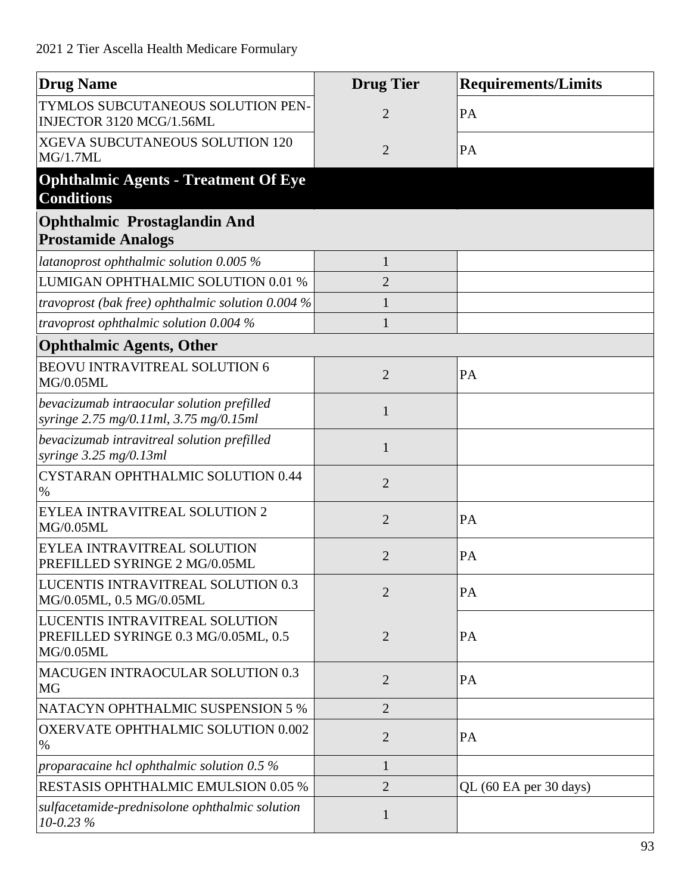| Drug Name | Drug Tier | Requirements/Limits |
|---|---|---|
| TYMLOS SUBCUTANEOUS SOLUTION PEN-INJECTOR 3120 MCG/1.56ML | 2 | PA |
| XGEVA SUBCUTANEOUS SOLUTION 120 MG/1.7ML | 2 | PA |
| **Ophthalmic Agents - Treatment Of Eye Conditions** | | |
| **Ophthalmic Prostaglandin And Prostamide Analogs** | | |
| *latanoprost ophthalmic solution 0.005 %* | 1 | |
| LUMIGAN OPHTHALMIC SOLUTION 0.01 % | 2 | |
| *travoprost (bak free) ophthalmic solution 0.004 %* | 1 | |
| *travoprost ophthalmic solution 0.004 %* | 1 | |
| **Ophthalmic Agents, Other** | | |
| BEOVU INTRAVITREAL SOLUTION 6 MG/0.05ML | 2 | PA |
| *bevacizumab intraocular solution prefilled syringe 2.75 mg/0.11ml, 3.75 mg/0.15ml* | 1 | |
| *bevacizumab intravitreal solution prefilled syringe 3.25 mg/0.13ml* | 1 | |
| CYSTARAN OPHTHALMIC SOLUTION 0.44 % | 2 | |
| EYLEA INTRAVITREAL SOLUTION 2 MG/0.05ML | 2 | PA |
| EYLEA INTRAVITREAL SOLUTION PREFILLED SYRINGE 2 MG/0.05ML | 2 | PA |
| LUCENTIS INTRAVITREAL SOLUTION 0.3 MG/0.05ML, 0.5 MG/0.05ML | 2 | PA |
| LUCENTIS INTRAVITREAL SOLUTION PREFILLED SYRINGE 0.3 MG/0.05ML, 0.5 MG/0.05ML | 2 | PA |
| MACUGEN INTRAOCULAR SOLUTION 0.3 MG | 2 | PA |
| NATACYN OPHTHALMIC SUSPENSION 5 % | 2 | |
| OXERVATE OPHTHALMIC SOLUTION 0.002 % | 2 | PA |
| *proparacaine hcl ophthalmic solution 0.5 %* | 1 | |
| RESTASIS OPHTHALMIC EMULSION 0.05 % | 2 | QL (60 EA per 30 days) |
| *sulfacetamide-prednisolone ophthalmic solution 10-0.23 %* | 1 | |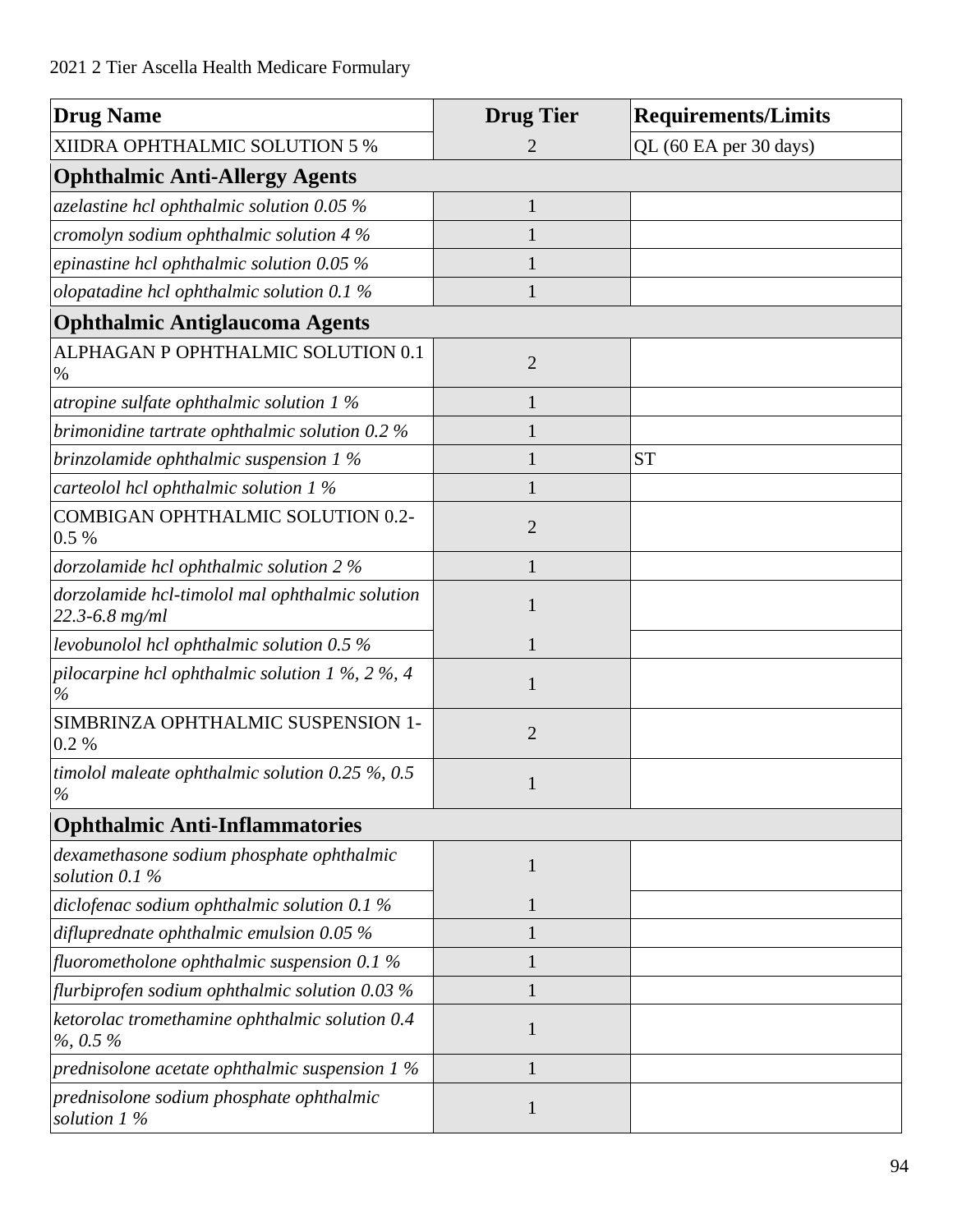| Drug Name | Drug Tier | Requirements/Limits |
|---|---|---|
| XIIDRA OPHTHALMIC SOLUTION 5 % | 2 | QL (60 EA per 30 days) |
| **Ophthalmic Anti-Allergy Agents** | | |
| *azelastine hcl ophthalmic solution 0.05 %* | 1 | |
| *cromolyn sodium ophthalmic solution 4 %* | 1 | |
| *epinastine hcl ophthalmic solution 0.05 %* | 1 | |
| *olopatadine hcl ophthalmic solution 0.1 %* | 1 | |
| **Ophthalmic Antiglaucoma Agents** | | |
| ALPHAGAN P OPHTHALMIC SOLUTION 0.1 % | 2 | |
| *atropine sulfate ophthalmic solution 1 %* | 1 | |
| *brimonidine tartrate ophthalmic solution 0.2 %* | 1 | |
| *brinzolamide ophthalmic suspension 1 %* | 1 | ST |
| *carteolol hcl ophthalmic solution 1 %* | 1 | |
| COMBIGAN OPHTHALMIC SOLUTION 0.2-0.5 % | 2 | |
| *dorzolamide hcl ophthalmic solution 2 %* | 1 | |
| *dorzolamide hcl-timolol mal ophthalmic solution 22.3-6.8 mg/ml* | 1 | |
| *levobunolol hcl ophthalmic solution 0.5 %* | 1 | |
| *pilocarpine hcl ophthalmic solution 1 %, 2 %, 4 %* | 1 | |
| SIMBRINZA OPHTHALMIC SUSPENSION 1-0.2 % | 2 | |
| *timolol maleate ophthalmic solution 0.25 %, 0.5 %* | 1 | |
| **Ophthalmic Anti-Inflammatories** | | |
| *dexamethasone sodium phosphate ophthalmic solution 0.1 %* | 1 | |
| *diclofenac sodium ophthalmic solution 0.1 %* | 1 | |
| *difluprednate ophthalmic emulsion 0.05 %* | 1 | |
| *fluorometholone ophthalmic suspension 0.1 %* | 1 | |
| *flurbiprofen sodium ophthalmic solution 0.03 %* | 1 | |
| *ketorolac tromethamine ophthalmic solution 0.4 %, 0.5 %* | 1 | |
| *prednisolone acetate ophthalmic suspension 1 %* | 1 | |
| *prednisolone sodium phosphate ophthalmic solution 1 %* | 1 | |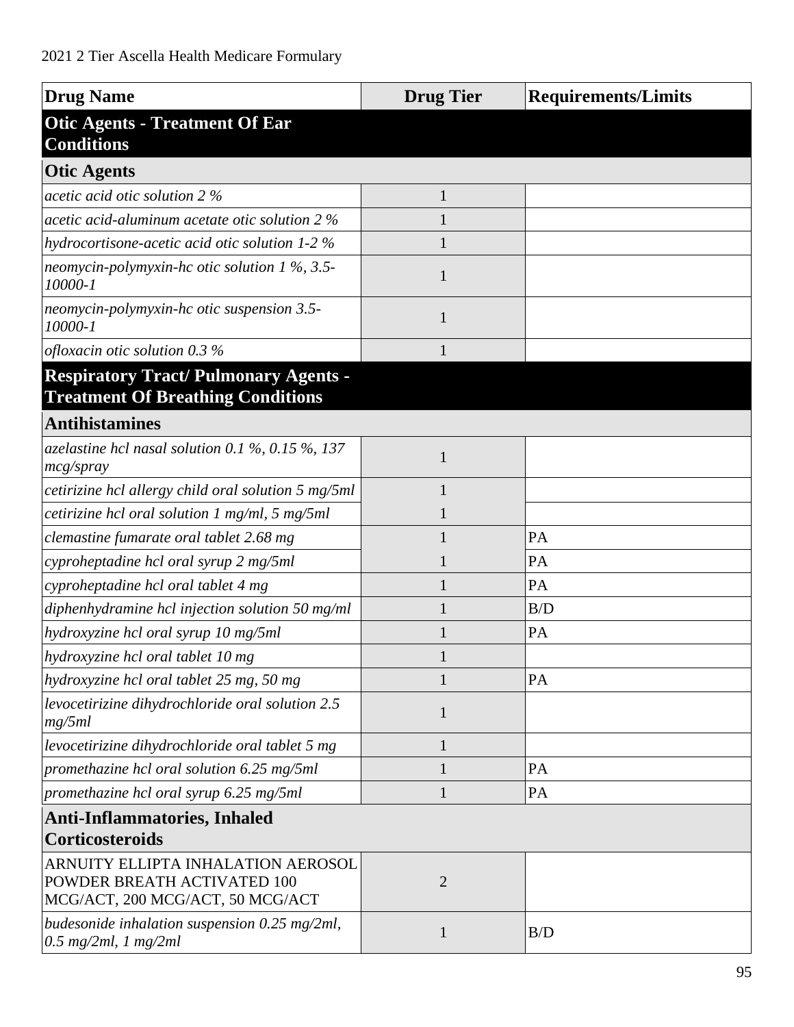| Drug Name | Drug Tier | Requirements/Limits |
|---|---|---|
| **Otic Agents - Treatment Of Ear Conditions** | | |
| **Otic Agents** | | |
| *acetic acid otic solution 2 %* | 1 | |
| *acetic acid-aluminum acetate otic solution 2 %* | 1 | |
| *hydrocortisone-acetic acid otic solution 1-2 %* | 1 | |
| *neomycin-polymyxin-hc otic solution 1 %, 3.5-10000-1* | 1 | |
| *neomycin-polymyxin-hc otic suspension 3.5-10000-1* | 1 | |
| *ofloxacin otic solution 0.3 %* | 1 | |
| **Respiratory Tract/ Pulmonary Agents - Treatment Of Breathing Conditions** | | |
| **Antihistamines** | | |
| *azelastine hcl nasal solution 0.1 %, 0.15 %, 137 mcg/spray* | 1 | |
| *cetirizine hcl allergy child oral solution 5 mg/5ml* | 1 | |
| *cetirizine hcl oral solution 1 mg/ml, 5 mg/5ml* | 1 | |
| *clemastine fumarate oral tablet 2.68 mg* | 1 | PA |
| *cyproheptadine hcl oral syrup 2 mg/5ml* | 1 | PA |
| *cyproheptadine hcl oral tablet 4 mg* | 1 | PA |
| *diphenhydramine hcl injection solution 50 mg/ml* | 1 | B/D |
| *hydroxyzine hcl oral syrup 10 mg/5ml* | 1 | PA |
| *hydroxyzine hcl oral tablet 10 mg* | 1 | |
| *hydroxyzine hcl oral tablet 25 mg, 50 mg* | 1 | PA |
| *levocetirizine dihydrochloride oral solution 2.5 mg/5ml* | 1 | |
| *levocetirizine dihydrochloride oral tablet 5 mg* | 1 | |
| *promethazine hcl oral solution 6.25 mg/5ml* | 1 | PA |
| *promethazine hcl oral syrup 6.25 mg/5ml* | 1 | PA |
| **Anti-Inflammatories, Inhaled Corticosteroids** | | |
| ARNUITY ELLIPTA INHALATION AEROSOL POWDER BREATH ACTIVATED 100 MCG/ACT, 200 MCG/ACT, 50 MCG/ACT | 2 | |
| *budesonide inhalation suspension 0.25 mg/2ml, 0.5 mg/2ml, 1 mg/2ml* | 1 | B/D |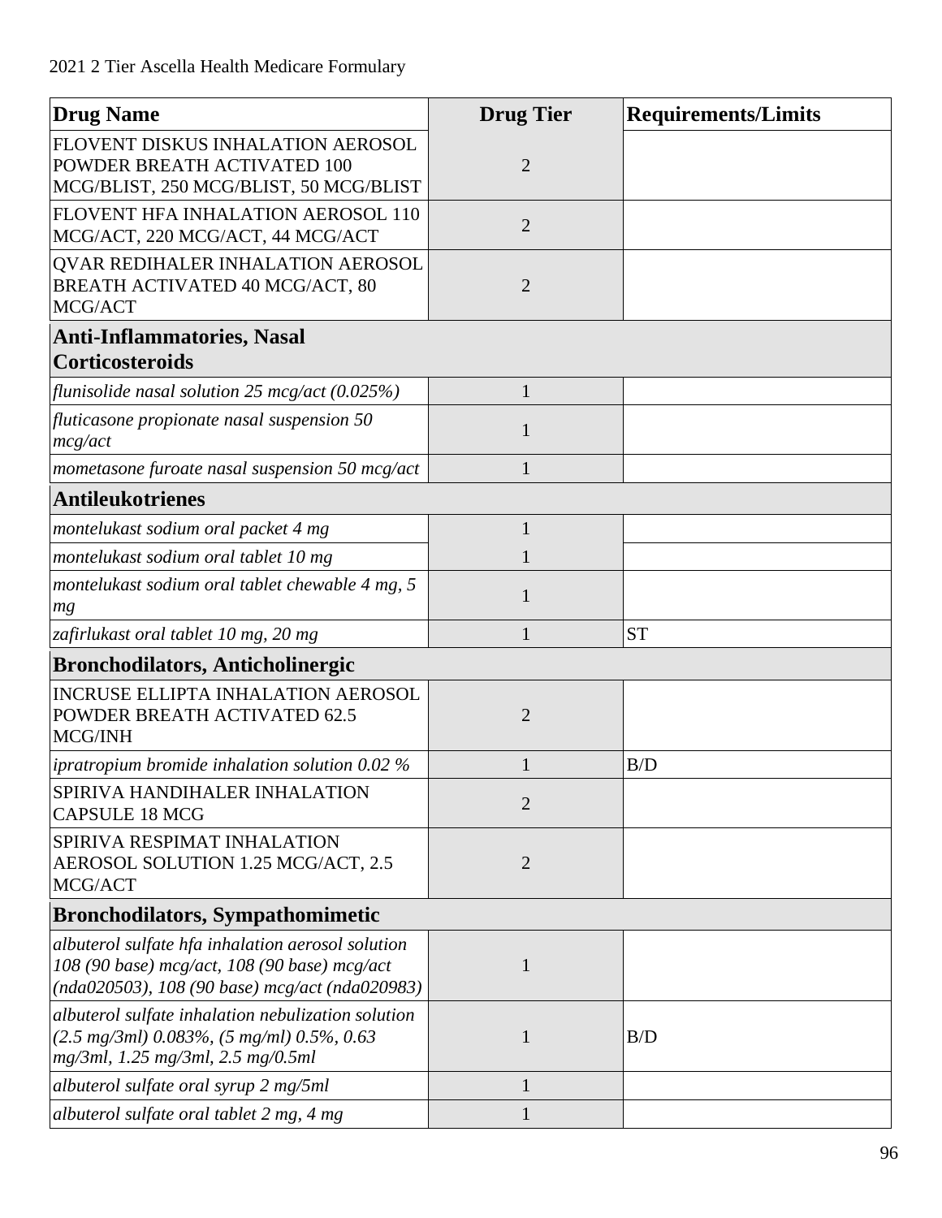| Drug Name | Drug Tier | Requirements/Limits |
|---|---|---|
| FLOVENT DISKUS INHALATION AEROSOL POWDER BREATH ACTIVATED 100 MCG/BLIST, 250 MCG/BLIST, 50 MCG/BLIST | 2 | |
| FLOVENT HFA INHALATION AEROSOL 110 MCG/ACT, 220 MCG/ACT, 44 MCG/ACT | 2 | |
| QVAR REDIHALER INHALATION AEROSOL BREATH ACTIVATED 40 MCG/ACT, 80 MCG/ACT | 2 | |
| **Anti-Inflammatories, Nasal Corticosteroids** | | |
| *flunisolide nasal solution 25 mcg/act (0.025%)* | 1 | |
| *fluticasone propionate nasal suspension 50 mcg/act* | 1 | |
| *mometasone furoate nasal suspension 50 mcg/act* | 1 | |
| **Antileukotrienes** | | |
| *montelukast sodium oral packet 4 mg* | 1 | |
| *montelukast sodium oral tablet 10 mg* | 1 | |
| *montelukast sodium oral tablet chewable 4 mg, 5 mg* | 1 | |
| *zafirlukast oral tablet 10 mg, 20 mg* | 1 | ST |
| **Bronchodilators, Anticholinergic** | | |
| INCRUSE ELLIPTA INHALATION AEROSOL POWDER BREATH ACTIVATED 62.5 MCG/INH | 2 | |
| *ipratropium bromide inhalation solution 0.02 %* | 1 | B/D |
| SPIRIVA HANDIHALER INHALATION CAPSULE 18 MCG | 2 | |
| SPIRIVA RESPIMAT INHALATION AEROSOL SOLUTION 1.25 MCG/ACT, 2.5 MCG/ACT | 2 | |
| **Bronchodilators, Sympathomimetic** | | |
| *albuterol sulfate hfa inhalation aerosol solution 108 (90 base) mcg/act, 108 (90 base) mcg/act (nda020503), 108 (90 base) mcg/act (nda020983)* | 1 | |
| *albuterol sulfate inhalation nebulization solution (2.5 mg/3ml) 0.083%, (5 mg/ml) 0.5%, 0.63 mg/3ml, 1.25 mg/3ml, 2.5 mg/0.5ml* | 1 | B/D |
| *albuterol sulfate oral syrup 2 mg/5ml* | 1 | |
| *albuterol sulfate oral tablet 2 mg, 4 mg* | 1 | |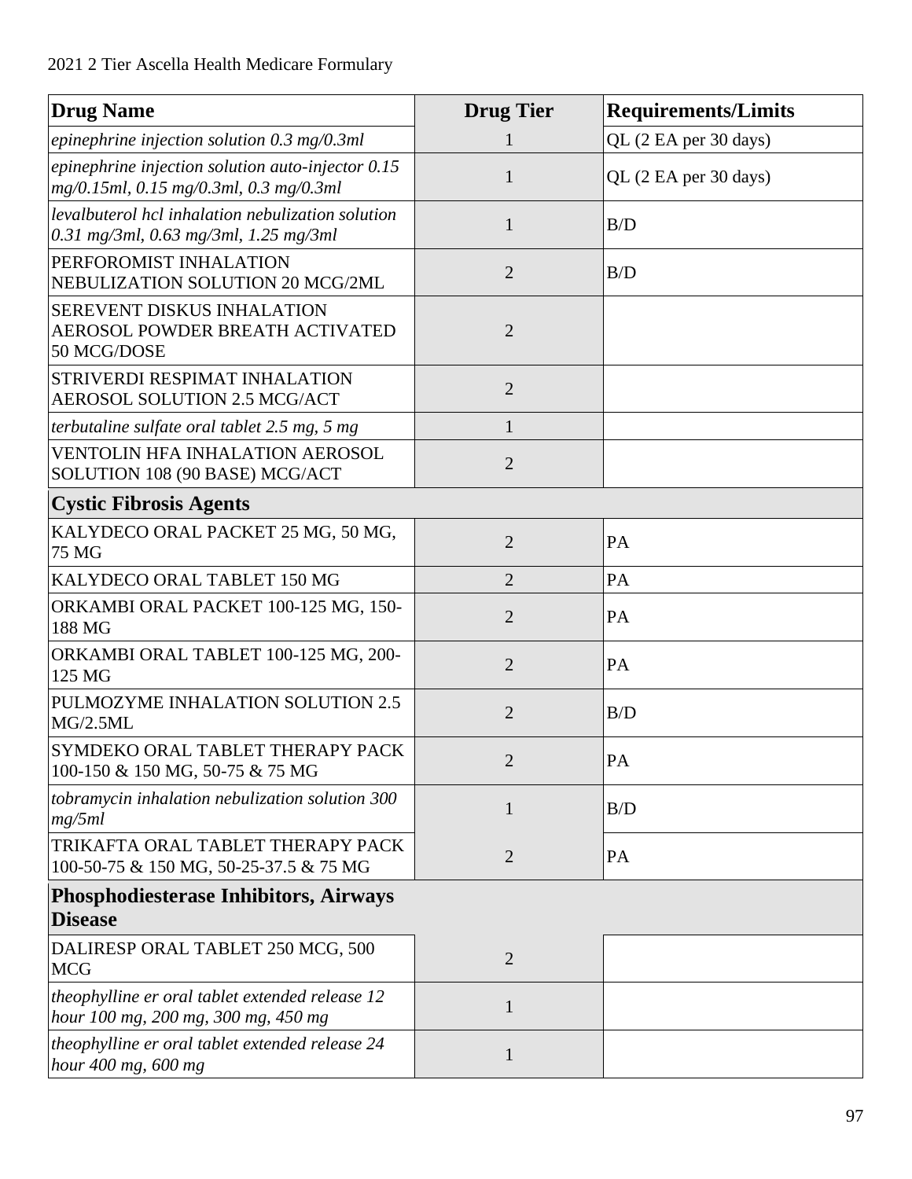| Drug Name | Drug Tier | Requirements/Limits |
|---|---|---|
| *epinephrine injection solution 0.3 mg/0.3ml* | 1 | QL (2 EA per 30 days) |
| *epinephrine injection solution auto-injector 0.15 mg/0.15ml, 0.15 mg/0.3ml, 0.3 mg/0.3ml* | 1 | QL (2 EA per 30 days) |
| *levalbuterol hcl inhalation nebulization solution 0.31 mg/3ml, 0.63 mg/3ml, 1.25 mg/3ml* | 1 | B/D |
| PERFOROMIST INHALATION NEBULIZATION SOLUTION 20 MCG/2ML | 2 | B/D |
| SEREVENT DISKUS INHALATION AEROSOL POWDER BREATH ACTIVATED 50 MCG/DOSE | 2 | |
| STRIVERDI RESPIMAT INHALATION AEROSOL SOLUTION 2.5 MCG/ACT | 2 | |
| *terbutaline sulfate oral tablet 2.5 mg, 5 mg* | 1 | |
| VENTOLIN HFA INHALATION AEROSOL SOLUTION 108 (90 BASE) MCG/ACT | 2 | |
| **Cystic Fibrosis Agents** | | |
| KALYDECO ORAL PACKET 25 MG, 50 MG, 75 MG | 2 | PA |
| KALYDECO ORAL TABLET 150 MG | 2 | PA |
| ORKAMBI ORAL PACKET 100-125 MG, 150-188 MG | 2 | PA |
| ORKAMBI ORAL TABLET 100-125 MG, 200-125 MG | 2 | PA |
| PULMOZYME INHALATION SOLUTION 2.5 MG/2.5ML | 2 | B/D |
| SYMDEKO ORAL TABLET THERAPY PACK 100-150 & 150 MG, 50-75 & 75 MG | 2 | PA |
| *tobramycin inhalation nebulization solution 300 mg/5ml* | 1 | B/D |
| TRIKAFTA ORAL TABLET THERAPY PACK 100-50-75 & 150 MG, 50-25-37.5 & 75 MG | 2 | PA |
| **Phosphodiesterase Inhibitors, Airways Disease** | | |
| DALIRESP ORAL TABLET 250 MCG, 500 MCG | 2 | |
| *theophylline er oral tablet extended release 12 hour 100 mg, 200 mg, 300 mg, 450 mg* | 1 | |
| *theophylline er oral tablet extended release 24 hour 400 mg, 600 mg* | 1 | |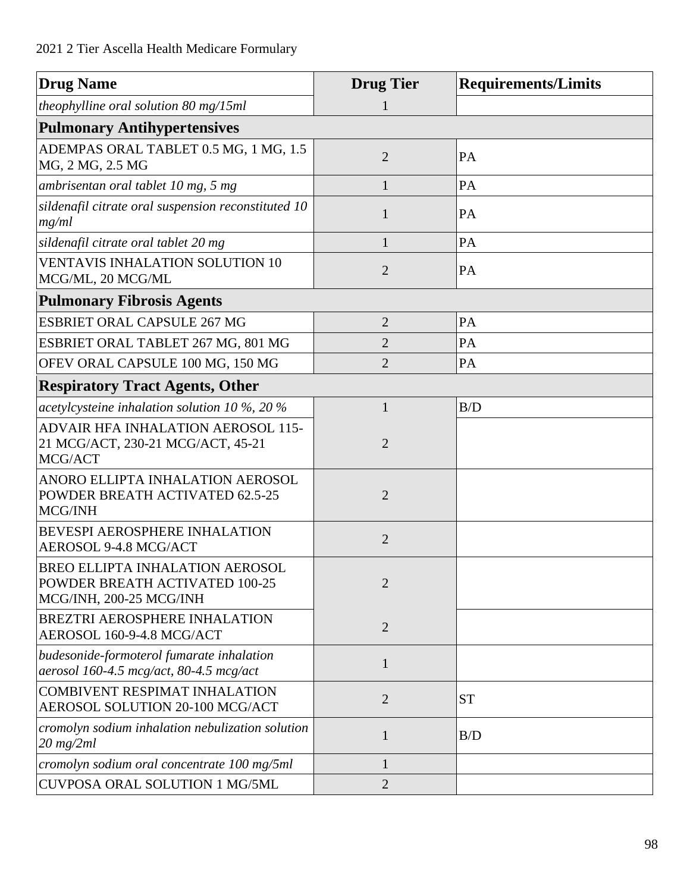| Drug Name | Drug Tier | Requirements/Limits |
|---|---|---|
| *theophylline oral solution 80 mg/15ml* | 1 | |
| **Pulmonary Antihypertensives** | | |
| ADEMPAS ORAL TABLET 0.5 MG, 1 MG, 1.5 MG, 2 MG, 2.5 MG | 2 | PA |
| *ambrisentan oral tablet 10 mg, 5 mg* | 1 | PA |
| *sildenafil citrate oral suspension reconstituted 10 mg/ml* | 1 | PA |
| *sildenafil citrate oral tablet 20 mg* | 1 | PA |
| VENTAVIS INHALATION SOLUTION 10 MCG/ML, 20 MCG/ML | 2 | PA |
| **Pulmonary Fibrosis Agents** | | |
| ESBRIET ORAL CAPSULE 267 MG | 2 | PA |
| ESBRIET ORAL TABLET 267 MG, 801 MG | 2 | PA |
| OFEV ORAL CAPSULE 100 MG, 150 MG | 2 | PA |
| **Respiratory Tract Agents, Other** | | |
| *acetylcysteine inhalation solution 10 %, 20 %* | 1 | B/D |
| ADVAIR HFA INHALATION AEROSOL 115-21 MCG/ACT, 230-21 MCG/ACT, 45-21 MCG/ACT | 2 | |
| ANORO ELLIPTA INHALATION AEROSOL POWDER BREATH ACTIVATED 62.5-25 MCG/INH | 2 | |
| BEVESPI AEROSPHERE INHALATION AEROSOL 9-4.8 MCG/ACT | 2 | |
| BREO ELLIPTA INHALATION AEROSOL POWDER BREATH ACTIVATED 100-25 MCG/INH, 200-25 MCG/INH | 2 | |
| BREZTRI AEROSPHERE INHALATION AEROSOL 160-9-4.8 MCG/ACT | 2 | |
| *budesonide-formoterol fumarate inhalation aerosol 160-4.5 mcg/act, 80-4.5 mcg/act* | 1 | |
| COMBIVENT RESPIMAT INHALATION AEROSOL SOLUTION 20-100 MCG/ACT | 2 | ST |
| *cromolyn sodium inhalation nebulization solution 20 mg/2ml* | 1 | B/D |
| *cromolyn sodium oral concentrate 100 mg/5ml* | 1 | |
| CUVPOSA ORAL SOLUTION 1 MG/5ML | 2 | |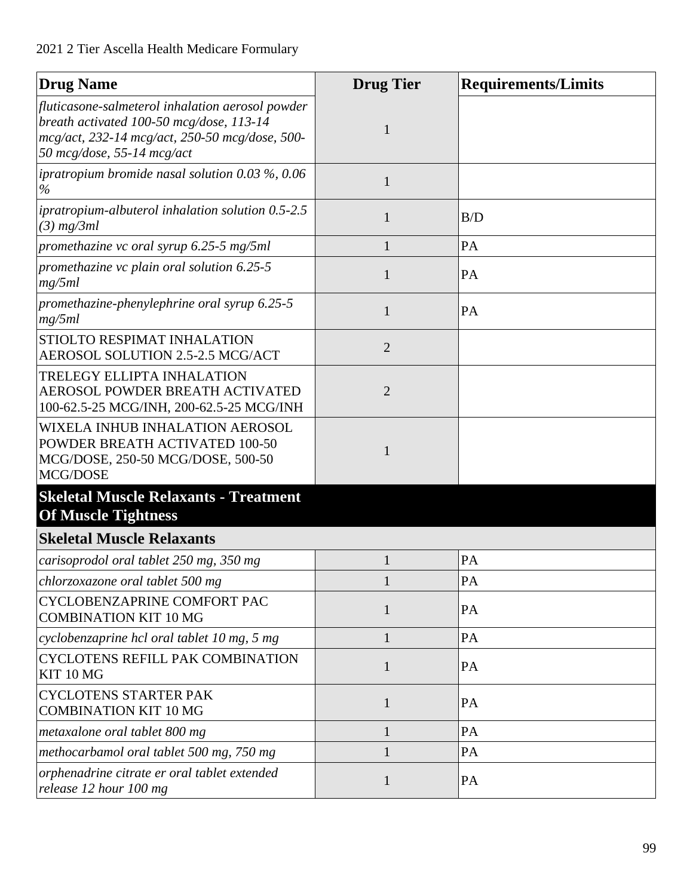| Drug Name | Drug Tier | Requirements/Limits |
|---|---|---|
| *fluticasone-salmeterol inhalation aerosol powder breath activated 100-50 mcg/dose, 113-14 mcg/act, 232-14 mcg/act, 250-50 mcg/dose, 500-50 mcg/dose, 55-14 mcg/act* | 1 | |
| *ipratropium bromide nasal solution 0.03 %, 0.06 %* | 1 | |
| *ipratropium-albuterol inhalation solution 0.5-2.5 (3) mg/3ml* | 1 | B/D |
| *promethazine vc oral syrup 6.25-5 mg/5ml* | 1 | PA |
| *promethazine vc plain oral solution 6.25-5 mg/5ml* | 1 | PA |
| *promethazine-phenylephrine oral syrup 6.25-5 mg/5ml* | 1 | PA |
| STIOLTO RESPIMAT INHALATION AEROSOL SOLUTION 2.5-2.5 MCG/ACT | 2 | |
| TRELEGY ELLIPTA INHALATION AEROSOL POWDER BREATH ACTIVATED 100-62.5-25 MCG/INH, 200-62.5-25 MCG/INH | 2 | |
| WIXELA INHUB INHALATION AEROSOL POWDER BREATH ACTIVATED 100-50 MCG/DOSE, 250-50 MCG/DOSE, 500-50 MCG/DOSE | 1 | |
| **Skeletal Muscle Relaxants - Treatment Of Muscle Tightness** | | |
| **Skeletal Muscle Relaxants** | | |
| *carisoprodol oral tablet 250 mg, 350 mg* | 1 | PA |
| *chlorzoxazone oral tablet 500 mg* | 1 | PA |
| CYCLOBENZAPRINE COMFORT PAC COMBINATION KIT 10 MG | 1 | PA |
| *cyclobenzaprine hcl oral tablet 10 mg, 5 mg* | 1 | PA |
| CYCLOTENS REFILL PAK COMBINATION KIT 10 MG | 1 | PA |
| CYCLOTENS STARTER PAK COMBINATION KIT 10 MG | 1 | PA |
| *metaxalone oral tablet 800 mg* | 1 | PA |
| *methocarbamol oral tablet 500 mg, 750 mg* | 1 | PA |
| *orphenadrine citrate er oral tablet extended release 12 hour 100 mg* | 1 | PA |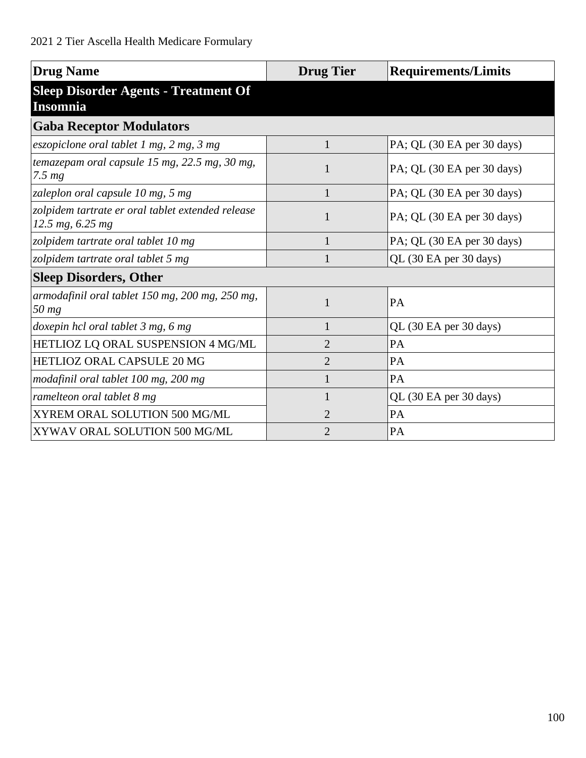| Drug Name | Drug Tier | Requirements/Limits |
|---|---|---|
| **Sleep Disorder Agents - Treatment Of Insomnia** | | |
| **Gaba Receptor Modulators** | | |
| *eszopiclone oral tablet 1 mg, 2 mg, 3 mg* | 1 | PA; QL (30 EA per 30 days) |
| *temazepam oral capsule 15 mg, 22.5 mg, 30 mg, 7.5 mg* | 1 | PA; QL (30 EA per 30 days) |
| *zaleplon oral capsule 10 mg, 5 mg* | 1 | PA; QL (30 EA per 30 days) |
| *zolpidem tartrate er oral tablet extended release 12.5 mg, 6.25 mg* | 1 | PA; QL (30 EA per 30 days) |
| *zolpidem tartrate oral tablet 10 mg* | 1 | PA; QL (30 EA per 30 days) |
| *zolpidem tartrate oral tablet 5 mg* | 1 | QL (30 EA per 30 days) |
| **Sleep Disorders, Other** | | |
| *armodafinil oral tablet 150 mg, 200 mg, 250 mg, 50 mg* | 1 | PA |
| *doxepin hcl oral tablet 3 mg, 6 mg* | 1 | QL (30 EA per 30 days) |
| HETLIOZ LQ ORAL SUSPENSION 4 MG/ML | 2 | PA |
| HETLIOZ ORAL CAPSULE 20 MG | 2 | PA |
| *modafinil oral tablet 100 mg, 200 mg* | 1 | PA |
| *ramelteon oral tablet 8 mg* | 1 | QL (30 EA per 30 days) |
| XYREM ORAL SOLUTION 500 MG/ML | 2 | PA |
| XYWAV ORAL SOLUTION 500 MG/ML | 2 | PA |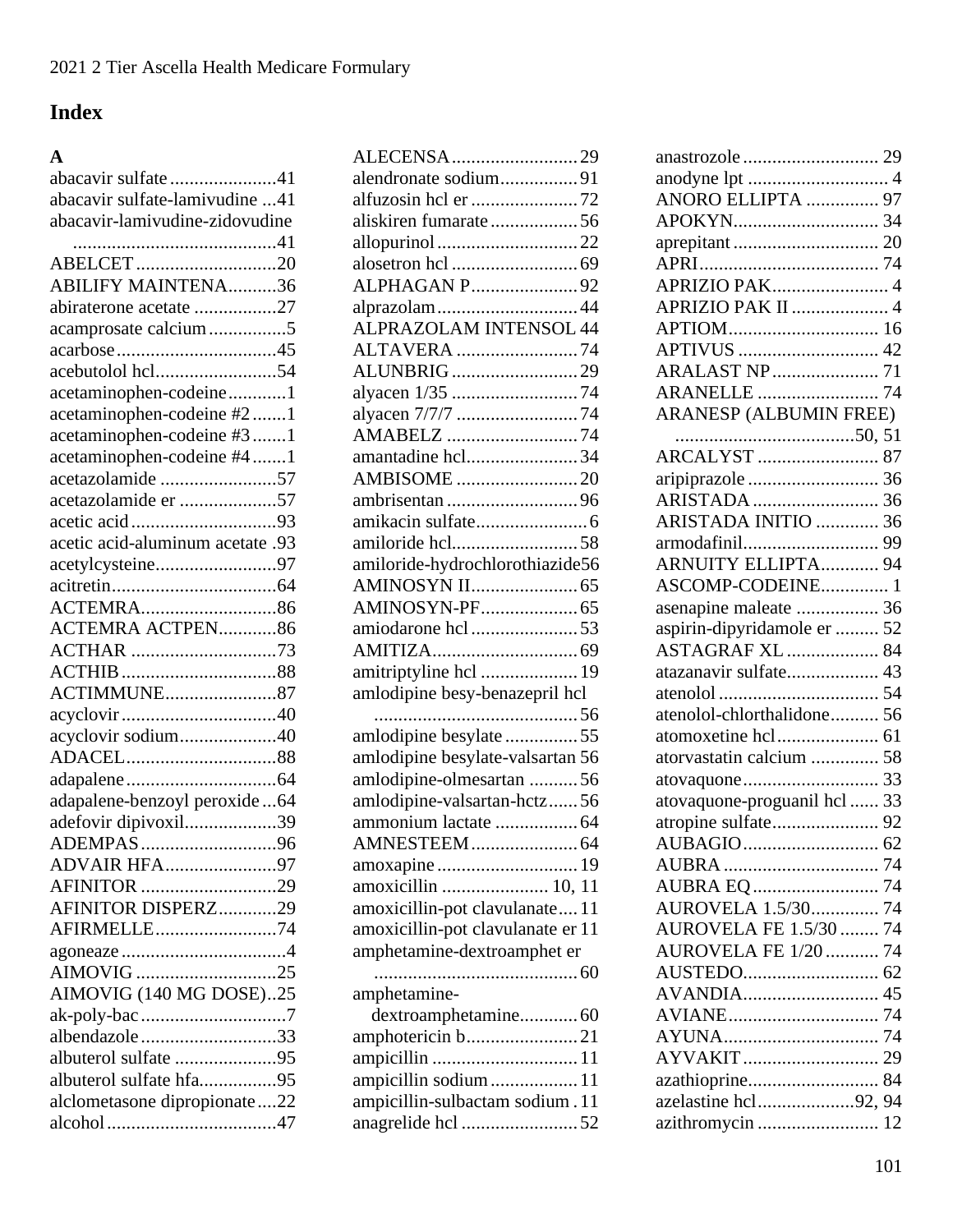# Index

### A

abacavir sulfate......................41
abacavir sulfate-lamivudine ...41
abacavir-lamivudine-zidovudine ..........................................41
ABELCET.............................20
ABILIFY MAINTENA..........36
abiraterone acetate .................27
acamprosate calcium................5
acarbose.................................45
acebutolol hcl.........................54
acetaminophen-codeine............1
acetaminophen-codeine #2.......1
acetaminophen-codeine #3.......1
acetaminophen-codeine #4.......1
acetazolamide ........................57
acetazolamide er ....................57
acetic acid..............................93
acetic acid-aluminum acetate .93
acetylcysteine.........................97
acitretin..................................64
ACTEMRA............................86
ACTEMRA ACTPEN............86
ACTHAR ..............................73
ACTHIB................................88
ACTIMMUNE.......................87
acyclovir................................40
acyclovir sodium....................40
ADACEL...............................88
adapalene...............................64
adapalene-benzoyl peroxide...64
adefovir dipivoxil...................39
ADEMPAS............................96
ADVAIR HFA.......................97
AFINITOR ............................29
AFINITOR DISPERZ............29
AFIRMELLE.........................74
agoneaze..................................4
AIMOVIG .............................25
AIMOVIG (140 MG DOSE)..25
ak-poly-bac..............................7
albendazole............................33
albuterol sulfate .....................95
albuterol sulfate hfa................95
alclometasone dipropionate....22
alcohol...................................47
ALECENSA..........................29
alendronate sodium................91
alfuzosin hcl er ......................72
aliskiren fumarate..................56
allopurinol.............................22
alosetron hcl ..........................69
ALPHAGAN P......................92
alprazolam.............................44
ALPRAZOLAM INTENSOL 44
ALTAVERA .........................74
ALUNBRIG..........................29
alyacen 1/35 ..........................74
alyacen 7/7/7 .........................74
AMABELZ ...........................74
amantadine hcl.......................34
AMBISOME .........................20
ambrisentan ...........................96
amikacin sulfate.......................6
amiloride hcl..........................58
amiloride-hydrochlorothiazide56
AMINOSYN II......................65
AMINOSYN-PF....................65
amiodarone hcl......................53
AMITIZA..............................69
amitriptyline hcl ....................19
amlodipine besy-benazepril hcl ..........................................56
amlodipine besylate...............55
amlodipine besylate-valsartan 56
amlodipine-olmesartan ..........56
amlodipine-valsartan-hctz......56
ammonium lactate .................64
AMNESTEEM......................64
amoxapine.............................19
amoxicillin ...................... 10, 11
amoxicillin-pot clavulanate....11
amoxicillin-pot clavulanate er 11
amphetamine-dextroamphet er ..........................................60
amphetamine-dextroamphetamine............60
amphotericin b.......................21
ampicillin ..............................11
ampicillin sodium..................11
ampicillin-sulbactam sodium .11
anagrelide hcl ........................52
anastrozole ............................ 29
anodyne lpt ............................. 4
ANORO ELLIPTA ............... 97
APOKYN.............................. 34
aprepitant .............................. 20
APRI...................................... 74
APRIZIO PAK........................ 4
APRIZIO PAK II .................... 4
APTIOM............................... 16
APTIVUS ............................. 42
ARALAST NP...................... 71
ARANELLE ......................... 74
ARANESP (ALBUMIN FREE) .....................................50, 51
ARCALYST ......................... 87
aripiprazole ........................... 36
ARISTADA .......................... 36
ARISTADA INITIO ............. 36
armodafinil............................ 99
ARNUITY ELLIPTA............ 94
ASCOMP-CODEINE............. 1
asenapine maleate ................. 36
aspirin-dipyridamole er ......... 52
ASTAGRAF XL ................... 84
atazanavir sulfate................... 43
atenolol ................................. 54
atenolol-chlorthalidone.......... 56
atomoxetine hcl..................... 61
atorvastatin calcium .............. 58
atovaquone............................ 33
atovaquone-proguanil hcl ...... 33
atropine sulfate...................... 92
AUBAGIO............................ 62
AUBRA ................................ 74
AUBRA EQ .......................... 74
AUROVELA 1.5/30............. 74
AUROVELA FE 1.5/30 ........ 74
AUROVELA FE 1/20 ........... 74
AUSTEDO............................ 62
AVANDIA............................ 45
AVIANE............................... 74
AYUNA................................ 74
AYVAKIT ............................ 29
azathioprine........................... 84
azelastine hcl....................92, 94
azithromycin ......................... 12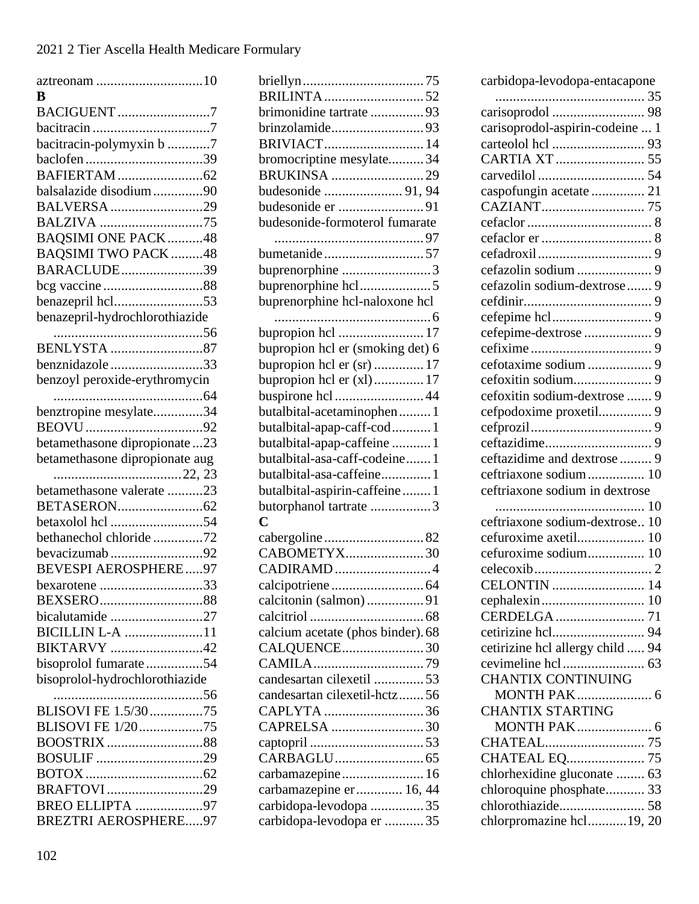aztreonam ..............................10

**B**

BACIGUENT ..........................7
bacitracin .................................7
bacitracin-polymyxin b ............7
baclofen .................................39
BAFIERTAM ........................62
balsalazide disodium ..............90
BALVERSA ..........................29
BALZIVA .............................75
BAQSIMI ONE PACK ..........48
BAQSIMI TWO PACK .........48
BARACLUDE .......................39
bcg vaccine ............................88
benazepril hcl.........................53
benazepril-hydrochlorothiazide ..........................................56
BENLYSTA ..........................87
benznidazole ..........................33
benzoyl peroxide-erythromycin ..........................................64
benztropine mesylate..............34
BEOVU .................................92
betamethasone dipropionate ...23
betamethasone dipropionate aug ....................................22, 23
betamethasone valerate ..........23
BETASERON........................62
betaxolol hcl ..........................54
bethanechol chloride ..............72
bevacizumab ..........................92
BEVESPI AEROSPHERE .....97
bexarotene .............................33
BEXSERO.............................88
bicalutamide ..........................27
BICILLIN L-A ......................11
BIKTARVY ..........................42
bisoprolol fumarate ................54
bisoprolol-hydrochlorothiazide ..........................................56
BLISOVI FE 1.5/30 ...............75
BLISOVI FE 1/20 ..................75
BOOSTRIX ...........................88
BOSULIF ..............................29
BOTOX .................................62
BRAFTOVI ...........................29
BREO ELLIPTA ...................97
BREZTRI AEROSPHERE.....97
briellyn ..................................75
BRILINTA ............................52
brimonidine tartrate ...............93
brinzolamide..........................93
BRIVIACT ............................14
bromocriptine mesylate..........34
BRUKINSA ..........................29
budesonide ...................... 91, 94
budesonide er ........................91
budesonide-formoterol fumarate ..........................................97
bumetanide ............................57
buprenorphine .........................3
buprenorphine hcl ....................5
buprenorphine hcl-naloxone hcl ............................................6
bupropion hcl ........................17
bupropion hcl er (smoking det) 6
bupropion hcl er (sr) ..............17
bupropion hcl er (xl) ..............17
buspirone hcl .........................44
butalbital-acetaminophen .........1
butalbital-apap-caff-cod ...........1
butalbital-apap-caffeine ...........1
butalbital-asa-caff-codeine .......1
butalbital-asa-caffeine..............1
butalbital-aspirin-caffeine ........1
butorphanol tartrate .................3

**C**

cabergoline ............................82
CABOMETYX......................30
CADIRAMD ...........................4
calcipotriene ..........................64
calcitonin (salmon) ................91
calcitriol ................................68
calcium acetate (phos binder).68
CALQUENCE.......................30
CAMILA ...............................79
candesartan cilexetil ..............53
candesartan cilexetil-hctz .......56
CAPLYTA ............................36
CAPRELSA ..........................30
captopril ................................53
CARBAGLU .........................65
carbamazepine .......................16
carbamazepine er ............. 16, 44
carbidopa-levodopa ...............35
carbidopa-levodopa er ...........35
carbidopa-levodopa-entacapone .......................................... 35
carisoprodol .......................... 98
carisoprodol-aspirin-codeine ... 1
carteolol hcl .......................... 93
CARTIA XT ......................... 55
carvedilol .............................. 54
caspofungin acetate ............... 21
CAZIANT............................. 75
cefaclor ................................... 8
cefaclor er ............................... 8
cefadroxil ................................ 9
cefazolin sodium ..................... 9
cefazolin sodium-dextrose ....... 9
cefdinir.................................... 9
cefepime hcl ............................ 9
cefepime-dextrose ................... 9
cefixime .................................. 9
cefotaxime sodium .................. 9
cefoxitin sodium...................... 9
cefoxitin sodium-dextrose ....... 9
cefpodoxime proxetil............... 9
cefprozil .................................. 9
ceftazidime.............................. 9
ceftazidime and dextrose ......... 9
ceftriaxone sodium ................ 10
ceftriaxone sodium in dextrose .......................................... 10
ceftriaxone sodium-dextrose .. 10
cefuroxime axetil................... 10
cefuroxime sodium................ 10
celecoxib ................................. 2
CELONTIN .......................... 14
cephalexin ............................. 10
CERDELGA ......................... 71
cetirizine hcl.......................... 94
cetirizine hcl allergy child ..... 94
cevimeline hcl ....................... 63
CHANTIX CONTINUING MONTH PAK ..................... 6
CHANTIX STARTING MONTH PAK ..................... 6
CHATEAL............................. 75
CHATEAL EQ...................... 75
chlorhexidine gluconate ........ 63
chloroquine phosphate........... 33
chlorothiazide........................ 58
chlorpromazine hcl...........19, 20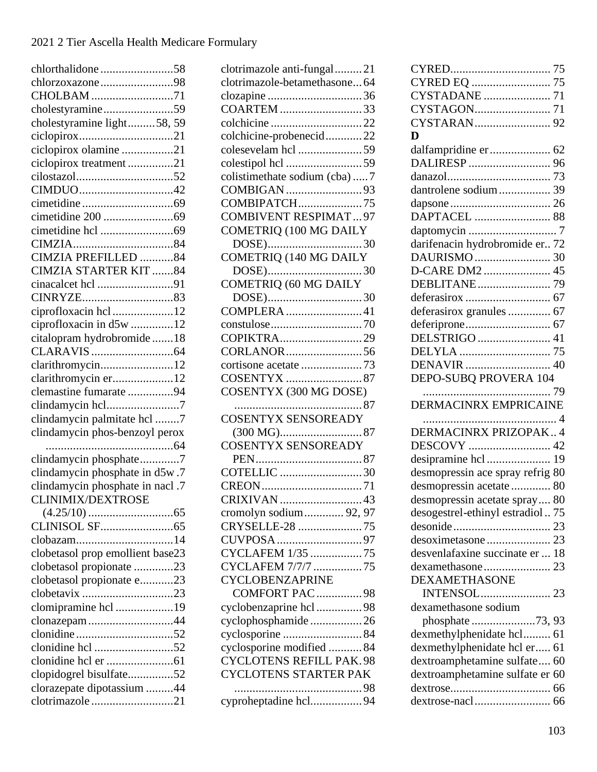chlorthalidone........................58
chlorzoxazone........................98
CHOLBAM...........................71
cholestyramine.......................59
cholestyramine light.........58, 59
ciclopirox...............................21
ciclopirox olamine .................21
ciclopirox treatment ...............21
cilostazol................................52
CIMDUO...............................42
cimetidine ..............................69
cimetidine 200 .......................69
cimetidine hcl ........................69
CIMZIA.................................84
CIMZIA PREFILLED ...........84
CIMZIA STARTER KIT .......84
cinacalcet hcl .........................91
CINRYZE..............................83
ciprofloxacin hcl....................12
ciprofloxacin in d5w .............12
citalopram hydrobromide .......18
CLARAVIS...........................64
clarithromycin........................12
clarithromycin er....................12
clemastine fumarate ...............94
clindamycin hcl........................7
clindamycin palmitate hcl ........7
clindamycin phos-benzoyl perox ..........................................64
clindamycin phosphate.............7
clindamycin phosphate in d5w .7
clindamycin phosphate in nacl .7
CLINIMIX/DEXTROSE (4.25/10)............................65
CLINISOL SF........................65
clobazam................................14
clobetasol prop emollient base23
clobetasol propionate .............23
clobetasol propionate e...........23
clobetavix ..............................23
clomipramine hcl ...................19
clonazepam............................44
clonidine ................................52
clonidine hcl ..........................52
clonidine hcl er ......................61
clopidogrel bisulfate...............52
clorazepate dipotassium .........44
clotrimazole ...........................21
clotrimazole anti-fungal.........21
clotrimazole-betamethasone...64
clozapine ...............................36
COARTEM...........................33
colchicine ..............................22
colchicine-probenecid............22
colesevelam hcl .....................59
colestipol hcl .........................59
colistimethate sodium (cba) .....7
COMBIGAN.........................93
COMBIPATCH.....................75
COMBIVENT RESPIMAT...97
COMETRIQ (100 MG DAILY DOSE)...............................30
COMETRIQ (140 MG DAILY DOSE)...............................30
COMETRIQ (60 MG DAILY DOSE)...............................30
COMPLERA.........................41
constulose..............................70
COPIKTRA...........................29
CORLANOR.........................56
cortisone acetate ....................73
COSENTYX .........................87
COSENTYX (300 MG DOSE) ..........................................87
COSENTYX SENSOREADY (300 MG)...........................87
COSENTYX SENSOREADY PEN...................................87
COTELLIC ...........................30
CREON.................................71
CRIXIVAN...........................43
cromolyn sodium............. 92, 97
CRYSELLE-28 .....................75
CUVPOSA............................97
CYCLAFEM 1/35.................75
CYCLAFEM 7/7/7................75
CYCLOBENZAPRINE COMFORT PAC...............98
cyclobenzaprine hcl...............98
cyclophosphamide.................26
cyclosporine ..........................84
cyclosporine modified ...........84
CYCLOTENS REFILL PAK.98
CYCLOTENS STARTER PAK ..........................................98
cyproheptadine hcl.................94
CYRED................................. 75
CYRED EQ .......................... 75
CYSTADANE ...................... 71
CYSTAGON......................... 71
CYSTARAN......................... 92

**D**

dalfampridine er.................... 62
DALIRESP ........................... 96
danazol.................................. 73
dantrolene sodium................. 39
dapsone ................................. 26
DAPTACEL ......................... 88
daptomycin ............................. 7
darifenacin hydrobromide er.. 72
DAURISMO......................... 30
D-CARE DM2 ...................... 45
DEBLITANE........................ 79
deferasirox ............................ 67
deferasirox granules ............. 67
deferiprone............................ 67
DELSTRIGO........................ 41
DELYLA .............................. 75
DENAVIR............................. 40
DEPO-SUBQ PROVERA 104 .......................................... 79
DERMACINRX EMPRICAINE ............................................ 4
DERMACINRX PRIZOPAK.. 4
DESCOVY ........................... 42
desipramine hcl..................... 19
desmopressin ace spray refrig 80
desmopressin acetate............. 80
desmopressin acetate spray.... 80
desogestrel-ethinyl estradiol .. 75
desonide................................ 23
desoximetasone..................... 23
desvenlafaxine succinate er ... 18
dexamethasone...................... 23
DEXAMETHASONE INTENSOL....................... 23
dexamethasone sodium phosphate.....................73, 93
dexmethylphenidate hcl......... 61
dexmethylphenidate hcl er..... 61
dextroamphetamine sulfate.... 60
dextroamphetamine sulfate er 60
dextrose................................. 66
dextrose-nacl......................... 66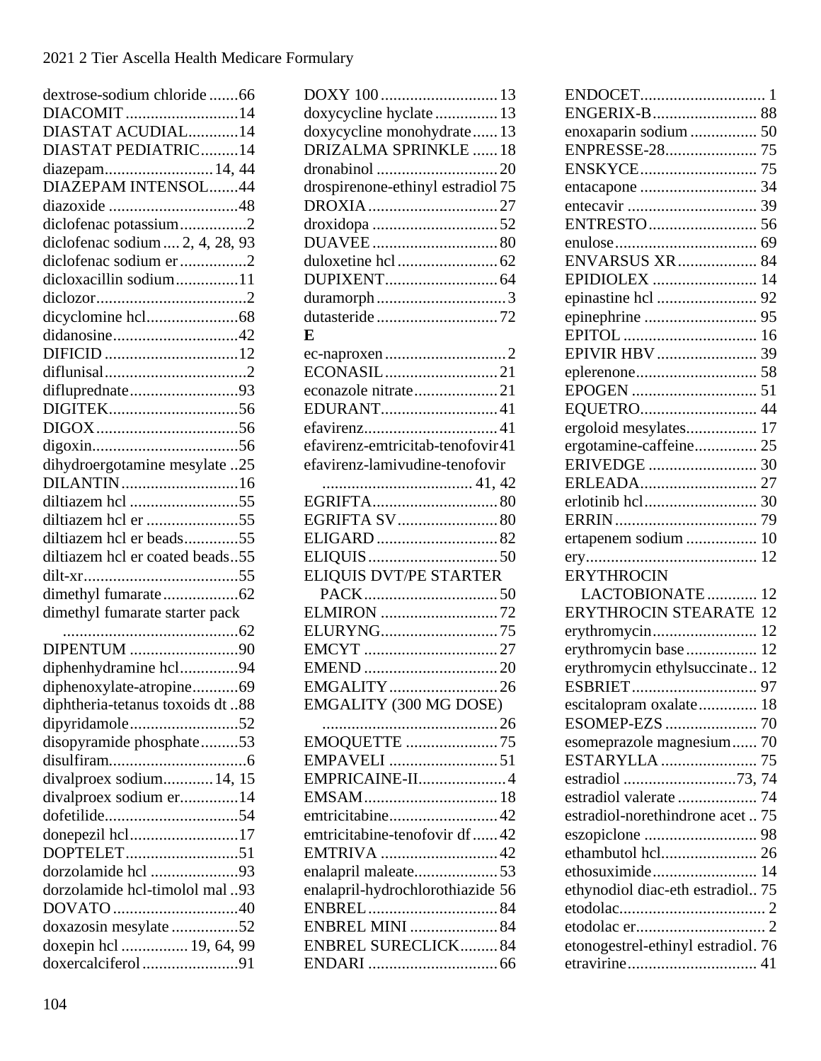dextrose-sodium chloride .......66
DIACOMIT ...........................14
DIASTAT ACUDIAL............14
DIASTAT PEDIATRIC.........14
diazepam..........................14, 44
DIAZEPAM INTENSOL.......44
diazoxide ...............................48
diclofenac potassium................2
diclofenac sodium .... 2, 4, 28, 93
diclofenac sodium er ................2
dicloxacillin sodium...............11
diclozor....................................2
dicyclomine hcl......................68
didanosine..............................42
DIFICID ................................12
diflunisal..................................2
difluprednate..........................93
DIGITEK...............................56
DIGOX ..................................56
digoxin...................................56
dihydroergotamine mesylate ..25
DILANTIN............................16
diltiazem hcl ..........................55
diltiazem hcl er ......................55
diltiazem hcl er beads.............55
diltiazem hcl er coated beads..55
dilt-xr.....................................55
dimethyl fumarate ..................62
dimethyl fumarate starter pack ..........................................62
DIPENTUM ..........................90
diphenhydramine hcl..............94
diphenoxylate-atropine...........69
diphtheria-tetanus toxoids dt ..88
dipyridamole..........................52
disopyramide phosphate.........53
disulfiram.................................6
divalproex sodium............14, 15
divalproex sodium er..............14
dofetilide................................54
donepezil hcl..........................17
DOPTELET...........................51
dorzolamide hcl .....................93
dorzolamide hcl-timolol mal ..93
DOVATO ..............................40
doxazosin mesylate ................52
doxepin hcl ................ 19, 64, 99
doxercalciferol .......................91
DOXY 100 ............................13
doxycycline hyclate ...............13
doxycycline monohydrate ......13
DRIZALMA SPRINKLE ......18
dronabinol .............................20
drospirenone-ethinyl estradiol 75
DROXIA ...............................27
droxidopa ..............................52
DUAVEE ..............................80
duloxetine hcl ........................62
DUPIXENT...........................64
duramorph ...............................3
dutasteride .............................72

**E**

ec-naproxen .............................2
ECONASIL ...........................21
econazole nitrate....................21
EDURANT............................41
efavirenz................................41
efavirenz-emtricitab-tenofovir 41
efavirenz-lamivudine-tenofovir .................................... 41, 42
EGRIFTA..............................80
EGRIFTA SV ........................80
ELIGARD .............................82
ELIQUIS ...............................50
ELIQUIS DVT/PE STARTER PACK ................................50
ELMIRON ............................72
ELURYNG............................75
EMCYT ................................27
EMEND ................................20
EMGALITY ..........................26
EMGALITY (300 MG DOSE) ..........................................26
EMOQUETTE ......................75
EMPAVELI ..........................51
EMPRICAINE-II.....................4
EMSAM................................18
emtricitabine..........................42
emtricitabine-tenofovir df ......42
EMTRIVA ............................42
enalapril maleate....................53
enalapril-hydrochlorothiazide 56
ENBREL ...............................84
ENBREL MINI .....................84
ENBREL SURECLICK.........84
ENDARI ...............................66
ENDOCET.............................. 1
ENGERIX-B......................... 88
enoxaparin sodium ................ 50
ENPRESSE-28...................... 75
ENSKYCE ............................ 75
entacapone ............................ 34
entecavir ............................... 39
ENTRESTO .......................... 56
enulose.................................. 69
ENVARSUS XR ................... 84
EPIDIOLEX ......................... 14
epinastine hcl ........................ 92
epinephrine ........................... 95
EPITOL ................................ 16
EPIVIR HBV ........................ 39
eplerenone............................. 58
EPOGEN .............................. 51
EQUETRO............................ 44
ergoloid mesylates................. 17
ergotamine-caffeine............... 25
ERIVEDGE .......................... 30
ERLEADA............................ 27
erlotinib hcl........................... 30
ERRIN .................................. 79
ertapenem sodium ................. 10
ery......................................... 12
ERYTHROCIN LACTOBIONATE ............ 12
ERYTHROCIN STEARATE 12
erythromycin......................... 12
erythromycin base ................. 12
erythromycin ethylsuccinate.. 12
ESBRIET .............................. 97
escitalopram oxalate .............. 18
ESOMEP-EZS ...................... 70
esomeprazole magnesium...... 70
ESTARYLLA ....................... 75
estradiol ...........................73, 74
estradiol valerate ................... 74
estradiol-norethindrone acet .. 75
eszopiclone ........................... 98
ethambutol hcl....................... 26
ethosuximide......................... 14
ethynodiol diac-eth estradiol.. 75
etodolac................................... 2
etodolac er............................... 2
etonogestrel-ethinyl estradiol. 76
etravirine............................... 41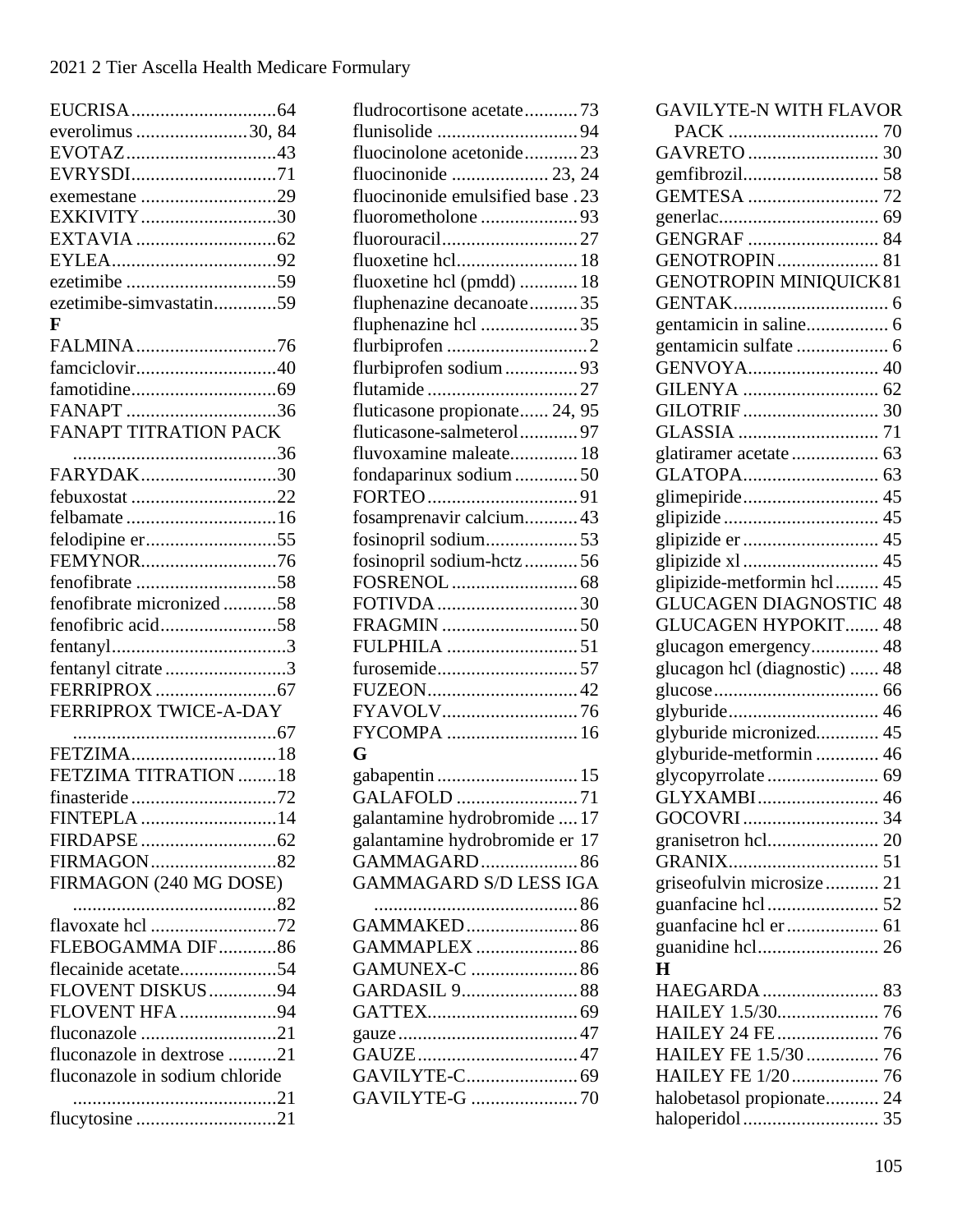EUCRISA..............................64
everolimus .......................30, 84
EVOTAZ...............................43
EVRYSDI..............................71
exemestane ............................29
EXKIVITY............................30
EXTAVIA .............................62
EYLEA..................................92
ezetimibe ...............................59
ezetimibe-simvastatin.............59

**F**

FALMINA.............................76
famciclovir.............................40
famotidine..............................69
FANAPT ...............................36
FANAPT TITRATION PACK ..........................................36
FARYDAK............................30
febuxostat ..............................22
felbamate ...............................16
felodipine er...........................55
FEMYNOR............................76
fenofibrate .............................58
fenofibrate micronized ...........58
fenofibric acid........................58
fentanyl....................................3
fentanyl citrate .........................3
FERRIPROX .........................67
FERRIPROX TWICE-A-DAY ..........................................67
FETZIMA..............................18
FETZIMA TITRATION ........18
finasteride ..............................72
FINTEPLA ............................14
FIRDAPSE ............................62
FIRMAGON..........................82
FIRMAGON (240 MG DOSE) ..........................................82
flavoxate hcl ..........................72
FLEBOGAMMA DIF............86
flecainide acetate....................54
FLOVENT DISKUS..............94
FLOVENT HFA ....................94
fluconazole ............................21
fluconazole in dextrose ..........21
fluconazole in sodium chloride ..........................................21
flucytosine .............................21
fludrocortisone acetate...........73
flunisolide .............................94
fluocinolone acetonide...........23
fluocinonide .................... 23, 24
fluocinonide emulsified base .23
fluorometholone ....................93
fluorouracil............................27
fluoxetine hcl.........................18
fluoxetine hcl (pmdd) ............18
fluphenazine decanoate..........35
fluphenazine hcl ....................35
flurbiprofen .............................2
flurbiprofen sodium...............93
flutamide ...............................27
fluticasone propionate...... 24, 95
fluticasone-salmeterol............97
fluvoxamine maleate..............18
fondaparinux sodium .............50
FORTEO...............................91
fosamprenavir calcium...........43
fosinopril sodium...................53
fosinopril sodium-hctz...........56
FOSRENOL ..........................68
FOTIVDA.............................30
FRAGMIN ............................50
FULPHILA ...........................51
furosemide.............................57
FUZEON...............................42
FYAVOLV............................76
FYCOMPA ...........................16

**G**

gabapentin .............................15
GALAFOLD .........................71
galantamine hydrobromide ....17
galantamine hydrobromide er 17
GAMMAGARD....................86
GAMMAGARD S/D LESS IGA ..........................................86
GAMMAKED.......................86
GAMMAPLEX .....................86
GAMUNEX-C ......................86
GARDASIL 9........................88
GATTEX...............................69
gauze .....................................47
GAUZE .................................47
GAVILYTE-C.......................69
GAVILYTE-G ......................70
GAVILYTE-N WITH FLAVOR PACK ............................... 70
GAVRETO ........................... 30
gemfibrozil............................ 58
GEMTESA ........................... 72
generlac................................. 69
GENGRAF ........................... 84
GENOTROPIN..................... 81
GENOTROPIN MINIQUICK81
GENTAK................................ 6
gentamicin in saline................. 6
gentamicin sulfate ................... 6
GENVOYA........................... 40
GILENYA ............................ 62
GILOTRIF ............................ 30
GLASSIA ............................. 71
glatiramer acetate .................. 63
GLATOPA............................ 63
glimepiride............................ 45
glipizide ................................ 45
glipizide er ............................ 45
glipizide xl ............................ 45
glipizide-metformin hcl......... 45
GLUCAGEN DIAGNOSTIC 48
GLUCAGEN HYPOKIT....... 48
glucagon emergency............. 48
glucagon hcl (diagnostic) ...... 48
glucose.................................. 66
glyburide............................... 46
glyburide micronized............ 45
glyburide-metformin ............. 46
glycopyrrolate ....................... 69
GLYXAMBI......................... 46
GOCOVRI ............................ 34
granisetron hcl....................... 20
GRANIX............................... 51
griseofulvin microsize........... 21
guanfacine hcl ....................... 52
guanfacine hcl er ................... 61
guanidine hcl......................... 26

**H**

HAEGARDA ........................ 83
HAILEY 1.5/30..................... 76
HAILEY 24 FE..................... 76
HAILEY FE 1.5/30 ............... 76
HAILEY FE 1/20 .................. 76
halobetasol propionate........... 24
haloperidol ............................ 35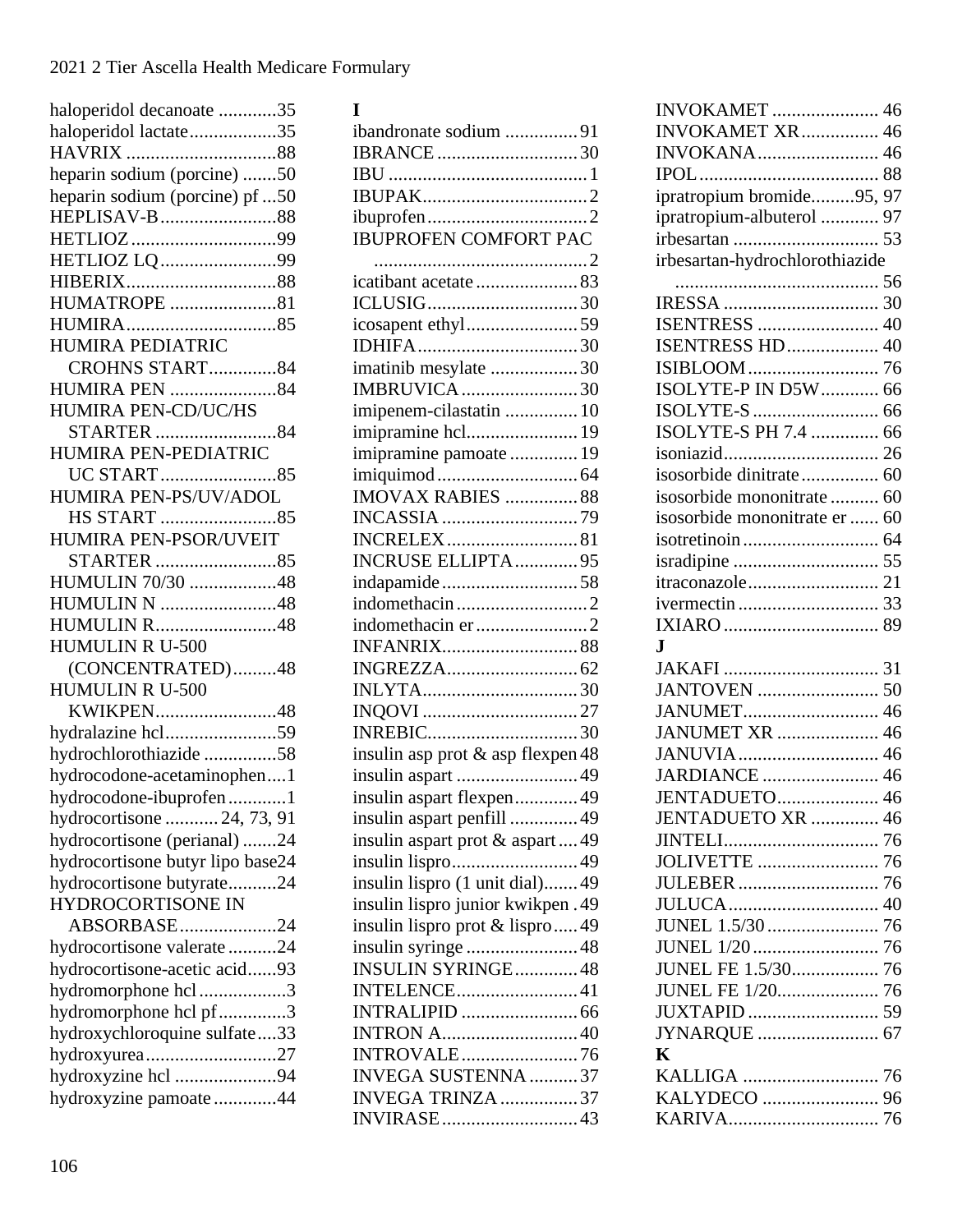haloperidol decanoate ............35
haloperidol lactate..................35
HAVRIX ...............................88
heparin sodium (porcine) .......50
heparin sodium (porcine) pf ...50
HEPLISAV-B........................88
HETLIOZ ..............................99
HETLIOZ LQ........................99
HIBERIX...............................88
HUMATROPE ......................81
HUMIRA...............................85
HUMIRA PEDIATRIC CROHNS START.............84
HUMIRA PEN ......................84
HUMIRA PEN-CD/UC/HS STARTER .........................84
HUMIRA PEN-PEDIATRIC UC START........................85
HUMIRA PEN-PS/UV/ADOL HS START ........................85
HUMIRA PEN-PSOR/UVEIT STARTER .........................85
HUMULIN 70/30 ..................48
HUMULIN N ........................48
HUMULIN R.........................48
HUMULIN R U-500 (CONCENTRATED).........48
HUMULIN R U-500 KWIKPEN.........................48
hydralazine hcl.......................59
hydrochlorothiazide ...............58
hydrocodone-acetaminophen....1
hydrocodone-ibuprofen............1
hydrocortisone ........... 24, 73, 91
hydrocortisone (perianal) .......24
hydrocortisone butyr lipo base24
hydrocortisone butyrate..........24
HYDROCORTISONE IN ABSORBASE....................24
hydrocortisone valerate ..........24
hydrocortisone-acetic acid......93
hydromorphone hcl .................3
hydromorphone hcl pf.............3
hydroxychloroquine sulfate....33
hydroxyurea...........................27
hydroxyzine hcl .....................94
hydroxyzine pamoate .............44

**I**

ibandronate sodium ...............91
IBRANCE .............................30
IBU .........................................1
IBUPAK..................................2
ibuprofen.................................2
IBUPROFEN COMFORT PAC ............................................2
icatibant acetate .....................83
ICLUSIG...............................30
icosapent ethyl.......................59
IDHIFA.................................30
imatinib mesylate ..................30
IMBRUVICA........................30
imipenem-cilastatin ...............10
imipramine hcl.......................19
imipramine pamoate ..............19
imiquimod.............................64
IMOVAX RABIES ...............88
INCASSIA ............................79
INCRELEX...........................81
INCRUSE ELLIPTA.............95
indapamide............................58
indomethacin...........................2
indomethacin er.......................2
INFANRIX............................88
INGREZZA...........................62
INLYTA................................30
INQOVI ................................27
INREBIC...............................30
insulin asp prot & asp flexpen 48
insulin aspart .........................49
insulin aspart flexpen.............49
insulin aspart penfill ..............49
insulin aspart prot & aspart ....49
insulin lispro..........................49
insulin lispro (1 unit dial).......49
insulin lispro junior kwikpen .49
insulin lispro prot & lispro.....49
insulin syringe .......................48
INSULIN SYRINGE.............48
INTELENCE.........................41
INTRALIPID ........................66
INTRON A............................40
INTROVALE........................76
INVEGA SUSTENNA ..........37
INVEGA TRINZA ................37
INVIRASE............................43
INVOKAMET ...................... 46
INVOKAMET XR................ 46
INVOKANA......................... 46
IPOL..................................... 88
ipratropium bromide.........95, 97
ipratropium-albuterol ............ 97
irbesartan .............................. 53
irbesartan-hydrochlorothiazide .......................................... 56
IRESSA ................................ 30
ISENTRESS ......................... 40
ISENTRESS HD................... 40
ISIBLOOM........................... 76
ISOLYTE-P IN D5W............ 66
ISOLYTE-S .......................... 66
ISOLYTE-S PH 7.4 ............. 66
isoniazid................................ 26
isosorbide dinitrate................ 60
isosorbide mononitrate .......... 60
isosorbide mononitrate er ...... 60
isotretinoin............................ 64
isradipine .............................. 55
itraconazole........................... 21
ivermectin ............................. 33
IXIARO................................ 89

**J**

JAKAFI ................................ 31
JANTOVEN ......................... 50
JANUMET............................ 46
JANUMET XR ..................... 46
JANUVIA............................. 46
JARDIANCE ........................ 46
JENTADUETO..................... 46
JENTADUETO XR .............. 46
JINTELI................................ 76
JOLIVETTE ......................... 76
JULEBER ............................. 76
JULUCA............................... 40
JUNEL 1.5/30 ....................... 76
JUNEL 1/20 .......................... 76
JUNEL FE 1.5/30.................. 76
JUNEL FE 1/20..................... 76
JUXTAPID ........................... 59
JYNARQUE ......................... 67

**K**

KALLIGA ............................ 76
KALYDECO ........................ 96
KARIVA............................... 76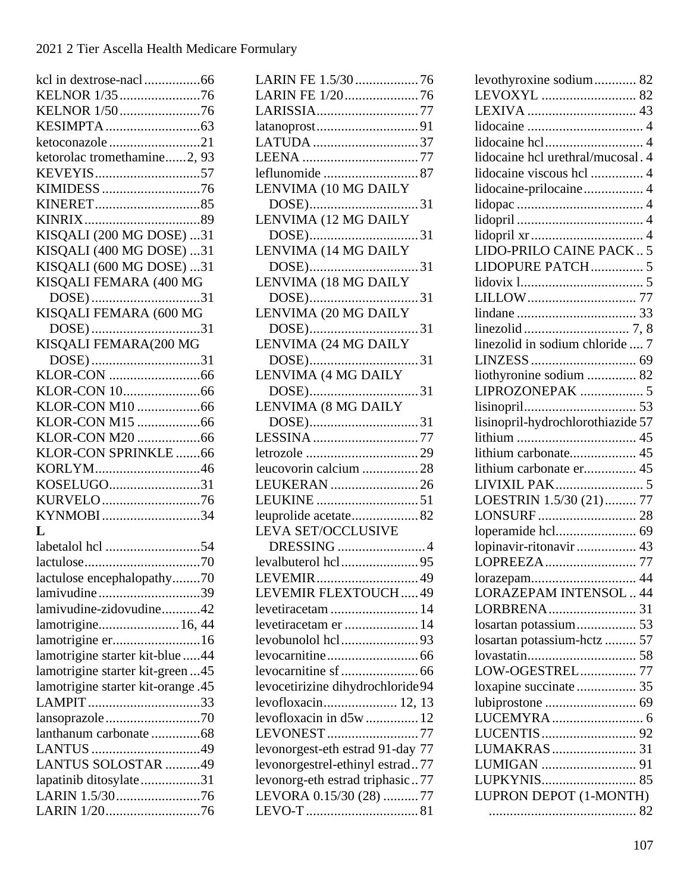kcl in dextrose-nacl................66
KELNOR 1/35.......................76
KELNOR 1/50.......................76
KESIMPTA...........................63
ketoconazole..........................21
ketorolac tromethamine......2, 93
KEVEYIS..............................57
KIMIDESS............................76
KINERET..............................85
KINRIX.................................89
KISQALI (200 MG DOSE) ...31
KISQALI (400 MG DOSE) ...31
KISQALI (600 MG DOSE) ...31
KISQALI FEMARA (400 MG DOSE)...............................31
KISQALI FEMARA (600 MG DOSE)...............................31
KISQALI FEMARA(200 MG DOSE)...............................31
KLOR-CON ..........................66
KLOR-CON 10......................66
KLOR-CON M10 ..................66
KLOR-CON M15 ..................66
KLOR-CON M20 ..................66
KLOR-CON SPRINKLE .......66
KORLYM..............................46
KOSELUGO..........................31
KURVELO............................76
KYNMOBI............................34

**L**

labetalol hcl ...........................54
lactulose.................................70
lactulose encephalopathy........70
lamivudine.............................39
lamivudine-zidovudine...........42
lamotrigine......................16, 44
lamotrigine er.........................16
lamotrigine starter kit-blue.....44
lamotrigine starter kit-green...45
lamotrigine starter kit-orange .45
LAMPIT................................33
lansoprazole...........................70
lanthanum carbonate..............68
LANTUS...............................49
LANTUS SOLOSTAR ..........49
lapatinib ditosylate.................31
LARIN 1.5/30........................76
LARIN 1/20...........................76
LARIN FE 1.5/30..................76
LARIN FE 1/20.....................76
LARISSIA.............................77
latanoprost.............................91
LATUDA..............................37
LEENA.................................77
leflunomide...........................87
LENVIMA (10 MG DAILY DOSE)...............................31
LENVIMA (12 MG DAILY DOSE)...............................31
LENVIMA (14 MG DAILY DOSE)...............................31
LENVIMA (18 MG DAILY DOSE)...............................31
LENVIMA (20 MG DAILY DOSE)...............................31
LENVIMA (24 MG DAILY DOSE)...............................31
LENVIMA (4 MG DAILY DOSE)...............................31
LENVIMA (8 MG DAILY DOSE)...............................31
LESSINA..............................77
letrozole................................29
leucovorin calcium................28
LEUKERAN.........................26
LEUKINE.............................51
leuprolide acetate...................82
LEVA SET/OCCLUSIVE DRESSING.........................4
levalbuterol hcl......................95
LEVEMIR.............................49
LEVEMIR FLEXTOUCH.....49
levetiracetam.........................14
levetiracetam er.....................14
levobunolol hcl......................93
levocarnitine..........................66
levocarnitine sf......................66
levocetirizine dihydrochloride94
levofloxacin.....................12, 13
levofloxacin in d5w...............12
LEVONEST..........................77
levonorgest-eth estrad 91-day 77
levonorgestrel-ethinyl estrad..77
levonorg-eth estrad triphasic..77
LEVORA 0.15/30 (28) ..........77
LEVO-T................................81
levothyroxine sodium............ 82
LEVOXYL ........................... 82
LEXIVA ............................... 43
lidocaine ................................. 4
lidocaine hcl............................ 4
lidocaine hcl urethral/mucosal. 4
lidocaine viscous hcl ............... 4
lidocaine-prilocaine................. 4
lidopac .................................... 4
lidopril .................................... 4
lidopril xr ................................ 4
LIDO-PRILO CAINE PACK.. 5
LIDOPURE PATCH............... 5
lidovix l................................... 5
LILLOW............................... 77
lindane .................................. 33
linezolid ............................. 7, 8
linezolid in sodium chloride .... 7
LINZESS .............................. 69
liothyronine sodium ............. 82
LIPROZONEPAK ................. 5
lisinopril................................ 53
lisinopril-hydrochlorothiazide 57
lithium .................................. 45
lithium carbonate.................. 45
lithium carbonate er............... 45
LIVIXIL PAK......................... 5
LOESTRIN 1.5/30 (21)......... 77
LONSURF ............................ 28
loperamide hcl....................... 69
lopinavir-ritonavir ................. 43
LOPREEZA.......................... 77
lorazepam.............................. 44
LORAZEPAM INTENSOL .. 44
LORBRENA......................... 31
losartan potassium................. 53
losartan potassium-hctz ......... 57
lovastatin............................... 58
LOW-OGESTREL................ 77
loxapine succinate................. 35
lubiprostone .......................... 69
LUCEMYRA.......................... 6
LUCENTIS........................... 92
LUMAKRAS........................ 31
LUMIGAN ........................... 91
LUPKYNIS........................... 85
LUPRON DEPOT (1-MONTH) .......................................... 82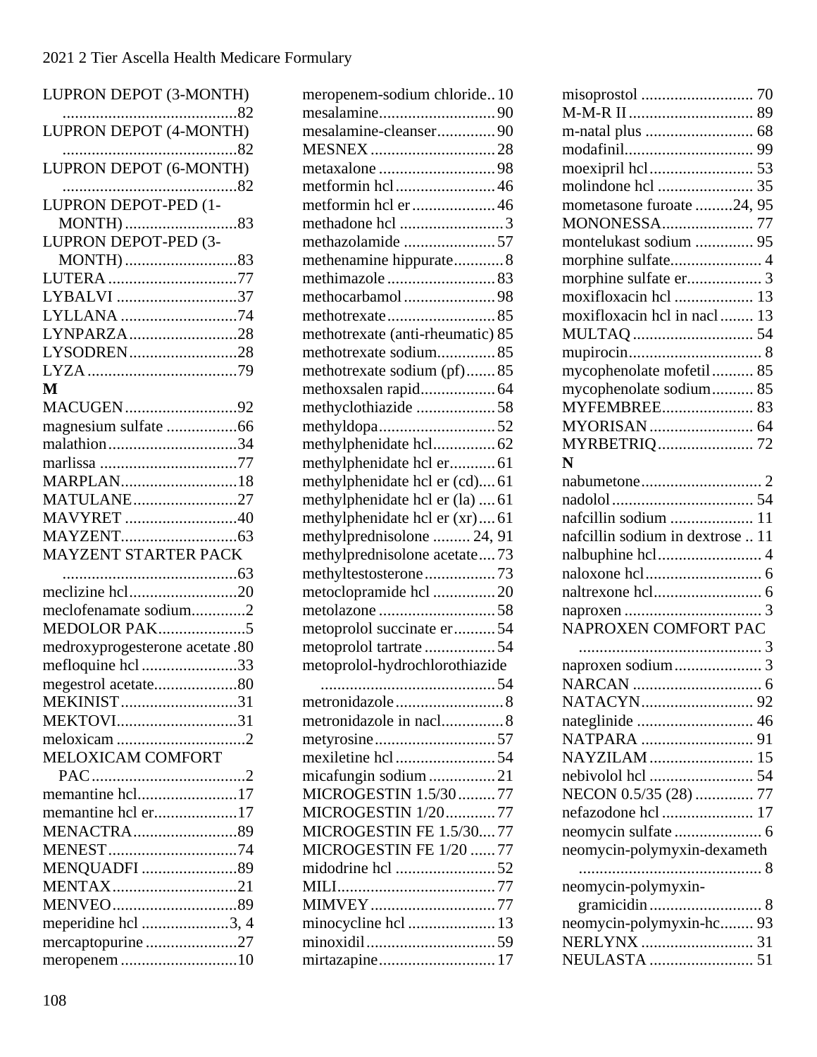LUPRON DEPOT (3-MONTH) ...82
LUPRON DEPOT (4-MONTH) ...82
LUPRON DEPOT (6-MONTH) ...82
LUPRON DEPOT-PED (1-MONTH) ...83
LUPRON DEPOT-PED (3-MONTH) ...83
LUTERA ...77
LYBALVI ...37
LYLLANA ...74
LYNPARZA ...28
LYSODREN ...28
LYZA ...79

**M**

MACUGEN ...92
magnesium sulfate ...66
malathion ...34
marlissa ...77
MARPLAN ...18
MATULANE ...27
MAVYRET ...40
MAYZENT ...63
MAYZENT STARTER PACK ...63
meclizine hcl ...20
meclofenamate sodium ...2
MEDOLOR PAK ...5
medroxyprogesterone acetate ...80
mefloquine hcl ...33
megestrol acetate ...80
MEKINIST ...31
MEKTOVI ...31
meloxicam ...2
MELOXICAM COMFORT PAC ...2
memantine hcl ...17
memantine hcl er ...17
MENACTRA ...89
MENEST ...74
MENQUADFI ...89
MENTAX ...21
MENVEO ...89
meperidine hcl ...3, 4
mercaptopurine ...27
meropenem ...10
meropenem-sodium chloride ...10
mesalamine ...90
mesalamine-cleanser ...90
MESNEX ...28
metaxalone ...98
metformin hcl ...46
metformin hcl er ...46
methadone hcl ...3
methazolamide ...57
methenamine hippurate ...8
methimazole ...83
methocarbamol ...98
methotrexate ...85
methotrexate (anti-rheumatic) 85
methotrexate sodium ...85
methotrexate sodium (pf) ...85
methoxsalen rapid ...64
methyclothiazide ...58
methyldopa ...52
methylphenidate hcl ...62
methylphenidate hcl er ...61
methylphenidate hcl er (cd) ...61
methylphenidate hcl er (la) ...61
methylphenidate hcl er (xr) ...61
methylprednisolone ...24, 91
methylprednisolone acetate ...73
methyltestosterone ...73
metoclopramide hcl ...20
metolazone ...58
metoprolol succinate er ...54
metoprolol tartrate ...54
metoprolol-hydrochlorothiazide ...54
metronidazole ...8
metronidazole in nacl ...8
metyrosine ...57
mexiletine hcl ...54
micafungin sodium ...21
MICROGESTIN 1.5/30 ...77
MICROGESTIN 1/20 ...77
MICROGESTIN FE 1.5/30 ...77
MICROGESTIN FE 1/20 ...77
midodrine hcl ...52
MILI ...77
MIMVEY ...77
minocycline hcl ...13
minoxidil ...59
mirtazapine ...17
misoprostol ...70
M-M-R II ...89
m-natal plus ...68
modafinil ...99
moexipril hcl ...53
molindone hcl ...35
mometasone furoate ...24, 95
MONONESSA ...77
montelukast sodium ...95
morphine sulfate ...4
morphine sulfate er ...3
moxifloxacin hcl ...13
moxifloxacin hcl in nacl ...13
MULTAQ ...54
mupirocin ...8
mycophenolate mofetil ...85
mycophenolate sodium ...85
MYFEMBREE ...83
MYORISAN ...64
MYRBETRIQ ...72

**N**

nabumetone ...2
nadolol ...54
nafcillin sodium ...11
nafcillin sodium in dextrose ...11
nalbuphine hcl ...4
naloxone hcl ...6
naltrexone hcl ...6
naproxen ...3
NAPROXEN COMFORT PAC ...3
naproxen sodium ...3
NARCAN ...6
NATACYN ...92
nateglinide ...46
NATPARA ...91
NAYZILAM ...15
nebivolol hcl ...54
NECON 0.5/35 (28) ...77
nefazodone hcl ...17
neomycin sulfate ...6
neomycin-polymyxin-dexameth ...8
neomycin-polymyxin-gramicidin ...8
neomycin-polymyxin-hc ...93
NERLYNX ...31
NEULASTA ...51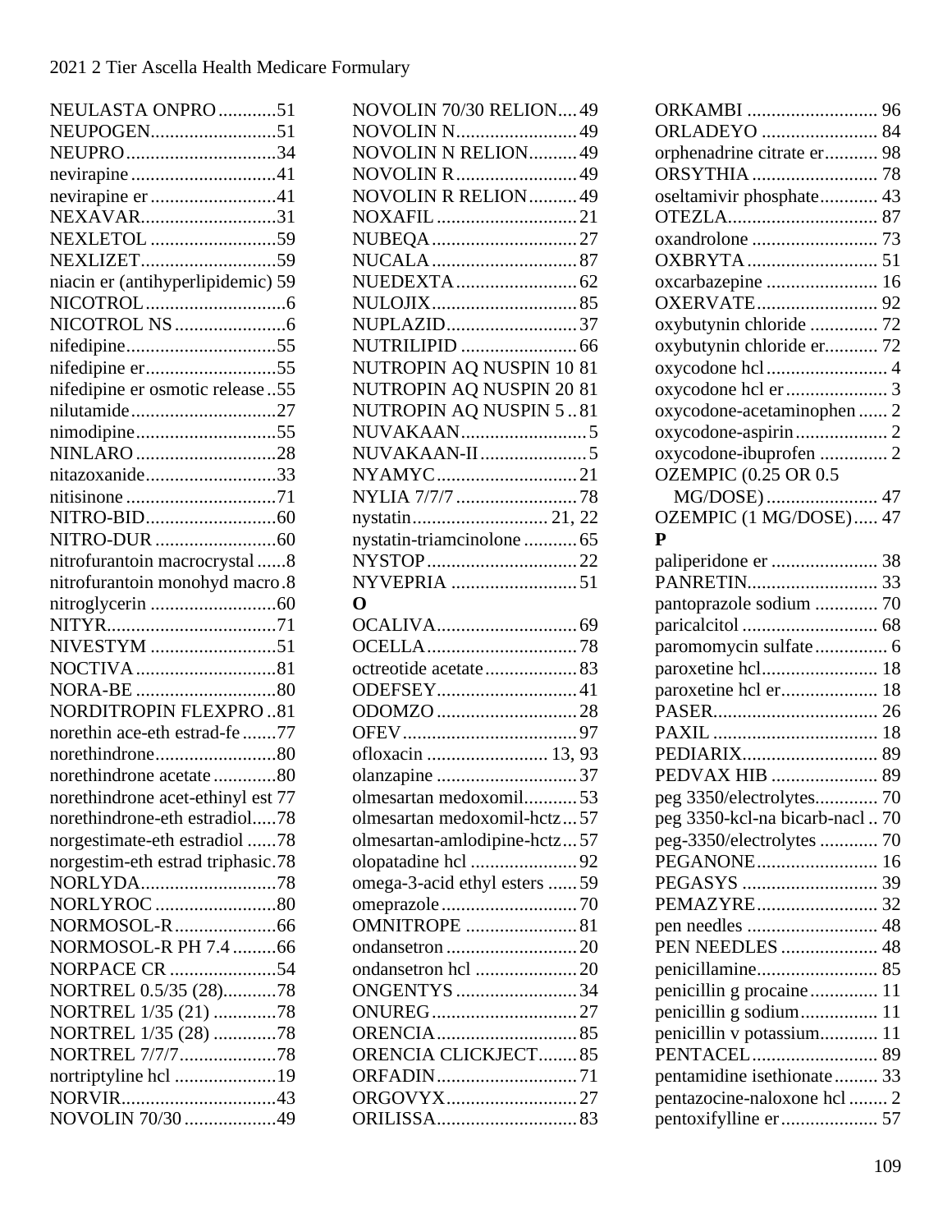NEULASTA ONPRO............51
NEUPOGEN..........................51
NEUPRO...............................34
nevirapine ..............................41
nevirapine er ..........................41
NEXAVAR............................31
NEXLETOL ..........................59
NEXLIZET............................59
niacin er (antihyperlipidemic) 59
NICOTROL.............................6
NICOTROL NS .......................6
nifedipine...............................55
nifedipine er...........................55
nifedipine er osmotic release ..55
nilutamide..............................27
nimodipine.............................55
NINLARO .............................28
nitazoxanide...........................33
nitisinone ...............................71
NITRO-BID...........................60
NITRO-DUR .........................60
nitrofurantoin macrocrystal ......8
nitrofurantoin monohyd macro .8
nitroglycerin ..........................60
NITYR...................................71
NIVESTYM ..........................51
NOCTIVA .............................81
NORA-BE .............................80
NORDITROPIN FLEXPRO ..81
norethin ace-eth estrad-fe .......77
norethindrone.........................80
norethindrone acetate .............80
norethindrone acet-ethinyl est 77
norethindrone-eth estradiol.....78
norgestimate-eth estradiol ......78
norgestim-eth estrad triphasic.78
NORLYDA............................78
NORLYROC .........................80
NORMOSOL-R.....................66
NORMOSOL-R PH 7.4 .........66
NORPACE CR ......................54
NORTREL 0.5/35 (28)...........78
NORTREL 1/35 (21) .............78
NORTREL 1/35 (28) .............78
NORTREL 7/7/7....................78
nortriptyline hcl .....................19
NORVIR................................43
NOVOLIN 70/30 ...................49
NOVOLIN 70/30 RELION....49
NOVOLIN N.........................49
NOVOLIN N RELION..........49
NOVOLIN R.........................49
NOVOLIN R RELION..........49
NOXAFIL .............................21
NUBEQA ..............................27
NUCALA ..............................87
NUEDEXTA .........................62
NULOJIX..............................85
NUPLAZID...........................37
NUTRILIPID ........................66
NUTROPIN AQ NUSPIN 10 81
NUTROPIN AQ NUSPIN 20 81
NUTROPIN AQ NUSPIN 5 ..81
NUVAKAAN..........................5
NUVAKAAN-II ......................5
NYAMYC.............................21
NYLIA 7/7/7 .........................78
nystatin........................... 21, 22
nystatin-triamcinolone ...........65
NYSTOP...............................22
NYVEPRIA ..........................51

**O**

OCALIVA.............................69
OCELLA...............................78
octreotide acetate...................83
ODEFSEY.............................41
ODOMZO .............................28
OFEV....................................97
ofloxacin ......................... 13, 93
olanzapine .............................37
olmesartan medoxomil...........53
olmesartan medoxomil-hctz ...57
olmesartan-amlodipine-hctz ...57
olopatadine hcl ......................92
omega-3-acid ethyl esters ......59
omeprazole ............................70
OMNITROPE .......................81
ondansetron ...........................20
ondansetron hcl .....................20
ONGENTYS .........................34
ONUREG ..............................27
ORENCIA.............................85
ORENCIA CLICKJECT........85
ORFADIN.............................71
ORGOVYX...........................27
ORILISSA.............................83
ORKAMBI ........................... 96
ORLADEYO ........................ 84
orphenadrine citrate er........... 98
ORSYTHIA .......................... 78
oseltamivir phosphate............ 43
OTEZLA............................... 87
oxandrolone .......................... 73
OXBRYTA ........................... 51
oxcarbazepine ....................... 16
OXERVATE......................... 92
oxybutynin chloride .............. 72
oxybutynin chloride er........... 72
oxycodone hcl ......................... 4
oxycodone hcl er ..................... 3
oxycodone-acetaminophen ...... 2
oxycodone-aspirin ................... 2
oxycodone-ibuprofen .............. 2
OZEMPIC (0.25 OR 0.5 MG/DOSE) ....................... 47
OZEMPIC (1 MG/DOSE)..... 47

**P**

paliperidone er ...................... 38
PANRETIN........................... 33
pantoprazole sodium ............. 70
paricalcitol ............................ 68
paromomycin sulfate ............... 6
paroxetine hcl........................ 18
paroxetine hcl er.................... 18
PASER.................................. 26
PAXIL .................................. 18
PEDIARIX............................ 89
PEDVAX HIB ...................... 89
peg 3350/electrolytes............. 70
peg 3350-kcl-na bicarb-nacl .. 70
peg-3350/electrolytes ............ 70
PEGANONE......................... 16
PEGASYS ............................ 39
PEMAZYRE......................... 32
pen needles ........................... 48
PEN NEEDLES .................... 48
penicillamine......................... 85
penicillin g procaine ............. 11
penicillin g sodium................ 11
penicillin v potassium............ 11
PENTACEL.......................... 89
pentamidine isethionate ......... 33
pentazocine-naloxone hcl ........ 2
pentoxifylline er.................... 57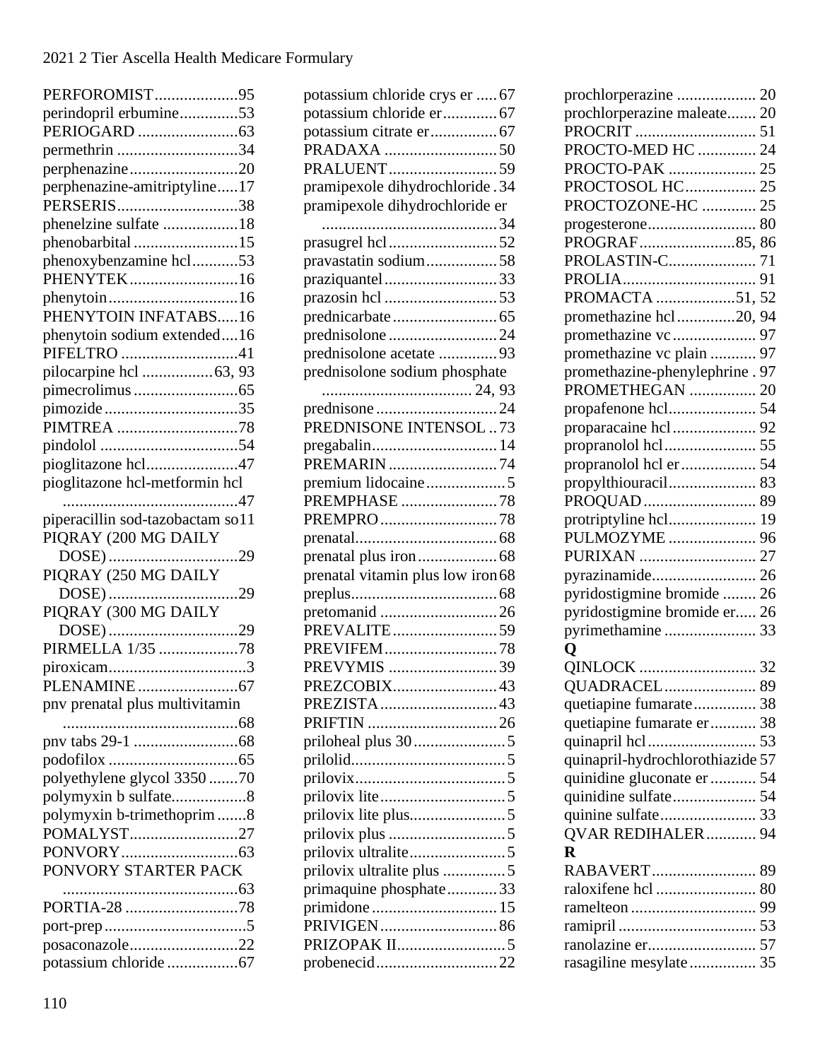PERFOROMIST....................95
perindopril erbumine..............53
PERIOGARD ........................63
permethrin .............................34
perphenazine..........................20
perphenazine-amitriptyline.....17
PERSERIS.............................38
phenelzine sulfate ..................18
phenobarbital .........................15
phenoxybenzamine hcl...........53
PHENYTEK..........................16
phenytoin...............................16
PHENYTOIN INFATABS.....16
phenytoin sodium extended....16
PIFELTRO ............................41
pilocarpine hcl .................63, 93
pimecrolimus .........................65
pimozide ................................35
PIMTREA .............................78
pindolol .................................54
pioglitazone hcl......................47
pioglitazone hcl-metformin hcl
..........................................47
piperacillin sod-tazobactam so11
PIQRAY (200 MG DAILY
DOSE) ...............................29
PIQRAY (250 MG DAILY
DOSE) ...............................29
PIQRAY (300 MG DAILY
DOSE) ...............................29
PIRMELLA 1/35 ...................78
piroxicam.................................3
PLENAMINE ........................67
pnv prenatal plus multivitamin
..........................................68
pnv tabs 29-1 .........................68
podofilox ...............................65
polyethylene glycol 3350 .......70
polymyxin b sulfate..................8
polymyxin b-trimethoprim .......8
POMALYST..........................27
PONVORY............................63
PONVORY STARTER PACK
..........................................63
PORTIA-28 ...........................78
port-prep ..................................5
posaconazole..........................22
potassium chloride .................67
potassium chloride crys er .....67
potassium chloride er.............67
potassium citrate er................67
PRADAXA ...........................50
PRALUENT..........................59
pramipexole dihydrochloride .34
pramipexole dihydrochloride er
..........................................34
prasugrel hcl..........................52
pravastatin sodium.................58
praziquantel...........................33
prazosin hcl ...........................53
prednicarbate .........................65
prednisolone ..........................24
prednisolone acetate .............93
prednisolone sodium phosphate
.................................... 24, 93
prednisone .............................24
PREDNISONE INTENSOL ..73
pregabalin..............................14
PREMARIN ..........................74
premium lidocaine...................5
PREMPHASE .......................78
PREMPRO ............................78
prenatal..................................68
prenatal plus iron...................68
prenatal vitamin plus low iron 68
preplus...................................68
pretomanid ............................26
PREVALITE .........................59
PREVIFEM...........................78
PREVYMIS ..........................39
PREZCOBIX.........................43
PREZISTA ............................43
PRIFTIN ...............................26
priloheal plus 30 ......................5
prilolid.....................................5
prilovix....................................5
prilovix lite..............................5
prilovix lite plus.......................5
prilovix plus ............................5
prilovix ultralite.......................5
prilovix ultralite plus ...............5
primaquine phosphate............33
primidone ..............................15
PRIVIGEN............................86
PRIZOPAK II..........................5
probenecid.............................22
prochlorperazine ................... 20
prochlorperazine maleate....... 20
PROCRIT ............................. 51
PROCTO-MED HC .............. 24
PROCTO-PAK ..................... 25
PROCTOSOL HC................. 25
PROCTOZONE-HC ............. 25
progesterone.......................... 80
PROGRAF.......................85, 86
PROLASTIN-C..................... 71
PROLIA................................ 91
PROMACTA ..................51, 52
promethazine hcl.............20, 94
promethazine vc .................... 97
promethazine vc plain ........... 97
promethazine-phenylephrine . 97
PROMETHEGAN ................ 20
propafenone hcl..................... 54
proparacaine hcl.................... 92
propranolol hcl...................... 55
propranolol hcl er.................. 54
propylthiouracil..................... 83
PROQUAD ........................... 89
protriptyline hcl..................... 19
PULMOZYME ..................... 96
PURIXAN ............................ 27
pyrazinamide......................... 26
pyridostigmine bromide ........ 26
pyridostigmine bromide er..... 26
pyrimethamine ...................... 33

**Q**

QINLOCK ............................ 32
QUADRACEL...................... 89
quetiapine fumarate............... 38
quetiapine fumarate er........... 38
quinapril hcl.......................... 53
quinapril-hydrochlorothiazide 57
quinidine gluconate er ........... 54
quinidine sulfate.................... 54
quinine sulfate....................... 33
QVAR REDIHALER............ 94

**R**

RABAVERT.......................... 89
raloxifene hcl ........................ 80
ramelteon .............................. 99
ramipril ................................. 53
ranolazine er.......................... 57
rasagiline mesylate................ 35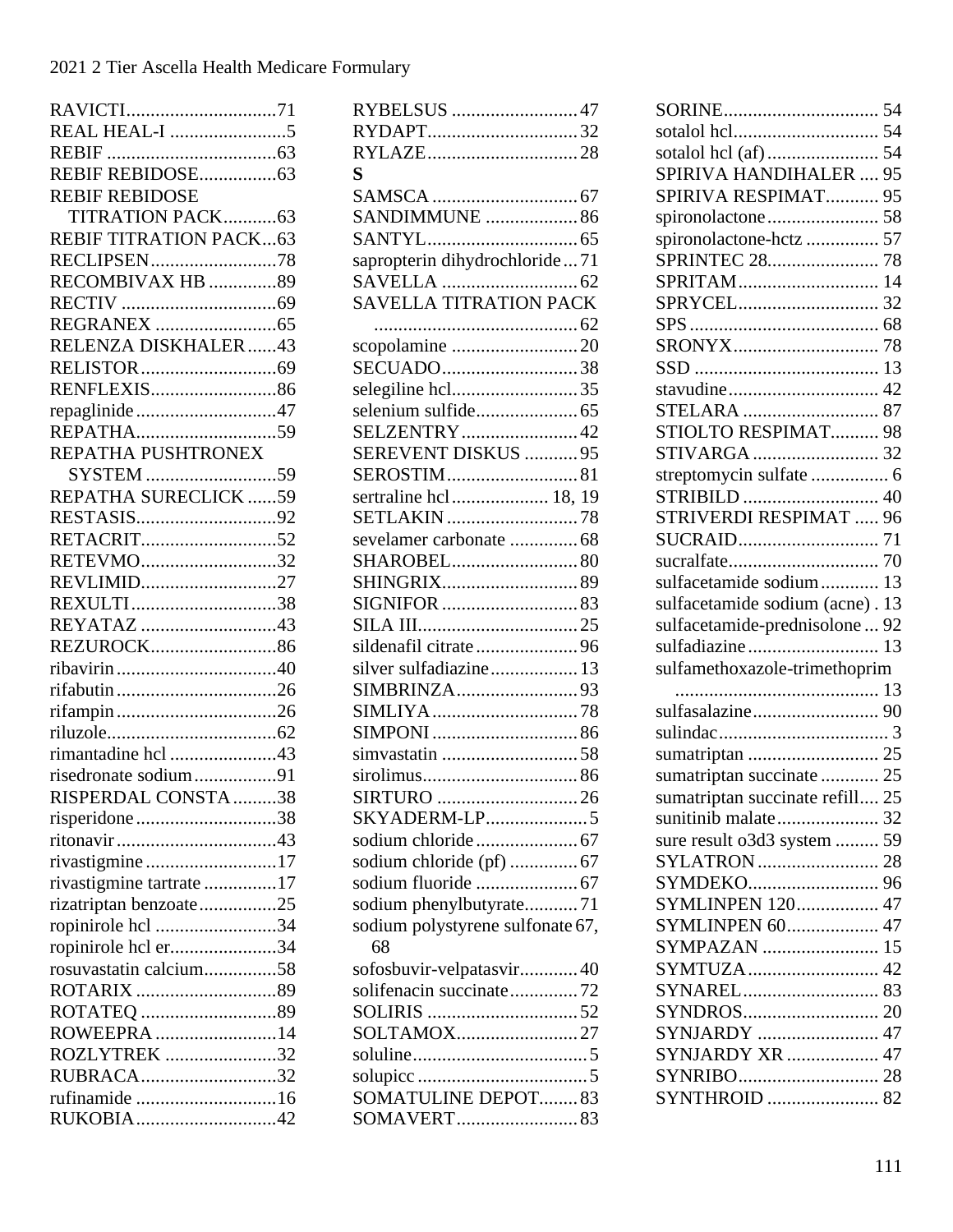RAVICTI...............................71
REAL HEAL-I ........................5
REBIF ...................................63
REBIF REBIDOSE................63
REBIF REBIDOSE TITRATION PACK...........63
REBIF TITRATION PACK...63
RECLIPSEN..........................78
RECOMBIVAX HB ..............89
RECTIV ................................69
REGRANEX .........................65
RELENZA DISKHALER......43
RELISTOR............................69
RENFLEXIS..........................86
repaglinide .............................47
REPATHA.............................59
REPATHA PUSHTRONEX SYSTEM ...........................59
REPATHA SURECLICK ......59
RESTASIS.............................92
RETACRIT............................52
RETEVMO............................32
REVLIMID............................27
REXULTI..............................38
REYATAZ ............................43
REZUROCK..........................86
ribavirin .................................40
rifabutin .................................26
rifampin .................................26
riluzole...................................62
rimantadine hcl ......................43
risedronate sodium.................91
RISPERDAL CONSTA.........38
risperidone.............................38
ritonavir .................................43
rivastigmine ...........................17
rivastigmine tartrate ...............17
rizatriptan benzoate................25
ropinirole hcl .........................34
ropinirole hcl er......................34
rosuvastatin calcium...............58
ROTARIX .............................89
ROTATEQ ............................89
ROWEEPRA .........................14
ROZLYTREK .......................32
RUBRACA............................32
rufinamide .............................16
RUKOBIA.............................42
RYBELSUS ..........................47
RYDAPT...............................32
RYLAZE...............................28

**S**

SAMSCA ..............................67
SANDIMMUNE ...................86
SANTYL...............................65
sapropterin dihydrochloride...71
SAVELLA ............................62
SAVELLA TITRATION PACK ..........................................62
scopolamine ..........................20
SECUADO............................38
selegiline hcl..........................35
selenium sulfide.....................65
SELZENTRY........................42
SEREVENT DISKUS ...........95
SEROSTIM...........................81
sertraline hcl.................... 18, 19
SETLAKIN...........................78
sevelamer carbonate ..............68
SHAROBEL..........................80
SHINGRIX............................89
SIGNIFOR ............................83
SILA III.................................25
sildenafil citrate .....................96
silver sulfadiazine..................13
SIMBRINZA.........................93
SIMLIYA ..............................78
SIMPONI ..............................86
simvastatin ............................58
sirolimus................................86
SIRTURO .............................26
SKYADERM-LP....................5
sodium chloride .....................67
sodium chloride (pf) ..............67
sodium fluoride .....................67
sodium phenylbutyrate...........71
sodium polystyrene sulfonate 67, 68
sofosbuvir-velpatasvir............40
solifenacin succinate..............72
SOLIRIS ...............................52
SOLTAMOX.........................27
soluline....................................5
solupicc ...................................5
SOMATULINE DEPOT........83
SOMAVERT.........................83
SORINE................................ 54
sotalol hcl.............................. 54
sotalol hcl (af)....................... 54
SPIRIVA HANDIHALER .... 95
SPIRIVA RESPIMAT........... 95
spironolactone....................... 58
spironolactone-hctz ............... 57
SPRINTEC 28....................... 78
SPRITAM............................. 14
SPRYCEL............................. 32
SPS ....................................... 68
SRONYX.............................. 78
SSD ....................................... 13
stavudine............................... 42
STELARA ............................ 87
STIOLTO RESPIMAT.......... 98
STIVARGA .......................... 32
streptomycin sulfate ................ 6
STRIBILD ............................ 40
STRIVERDI RESPIMAT ..... 96
SUCRAID............................. 71
sucralfate............................... 70
sulfacetamide sodium............ 13
sulfacetamide sodium (acne) . 13
sulfacetamide-prednisolone ... 92
sulfadiazine........................... 13
sulfamethoxazole-trimethoprim ........................................... 13
sulfasalazine.......................... 90
sulindac................................... 3
sumatriptan ........................... 25
sumatriptan succinate ............ 25
sumatriptan succinate refill.... 25
sunitinib malate..................... 32
sure result o3d3 system ......... 59
SYLATRON ......................... 28
SYMDEKO........................... 96
SYMLINPEN 120................. 47
SYMLINPEN 60................... 47
SYMPAZAN ........................ 15
SYMTUZA ........................... 42
SYNAREL ............................ 83
SYNDROS............................ 20
SYNJARDY ......................... 47
SYNJARDY XR ................... 47
SYNRIBO............................. 28
SYNTHROID ....................... 82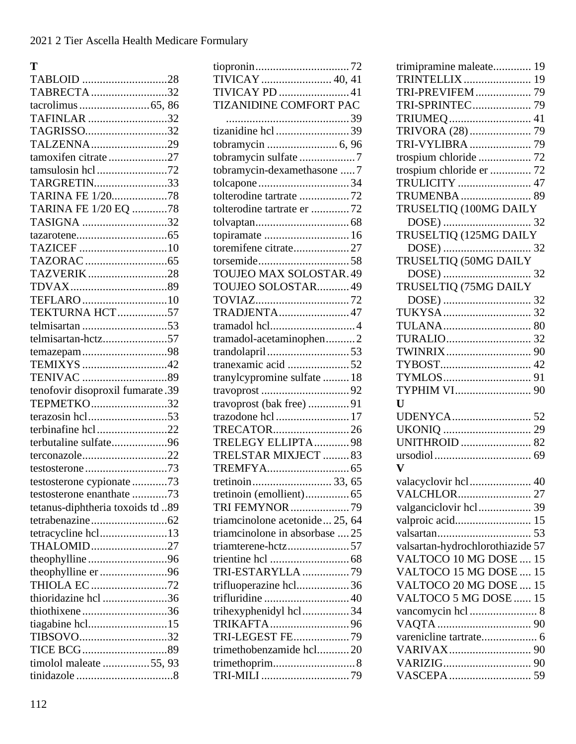## T

TABLOID ............................28
TABRECTA ..........................32
tacrolimus ........................65, 86
TAFINLAR ...........................32
TAGRISSO............................32
TALZENNA..........................29
tamoxifen citrate ....................27
tamsulosin hcl ........................72
TARGRETIN.........................33
TARINA FE 1/20...................78
TARINA FE 1/20 EQ ............78
TASIGNA .............................32
tazarotene...............................65
TAZICEF ..............................10
TAZORAC ............................65
TAZVERIK ...........................28
TDVAX.................................89
TEFLARO .............................10
TEKTURNA HCT.................57
telmisartan .............................53
telmisartan-hctz......................57
temazepam .............................98
TEMIXYS .............................42
TENIVAC .............................89
tenofovir disoproxil fumarate .39
TEPMETKO..........................32
terazosin hcl...........................53
terbinafine hcl ........................22
terbutaline sulfate...................96
terconazole.............................22
testosterone ............................73
testosterone cypionate ............73
testosterone enanthate ............73
tetanus-diphtheria toxoids td ..89
tetrabenazine ..........................62
tetracycline hcl.......................13
THALOMID..........................27
theophylline ...........................96
theophylline er .......................96
THIOLA EC ..........................72
thioridazine hcl ......................36
thiothixene .............................36
tiagabine hcl...........................15
TIBSOVO..............................32
TICE BCG .............................89
timolol maleate ................55, 93
tinidazole .................................8
tiopronin................................72
TIVICAY ........................ 40, 41
TIVICAY PD ........................41
TIZANIDINE COMFORT PAC ..........................................39
tizanidine hcl .........................39
tobramycin ........................ 6, 96
tobramycin sulfate ...................7
tobramycin-dexamethasone .....7
tolcapone ...............................34
tolterodine tartrate .................72
tolterodine tartrate er .............72
tolvaptan................................68
topiramate .............................16
toremifene citrate...................27
torsemide ...............................58
TOUJEO MAX SOLOSTAR. 49
TOUJEO SOLOSTAR...........49
TOVIAZ................................72
TRADJENTA........................47
tramadol hcl.............................4
tramadol-acetaminophen..........2
trandolapril ............................53
tranexamic acid .....................52
tranylcypromine sulfate .........18
travoprost ..............................92
travoprost (bak free) ..............91
trazodone hcl .........................17
TRECATOR..........................26
TRELEGY ELLIPTA ............98
TRELSTAR MIXJECT .........83
TREMFYA............................65
tretinoin........................... 33, 65
tretinoin (emollient)...............65
TRI FEMYNOR ....................79
triamcinolone acetonide ... 25, 64
triamcinolone in absorbase ....25
triamterene-hctz.....................57
trientine hcl ...........................68
TRI-ESTARYLLA ................79
trifluoperazine hcl..................36
trifluridine .............................40
trihexyphenidyl hcl................34
TRIKAFTA...........................96
TRI-LEGEST FE...................79
trimethobenzamide hcl...........20
trimethoprim............................8
TRI-MILI ..............................79
trimipramine maleate............. 19
TRINTELLIX ....................... 19
TRI-PREVIFEM ................... 79
TRI-SPRINTEC.................... 79
TRIUMEQ ............................ 41
TRIVORA (28) ..................... 79
TRI-VYLIBRA ..................... 79
trospium chloride .................. 72
trospium chloride er .............. 72
TRULICITY ......................... 47
TRUMENBA ........................ 89
TRUSELTIQ (100MG DAILY DOSE) .............................. 32
TRUSELTIQ (125MG DAILY DOSE) .............................. 32
TRUSELTIQ (50MG DAILY DOSE) .............................. 32
TRUSELTIQ (75MG DAILY DOSE) .............................. 32
TUKYSA .............................. 32
TULANA.............................. 80
TURALIO............................. 32
TWINRIX............................. 90
TYBOST............................... 42
TYMLOS.............................. 91
TYPHIM VI.......................... 90

## U

UDENYCA........................... 52
UKONIQ .............................. 29
UNITHROID ........................ 82
ursodiol ................................. 69

## V

valacyclovir hcl..................... 40
VALCHLOR......................... 27
valganciclovir hcl.................. 39
valproic acid.......................... 15
valsartan................................ 53
valsartan-hydrochlorothiazide 57
VALTOCO 10 MG DOSE .... 15
VALTOCO 15 MG DOSE .... 15
VALTOCO 20 MG DOSE .... 15
VALTOCO 5 MG DOSE ...... 15
vancomycin hcl ....................... 8
VAQTA ................................ 90
varenicline tartrate................... 6
VARIVAX ............................ 90
VARIZIG.............................. 90
VASCEPA ............................ 59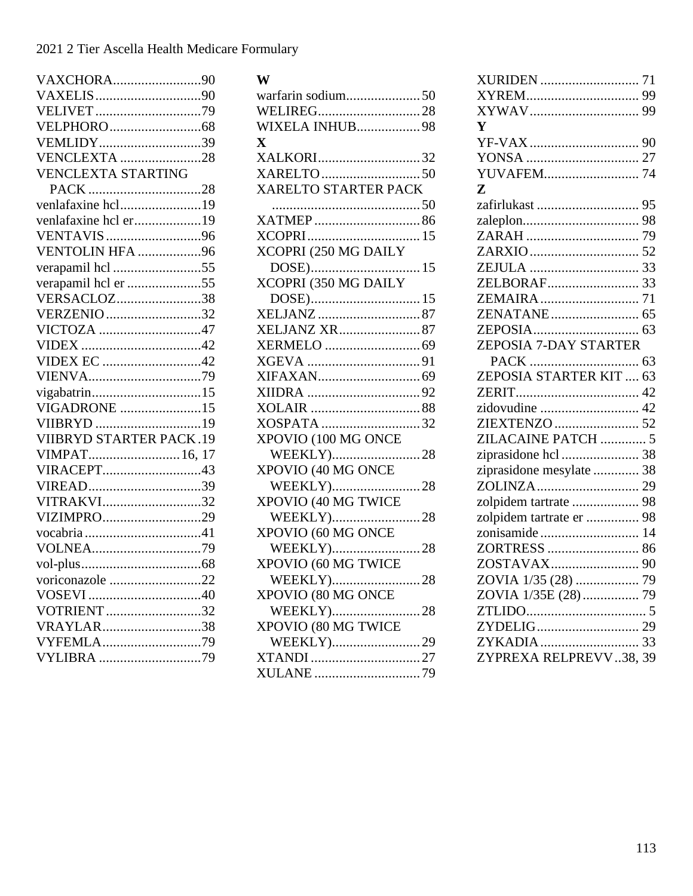VAXCHORA.........................90
VAXELIS..............................90
VELIVET..............................79
VELPHORO..........................68
VEMLIDY.............................39
VENCLEXTA .......................28
VENCLEXTA STARTING PACK ................................28
venlafaxine hcl.......................19
venlafaxine hcl er...................19
VENTAVIS...........................96
VENTOLIN HFA ..................96
verapamil hcl .........................55
verapamil hcl er .....................55
VERSACLOZ........................38
VERZENIO...........................32
VICTOZA .............................47
VIDEX ..................................42
VIDEX EC ............................42
VIENVA................................79
vigabatrin...............................15
VIGADRONE .......................15
VIIBRYD ..............................19
VIIBRYD STARTER PACK.19
VIMPAT..........................16, 17
VIRACEPT............................43
VIREAD................................39
VITRAKVI............................32
VIZIMPRO............................29
vocabria.................................41
VOLNEA...............................79
vol-plus..................................68
voriconazole ..........................22
VOSEVI ................................40
VOTRIENT...........................32
VRAYLAR............................38
VYFEMLA............................79
VYLIBRA .............................79

**W**

warfarin sodium.....................50
WELIREG.............................28
WIXELA INHUB..................98

**X**

XALKORI.............................32
XARELTO............................50
XARELTO STARTER PACK ..........................................50
XATMEP..............................86
XCOPRI................................15
XCOPRI (250 MG DAILY DOSE)...............................15
XCOPRI (350 MG DAILY DOSE)...............................15
XELJANZ .............................87
XELJANZ XR.......................87
XERMELO ...........................69
XGEVA ................................91
XIFAXAN.............................69
XIIDRA ................................92
XOLAIR ...............................88
XOSPATA............................32
XPOVIO (100 MG ONCE WEEKLY).........................28
XPOVIO (40 MG ONCE WEEKLY).........................28
XPOVIO (40 MG TWICE WEEKLY).........................28
XPOVIO (60 MG ONCE WEEKLY).........................28
XPOVIO (60 MG TWICE WEEKLY).........................28
XPOVIO (80 MG ONCE WEEKLY).........................28
XPOVIO (80 MG TWICE WEEKLY).........................29
XTANDI...............................27
XULANE..............................79
XURIDEN ............................ 71
XYREM................................ 99
XYWAV............................... 99

**Y**

YF-VAX............................... 90
YONSA ................................ 27
YUVAFEM........................... 74

**Z**

zafirlukast ............................. 95
zaleplon................................. 98
ZARAH ................................ 79
ZARXIO............................... 52
ZEJULA ................................ 33
ZELBORAF.......................... 33
ZEMAIRA ............................ 71
ZENATANE......................... 65
ZEPOSIA.............................. 63
ZEPOSIA 7-DAY STARTER PACK ............................... 63
ZEPOSIA STARTER KIT .... 63
ZERIT................................... 42
zidovudine ............................ 42
ZIEXTENZO........................ 52
ZILACAINE PATCH ............. 5
ziprasidone hcl ...................... 38
ziprasidone mesylate ............. 38
ZOLINZA............................. 29
zolpidem tartrate ................... 98
zolpidem tartrate er ............... 98
zonisamide ............................ 14
ZORTRESS .......................... 86
ZOSTAVAX......................... 90
ZOVIA 1/35 (28) .................. 79
ZOVIA 1/35E (28)................ 79
ZTLIDO.................................. 5
ZYDELIG............................. 29
ZYKADIA............................ 33
ZYPREXA RELPREVV..38, 39